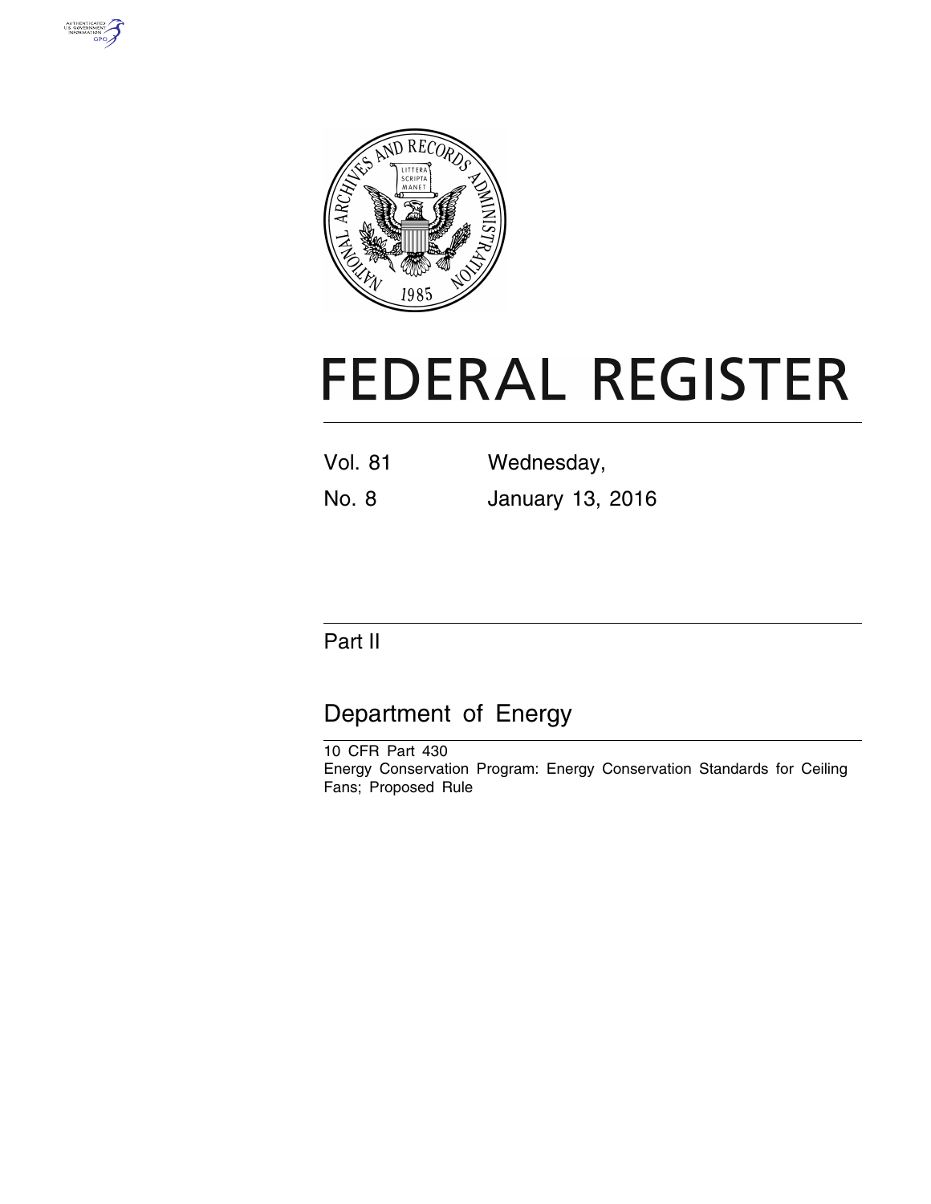# FEDERAL REGISTER

Vol. 81 Wednesday,

No. 8 January 13, 2016

Part II

## Department of Energy

10 CFR Part 430

Energy Conservation Program: Energy Conservation Standards for Ceiling Fans; Proposed Rule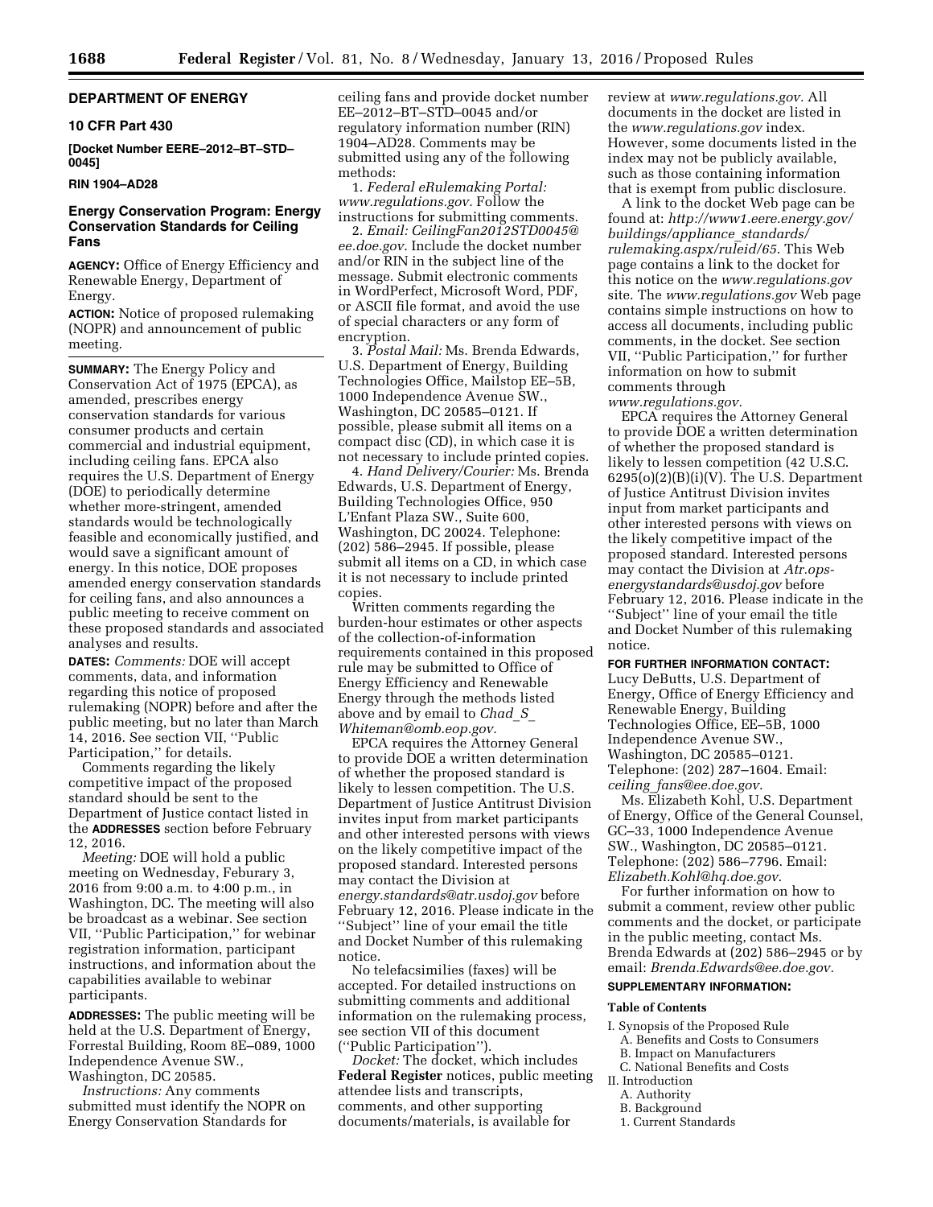**DEPARTMENT OF ENERGY**

**10 CFR Part 430**

**[Docket Number EERE–2012–BT–STD–0045]**

**RIN 1904–AD28**

## Energy Conservation Program: Energy Conservation Standards for Ceiling Fans

**AGENCY:** Office of Energy Efficiency and Renewable Energy, Department of Energy.

**ACTION:** Notice of proposed rulemaking (NOPR) and announcement of public meeting.

**SUMMARY:** The Energy Policy and Conservation Act of 1975 (EPCA), as amended, prescribes energy conservation standards for various consumer products and certain commercial and industrial equipment, including ceiling fans. EPCA also requires the U.S. Department of Energy (DOE) to periodically determine whether more-stringent, amended standards would be technologically feasible and economically justified, and would save a significant amount of energy. In this notice, DOE proposes amended energy conservation standards for ceiling fans, and also announces a public meeting to receive comment on these proposed standards and associated analyses and results.

**DATES:** *Comments:* DOE will accept comments, data, and information regarding this notice of proposed rulemaking (NOPR) before and after the public meeting, but no later than March 14, 2016. See section VII, ''Public Participation,'' for details.

Comments regarding the likely competitive impact of the proposed standard should be sent to the Department of Justice contact listed in the **ADDRESSES** section before February 12, 2016.

*Meeting:* DOE will hold a public meeting on Wednesday, Feburary 3, 2016 from 9:00 a.m. to 4:00 p.m., in Washington, DC. The meeting will also be broadcast as a webinar. See section VII, ''Public Participation,'' for webinar registration information, participant instructions, and information about the capabilities available to webinar participants.

**ADDRESSES:** The public meeting will be held at the U.S. Department of Energy, Forrestal Building, Room 8E–089, 1000 Independence Avenue SW., Washington, DC 20585.

*Instructions:* Any comments submitted must identify the NOPR on Energy Conservation Standards for ceiling fans and provide docket number EE–2012–BT–STD–0045 and/or regulatory information number (RIN) 1904–AD28. Comments may be submitted using any of the following methods:

1. *Federal eRulemaking Portal: www.regulations.gov.* Follow the instructions for submitting comments.

2. *Email: CeilingFan2012STD0045@ee.doe.gov.* Include the docket number and/or RIN in the subject line of the message. Submit electronic comments in WordPerfect, Microsoft Word, PDF, or ASCII file format, and avoid the use of special characters or any form of encryption.

3. *Postal Mail:* Ms. Brenda Edwards, U.S. Department of Energy, Building Technologies Office, Mailstop EE–5B, 1000 Independence Avenue SW., Washington, DC 20585–0121. If possible, please submit all items on a compact disc (CD), in which case it is not necessary to include printed copies.

4. *Hand Delivery/Courier:* Ms. Brenda Edwards, U.S. Department of Energy, Building Technologies Office, 950 L'Enfant Plaza SW., Suite 600, Washington, DC 20024. Telephone: (202) 586–2945. If possible, please submit all items on a CD, in which case it is not necessary to include printed copies.

Written comments regarding the burden-hour estimates or other aspects of the collection-of-information requirements contained in this proposed rule may be submitted to Office of Energy Efficiency and Renewable Energy through the methods listed above and by email to *Chad_S_Whiteman@omb.eop.gov.*

EPCA requires the Attorney General to provide DOE a written determination of whether the proposed standard is likely to lessen competition. The U.S. Department of Justice Antitrust Division invites input from market participants and other interested persons with views on the likely competitive impact of the proposed standard. Interested persons may contact the Division at *energy.standards@atr.usdoj.gov* before February 12, 2016. Please indicate in the ''Subject'' line of your email the title and Docket Number of this rulemaking notice.

No telefacsimilies (faxes) will be accepted. For detailed instructions on submitting comments and additional information on the rulemaking process, see section VII of this document (''Public Participation'').

*Docket:* The docket, which includes **Federal Register** notices, public meeting attendee lists and transcripts, comments, and other supporting documents/materials, is available for review at *www.regulations.gov.* All documents in the docket are listed in the *www.regulations.gov* index. However, some documents listed in the index may not be publicly available, such as those containing information that is exempt from public disclosure.

A link to the docket Web page can be found at: *http://www1.eere.energy.gov/buildings/appliance_standards/rulemaking.aspx/ruleid/65.* This Web page contains a link to the docket for this notice on the *www.regulations.gov* site. The *www.regulations.gov* Web page contains simple instructions on how to access all documents, including public comments, in the docket. See section VII, ''Public Participation,'' for further information on how to submit comments through *www.regulations.gov.*

EPCA requires the Attorney General to provide DOE a written determination of whether the proposed standard is likely to lessen competition (42 U.S.C. 6295(o)(2)(B)(i)(V). The U.S. Department of Justice Antitrust Division invites input from market participants and other interested persons with views on the likely competitive impact of the proposed standard. Interested persons may contact the Division at *Atr.ops-energystandards@usdoj.gov* before February 12, 2016. Please indicate in the ''Subject'' line of your email the title and Docket Number of this rulemaking notice.

**FOR FURTHER INFORMATION CONTACT:** Lucy DeButts, U.S. Department of Energy, Office of Energy Efficiency and Renewable Energy, Building Technologies Office, EE–5B, 1000 Independence Avenue SW., Washington, DC 20585–0121. Telephone: (202) 287–1604. Email: *ceiling_fans@ee.doe.gov.*

Ms. Elizabeth Kohl, U.S. Department of Energy, Office of the General Counsel, GC–33, 1000 Independence Avenue SW., Washington, DC 20585–0121. Telephone: (202) 586–7796. Email: *Elizabeth.Kohl@hq.doe.gov.*

For further information on how to submit a comment, review other public comments and the docket, or participate in the public meeting, contact Ms. Brenda Edwards at (202) 586–2945 or by email: *Brenda.Edwards@ee.doe.gov.*

**SUPPLEMENTARY INFORMATION:**

**Table of Contents**

- I. Synopsis of the Proposed Rule
  - A. Benefits and Costs to Consumers
  - B. Impact on Manufacturers
  - C. National Benefits and Costs
- II. Introduction
  - A. Authority
  - B. Background
    - 1. Current Standards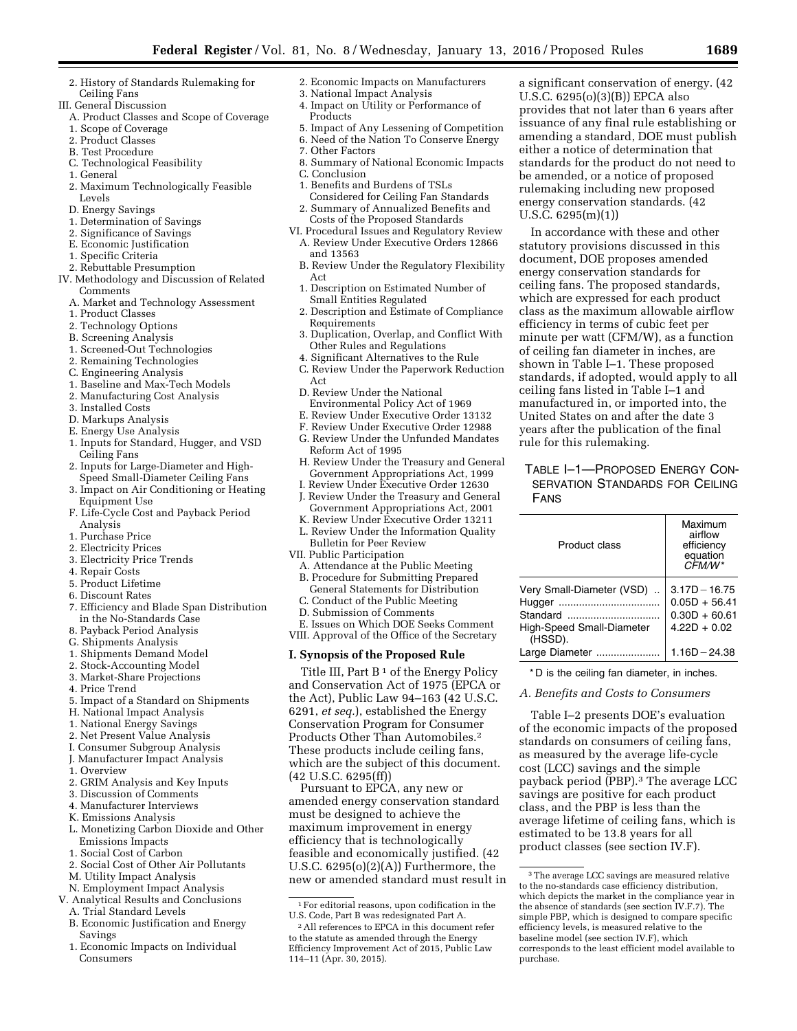2. History of Standards Rulemaking for Ceiling Fans

III. General Discussion
- A. Product Classes and Scope of Coverage
  - 1. Scope of Coverage
  - 2. Product Classes
- B. Test Procedure
- C. Technological Feasibility
  - 1. General
  - 2. Maximum Technologically Feasible Levels
- D. Energy Savings
  - 1. Determination of Savings
  - 2. Significance of Savings
- E. Economic Justification
  - 1. Specific Criteria
  - 2. Rebuttable Presumption

IV. Methodology and Discussion of Related Comments
- A. Market and Technology Assessment
  - 1. Product Classes
  - 2. Technology Options
- B. Screening Analysis
  - 1. Screened-Out Technologies
  - 2. Remaining Technologies
- C. Engineering Analysis
  - 1. Baseline and Max-Tech Models
  - 2. Manufacturing Cost Analysis
  - 3. Installed Costs
- D. Markups Analysis
- E. Energy Use Analysis
  - 1. Inputs for Standard, Hugger, and VSD Ceiling Fans
  - 2. Inputs for Large-Diameter and High-Speed Small-Diameter Ceiling Fans
  - 3. Impact on Air Conditioning or Heating Equipment Use
- F. Life-Cycle Cost and Payback Period Analysis
  - 1. Purchase Price
  - 2. Electricity Prices
  - 3. Electricity Price Trends
  - 4. Repair Costs
  - 5. Product Lifetime
  - 6. Discount Rates
  - 7. Efficiency and Blade Span Distribution in the No-Standards Case
  - 8. Payback Period Analysis
- G. Shipments Analysis
  - 1. Shipments Demand Model
  - 2. Stock-Accounting Model
  - 3. Market-Share Projections
  - 4. Price Trend
  - 5. Impact of a Standard on Shipments
- H. National Impact Analysis
  - 1. National Energy Savings
  - 2. Net Present Value Analysis
- I. Consumer Subgroup Analysis
- J. Manufacturer Impact Analysis
  - 1. Overview
  - 2. GRIM Analysis and Key Inputs
  - 3. Discussion of Comments
  - 4. Manufacturer Interviews
- K. Emissions Analysis
- L. Monetizing Carbon Dioxide and Other Emissions Impacts
  - 1. Social Cost of Carbon
  - 2. Social Cost of Other Air Pollutants
- M. Utility Impact Analysis
- N. Employment Impact Analysis

V. Analytical Results and Conclusions
- A. Trial Standard Levels
- B. Economic Justification and Energy Savings
  - 1. Economic Impacts on Individual Consumers
  - 2. Economic Impacts on Manufacturers
  - 3. National Impact Analysis
  - 4. Impact on Utility or Performance of Products
  - 5. Impact of Any Lessening of Competition
  - 6. Need of the Nation To Conserve Energy
  - 7. Other Factors
  - 8. Summary of National Economic Impacts
- C. Conclusion
  - 1. Benefits and Burdens of TSLs Considered for Ceiling Fan Standards
  - 2. Summary of Annualized Benefits and Costs of the Proposed Standards

VI. Procedural Issues and Regulatory Review
- A. Review Under Executive Orders 12866 and 13563
- B. Review Under the Regulatory Flexibility Act
  - 1. Description on Estimated Number of Small Entities Regulated
  - 2. Description and Estimate of Compliance Requirements
  - 3. Duplication, Overlap, and Conflict With Other Rules and Regulations
  - 4. Significant Alternatives to the Rule
- C. Review Under the Paperwork Reduction Act
- D. Review Under the National Environmental Policy Act of 1969
- E. Review Under Executive Order 13132
- F. Review Under Executive Order 12988
- G. Review Under the Unfunded Mandates Reform Act of 1995
- H. Review Under the Treasury and General Government Appropriations Act, 1999
- I. Review Under Executive Order 12630
- J. Review Under the Treasury and General Government Appropriations Act, 2001
- K. Review Under Executive Order 13211
- L. Review Under the Information Quality Bulletin for Peer Review

VII. Public Participation
- A. Attendance at the Public Meeting
- B. Procedure for Submitting Prepared General Statements for Distribution
- C. Conduct of the Public Meeting
- D. Submission of Comments
- E. Issues on Which DOE Seeks Comment

VIII. Approval of the Office of the Secretary

## I. Synopsis of the Proposed Rule

Title III, Part B [1] of the Energy Policy and Conservation Act of 1975 (EPCA or the Act), Public Law 94–163 (42 U.S.C. 6291, *et seq.*), established the Energy Conservation Program for Consumer Products Other Than Automobiles.[2] These products include ceiling fans, which are the subject of this document. (42 U.S.C. 6295(ff))

Pursuant to EPCA, any new or amended energy conservation standard must be designed to achieve the maximum improvement in energy efficiency that is technologically feasible and economically justified. (42 U.S.C. 6295(o)(2)(A)) Furthermore, the new or amended standard must result in a significant conservation of energy. (42 U.S.C. 6295(o)(3)(B)) EPCA also provides that not later than 6 years after issuance of any final rule establishing or amending a standard, DOE must publish either a notice of determination that standards for the product do not need to be amended, or a notice of proposed rulemaking including new proposed energy conservation standards. (42 U.S.C. 6295(m)(1))

In accordance with these and other statutory provisions discussed in this document, DOE proposes amended energy conservation standards for ceiling fans. The proposed standards, which are expressed for each product class as the maximum allowable airflow efficiency in terms of cubic feet per minute per watt (CFM/W), as a function of ceiling fan diameter in inches, are shown in Table I–1. These proposed standards, if adopted, would apply to all ceiling fans listed in Table I–1 and manufactured in, or imported into, the United States on and after the date 3 years after the publication of the final rule for this rulemaking.

TABLE I–1—PROPOSED ENERGY CONSERVATION STANDARDS FOR CEILING FANS

| Product class | Maximum airflow efficiency equation *CFM/W** |
|---|---|
| Very Small-Diameter (VSD) | 3.17D − 16.75 |
| Hugger | 0.05D + 56.41 |
| Standard | 0.30D + 60.61 |
| High-Speed Small-Diameter (HSSD). | 4.22D + 0.02 |
| Large Diameter | 1.16D − 24.38 |

* D is the ceiling fan diameter, in inches.

### A. Benefits and Costs to Consumers

Table I–2 presents DOE's evaluation of the economic impacts of the proposed standards on consumers of ceiling fans, as measured by the average life-cycle cost (LCC) savings and the simple payback period (PBP).[3] The average LCC savings are positive for each product class, and the PBP is less than the average lifetime of ceiling fans, which is estimated to be 13.8 years for all product classes (see section IV.F).

---

[1] For editorial reasons, upon codification in the U.S. Code, Part B was redesignated Part A.

[2] All references to EPCA in this document refer to the statute as amended through the Energy Efficiency Improvement Act of 2015, Public Law 114–11 (Apr. 30, 2015).

[3] The average LCC savings are measured relative to the no-standards case efficiency distribution, which depicts the market in the compliance year in the absence of standards (see section IV.F.7). The simple PBP, which is designed to compare specific efficiency levels, is measured relative to the baseline model (see section IV.F), which corresponds to the least efficient model available to purchase.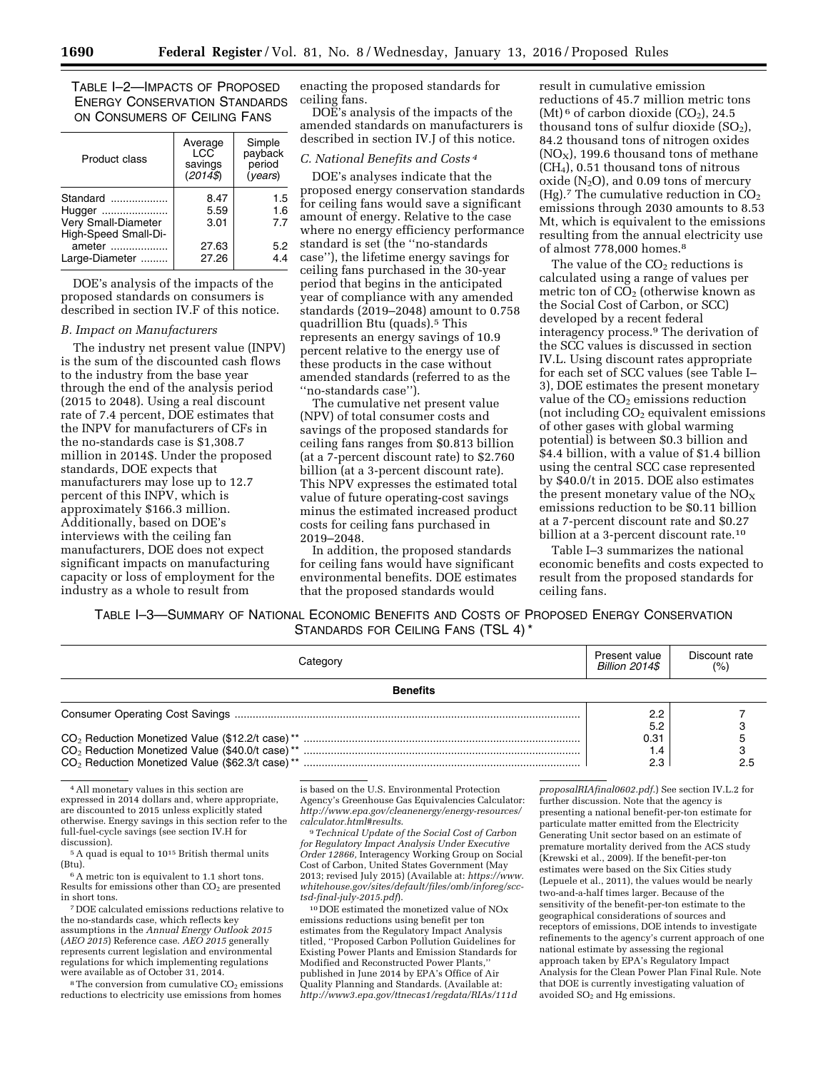TABLE I–2—IMPACTS OF PROPOSED ENERGY CONSERVATION STANDARDS ON CONSUMERS OF CEILING FANS

| Product class | Average LCC savings (*2014$*) | Simple payback period (*years*) |
|---|---|---|
| Standard | 8.47 | 1.5 |
| Hugger | 5.59 | 1.6 |
| Very Small-Diameter | 3.01 | 7.7 |
| High-Speed Small-Diameter | 27.63 | 5.2 |
| Large-Diameter | 27.26 | 4.4 |

DOE's analysis of the impacts of the proposed standards on consumers is described in section IV.F of this notice.

### *B. Impact on Manufacturers*

The industry net present value (INPV) is the sum of the discounted cash flows to the industry from the base year through the end of the analysis period (2015 to 2048). Using a real discount rate of 7.4 percent, DOE estimates that the INPV for manufacturers of CFs in the no-standards case is $1,308.7 million in 2014$. Under the proposed standards, DOE expects that manufacturers may lose up to 12.7 percent of this INPV, which is approximately $166.3 million. Additionally, based on DOE's interviews with the ceiling fan manufacturers, DOE does not expect significant impacts on manufacturing capacity or loss of employment for the industry as a whole to result from enacting the proposed standards for ceiling fans.

DOE's analysis of the impacts of the amended standards on manufacturers is described in section IV.J of this notice.

### *C. National Benefits and Costs* [4]

DOE's analyses indicate that the proposed energy conservation standards for ceiling fans would save a significant amount of energy. Relative to the case where no energy efficiency performance standard is set (the ''no-standards case''), the lifetime energy savings for ceiling fans purchased in the 30-year period that begins in the anticipated year of compliance with any amended standards (2019–2048) amount to 0.758 quadrillion Btu (quads).[5] This represents an energy savings of 10.9 percent relative to the energy use of these products in the case without amended standards (referred to as the ''no-standards case'').

The cumulative net present value (NPV) of total consumer costs and savings of the proposed standards for ceiling fans ranges from $0.813 billion (at a 7-percent discount rate) to $2.760 billion (at a 3-percent discount rate). This NPV expresses the estimated total value of future operating-cost savings minus the estimated increased product costs for ceiling fans purchased in 2019–2048.

In addition, the proposed standards for ceiling fans would have significant environmental benefits. DOE estimates that the proposed standards would result in cumulative emission reductions of 45.7 million metric tons (Mt)[6] of carbon dioxide ($CO_2$), 24.5 thousand tons of sulfur dioxide ($SO_2$), 84.2 thousand tons of nitrogen oxides ($NO_X$), 199.6 thousand tons of methane ($CH_4$), 0.51 thousand tons of nitrous oxide ($N_2O$), and 0.09 tons of mercury (Hg).[7] The cumulative reduction in $CO_2$ emissions through 2030 amounts to 8.53 Mt, which is equivalent to the emissions resulting from the annual electricity use of almost 778,000 homes.[8]

The value of the $CO_2$ reductions is calculated using a range of values per metric ton of $CO_2$ (otherwise known as the Social Cost of Carbon, or SCC) developed by a recent federal interagency process.[9] The derivation of the SCC values is discussed in section IV.L. Using discount rates appropriate for each set of SCC values (see Table I–3), DOE estimates the present monetary value of the $CO_2$ emissions reduction (not including $CO_2$ equivalent emissions of other gases with global warming potential) is between $0.3 billion and $4.4 billion, with a value of $1.4 billion using the central SCC case represented by $40.0/t in 2015. DOE also estimates the present monetary value of the $NO_X$ emissions reduction to be $0.11 billion at a 7-percent discount rate and $0.27 billion at a 3-percent discount rate.[10]

Table I–3 summarizes the national economic benefits and costs expected to result from the proposed standards for ceiling fans.

TABLE I–3—SUMMARY OF NATIONAL ECONOMIC BENEFITS AND COSTS OF PROPOSED ENERGY CONSERVATION STANDARDS FOR CEILING FANS (TSL 4) *

| Category | Present value *Billion 2014$* | Discount rate (%) |
|---|---|---|
| **Benefits** | | |
| Consumer Operating Cost Savings | 2.2 | 7 |
| | 5.2 | 3 |
| $CO_2$ Reduction Monetized Value ($12.2/t case) ** | 0.31 | 5 |
| $CO_2$ Reduction Monetized Value ($40.0/t case) ** | 1.4 | 3 |
| $CO_2$ Reduction Monetized Value ($62.3/t case) ** | 2.3 | 2.5 |

[4] All monetary values in this section are expressed in 2014 dollars and, where appropriate, are discounted to 2015 unless explicitly stated otherwise. Energy savings in this section refer to the full-fuel-cycle savings (see section IV.H for discussion).

[5] A quad is equal to $10^{15}$ British thermal units (Btu).

[6] A metric ton is equivalent to 1.1 short tons. Results for emissions other than $CO_2$ are presented in short tons.

[7] DOE calculated emissions reductions relative to the no-standards case, which reflects key assumptions in the *Annual Energy Outlook 2015* (*AEO 2015*) Reference case. *AEO 2015* generally represents current legislation and environmental regulations for which implementing regulations were available as of October 31, 2014.

[8] The conversion from cumulative $CO_2$ emissions reductions to electricity use emissions from homes is based on the U.S. Environmental Protection Agency's Greenhouse Gas Equivalencies Calculator: *http://www.epa.gov/cleanenergy/energy-resources/calculator.html#results.*

[9] *Technical Update of the Social Cost of Carbon for Regulatory Impact Analysis Under Executive Order 12866,* Interagency Working Group on Social Cost of Carbon, United States Government (May 2013; revised July 2015) (Available at: *https://www.whitehouse.gov/sites/default/files/omb/inforeg/scc-tsd-final-july-2015.pdf*).

[10] DOE estimated the monetized value of NOx emissions reductions using benefit per ton estimates from the Regulatory Impact Analysis titled, ''Proposed Carbon Pollution Guidelines for Existing Power Plants and Emission Standards for Modified and Reconstructed Power Plants,'' published in June 2014 by EPA's Office of Air Quality Planning and Standards. (Available at: *http://www3.epa.gov/ttnecas1/regdata/RIAs/111dproposalRIAfinal0602.pdf*.) See section IV.L.2 for further discussion. Note that the agency is presenting a national benefit-per-ton estimate for particulate matter emitted from the Electricity Generating Unit sector based on an estimate of premature mortality derived from the ACS study (Krewski et al., 2009). If the benefit-per-ton estimates were based on the Six Cities study (Lepuele et al., 2011), the values would be nearly two-and-a-half times larger. Because of the sensitivity of the benefit-per-ton estimate to the geographical considerations of sources and receptors of emissions, DOE intends to investigate refinements to the agency's current approach of one national estimate by assessing the regional approach taken by EPA's Regulatory Impact Analysis for the Clean Power Plan Final Rule. Note that DOE is currently investigating valuation of avoided $SO_2$ and Hg emissions.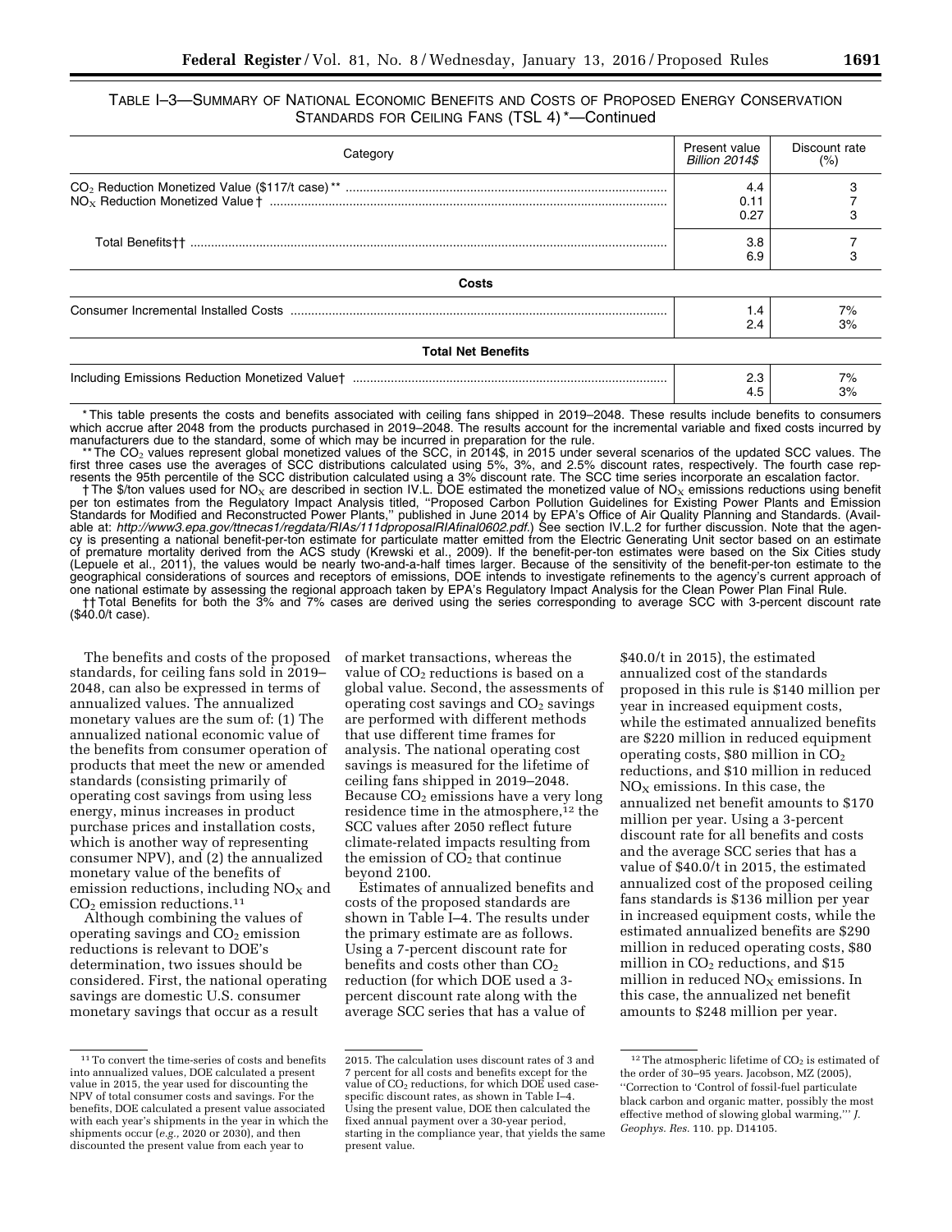TABLE I–3—SUMMARY OF NATIONAL ECONOMIC BENEFITS AND COSTS OF PROPOSED ENERGY CONSERVATION STANDARDS FOR CEILING FANS (TSL 4) *—Continued

| Category | Present value *Billion 2014$* | Discount rate (%) |
|---|---|---|
| $CO_2$ Reduction Monetized Value ($117/t case) ** | 4.4 | 3 |
| $NO_X$ Reduction Monetized Value † | 0.11 | 7 |
| | 0.27 | 3 |
| Total Benefits†† | 3.8 | 7 |
| | 6.9 | 3 |
| **Costs** | | |
| Consumer Incremental Installed Costs | 1.4 | 7% |
| | 2.4 | 3% |
| **Total Net Benefits** | | |
| Including Emissions Reduction Monetized Value† | 2.3 | 7% |
| | 4.5 | 3% |

* This table presents the costs and benefits associated with ceiling fans shipped in 2019–2048. These results include benefits to consumers which accrue after 2048 from the products purchased in 2019–2048. The results account for the incremental variable and fixed costs incurred by manufacturers due to the standard, some of which may be incurred in preparation for the rule.

** The $CO_2$ values represent global monetized values of the SCC, in 2014$, in 2015 under several scenarios of the updated SCC values. The first three cases use the averages of SCC distributions calculated using 5%, 3%, and 2.5% discount rates, respectively. The fourth case represents the 95th percentile of the SCC distribution calculated using a 3% discount rate. The SCC time series incorporate an escalation factor.

† The $/ton values used for $NO_X$ are described in section IV.L. DOE estimated the monetized value of $NO_X$ emissions reductions using benefit per ton estimates from the Regulatory Impact Analysis titled, "Proposed Carbon Pollution Guidelines for Existing Power Plants and Emission Standards for Modified and Reconstructed Power Plants," published in June 2014 by EPA's Office of Air Quality Planning and Standards. (Available at: *http://www3.epa.gov/ttnecas1/regdata/RIAs/111dproposalRIAfinal0602.pdf*.) See section IV.L.2 for further discussion. Note that the agency is presenting a national benefit-per-ton estimate for particulate matter emitted from the Electric Generating Unit sector based on an estimate of premature mortality derived from the ACS study (Krewski et al., 2009). If the benefit-per-ton estimates were based on the Six Cities study (Lepuele et al., 2011), the values would be nearly two-and-a-half times larger. Because of the sensitivity of the benefit-per-ton estimate to the geographical considerations of sources and receptors of emissions, DOE intends to investigate refinements to the agency's current approach of one national estimate by assessing the regional approach taken by EPA's Regulatory Impact Analysis for the Clean Power Plan Final Rule.

†† Total Benefits for both the 3% and 7% cases are derived using the series corresponding to average SCC with 3-percent discount rate ($40.0/t case).

The benefits and costs of the proposed standards, for ceiling fans sold in 2019–2048, can also be expressed in terms of annualized values. The annualized monetary values are the sum of: (1) The annualized national economic value of the benefits from consumer operation of products that meet the new or amended standards (consisting primarily of operating cost savings from using less energy, minus increases in product purchase prices and installation costs, which is another way of representing consumer NPV), and (2) the annualized monetary value of the benefits of emission reductions, including $NO_X$ and $CO_2$ emission reductions.[11]

Although combining the values of operating savings and $CO_2$ emission reductions is relevant to DOE's determination, two issues should be considered. First, the national operating savings are domestic U.S. consumer monetary savings that occur as a result of market transactions, whereas the value of $CO_2$ reductions is based on a global value. Second, the assessments of operating cost savings and $CO_2$ savings are performed with different methods that use different time frames for analysis. The national operating cost savings is measured for the lifetime of ceiling fans shipped in 2019–2048. Because $CO_2$ emissions have a very long residence time in the atmosphere,[12] the SCC values after 2050 reflect future climate-related impacts resulting from the emission of $CO_2$ that continue beyond 2100.

Estimates of annualized benefits and costs of the proposed standards are shown in Table I–4. The results under the primary estimate are as follows. Using a 7-percent discount rate for benefits and costs other than $CO_2$ reduction (for which DOE used a 3-percent discount rate along with the average SCC series that has a value of $40.0/t in 2015), the estimated annualized cost of the standards proposed in this rule is $140 million per year in increased equipment costs, while the estimated annualized benefits are $220 million in reduced equipment operating costs, $80 million in $CO_2$ reductions, and $10 million in reduced $NO_X$ emissions. In this case, the annualized net benefit amounts to $170 million per year. Using a 3-percent discount rate for all benefits and costs and the average SCC series that has a value of $40.0/t in 2015, the estimated annualized cost of the proposed ceiling fans standards is $136 million per year in increased equipment costs, while the estimated annualized benefits are $290 million in reduced operating costs, $80 million in $CO_2$ reductions, and $15 million in reduced $NO_X$ emissions. In this case, the annualized net benefit amounts to $248 million per year.

[11] To convert the time-series of costs and benefits into annualized values, DOE calculated a present value in 2015, the year used for discounting the NPV of total consumer costs and savings. For the benefits, DOE calculated a present value associated with each year's shipments in the year in which the shipments occur (*e.g.*, 2020 or 2030), and then discounted the present value from each year to 2015. The calculation uses discount rates of 3 and 7 percent for all costs and benefits except for the value of $CO_2$ reductions, for which DOE used case-specific discount rates, as shown in Table I–4. Using the present value, DOE then calculated the fixed annual payment over a 30-year period, starting in the compliance year, that yields the same present value.

[12] The atmospheric lifetime of $CO_2$ is estimated of the order of 30–95 years. Jacobson, MZ (2005), "Correction to 'Control of fossil-fuel particulate black carbon and organic matter, possibly the most effective method of slowing global warming,'" *J. Geophys. Res.* 110. pp. D14105.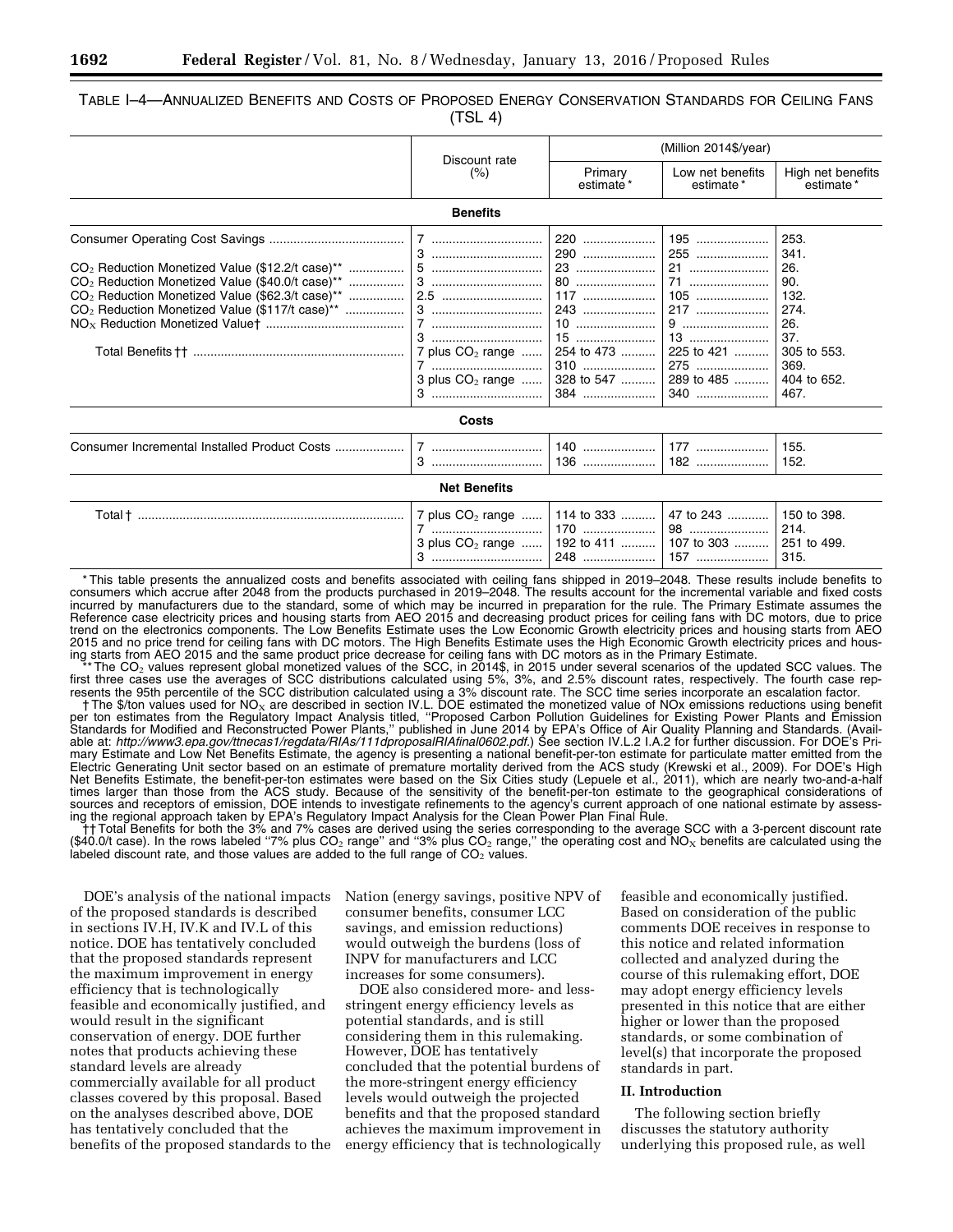TABLE I–4—ANNUALIZED BENEFITS AND COSTS OF PROPOSED ENERGY CONSERVATION STANDARDS FOR CEILING FANS (TSL 4)

| | Discount rate (%) | (Million 2014$/year) | | |
|---|---|---|---|---|
| | | Primary estimate * | Low net benefits estimate * | High net benefits estimate * |
| **Benefits** | | | | |
| Consumer Operating Cost Savings | 7 | 220 | 195 | 253. |
| | 3 | 290 | 255 | 341. |
| $CO_2$ Reduction Monetized Value ($12.2/t case)** | 5 | 23 | 21 | 26. |
| $CO_2$ Reduction Monetized Value ($40.0/t case)** | 3 | 80 | 71 | 90. |
| $CO_2$ Reduction Monetized Value ($62.3/t case)** | 2.5 | 117 | 105 | 132. |
| $CO_2$ Reduction Monetized Value ($117/t case)** | 3 | 243 | 217 | 274. |
| $NO_X$ Reduction Monetized Value† | 7 | 10 | 9 | 26. |
| | 3 | 15 | 13 | 37. |
| Total Benefits †† | 7 plus $CO_2$ range | 254 to 473 | 225 to 421 | 305 to 553. |
| | 7 | 310 | 275 | 369. |
| | 3 plus $CO_2$ range | 328 to 547 | 289 to 485 | 404 to 652. |
| | 3 | 384 | 340 | 467. |
| **Costs** | | | | |
| Consumer Incremental Installed Product Costs | 7 | 140 | 177 | 155. |
| | 3 | 136 | 182 | 152. |
| **Net Benefits** | | | | |
| Total † | 7 plus $CO_2$ range | 114 to 333 | 47 to 243 | 150 to 398. |
| | 7 | 170 | 98 | 214. |
| | 3 plus $CO_2$ range | 192 to 411 | 107 to 303 | 251 to 499. |
| | 3 | 248 | 157 | 315. |

* This table presents the annualized costs and benefits associated with ceiling fans shipped in 2019–2048. These results include benefits to consumers which accrue after 2048 from the products purchased in 2019–2048. The results account for the incremental variable and fixed costs incurred by manufacturers due to the standard, some of which may be incurred in preparation for the rule. The Primary Estimate assumes the Reference case electricity prices and housing starts from AEO 2015 and decreasing product prices for ceiling fans with DC motors, due to price trend on the electronics components. The Low Benefits Estimate uses the Low Economic Growth electricity prices and housing starts from AEO 2015 and no price trend for ceiling fans with DC motors. The High Benefits Estimate uses the High Economic Growth electricity prices and housing starts from AEO 2015 and the same product price decrease for ceiling fans with DC motors as in the Primary Estimate.

** The $CO_2$ values represent global monetized values of the SCC, in 2014$, in 2015 under several scenarios of the updated SCC values. The first three cases use the averages of SCC distributions calculated using 5%, 3%, and 2.5% discount rates, respectively. The fourth case represents the 95th percentile of the SCC distribution calculated using a 3% discount rate. The SCC time series incorporate an escalation factor.

† The $/ton values used for $NO_X$ are described in section IV.L. DOE estimated the monetized value of NOx emissions reductions using benefit per ton estimates from the Regulatory Impact Analysis titled, "Proposed Carbon Pollution Guidelines for Existing Power Plants and Emission Standards for Modified and Reconstructed Power Plants," published in June 2014 by EPA's Office of Air Quality Planning and Standards. (Available at: *http://www3.epa.gov/ttnecas1/regdata/RIAs/111dproposalRIAfinal0602.pdf.*) See section IV.L.2 I.A.2 for further discussion. For DOE's Primary Estimate and Low Net Benefits Estimate, the agency is presenting a national benefit-per-ton estimate for particulate matter emitted from the Electric Generating Unit sector based on an estimate of premature mortality derived from the ACS study (Krewski et al., 2009). For DOE's High Net Benefits Estimate, the benefit-per-ton estimates were based on the Six Cities study (Lepuele et al., 2011), which are nearly two-and-a-half times larger than those from the ACS study. Because of the sensitivity of the benefit-per-ton estimate to the geographical considerations of sources and receptors of emission, DOE intends to investigate refinements to the agency's current approach of one national estimate by assessing the regional approach taken by EPA's Regulatory Impact Analysis for the Clean Power Plan Final Rule.

†† Total Benefits for both the 3% and 7% cases are derived using the series corresponding to the average SCC with a 3-percent discount rate ($40.0/t case). In the rows labeled "7% plus $CO_2$ range" and "3% plus $CO_2$ range," the operating cost and $NO_X$ benefits are calculated using the labeled discount rate, and those values are added to the full range of $CO_2$ values.

DOE's analysis of the national impacts of the proposed standards is described in sections IV.H, IV.K and IV.L of this notice. DOE has tentatively concluded that the proposed standards represent the maximum improvement in energy efficiency that is technologically feasible and economically justified, and would result in the significant conservation of energy. DOE further notes that products achieving these standard levels are already commercially available for all product classes covered by this proposal. Based on the analyses described above, DOE has tentatively concluded that the benefits of the proposed standards to the Nation (energy savings, positive NPV of consumer benefits, consumer LCC savings, and emission reductions) would outweigh the burdens (loss of INPV for manufacturers and LCC increases for some consumers).

DOE also considered more- and less-stringent energy efficiency levels as potential standards, and is still considering them in this rulemaking. However, DOE has tentatively concluded that the potential burdens of the more-stringent energy efficiency levels would outweigh the projected benefits and that the proposed standard achieves the maximum improvement in energy efficiency that is technologically feasible and economically justified. Based on consideration of the public comments DOE receives in response to this notice and related information collected and analyzed during the course of this rulemaking effort, DOE may adopt energy efficiency levels presented in this notice that are either higher or lower than the proposed standards, or some combination of level(s) that incorporate the proposed standards in part.

## II. Introduction

The following section briefly discusses the statutory authority underlying this proposed rule, as well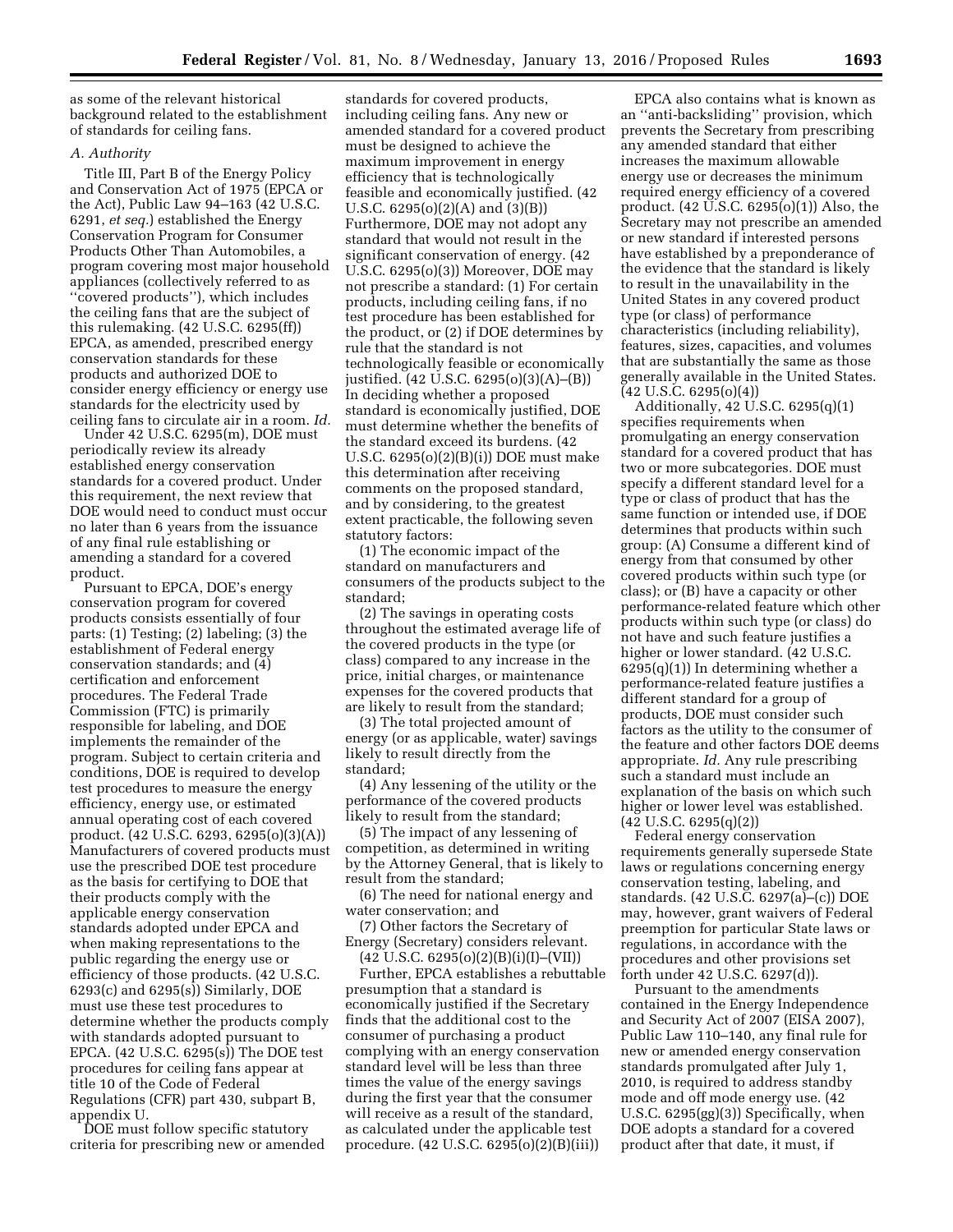as some of the relevant historical background related to the establishment of standards for ceiling fans.

### A. Authority

Title III, Part B of the Energy Policy and Conservation Act of 1975 (EPCA or the Act), Public Law 94–163 (42 U.S.C. 6291, *et seq.*) established the Energy Conservation Program for Consumer Products Other Than Automobiles, a program covering most major household appliances (collectively referred to as ''covered products''), which includes the ceiling fans that are the subject of this rulemaking. (42 U.S.C. 6295(ff)) EPCA, as amended, prescribed energy conservation standards for these products and authorized DOE to consider energy efficiency or energy use standards for the electricity used by ceiling fans to circulate air in a room. *Id.*

Under 42 U.S.C. 6295(m), DOE must periodically review its already established energy conservation standards for a covered product. Under this requirement, the next review that DOE would need to conduct must occur no later than 6 years from the issuance of any final rule establishing or amending a standard for a covered product.

Pursuant to EPCA, DOE's energy conservation program for covered products consists essentially of four parts: (1) Testing; (2) labeling; (3) the establishment of Federal energy conservation standards; and (4) certification and enforcement procedures. The Federal Trade Commission (FTC) is primarily responsible for labeling, and DOE implements the remainder of the program. Subject to certain criteria and conditions, DOE is required to develop test procedures to measure the energy efficiency, energy use, or estimated annual operating cost of each covered product. (42 U.S.C. 6293, 6295(o)(3)(A)) Manufacturers of covered products must use the prescribed DOE test procedure as the basis for certifying to DOE that their products comply with the applicable energy conservation standards adopted under EPCA and when making representations to the public regarding the energy use or efficiency of those products. (42 U.S.C. 6293(c) and 6295(s)) Similarly, DOE must use these test procedures to determine whether the products comply with standards adopted pursuant to EPCA. (42 U.S.C. 6295(s)) The DOE test procedures for ceiling fans appear at title 10 of the Code of Federal Regulations (CFR) part 430, subpart B, appendix U.

DOE must follow specific statutory criteria for prescribing new or amended standards for covered products, including ceiling fans. Any new or amended standard for a covered product must be designed to achieve the maximum improvement in energy efficiency that is technologically feasible and economically justified. (42 U.S.C. 6295(o)(2)(A) and (3)(B)) Furthermore, DOE may not adopt any standard that would not result in the significant conservation of energy. (42 U.S.C. 6295(o)(3)) Moreover, DOE may not prescribe a standard: (1) For certain products, including ceiling fans, if no test procedure has been established for the product, or (2) if DOE determines by rule that the standard is not technologically feasible or economically justified. (42 U.S.C. 6295(o)(3)(A)–(B)) In deciding whether a proposed standard is economically justified, DOE must determine whether the benefits of the standard exceed its burdens. (42 U.S.C. 6295(o)(2)(B)(i)) DOE must make this determination after receiving comments on the proposed standard, and by considering, to the greatest extent practicable, the following seven statutory factors:

(1) The economic impact of the standard on manufacturers and consumers of the products subject to the standard;

(2) The savings in operating costs throughout the estimated average life of the covered products in the type (or class) compared to any increase in the price, initial charges, or maintenance expenses for the covered products that are likely to result from the standard;

(3) The total projected amount of energy (or as applicable, water) savings likely to result directly from the standard;

(4) Any lessening of the utility or the performance of the covered products likely to result from the standard;

(5) The impact of any lessening of competition, as determined in writing by the Attorney General, that is likely to result from the standard;

(6) The need for national energy and water conservation; and

(7) Other factors the Secretary of Energy (Secretary) considers relevant.

(42 U.S.C. 6295(o)(2)(B)(i)(I)–(VII))

Further, EPCA establishes a rebuttable presumption that a standard is economically justified if the Secretary finds that the additional cost to the consumer of purchasing a product complying with an energy conservation standard level will be less than three times the value of the energy savings during the first year that the consumer will receive as a result of the standard, as calculated under the applicable test procedure. (42 U.S.C. 6295(o)(2)(B)(iii))

EPCA also contains what is known as an ''anti-backsliding'' provision, which prevents the Secretary from prescribing any amended standard that either increases the maximum allowable energy use or decreases the minimum required energy efficiency of a covered product. (42 U.S.C. 6295(o)(1)) Also, the Secretary may not prescribe an amended or new standard if interested persons have established by a preponderance of the evidence that the standard is likely to result in the unavailability in the United States in any covered product type (or class) of performance characteristics (including reliability), features, sizes, capacities, and volumes that are substantially the same as those generally available in the United States. (42 U.S.C. 6295(o)(4))

Additionally, 42 U.S.C. 6295(q)(1) specifies requirements when promulgating an energy conservation standard for a covered product that has two or more subcategories. DOE must specify a different standard level for a type or class of product that has the same function or intended use, if DOE determines that products within such group: (A) Consume a different kind of energy from that consumed by other covered products within such type (or class); or (B) have a capacity or other performance-related feature which other products within such type (or class) do not have and such feature justifies a higher or lower standard. (42 U.S.C. 6295(q)(1)) In determining whether a performance-related feature justifies a different standard for a group of products, DOE must consider such factors as the utility to the consumer of the feature and other factors DOE deems appropriate. *Id.* Any rule prescribing such a standard must include an explanation of the basis on which such higher or lower level was established. (42 U.S.C. 6295(q)(2))

Federal energy conservation requirements generally supersede State laws or regulations concerning energy conservation testing, labeling, and standards. (42 U.S.C. 6297(a)–(c)) DOE may, however, grant waivers of Federal preemption for particular State laws or regulations, in accordance with the procedures and other provisions set forth under 42 U.S.C. 6297(d)).

Pursuant to the amendments contained in the Energy Independence and Security Act of 2007 (EISA 2007), Public Law 110–140, any final rule for new or amended energy conservation standards promulgated after July 1, 2010, is required to address standby mode and off mode energy use. (42 U.S.C. 6295(gg)(3)) Specifically, when DOE adopts a standard for a covered product after that date, it must, if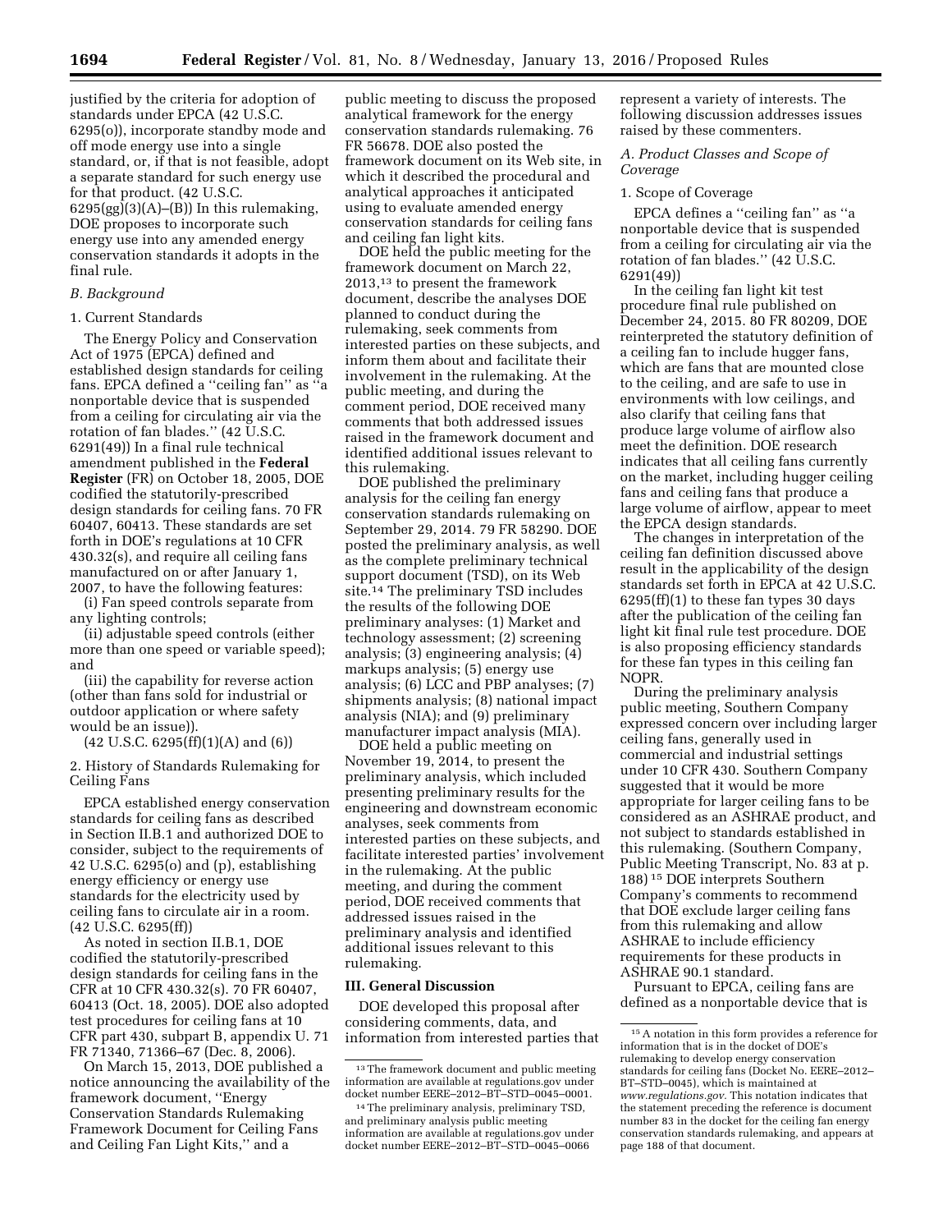justified by the criteria for adoption of standards under EPCA (42 U.S.C. 6295(o)), incorporate standby mode and off mode energy use into a single standard, or, if that is not feasible, adopt a separate standard for such energy use for that product. (42 U.S.C. 6295(gg)(3)(A)–(B)) In this rulemaking, DOE proposes to incorporate such energy use into any amended energy conservation standards it adopts in the final rule.

### *B. Background*

#### 1. Current Standards

The Energy Policy and Conservation Act of 1975 (EPCA) defined and established design standards for ceiling fans. EPCA defined a ''ceiling fan'' as ''a nonportable device that is suspended from a ceiling for circulating air via the rotation of fan blades.'' (42 U.S.C. 6291(49)) In a final rule technical amendment published in the **Federal Register** (FR) on October 18, 2005, DOE codified the statutorily-prescribed design standards for ceiling fans. 70 FR 60407, 60413. These standards are set forth in DOE's regulations at 10 CFR 430.32(s), and require all ceiling fans manufactured on or after January 1, 2007, to have the following features:

(i) Fan speed controls separate from any lighting controls;

(ii) adjustable speed controls (either more than one speed or variable speed); and

(iii) the capability for reverse action (other than fans sold for industrial or outdoor application or where safety would be an issue)).

(42 U.S.C. 6295(ff)(1)(A) and (6))

#### 2. History of Standards Rulemaking for Ceiling Fans

EPCA established energy conservation standards for ceiling fans as described in Section II.B.1 and authorized DOE to consider, subject to the requirements of 42 U.S.C. 6295(o) and (p), establishing energy efficiency or energy use standards for the electricity used by ceiling fans to circulate air in a room. (42 U.S.C. 6295(ff))

As noted in section II.B.1, DOE codified the statutorily-prescribed design standards for ceiling fans in the CFR at 10 CFR 430.32(s). 70 FR 60407, 60413 (Oct. 18, 2005). DOE also adopted test procedures for ceiling fans at 10 CFR part 430, subpart B, appendix U. 71 FR 71340, 71366–67 (Dec. 8, 2006).

On March 15, 2013, DOE published a notice announcing the availability of the framework document, ''Energy Conservation Standards Rulemaking Framework Document for Ceiling Fans and Ceiling Fan Light Kits,'' and a public meeting to discuss the proposed analytical framework for the energy conservation standards rulemaking. 76 FR 56678. DOE also posted the framework document on its Web site, in which it described the procedural and analytical approaches it anticipated using to evaluate amended energy conservation standards for ceiling fans and ceiling fan light kits.

DOE held the public meeting for the framework document on March 22, 2013,[13] to present the framework document, describe the analyses DOE planned to conduct during the rulemaking, seek comments from interested parties on these subjects, and inform them about and facilitate their involvement in the rulemaking. At the public meeting, and during the comment period, DOE received many comments that both addressed issues raised in the framework document and identified additional issues relevant to this rulemaking.

DOE published the preliminary analysis for the ceiling fan energy conservation standards rulemaking on September 29, 2014. 79 FR 58290. DOE posted the preliminary analysis, as well as the complete preliminary technical support document (TSD), on its Web site.[14] The preliminary TSD includes the results of the following DOE preliminary analyses: (1) Market and technology assessment; (2) screening analysis; (3) engineering analysis; (4) markups analysis; (5) energy use analysis; (6) LCC and PBP analyses; (7) shipments analysis; (8) national impact analysis (NIA); and (9) preliminary manufacturer impact analysis (MIA).

DOE held a public meeting on November 19, 2014, to present the preliminary analysis, which included presenting preliminary results for the engineering and downstream economic analyses, seek comments from interested parties on these subjects, and facilitate interested parties' involvement in the rulemaking. At the public meeting, and during the comment period, DOE received comments that addressed issues raised in the preliminary analysis and identified additional issues relevant to this rulemaking.

## III. General Discussion

DOE developed this proposal after considering comments, data, and information from interested parties that represent a variety of interests. The following discussion addresses issues raised by these commenters.

### *A. Product Classes and Scope of Coverage*

#### 1. Scope of Coverage

EPCA defines a ''ceiling fan'' as ''a nonportable device that is suspended from a ceiling for circulating air via the rotation of fan blades.'' (42 U.S.C. 6291(49))

In the ceiling fan light kit test procedure final rule published on December 24, 2015. 80 FR 80209, DOE reinterpreted the statutory definition of a ceiling fan to include hugger fans, which are fans that are mounted close to the ceiling, and are safe to use in environments with low ceilings, and also clarify that ceiling fans that produce large volume of airflow also meet the definition. DOE research indicates that all ceiling fans currently on the market, including hugger ceiling fans and ceiling fans that produce a large volume of airflow, appear to meet the EPCA design standards.

The changes in interpretation of the ceiling fan definition discussed above result in the applicability of the design standards set forth in EPCA at 42 U.S.C. 6295(ff)(1) to these fan types 30 days after the publication of the ceiling fan light kit final rule test procedure. DOE is also proposing efficiency standards for these fan types in this ceiling fan NOPR.

During the preliminary analysis public meeting, Southern Company expressed concern over including larger ceiling fans, generally used in commercial and industrial settings under 10 CFR 430. Southern Company suggested that it would be more appropriate for larger ceiling fans to be considered as an ASHRAE product, and not subject to standards established in this rulemaking. (Southern Company, Public Meeting Transcript, No. 83 at p. 188)[15] DOE interprets Southern Company's comments to recommend that DOE exclude larger ceiling fans from this rulemaking and allow ASHRAE to include efficiency requirements for these products in ASHRAE 90.1 standard.

Pursuant to EPCA, ceiling fans are defined as a nonportable device that is

---

[13] The framework document and public meeting information are available at regulations.gov under docket number EERE–2012–BT–STD–0045–0001.

[14] The preliminary analysis, preliminary TSD, and preliminary analysis public meeting information are available at regulations.gov under docket number EERE–2012–BT–STD–0045–0066

[15] A notation in this form provides a reference for information that is in the docket of DOE's rulemaking to develop energy conservation standards for ceiling fans (Docket No. EERE–2012–BT–STD–0045), which is maintained at *www.regulations.gov*. This notation indicates that the statement preceding the reference is document number 83 in the docket for the ceiling fan energy conservation standards rulemaking, and appears at page 188 of that document.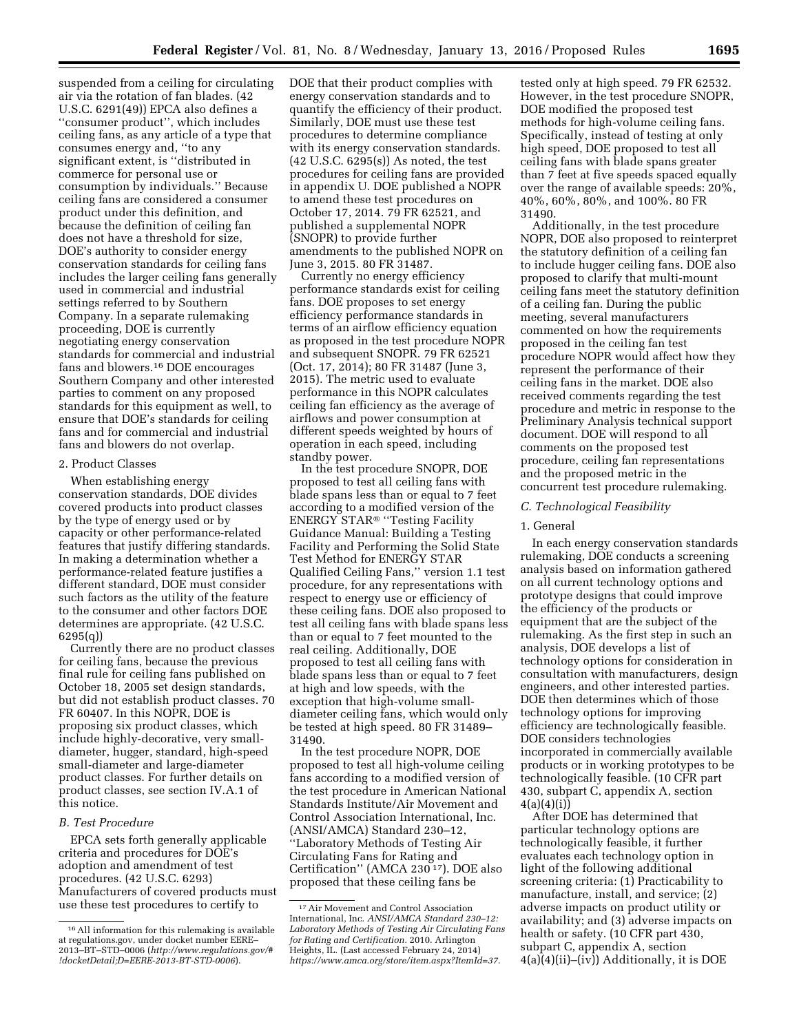suspended from a ceiling for circulating air via the rotation of fan blades. (42 U.S.C. 6291(49)) EPCA also defines a ''consumer product'', which includes ceiling fans, as any article of a type that consumes energy and, ''to any significant extent, is ''distributed in commerce for personal use or consumption by individuals.'' Because ceiling fans are considered a consumer product under this definition, and because the definition of ceiling fan does not have a threshold for size, DOE's authority to consider energy conservation standards for ceiling fans includes the larger ceiling fans generally used in commercial and industrial settings referred to by Southern Company. In a separate rulemaking proceeding, DOE is currently negotiating energy conservation standards for commercial and industrial fans and blowers.[16] DOE encourages Southern Company and other interested parties to comment on any proposed standards for this equipment as well, to ensure that DOE's standards for ceiling fans and for commercial and industrial fans and blowers do not overlap.

2. Product Classes

When establishing energy conservation standards, DOE divides covered products into product classes by the type of energy used or by capacity or other performance-related features that justify differing standards. In making a determination whether a performance-related feature justifies a different standard, DOE must consider such factors as the utility of the feature to the consumer and other factors DOE determines are appropriate. (42 U.S.C. 6295(q))

Currently there are no product classes for ceiling fans, because the previous final rule for ceiling fans published on October 18, 2005 set design standards, but did not establish product classes. 70 FR 60407. In this NOPR, DOE is proposing six product classes, which include highly-decorative, very small-diameter, hugger, standard, high-speed small-diameter and large-diameter product classes. For further details on product classes, see section IV.A.1 of this notice.

### B. Test Procedure

EPCA sets forth generally applicable criteria and procedures for DOE's adoption and amendment of test procedures. (42 U.S.C. 6293) Manufacturers of covered products must use these test procedures to certify to DOE that their product complies with energy conservation standards and to quantify the efficiency of their product. Similarly, DOE must use these test procedures to determine compliance with its energy conservation standards. (42 U.S.C. 6295(s)) As noted, the test procedures for ceiling fans are provided in appendix U. DOE published a NOPR to amend these test procedures on October 17, 2014. 79 FR 62521, and published a supplemental NOPR (SNOPR) to provide further amendments to the published NOPR on June 3, 2015. 80 FR 31487.

Currently no energy efficiency performance standards exist for ceiling fans. DOE proposes to set energy efficiency performance standards in terms of an airflow efficiency equation as proposed in the test procedure NOPR and subsequent SNOPR. 79 FR 62521 (Oct. 17, 2014); 80 FR 31487 (June 3, 2015). The metric used to evaluate performance in this NOPR calculates ceiling fan efficiency as the average of airflows and power consumption at different speeds weighted by hours of operation in each speed, including standby power.

In the test procedure SNOPR, DOE proposed to test all ceiling fans with blade spans less than or equal to 7 feet according to a modified version of the ENERGY STAR® ''Testing Facility Guidance Manual: Building a Testing Facility and Performing the Solid State Test Method for ENERGY STAR Qualified Ceiling Fans,'' version 1.1 test procedure, for any representations with respect to energy use or efficiency of these ceiling fans. DOE also proposed to test all ceiling fans with blade spans less than or equal to 7 feet mounted to the real ceiling. Additionally, DOE proposed to test all ceiling fans with blade spans less than or equal to 7 feet at high and low speeds, with the exception that high-volume small-diameter ceiling fans, which would only be tested at high speed. 80 FR 31489–31490.

In the test procedure NOPR, DOE proposed to test all high-volume ceiling fans according to a modified version of the test procedure in American National Standards Institute/Air Movement and Control Association International, Inc. (ANSI/AMCA) Standard 230–12, ''Laboratory Methods of Testing Air Circulating Fans for Rating and Certification'' (AMCA 230[17]). DOE also proposed that these ceiling fans be tested only at high speed. 79 FR 62532. However, in the test procedure SNOPR, DOE modified the proposed test methods for high-volume ceiling fans. Specifically, instead of testing at only high speed, DOE proposed to test all ceiling fans with blade spans greater than 7 feet at five speeds spaced equally over the range of available speeds: 20%, 40%, 60%, 80%, and 100%. 80 FR 31490.

Additionally, in the test procedure NOPR, DOE also proposed to reinterpret the statutory definition of a ceiling fan to include hugger ceiling fans. DOE also proposed to clarify that multi-mount ceiling fans meet the statutory definition of a ceiling fan. During the public meeting, several manufacturers commented on how the requirements proposed in the ceiling fan test procedure NOPR would affect how they represent the performance of their ceiling fans in the market. DOE also received comments regarding the test procedure and metric in response to the Preliminary Analysis technical support document. DOE will respond to all comments on the proposed test procedure, ceiling fan representations and the proposed metric in the concurrent test procedure rulemaking.

### C. Technological Feasibility

1. General

In each energy conservation standards rulemaking, DOE conducts a screening analysis based on information gathered on all current technology options and prototype designs that could improve the efficiency of the products or equipment that are the subject of the rulemaking. As the first step in such an analysis, DOE develops a list of technology options for consideration in consultation with manufacturers, design engineers, and other interested parties. DOE then determines which of those technology options for improving efficiency are technologically feasible. DOE considers technologies incorporated in commercially available products or in working prototypes to be technologically feasible. (10 CFR part 430, subpart C, appendix A, section 4(a)(4)(i))

After DOE has determined that particular technology options are technologically feasible, it further evaluates each technology option in light of the following additional screening criteria: (1) Practicability to manufacture, install, and service; (2) adverse impacts on product utility or availability; and (3) adverse impacts on health or safety. (10 CFR part 430, subpart C, appendix A, section 4(a)(4)(ii)–(iv)) Additionally, it is DOE

[16] All information for this rulemaking is available at regulations.gov, under docket number EERE–2013–BT–STD–0006 (*http://www.regulations.gov/#!docketDetail;D=EERE-2013-BT-STD-0006*).

[17] Air Movement and Control Association International, Inc. *ANSI/AMCA Standard 230–12: Laboratory Methods of Testing Air Circulating Fans for Rating and Certification.* 2010. Arlington Heights, IL. (Last accessed February 24, 2014) *https://www.amca.org/store/item.aspx?ItemId=37.*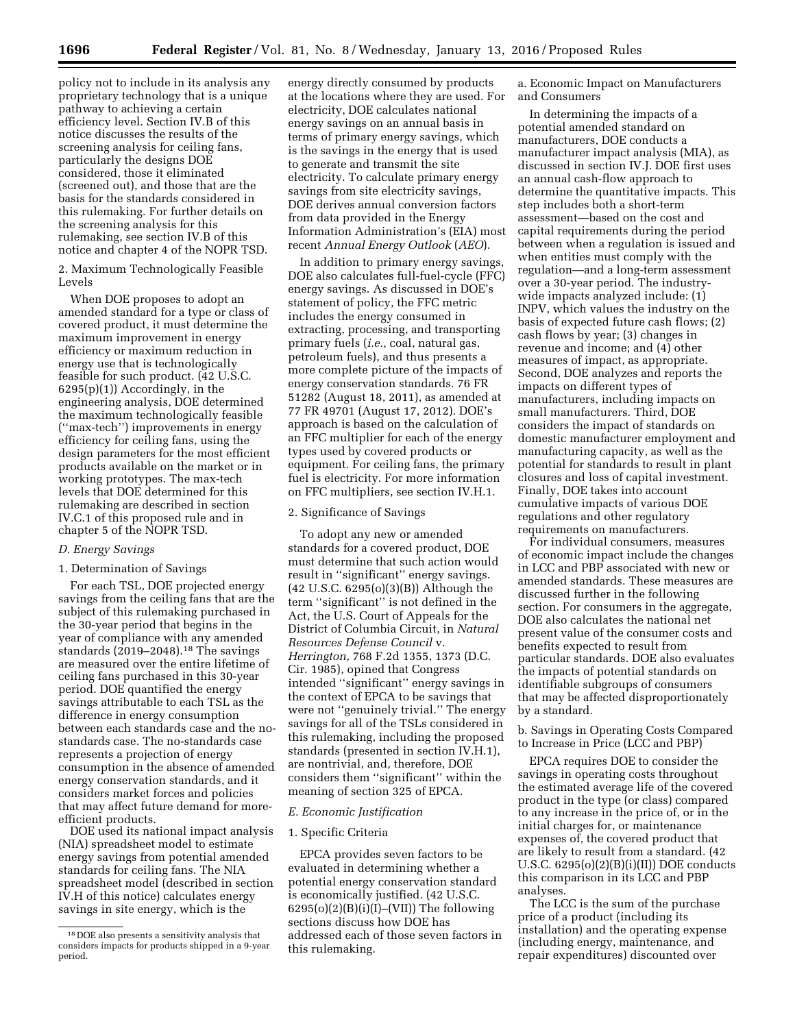policy not to include in its analysis any proprietary technology that is a unique pathway to achieving a certain efficiency level. Section IV.B of this notice discusses the results of the screening analysis for ceiling fans, particularly the designs DOE considered, those it eliminated (screened out), and those that are the basis for the standards considered in this rulemaking. For further details on the screening analysis for this rulemaking, see section IV.B of this notice and chapter 4 of the NOPR TSD.

2. Maximum Technologically Feasible Levels

When DOE proposes to adopt an amended standard for a type or class of covered product, it must determine the maximum improvement in energy efficiency or maximum reduction in energy use that is technologically feasible for such product. (42 U.S.C. 6295(p)(1)) Accordingly, in the engineering analysis, DOE determined the maximum technologically feasible (''max-tech'') improvements in energy efficiency for ceiling fans, using the design parameters for the most efficient products available on the market or in working prototypes. The max-tech levels that DOE determined for this rulemaking are described in section IV.C.1 of this proposed rule and in chapter 5 of the NOPR TSD.

*D. Energy Savings*

1. Determination of Savings

For each TSL, DOE projected energy savings from the ceiling fans that are the subject of this rulemaking purchased in the 30-year period that begins in the year of compliance with any amended standards (2019–2048).[18] The savings are measured over the entire lifetime of ceiling fans purchased in this 30-year period. DOE quantified the energy savings attributable to each TSL as the difference in energy consumption between each standards case and the no-standards case. The no-standards case represents a projection of energy consumption in the absence of amended energy conservation standards, and it considers market forces and policies that may affect future demand for more-efficient products.

DOE used its national impact analysis (NIA) spreadsheet model to estimate energy savings from potential amended standards for ceiling fans. The NIA spreadsheet model (described in section IV.H of this notice) calculates energy savings in site energy, which is the energy directly consumed by products at the locations where they are used. For electricity, DOE calculates national energy savings on an annual basis in terms of primary energy savings, which is the savings in the energy that is used to generate and transmit the site electricity. To calculate primary energy savings from site electricity savings, DOE derives annual conversion factors from data provided in the Energy Information Administration's (EIA) most recent *Annual Energy Outlook* (*AEO*).

In addition to primary energy savings, DOE also calculates full-fuel-cycle (FFC) energy savings. As discussed in DOE's statement of policy, the FFC metric includes the energy consumed in extracting, processing, and transporting primary fuels (*i.e.,* coal, natural gas, petroleum fuels), and thus presents a more complete picture of the impacts of energy conservation standards. 76 FR 51282 (August 18, 2011), as amended at 77 FR 49701 (August 17, 2012). DOE's approach is based on the calculation of an FFC multiplier for each of the energy types used by covered products or equipment. For ceiling fans, the primary fuel is electricity. For more information on FFC multipliers, see section IV.H.1.

2. Significance of Savings

To adopt any new or amended standards for a covered product, DOE must determine that such action would result in ''significant'' energy savings. (42 U.S.C. 6295(o)(3)(B)) Although the term ''significant'' is not defined in the Act, the U.S. Court of Appeals for the District of Columbia Circuit, in *Natural Resources Defense Council* v. *Herrington,* 768 F.2d 1355, 1373 (D.C. Cir. 1985), opined that Congress intended ''significant'' energy savings in the context of EPCA to be savings that were not ''genuinely trivial.'' The energy savings for all of the TSLs considered in this rulemaking, including the proposed standards (presented in section IV.H.1), are nontrivial, and, therefore, DOE considers them ''significant'' within the meaning of section 325 of EPCA.

*E. Economic Justification*

1. Specific Criteria

EPCA provides seven factors to be evaluated in determining whether a potential energy conservation standard is economically justified. (42 U.S.C. 6295(o)(2)(B)(i)(I)–(VII)) The following sections discuss how DOE has addressed each of those seven factors in this rulemaking.

a. Economic Impact on Manufacturers and Consumers

In determining the impacts of a potential amended standard on manufacturers, DOE conducts a manufacturer impact analysis (MIA), as discussed in section IV.J. DOE first uses an annual cash-flow approach to determine the quantitative impacts. This step includes both a short-term assessment—based on the cost and capital requirements during the period between when a regulation is issued and when entities must comply with the regulation—and a long-term assessment over a 30-year period. The industry-wide impacts analyzed include: (1) INPV, which values the industry on the basis of expected future cash flows; (2) cash flows by year; (3) changes in revenue and income; and (4) other measures of impact, as appropriate. Second, DOE analyzes and reports the impacts on different types of manufacturers, including impacts on small manufacturers. Third, DOE considers the impact of standards on domestic manufacturer employment and manufacturing capacity, as well as the potential for standards to result in plant closures and loss of capital investment. Finally, DOE takes into account cumulative impacts of various DOE regulations and other regulatory requirements on manufacturers.

For individual consumers, measures of economic impact include the changes in LCC and PBP associated with new or amended standards. These measures are discussed further in the following section. For consumers in the aggregate, DOE also calculates the national net present value of the consumer costs and benefits expected to result from particular standards. DOE also evaluates the impacts of potential standards on identifiable subgroups of consumers that may be affected disproportionately by a standard.

b. Savings in Operating Costs Compared to Increase in Price (LCC and PBP)

EPCA requires DOE to consider the savings in operating costs throughout the estimated average life of the covered product in the type (or class) compared to any increase in the price of, or in the initial charges for, or maintenance expenses of, the covered product that are likely to result from a standard. (42 U.S.C. 6295(o)(2)(B)(i)(II)) DOE conducts this comparison in its LCC and PBP analyses.

The LCC is the sum of the purchase price of a product (including its installation) and the operating expense (including energy, maintenance, and repair expenditures) discounted over

[18] DOE also presents a sensitivity analysis that considers impacts for products shipped in a 9-year period.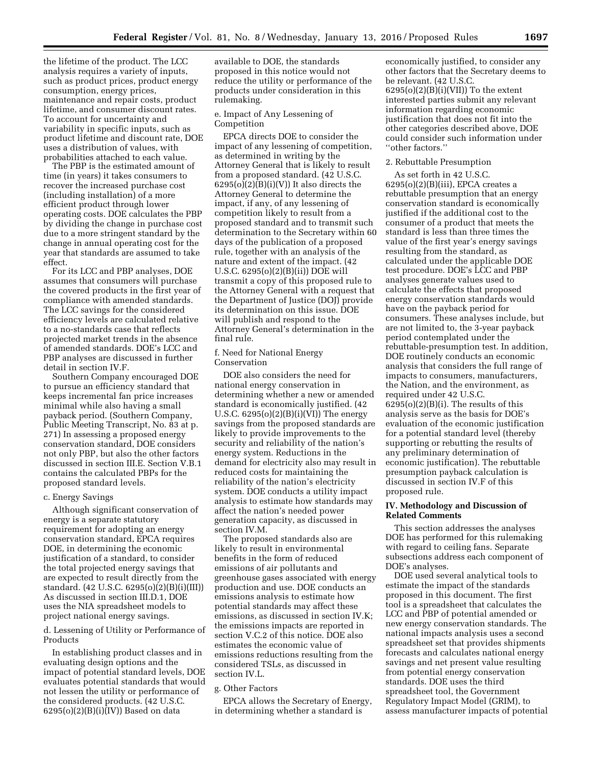the lifetime of the product. The LCC analysis requires a variety of inputs, such as product prices, product energy consumption, energy prices, maintenance and repair costs, product lifetime, and consumer discount rates. To account for uncertainty and variability in specific inputs, such as product lifetime and discount rate, DOE uses a distribution of values, with probabilities attached to each value.

The PBP is the estimated amount of time (in years) it takes consumers to recover the increased purchase cost (including installation) of a more efficient product through lower operating costs. DOE calculates the PBP by dividing the change in purchase cost due to a more stringent standard by the change in annual operating cost for the year that standards are assumed to take effect.

For its LCC and PBP analyses, DOE assumes that consumers will purchase the covered products in the first year of compliance with amended standards. The LCC savings for the considered efficiency levels are calculated relative to a no-standards case that reflects projected market trends in the absence of amended standards. DOE's LCC and PBP analyses are discussed in further detail in section IV.F.

Southern Company encouraged DOE to pursue an efficiency standard that keeps incremental fan price increases minimal while also having a small payback period. (Southern Company, Public Meeting Transcript, No. 83 at p. 271) In assessing a proposed energy conservation standard, DOE considers not only PBP, but also the other factors discussed in section III.E. Section V.B.1 contains the calculated PBPs for the proposed standard levels.

c. Energy Savings

Although significant conservation of energy is a separate statutory requirement for adopting an energy conservation standard, EPCA requires DOE, in determining the economic justification of a standard, to consider the total projected energy savings that are expected to result directly from the standard. (42 U.S.C. 6295(o)(2)(B)(i)(III)) As discussed in section III.D.1, DOE uses the NIA spreadsheet models to project national energy savings.

d. Lessening of Utility or Performance of Products

In establishing product classes and in evaluating design options and the impact of potential standard levels, DOE evaluates potential standards that would not lessen the utility or performance of the considered products. (42 U.S.C. 6295(o)(2)(B)(i)(IV)) Based on data available to DOE, the standards proposed in this notice would not reduce the utility or performance of the products under consideration in this rulemaking.

e. Impact of Any Lessening of Competition

EPCA directs DOE to consider the impact of any lessening of competition, as determined in writing by the Attorney General that is likely to result from a proposed standard. (42 U.S.C. 6295(o)(2)(B)(i)(V)) It also directs the Attorney General to determine the impact, if any, of any lessening of competition likely to result from a proposed standard and to transmit such determination to the Secretary within 60 days of the publication of a proposed rule, together with an analysis of the nature and extent of the impact. (42 U.S.C. 6295(o)(2)(B)(ii)) DOE will transmit a copy of this proposed rule to the Attorney General with a request that the Department of Justice (DOJ) provide its determination on this issue. DOE will publish and respond to the Attorney General's determination in the final rule.

f. Need for National Energy Conservation

DOE also considers the need for national energy conservation in determining whether a new or amended standard is economically justified. (42 U.S.C. 6295(o)(2)(B)(i)(VI)) The energy savings from the proposed standards are likely to provide improvements to the security and reliability of the nation's energy system. Reductions in the demand for electricity also may result in reduced costs for maintaining the reliability of the nation's electricity system. DOE conducts a utility impact analysis to estimate how standards may affect the nation's needed power generation capacity, as discussed in section IV.M.

The proposed standards also are likely to result in environmental benefits in the form of reduced emissions of air pollutants and greenhouse gases associated with energy production and use. DOE conducts an emissions analysis to estimate how potential standards may affect these emissions, as discussed in section IV.K; the emissions impacts are reported in section V.C.2 of this notice. DOE also estimates the economic value of emissions reductions resulting from the considered TSLs, as discussed in section IV.L.

g. Other Factors

EPCA allows the Secretary of Energy, in determining whether a standard is economically justified, to consider any other factors that the Secretary deems to be relevant. (42 U.S.C. 6295(o)(2)(B)(i)(VII)) To the extent interested parties submit any relevant information regarding economic justification that does not fit into the other categories described above, DOE could consider such information under "other factors."

2. Rebuttable Presumption

As set forth in 42 U.S.C. 6295(o)(2)(B)(iii), EPCA creates a rebuttable presumption that an energy conservation standard is economically justified if the additional cost to the consumer of a product that meets the standard is less than three times the value of the first year's energy savings resulting from the standard, as calculated under the applicable DOE test procedure. DOE's LCC and PBP analyses generate values used to calculate the effects that proposed energy conservation standards would have on the payback period for consumers. These analyses include, but are not limited to, the 3-year payback period contemplated under the rebuttable-presumption test. In addition, DOE routinely conducts an economic analysis that considers the full range of impacts to consumers, manufacturers, the Nation, and the environment, as required under 42 U.S.C. 6295(o)(2)(B)(i). The results of this analysis serve as the basis for DOE's evaluation of the economic justification for a potential standard level (thereby supporting or rebutting the results of any preliminary determination of economic justification). The rebuttable presumption payback calculation is discussed in section IV.F of this proposed rule.

## IV. Methodology and Discussion of Related Comments

This section addresses the analyses DOE has performed for this rulemaking with regard to ceiling fans. Separate subsections address each component of DOE's analyses.

DOE used several analytical tools to estimate the impact of the standards proposed in this document. The first tool is a spreadsheet that calculates the LCC and PBP of potential amended or new energy conservation standards. The national impacts analysis uses a second spreadsheet set that provides shipments forecasts and calculates national energy savings and net present value resulting from potential energy conservation standards. DOE uses the third spreadsheet tool, the Government Regulatory Impact Model (GRIM), to assess manufacturer impacts of potential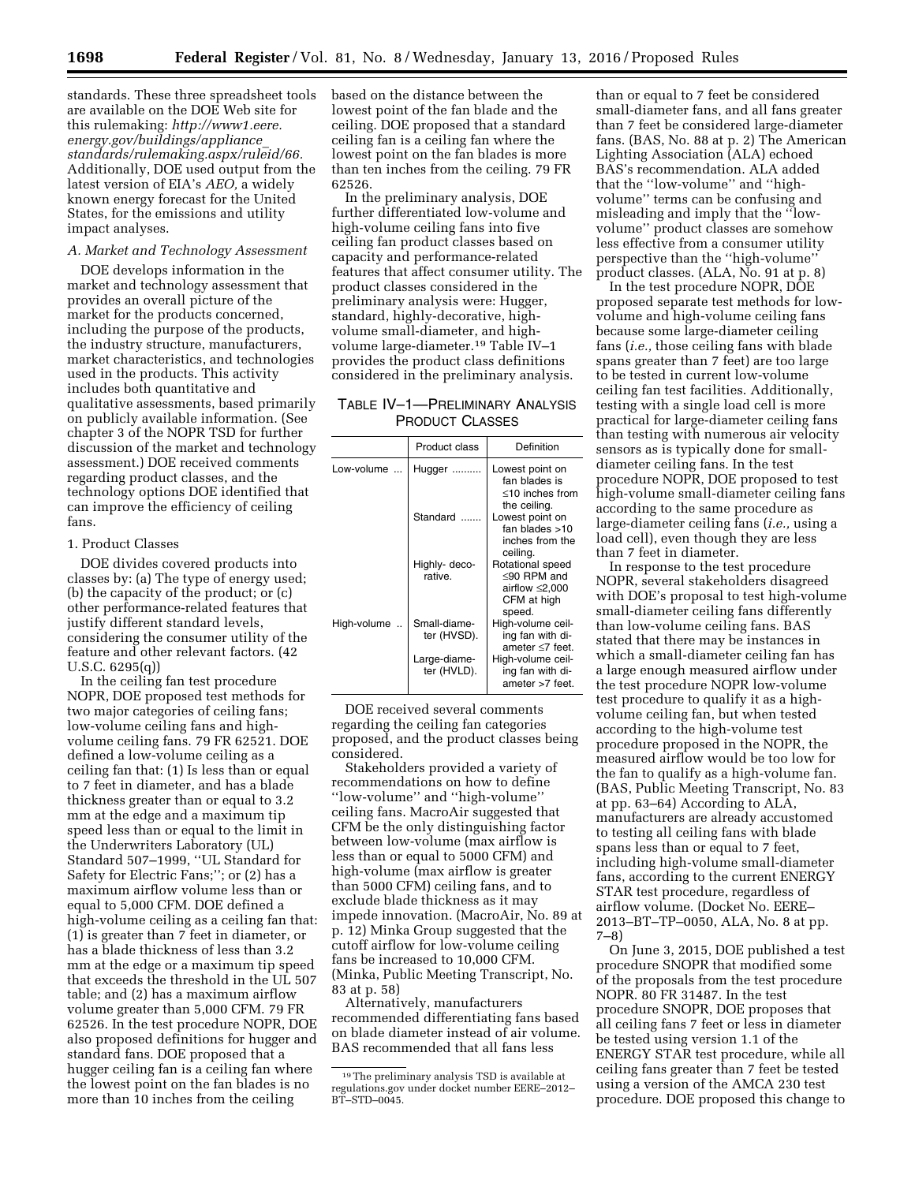standards. These three spreadsheet tools are available on the DOE Web site for this rulemaking: *http://www1.eere.energy.gov/buildings/appliance_standards/rulemaking.aspx/ruleid/66.* Additionally, DOE used output from the latest version of EIA's *AEO,* a widely known energy forecast for the United States, for the emissions and utility impact analyses.

### *A. Market and Technology Assessment*

DOE develops information in the market and technology assessment that provides an overall picture of the market for the products concerned, including the purpose of the products, the industry structure, manufacturers, market characteristics, and technologies used in the products. This activity includes both quantitative and qualitative assessments, based primarily on publicly available information. (See chapter 3 of the NOPR TSD for further discussion of the market and technology assessment.) DOE received comments regarding product classes, and the technology options DOE identified that can improve the efficiency of ceiling fans.

#### 1. Product Classes

DOE divides covered products into classes by: (a) The type of energy used; (b) the capacity of the product; or (c) other performance-related features that justify different standard levels, considering the consumer utility of the feature and other relevant factors. (42 U.S.C. 6295(q))

In the ceiling fan test procedure NOPR, DOE proposed test methods for two major categories of ceiling fans; low-volume ceiling fans and high-volume ceiling fans. 79 FR 62521. DOE defined a low-volume ceiling as a ceiling fan that: (1) Is less than or equal to 7 feet in diameter, and has a blade thickness greater than or equal to 3.2 mm at the edge and a maximum tip speed less than or equal to the limit in the Underwriters Laboratory (UL) Standard 507–1999, ''UL Standard for Safety for Electric Fans;''; or (2) has a maximum airflow volume less than or equal to 5,000 CFM. DOE defined a high-volume ceiling as a ceiling fan that: (1) is greater than 7 feet in diameter, or has a blade thickness of less than 3.2 mm at the edge or a maximum tip speed that exceeds the threshold in the UL 507 table; and (2) has a maximum airflow volume greater than 5,000 CFM. 79 FR 62526. In the test procedure NOPR, DOE also proposed definitions for hugger and standard fans. DOE proposed that a hugger ceiling fan is a ceiling fan where the lowest point on the fan blades is no more than 10 inches from the ceiling based on the distance between the lowest point of the fan blade and the ceiling. DOE proposed that a standard ceiling fan is a ceiling fan where the lowest point on the fan blades is more than ten inches from the ceiling. 79 FR 62526.

In the preliminary analysis, DOE further differentiated low-volume and high-volume ceiling fans into five ceiling fan product classes based on capacity and performance-related features that affect consumer utility. The product classes considered in the preliminary analysis were: Hugger, standard, highly-decorative, high-volume small-diameter, and high-volume large-diameter.[19] Table IV–1 provides the product class definitions considered in the preliminary analysis.

TABLE IV–1—PRELIMINARY ANALYSIS PRODUCT CLASSES

| | Product class | Definition |
|---|---|---|
| Low-volume | Hugger | Lowest point on fan blades is ≤10 inches from the ceiling. |
| | Standard | Lowest point on fan blades >10 inches from the ceiling. |
| | Highly- decorative. | Rotational speed ≤90 RPM and airflow ≤2,000 CFM at high speed. |
| High-volume | Small-diameter (HVSD). | High-volume ceiling fan with diameter ≤7 feet. |
| | Large-diameter (HVLD). | High-volume ceiling fan with diameter >7 feet. |

DOE received several comments regarding the ceiling fan categories proposed, and the product classes being considered.

Stakeholders provided a variety of recommendations on how to define ''low-volume'' and ''high-volume'' ceiling fans. MacroAir suggested that CFM be the only distinguishing factor between low-volume (max airflow is less than or equal to 5000 CFM) and high-volume (max airflow is greater than 5000 CFM) ceiling fans, and to exclude blade thickness as it may impede innovation. (MacroAir, No. 89 at p. 12) Minka Group suggested that the cutoff airflow for low-volume ceiling fans be increased to 10,000 CFM. (Minka, Public Meeting Transcript, No. 83 at p. 58)

Alternatively, manufacturers recommended differentiating fans based on blade diameter instead of air volume. BAS recommended that all fans less than or equal to 7 feet be considered small-diameter fans, and all fans greater than 7 feet be considered large-diameter fans. (BAS, No. 88 at p. 2) The American Lighting Association (ALA) echoed BAS's recommendation. ALA added that the ''low-volume'' and ''high-volume'' terms can be confusing and misleading and imply that the ''low-volume'' product classes are somehow less effective from a consumer utility perspective than the ''high-volume'' product classes. (ALA, No. 91 at p. 8)

In the test procedure NOPR, DOE proposed separate test methods for low-volume and high-volume ceiling fans because some large-diameter ceiling fans (*i.e.,* those ceiling fans with blade spans greater than 7 feet) are too large to be tested in current low-volume ceiling fan test facilities. Additionally, testing with a single load cell is more practical for large-diameter ceiling fans than testing with numerous air velocity sensors as is typically done for small-diameter ceiling fans. In the test procedure NOPR, DOE proposed to test high-volume small-diameter ceiling fans according to the same procedure as large-diameter ceiling fans (*i.e.,* using a load cell), even though they are less than 7 feet in diameter.

In response to the test procedure NOPR, several stakeholders disagreed with DOE's proposal to test high-volume small-diameter ceiling fans differently than low-volume ceiling fans. BAS stated that there may be instances in which a small-diameter ceiling fan has a large enough measured airflow under the test procedure NOPR low-volume test procedure to qualify it as a high-volume ceiling fan, but when tested according to the high-volume test procedure proposed in the NOPR, the measured airflow would be too low for the fan to qualify as a high-volume fan. (BAS, Public Meeting Transcript, No. 83 at pp. 63–64) According to ALA, manufacturers are already accustomed to testing all ceiling fans with blade spans less than or equal to 7 feet, including high-volume small-diameter fans, according to the current ENERGY STAR test procedure, regardless of airflow volume. (Docket No. EERE–2013–BT–TP–0050, ALA, No. 8 at pp. 7–8)

On June 3, 2015, DOE published a test procedure SNOPR that modified some of the proposals from the test procedure NOPR. 80 FR 31487. In the test procedure SNOPR, DOE proposes that all ceiling fans 7 feet or less in diameter be tested using version 1.1 of the ENERGY STAR test procedure, while all ceiling fans greater than 7 feet be tested using a version of the AMCA 230 test procedure. DOE proposed this change to

[19] The preliminary analysis TSD is available at regulations.gov under docket number EERE–2012–BT–STD–0045.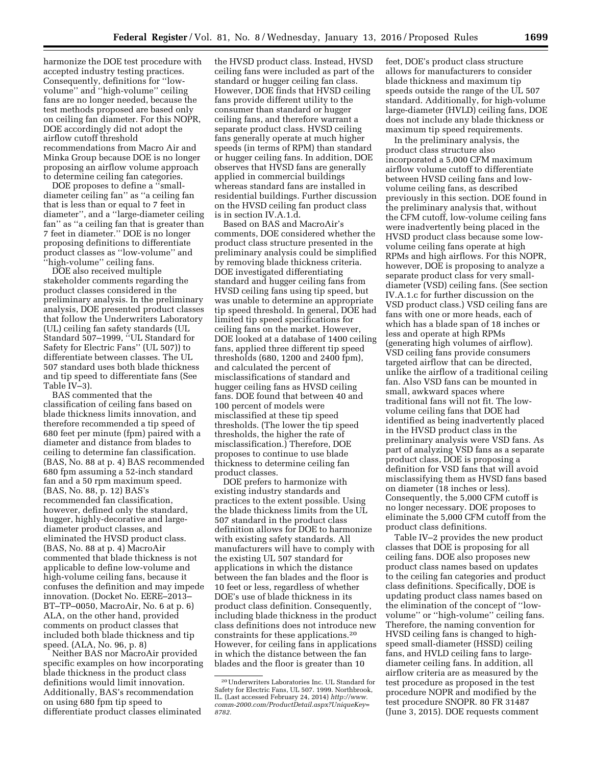harmonize the DOE test procedure with accepted industry testing practices. Consequently, definitions for ''low-volume'' and ''high-volume'' ceiling fans are no longer needed, because the test methods proposed are based only on ceiling fan diameter. For this NOPR, DOE accordingly did not adopt the airflow cutoff threshold recommendations from Macro Air and Minka Group because DOE is no longer proposing an airflow volume approach to determine ceiling fan categories.

DOE proposes to define a ''small-diameter ceiling fan'' as ''a ceiling fan that is less than or equal to 7 feet in diameter'', and a ''large-diameter ceiling fan'' as ''a ceiling fan that is greater than 7 feet in diameter.'' DOE is no longer proposing definitions to differentiate product classes as ''low-volume'' and ''high-volume'' ceiling fans.

DOE also received multiple stakeholder comments regarding the product classes considered in the preliminary analysis. In the preliminary analysis, DOE presented product classes that follow the Underwriters Laboratory (UL) ceiling fan safety standards (UL Standard 507–1999, ''UL Standard for Safety for Electric Fans'' (UL 507)) to differentiate between classes. The UL 507 standard uses both blade thickness and tip speed to differentiate fans (See Table IV–3).

BAS commented that the classification of ceiling fans based on blade thickness limits innovation, and therefore recommended a tip speed of 680 feet per minute (fpm) paired with a diameter and distance from blades to ceiling to determine fan classification. (BAS, No. 88 at p. 4) BAS recommended 680 fpm assuming a 52-inch standard fan and a 50 rpm maximum speed. (BAS, No. 88, p. 12) BAS's recommended fan classification, however, defined only the standard, hugger, highly-decorative and large-diameter product classes, and eliminated the HVSD product class. (BAS, No. 88 at p. 4) MacroAir commented that blade thickness is not applicable to define low-volume and high-volume ceiling fans, because it confuses the definition and may impede innovation. (Docket No. EERE–2013–BT–TP–0050, MacroAir, No. 6 at p. 6) ALA, on the other hand, provided comments on product classes that included both blade thickness and tip speed. (ALA, No. 96, p. 8)

Neither BAS nor MacroAir provided specific examples on how incorporating blade thickness in the product class definitions would limit innovation. Additionally, BAS's recommendation on using 680 fpm tip speed to differentiate product classes eliminated the HVSD product class. Instead, HVSD ceiling fans were included as part of the standard or hugger ceiling fan class. However, DOE finds that HVSD ceiling fans provide different utility to the consumer than standard or hugger ceiling fans, and therefore warrant a separate product class. HVSD ceiling fans generally operate at much higher speeds (in terms of RPM) than standard or hugger ceiling fans. In addition, DOE observes that HVSD fans are generally applied in commercial buildings whereas standard fans are installed in residential buildings. Further discussion on the HVSD ceiling fan product class is in section IV.A.1.d.

Based on BAS and MacroAir's comments, DOE considered whether the product class structure presented in the preliminary analysis could be simplified by removing blade thickness criteria. DOE investigated differentiating standard and hugger ceiling fans from HVSD ceiling fans using tip speed, but was unable to determine an appropriate tip speed threshold. In general, DOE had limited tip speed specifications for ceiling fans on the market. However, DOE looked at a database of 1400 ceiling fans, applied three different tip speed thresholds (680, 1200 and 2400 fpm), and calculated the percent of misclassifications of standard and hugger ceiling fans as HVSD ceiling fans. DOE found that between 40 and 100 percent of models were misclassified at these tip speed thresholds. (The lower the tip speed thresholds, the higher the rate of misclassification.) Therefore, DOE proposes to continue to use blade thickness to determine ceiling fan product classes.

DOE prefers to harmonize with existing industry standards and practices to the extent possible. Using the blade thickness limits from the UL 507 standard in the product class definition allows for DOE to harmonize with existing safety standards. All manufacturers will have to comply with the existing UL 507 standard for applications in which the distance between the fan blades and the floor is 10 feet or less, regardless of whether DOE's use of blade thickness in its product class definition. Consequently, including blade thickness in the product class definitions does not introduce new constraints for these applications.[20] However, for ceiling fans in applications in which the distance between the fan blades and the floor is greater than 10 feet, DOE's product class structure allows for manufacturers to consider blade thickness and maximum tip speeds outside the range of the UL 507 standard. Additionally, for high-volume large-diameter (HVLD) ceiling fans, DOE does not include any blade thickness or maximum tip speed requirements.

In the preliminary analysis, the product class structure also incorporated a 5,000 CFM maximum airflow volume cutoff to differentiate between HVSD ceiling fans and low-volume ceiling fans, as described previously in this section. DOE found in the preliminary analysis that, without the CFM cutoff, low-volume ceiling fans were inadvertently being placed in the HVSD product class because some low-volume ceiling fans operate at high RPMs and high airflows. For this NOPR, however, DOE is proposing to analyze a separate product class for very small-diameter (VSD) ceiling fans. (See section IV.A.1.c for further discussion on the VSD product class.) VSD ceiling fans are fans with one or more heads, each of which has a blade span of 18 inches or less and operate at high RPMs (generating high volumes of airflow). VSD ceiling fans provide consumers targeted airflow that can be directed, unlike the airflow of a traditional ceiling fan. Also VSD fans can be mounted in small, awkward spaces where traditional fans will not fit. The low-volume ceiling fans that DOE had identified as being inadvertently placed in the HVSD product class in the preliminary analysis were VSD fans. As part of analyzing VSD fans as a separate product class, DOE is proposing a definition for VSD fans that will avoid misclassifying them as HVSD fans based on diameter (18 inches or less). Consequently, the 5,000 CFM cutoff is no longer necessary. DOE proposes to eliminate the 5,000 CFM cutoff from the product class definitions.

Table IV–2 provides the new product classes that DOE is proposing for all ceiling fans. DOE also proposes new product class names based on updates to the ceiling fan categories and product class definitions. Specifically, DOE is updating product class names based on the elimination of the concept of ''low-volume'' or ''high-volume'' ceiling fans. Therefore, the naming convention for HVSD ceiling fans is changed to high-speed small-diameter (HSSD) ceiling fans, and HVLD ceiling fans to large-diameter ceiling fans. In addition, all airflow criteria are as measured by the test procedure as proposed in the test procedure NOPR and modified by the test procedure SNOPR. 80 FR 31487 (June 3, 2015). DOE requests comment

[20] Underwriters Laboratories Inc. UL Standard for Safety for Electric Fans, UL 507. 1999. Northbrook, IL. (Last accessed February 24, 2014) *http://www.comm-2000.com/ProductDetail.aspx?UniqueKey=8782.*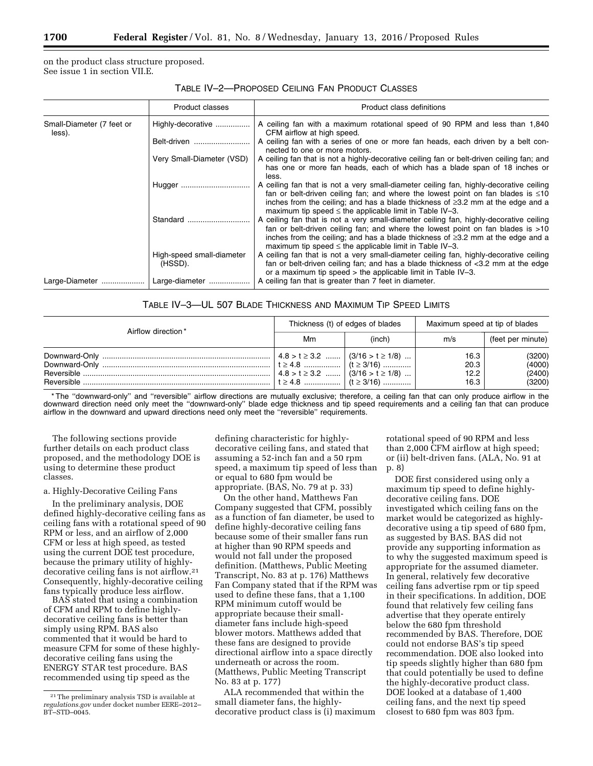on the product class structure proposed. See issue 1 in section VII.E.

TABLE IV–2—PROPOSED CEILING FAN PRODUCT CLASSES

| | Product classes | Product class definitions |
|---|---|---|
| Small-Diameter (7 feet or less). | Highly-decorative | A ceiling fan with a maximum rotational speed of 90 RPM and less than 1,840 CFM airflow at high speed. |
| | Belt-driven | A ceiling fan with a series of one or more fan heads, each driven by a belt connected to one or more motors. |
| | Very Small-Diameter (VSD) | A ceiling fan that is not a highly-decorative ceiling fan or belt-driven ceiling fan; and has one or more fan heads, each of which has a blade span of 18 inches or less. |
| | Hugger | A ceiling fan that is not a very small-diameter ceiling fan, highly-decorative ceiling fan or belt-driven ceiling fan; and where the lowest point on fan blades is ≤10 inches from the ceiling; and has a blade thickness of ≥3.2 mm at the edge and a maximum tip speed ≤ the applicable limit in Table IV–3. |
| | Standard | A ceiling fan that is not a very small-diameter ceiling fan, highly-decorative ceiling fan or belt-driven ceiling fan; and where the lowest point on fan blades is >10 inches from the ceiling; and has a blade thickness of ≥3.2 mm at the edge and a maximum tip speed ≤ the applicable limit in Table IV–3. |
| | High-speed small-diameter (HSSD). | A ceiling fan that is not a very small-diameter ceiling fan, highly-decorative ceiling fan or belt-driven ceiling fan; and has a blade thickness of <3.2 mm at the edge or a maximum tip speed > the applicable limit in Table IV–3. |
| Large-Diameter | Large-diameter | A ceiling fan that is greater than 7 feet in diameter. |

TABLE IV–3—UL 507 BLADE THICKNESS AND MAXIMUM TIP SPEED LIMITS

| Airflow direction* | Thickness (t) of edges of blades | | Maximum speed at tip of blades | |
|---|---|---|---|---|
| | Mm | (inch) | m/s | (feet per minute) |
| Downward-Only | 4.8 > t ≥ 3.2 | (3/16 > t ≥ 1/8) | 16.3 | (3200) |
| Downward-Only | t ≥ 4.8 | (t ≥ 3/16) | 20.3 | (4000) |
| Reversible | 4.8 > t ≥ 3.2 | (3/16 > t ≥ 1/8) | 12.2 | (2400) |
| Reversible | t ≥ 4.8 | (t ≥ 3/16) | 16.3 | (3200) |

* The "downward-only" and "reversible" airflow directions are mutually exclusive; therefore, a ceiling fan that can only produce airflow in the downward direction need only meet the "downward-only" blade edge thickness and tip speed requirements and a ceiling fan that can produce airflow in the downward and upward directions need only meet the "reversible" requirements.

The following sections provide further details on each product class proposed, and the methodology DOE is using to determine these product classes.

a. Highly-Decorative Ceiling Fans

In the preliminary analysis, DOE defined highly-decorative ceiling fans as ceiling fans with a rotational speed of 90 RPM or less, and an airflow of 2,000 CFM or less at high speed, as tested using the current DOE test procedure, because the primary utility of highly-decorative ceiling fans is not airflow.[21] Consequently, highly-decorative ceiling fans typically produce less airflow.

BAS stated that using a combination of CFM and RPM to define highly-decorative ceiling fans is better than simply using RPM. BAS also commented that it would be hard to measure CFM for some of these highly-decorative ceiling fans using the ENERGY STAR test procedure. BAS recommended using tip speed as the defining characteristic for highly-decorative ceiling fans, and stated that assuming a 52-inch fan and a 50 rpm speed, a maximum tip speed of less than or equal to 680 fpm would be appropriate. (BAS, No. 79 at p. 33)

On the other hand, Matthews Fan Company suggested that CFM, possibly as a function of fan diameter, be used to define highly-decorative ceiling fans because some of their smaller fans run at higher than 90 RPM speeds and would not fall under the proposed definition. (Matthews, Public Meeting Transcript, No. 83 at p. 176) Matthews Fan Company stated that if the RPM was used to define these fans, that a 1,100 RPM minimum cutoff would be appropriate because their small-diameter fans include high-speed blower motors. Matthews added that these fans are designed to provide directional airflow into a space directly underneath or across the room. (Matthews, Public Meeting Transcript No. 83 at p. 177)

ALA recommended that within the small diameter fans, the highly-decorative product class is (i) maximum rotational speed of 90 RPM and less than 2,000 CFM airflow at high speed; or (ii) belt-driven fans. (ALA, No. 91 at p. 8)

DOE first considered using only a maximum tip speed to define highly-decorative ceiling fans. DOE investigated which ceiling fans on the market would be categorized as highly-decorative using a tip speed of 680 fpm, as suggested by BAS. BAS did not provide any supporting information as to why the suggested maximum speed is appropriate for the assumed diameter. In general, relatively few decorative ceiling fans advertise rpm or tip speed in their specifications. In addition, DOE found that relatively few ceiling fans advertise that they operate entirely below the 680 fpm threshold recommended by BAS. Therefore, DOE could not endorse BAS's tip speed recommendation. DOE also looked into tip speeds slightly higher than 680 fpm that could potentially be used to define the highly-decorative product class. DOE looked at a database of 1,400 ceiling fans, and the next tip speed closest to 680 fpm was 803 fpm.

[21] The preliminary analysis TSD is available at *regulations.gov* under docket number EERE–2012–BT–STD–0045.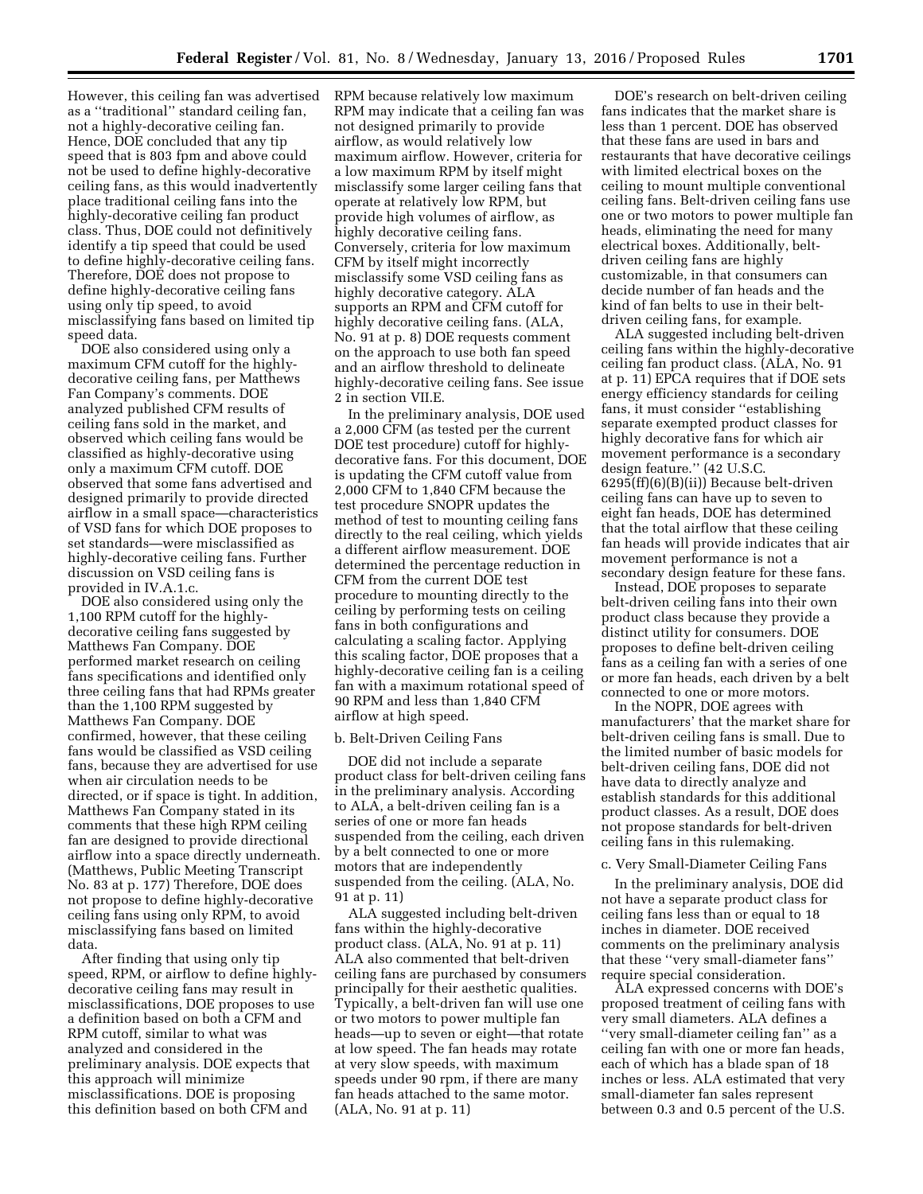However, this ceiling fan was advertised as a ''traditional'' standard ceiling fan, not a highly-decorative ceiling fan. Hence, DOE concluded that any tip speed that is 803 fpm and above could not be used to define highly-decorative ceiling fans, as this would inadvertently place traditional ceiling fans into the highly-decorative ceiling fan product class. Thus, DOE could not definitively identify a tip speed that could be used to define highly-decorative ceiling fans. Therefore, DOE does not propose to define highly-decorative ceiling fans using only tip speed, to avoid misclassifying fans based on limited tip speed data.

DOE also considered using only a maximum CFM cutoff for the highly-decorative ceiling fans, per Matthews Fan Company's comments. DOE analyzed published CFM results of ceiling fans sold in the market, and observed which ceiling fans would be classified as highly-decorative using only a maximum CFM cutoff. DOE observed that some fans advertised and designed primarily to provide directed airflow in a small space—characteristics of VSD fans for which DOE proposes to set standards—were misclassified as highly-decorative ceiling fans. Further discussion on VSD ceiling fans is provided in IV.A.1.c.

DOE also considered using only the 1,100 RPM cutoff for the highly-decorative ceiling fans suggested by Matthews Fan Company. DOE performed market research on ceiling fans specifications and identified only three ceiling fans that had RPMs greater than the 1,100 RPM suggested by Matthews Fan Company. DOE confirmed, however, that these ceiling fans would be classified as VSD ceiling fans, because they are advertised for use when air circulation needs to be directed, or if space is tight. In addition, Matthews Fan Company stated in its comments that these high RPM ceiling fan are designed to provide directional airflow into a space directly underneath. (Matthews, Public Meeting Transcript No. 83 at p. 177) Therefore, DOE does not propose to define highly-decorative ceiling fans using only RPM, to avoid misclassifying fans based on limited data.

After finding that using only tip speed, RPM, or airflow to define highly-decorative ceiling fans may result in misclassifications, DOE proposes to use a definition based on both a CFM and RPM cutoff, similar to what was analyzed and considered in the preliminary analysis. DOE expects that this approach will minimize misclassifications. DOE is proposing this definition based on both CFM and RPM because relatively low maximum RPM may indicate that a ceiling fan was not designed primarily to provide airflow, as would relatively low maximum airflow. However, criteria for a low maximum RPM by itself might misclassify some larger ceiling fans that operate at relatively low RPM, but provide high volumes of airflow, as highly decorative ceiling fans. Conversely, criteria for low maximum CFM by itself might incorrectly misclassify some VSD ceiling fans as highly decorative category. ALA supports an RPM and CFM cutoff for highly decorative ceiling fans. (ALA, No. 91 at p. 8) DOE requests comment on the approach to use both fan speed and an airflow threshold to delineate highly-decorative ceiling fans. See issue 2 in section VII.E.

In the preliminary analysis, DOE used a 2,000 CFM (as tested per the current DOE test procedure) cutoff for highly-decorative fans. For this document, DOE is updating the CFM cutoff value from 2,000 CFM to 1,840 CFM because the test procedure SNOPR updates the method of test to mounting ceiling fans directly to the real ceiling, which yields a different airflow measurement. DOE determined the percentage reduction in CFM from the current DOE test procedure to mounting directly to the ceiling by performing tests on ceiling fans in both configurations and calculating a scaling factor. Applying this scaling factor, DOE proposes that a highly-decorative ceiling fan is a ceiling fan with a maximum rotational speed of 90 RPM and less than 1,840 CFM airflow at high speed.

b. Belt-Driven Ceiling Fans

DOE did not include a separate product class for belt-driven ceiling fans in the preliminary analysis. According to ALA, a belt-driven ceiling fan is a series of one or more fan heads suspended from the ceiling, each driven by a belt connected to one or more motors that are independently suspended from the ceiling. (ALA, No. 91 at p. 11)

ALA suggested including belt-driven fans within the highly-decorative product class. (ALA, No. 91 at p. 11) ALA also commented that belt-driven ceiling fans are purchased by consumers principally for their aesthetic qualities. Typically, a belt-driven fan will use one or two motors to power multiple fan heads—up to seven or eight—that rotate at low speed. The fan heads may rotate at very slow speeds, with maximum speeds under 90 rpm, if there are many fan heads attached to the same motor. (ALA, No. 91 at p. 11)

DOE's research on belt-driven ceiling fans indicates that the market share is less than 1 percent. DOE has observed that these fans are used in bars and restaurants that have decorative ceilings with limited electrical boxes on the ceiling to mount multiple conventional ceiling fans. Belt-driven ceiling fans use one or two motors to power multiple fan heads, eliminating the need for many electrical boxes. Additionally, belt-driven ceiling fans are highly customizable, in that consumers can decide number of fan heads and the kind of fan belts to use in their belt-driven ceiling fans, for example.

ALA suggested including belt-driven ceiling fans within the highly-decorative ceiling fan product class. (ALA, No. 91 at p. 11) EPCA requires that if DOE sets energy efficiency standards for ceiling fans, it must consider ''establishing separate exempted product classes for highly decorative fans for which air movement performance is a secondary design feature.'' (42 U.S.C. 6295(ff)(6)(B)(ii)) Because belt-driven ceiling fans can have up to seven to eight fan heads, DOE has determined that the total airflow that these ceiling fan heads will provide indicates that air movement performance is not a secondary design feature for these fans.

Instead, DOE proposes to separate belt-driven ceiling fans into their own product class because they provide a distinct utility for consumers. DOE proposes to define belt-driven ceiling fans as a ceiling fan with a series of one or more fan heads, each driven by a belt connected to one or more motors.

In the NOPR, DOE agrees with manufacturers' that the market share for belt-driven ceiling fans is small. Due to the limited number of basic models for belt-driven ceiling fans, DOE did not have data to directly analyze and establish standards for this additional product classes. As a result, DOE does not propose standards for belt-driven ceiling fans in this rulemaking.

c. Very Small-Diameter Ceiling Fans

In the preliminary analysis, DOE did not have a separate product class for ceiling fans less than or equal to 18 inches in diameter. DOE received comments on the preliminary analysis that these ''very small-diameter fans'' require special consideration.

ALA expressed concerns with DOE's proposed treatment of ceiling fans with very small diameters. ALA defines a ''very small-diameter ceiling fan'' as a ceiling fan with one or more fan heads, each of which has a blade span of 18 inches or less. ALA estimated that very small-diameter fan sales represent between 0.3 and 0.5 percent of the U.S.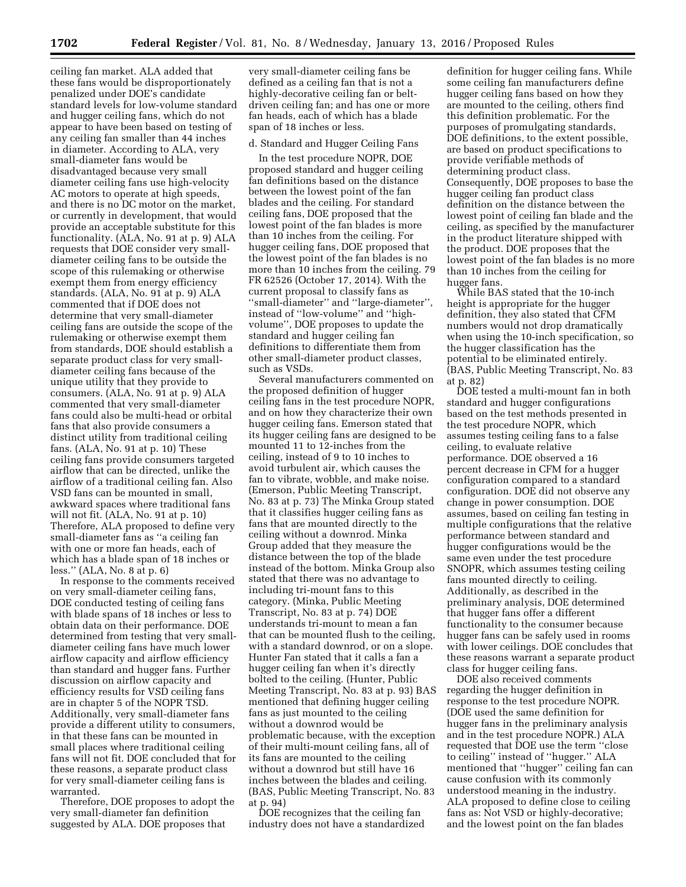ceiling fan market. ALA added that these fans would be disproportionately penalized under DOE's candidate standard levels for low-volume standard and hugger ceiling fans, which do not appear to have been based on testing of any ceiling fan smaller than 44 inches in diameter. According to ALA, very small-diameter fans would be disadvantaged because very small diameter ceiling fans use high-velocity AC motors to operate at high speeds, and there is no DC motor on the market, or currently in development, that would provide an acceptable substitute for this functionality. (ALA, No. 91 at p. 9) ALA requests that DOE consider very small-diameter ceiling fans to be outside the scope of this rulemaking or otherwise exempt them from energy efficiency standards. (ALA, No. 91 at p. 9) ALA commented that if DOE does not determine that very small-diameter ceiling fans are outside the scope of the rulemaking or otherwise exempt them from standards, DOE should establish a separate product class for very small-diameter ceiling fans because of the unique utility that they provide to consumers. (ALA, No. 91 at p. 9) ALA commented that very small-diameter fans could also be multi-head or orbital fans that also provide consumers a distinct utility from traditional ceiling fans. (ALA, No. 91 at p. 10) These ceiling fans provide consumers targeted airflow that can be directed, unlike the airflow of a traditional ceiling fan. Also VSD fans can be mounted in small, awkward spaces where traditional fans will not fit. (ALA, No. 91 at p. 10) Therefore, ALA proposed to define very small-diameter fans as ''a ceiling fan with one or more fan heads, each of which has a blade span of 18 inches or less.'' (ALA, No. 8 at p. 6)

In response to the comments received on very small-diameter ceiling fans, DOE conducted testing of ceiling fans with blade spans of 18 inches or less to obtain data on their performance. DOE determined from testing that very small-diameter ceiling fans have much lower airflow capacity and airflow efficiency than standard and hugger fans. Further discussion on airflow capacity and efficiency results for VSD ceiling fans are in chapter 5 of the NOPR TSD. Additionally, very small-diameter fans provide a different utility to consumers, in that these fans can be mounted in small places where traditional ceiling fans will not fit. DOE concluded that for these reasons, a separate product class for very small-diameter ceiling fans is warranted.

Therefore, DOE proposes to adopt the very small-diameter fan definition suggested by ALA. DOE proposes that very small-diameter ceiling fans be defined as a ceiling fan that is not a highly-decorative ceiling fan or belt-driven ceiling fan; and has one or more fan heads, each of which has a blade span of 18 inches or less.

d. Standard and Hugger Ceiling Fans

In the test procedure NOPR, DOE proposed standard and hugger ceiling fan definitions based on the distance between the lowest point of the fan blades and the ceiling. For standard ceiling fans, DOE proposed that the lowest point of the fan blades is more than 10 inches from the ceiling. For hugger ceiling fans, DOE proposed that the lowest point of the fan blades is no more than 10 inches from the ceiling. 79 FR 62526 (October 17, 2014). With the current proposal to classify fans as ''small-diameter'' and ''large-diameter'', instead of ''low-volume'' and ''high-volume'', DOE proposes to update the standard and hugger ceiling fan definitions to differentiate them from other small-diameter product classes, such as VSDs.

Several manufacturers commented on the proposed definition of hugger ceiling fans in the test procedure NOPR, and on how they characterize their own hugger ceiling fans. Emerson stated that its hugger ceiling fans are designed to be mounted 11 to 12-inches from the ceiling, instead of 9 to 10 inches to avoid turbulent air, which causes the fan to vibrate, wobble, and make noise. (Emerson, Public Meeting Transcript, No. 83 at p. 73) The Minka Group stated that it classifies hugger ceiling fans as fans that are mounted directly to the ceiling without a downrod. Minka Group added that they measure the distance between the top of the blade instead of the bottom. Minka Group also stated that there was no advantage to including tri-mount fans to this category. (Minka, Public Meeting Transcript, No. 83 at p. 74) DOE understands tri-mount to mean a fan that can be mounted flush to the ceiling, with a standard downrod, or on a slope. Hunter Fan stated that it calls a fan a hugger ceiling fan when it's directly bolted to the ceiling. (Hunter, Public Meeting Transcript, No. 83 at p. 93) BAS mentioned that defining hugger ceiling fans as just mounted to the ceiling without a downrod would be problematic because, with the exception of their multi-mount ceiling fans, all of its fans are mounted to the ceiling without a downrod but still have 16 inches between the blades and ceiling. (BAS, Public Meeting Transcript, No. 83 at p. 94)

DOE recognizes that the ceiling fan industry does not have a standardized definition for hugger ceiling fans. While some ceiling fan manufacturers define hugger ceiling fans based on how they are mounted to the ceiling, others find this definition problematic. For the purposes of promulgating standards, DOE definitions, to the extent possible, are based on product specifications to provide verifiable methods of determining product class. Consequently, DOE proposes to base the hugger ceiling fan product class definition on the distance between the lowest point of ceiling fan blade and the ceiling, as specified by the manufacturer in the product literature shipped with the product. DOE proposes that the lowest point of the fan blades is no more than 10 inches from the ceiling for hugger fans.

While BAS stated that the 10-inch height is appropriate for the hugger definition, they also stated that CFM numbers would not drop dramatically when using the 10-inch specification, so the hugger classification has the potential to be eliminated entirely. (BAS, Public Meeting Transcript, No. 83 at p. 82)

DOE tested a multi-mount fan in both standard and hugger configurations based on the test methods presented in the test procedure NOPR, which assumes testing ceiling fans to a false ceiling, to evaluate relative performance. DOE observed a 16 percent decrease in CFM for a hugger configuration compared to a standard configuration. DOE did not observe any change in power consumption. DOE assumes, based on ceiling fan testing in multiple configurations that the relative performance between standard and hugger configurations would be the same even under the test procedure SNOPR, which assumes testing ceiling fans mounted directly to ceiling. Additionally, as described in the preliminary analysis, DOE determined that hugger fans offer a different functionality to the consumer because hugger fans can be safely used in rooms with lower ceilings. DOE concludes that these reasons warrant a separate product class for hugger ceiling fans.

DOE also received comments regarding the hugger definition in response to the test procedure NOPR. (DOE used the same definition for hugger fans in the preliminary analysis and in the test procedure NOPR.) ALA requested that DOE use the term ''close to ceiling'' instead of ''hugger.'' ALA mentioned that ''hugger'' ceiling fan can cause confusion with its commonly understood meaning in the industry. ALA proposed to define close to ceiling fans as: Not VSD or highly-decorative; and the lowest point on the fan blades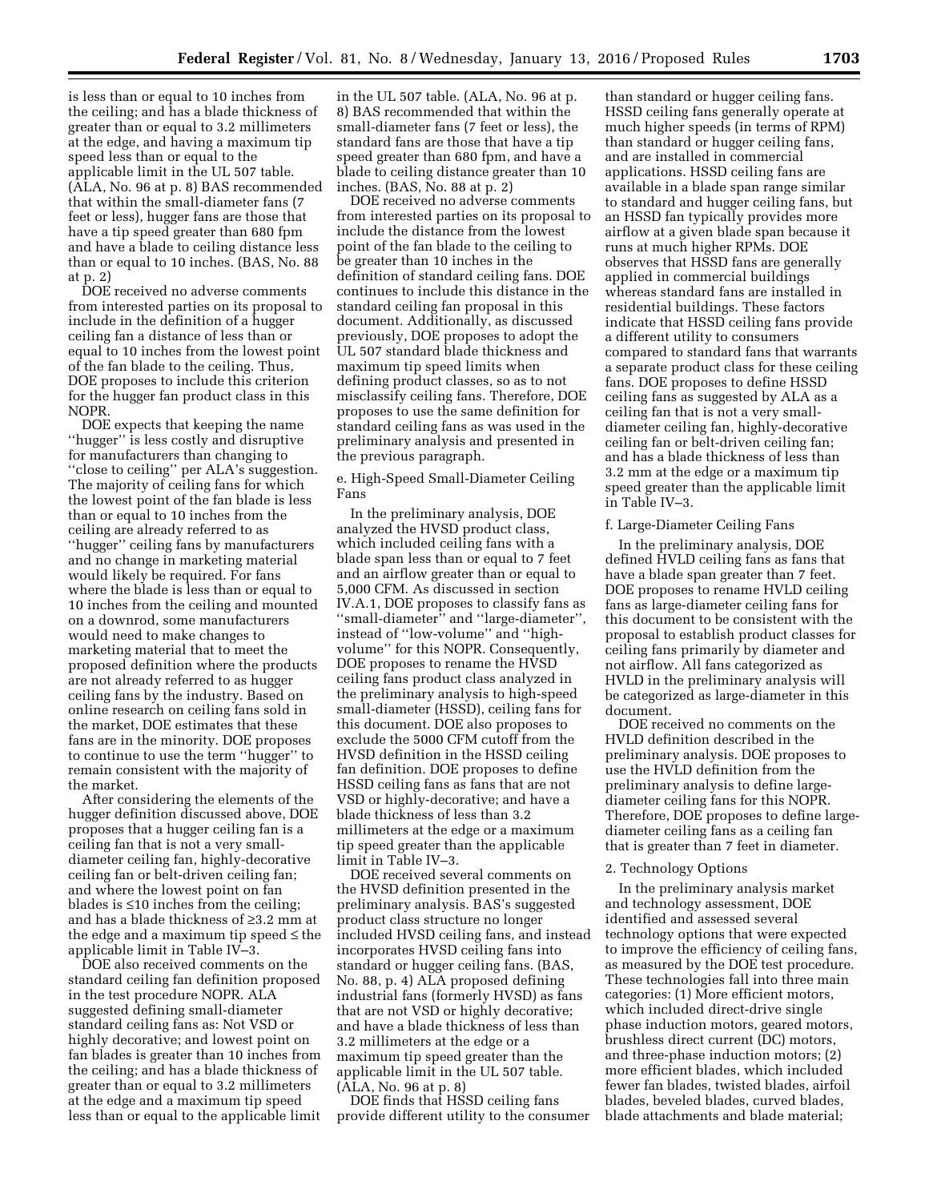is less than or equal to 10 inches from the ceiling; and has a blade thickness of greater than or equal to 3.2 millimeters at the edge, and having a maximum tip speed less than or equal to the applicable limit in the UL 507 table. (ALA, No. 96 at p. 8) BAS recommended that within the small-diameter fans (7 feet or less), hugger fans are those that have a tip speed greater than 680 fpm and have a blade to ceiling distance less than or equal to 10 inches. (BAS, No. 88 at p. 2)

DOE received no adverse comments from interested parties on its proposal to include in the definition of a hugger ceiling fan a distance of less than or equal to 10 inches from the lowest point of the fan blade to the ceiling. Thus, DOE proposes to include this criterion for the hugger fan product class in this NOPR.

DOE expects that keeping the name ''hugger'' is less costly and disruptive for manufacturers than changing to ''close to ceiling'' per ALA's suggestion. The majority of ceiling fans for which the lowest point of the fan blade is less than or equal to 10 inches from the ceiling are already referred to as ''hugger'' ceiling fans by manufacturers and no change in marketing material would likely be required. For fans where the blade is less than or equal to 10 inches from the ceiling and mounted on a downrod, some manufacturers would need to make changes to marketing material that to meet the proposed definition where the products are not already referred to as hugger ceiling fans by the industry. Based on online research on ceiling fans sold in the market, DOE estimates that these fans are in the minority. DOE proposes to continue to use the term ''hugger'' to remain consistent with the majority of the market.

After considering the elements of the hugger definition discussed above, DOE proposes that a hugger ceiling fan is a ceiling fan that is not a very small-diameter ceiling fan, highly-decorative ceiling fan or belt-driven ceiling fan; and where the lowest point on fan blades is ≤10 inches from the ceiling; and has a blade thickness of ≥3.2 mm at the edge and a maximum tip speed ≤ the applicable limit in Table IV–3.

DOE also received comments on the standard ceiling fan definition proposed in the test procedure NOPR. ALA suggested defining small-diameter standard ceiling fans as: Not VSD or highly decorative; and lowest point on fan blades is greater than 10 inches from the ceiling; and has a blade thickness of greater than or equal to 3.2 millimeters at the edge and a maximum tip speed less than or equal to the applicable limit in the UL 507 table. (ALA, No. 96 at p. 8) BAS recommended that within the small-diameter fans (7 feet or less), the standard fans are those that have a tip speed greater than 680 fpm, and have a blade to ceiling distance greater than 10 inches. (BAS, No. 88 at p. 2)

DOE received no adverse comments from interested parties on its proposal to include the distance from the lowest point of the fan blade to the ceiling to be greater than 10 inches in the definition of standard ceiling fans. DOE continues to include this distance in the standard ceiling fan proposal in this document. Additionally, as discussed previously, DOE proposes to adopt the UL 507 standard blade thickness and maximum tip speed limits when defining product classes, so as to not misclassify ceiling fans. Therefore, DOE proposes to use the same definition for standard ceiling fans as was used in the preliminary analysis and presented in the previous paragraph.

e. High-Speed Small-Diameter Ceiling Fans

In the preliminary analysis, DOE analyzed the HVSD product class, which included ceiling fans with a blade span less than or equal to 7 feet and an airflow greater than or equal to 5,000 CFM. As discussed in section IV.A.1, DOE proposes to classify fans as ''small-diameter'' and ''large-diameter'', instead of ''low-volume'' and ''high-volume'' for this NOPR. Consequently, DOE proposes to rename the HVSD ceiling fans product class analyzed in the preliminary analysis to high-speed small-diameter (HSSD), ceiling fans for this document. DOE also proposes to exclude the 5000 CFM cutoff from the HVSD definition in the HSSD ceiling fan definition. DOE proposes to define HSSD ceiling fans as fans that are not VSD or highly-decorative; and have a blade thickness of less than 3.2 millimeters at the edge or a maximum tip speed greater than the applicable limit in Table IV–3.

DOE received several comments on the HVSD definition presented in the preliminary analysis. BAS's suggested product class structure no longer included HVSD ceiling fans, and instead incorporates HVSD ceiling fans into standard or hugger ceiling fans. (BAS, No. 88, p. 4) ALA proposed defining industrial fans (formerly HVSD) as fans that are not VSD or highly decorative; and have a blade thickness of less than 3.2 millimeters at the edge or a maximum tip speed greater than the applicable limit in the UL 507 table. (ALA, No. 96 at p. 8)

DOE finds that HSSD ceiling fans provide different utility to the consumer than standard or hugger ceiling fans. HSSD ceiling fans generally operate at much higher speeds (in terms of RPM) than standard or hugger ceiling fans, and are installed in commercial applications. HSSD ceiling fans are available in a blade span range similar to standard and hugger ceiling fans, but an HSSD fan typically provides more airflow at a given blade span because it runs at much higher RPMs. DOE observes that HSSD fans are generally applied in commercial buildings whereas standard fans are installed in residential buildings. These factors indicate that HSSD ceiling fans provide a different utility to consumers compared to standard fans that warrants a separate product class for these ceiling fans. DOE proposes to define HSSD ceiling fans as suggested by ALA as a ceiling fan that is not a very small-diameter ceiling fan, highly-decorative ceiling fan or belt-driven ceiling fan; and has a blade thickness of less than 3.2 mm at the edge or a maximum tip speed greater than the applicable limit in Table IV–3.

f. Large-Diameter Ceiling Fans

In the preliminary analysis, DOE defined HVLD ceiling fans as fans that have a blade span greater than 7 feet. DOE proposes to rename HVLD ceiling fans as large-diameter ceiling fans for this document to be consistent with the proposal to establish product classes for ceiling fans primarily by diameter and not airflow. All fans categorized as HVLD in the preliminary analysis will be categorized as large-diameter in this document.

DOE received no comments on the HVLD definition described in the preliminary analysis. DOE proposes to use the HVLD definition from the preliminary analysis to define large-diameter ceiling fans for this NOPR. Therefore, DOE proposes to define large-diameter ceiling fans as a ceiling fan that is greater than 7 feet in diameter.

2. Technology Options

In the preliminary analysis market and technology assessment, DOE identified and assessed several technology options that were expected to improve the efficiency of ceiling fans, as measured by the DOE test procedure. These technologies fall into three main categories: (1) More efficient motors, which included direct-drive single phase induction motors, geared motors, brushless direct current (DC) motors, and three-phase induction motors; (2) more efficient blades, which included fewer fan blades, twisted blades, airfoil blades, beveled blades, curved blades, blade attachments and blade material;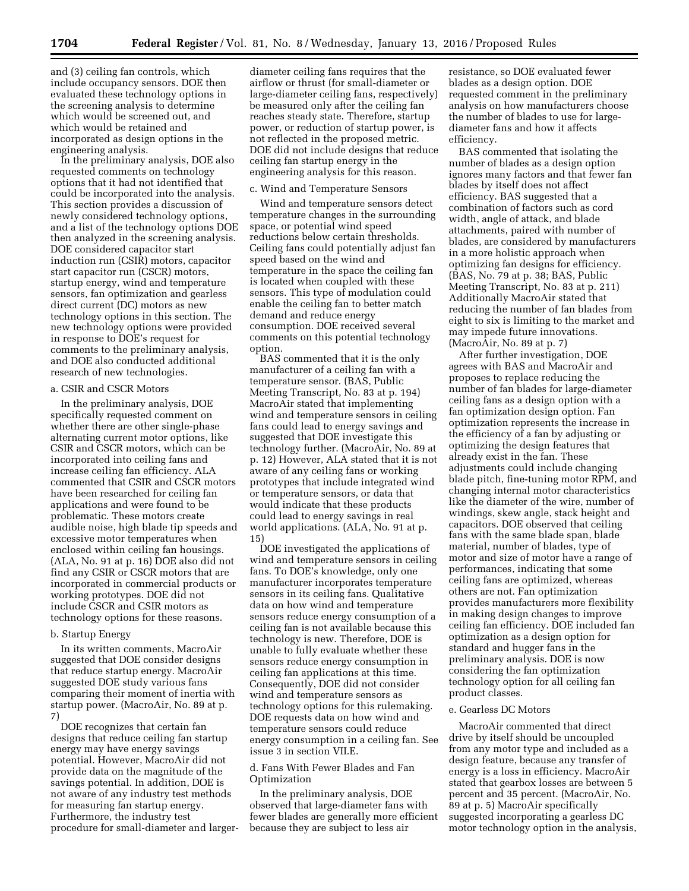and (3) ceiling fan controls, which include occupancy sensors. DOE then evaluated these technology options in the screening analysis to determine which would be screened out, and which would be retained and incorporated as design options in the engineering analysis.

In the preliminary analysis, DOE also requested comments on technology options that it had not identified that could be incorporated into the analysis. This section provides a discussion of newly considered technology options, and a list of the technology options DOE then analyzed in the screening analysis. DOE considered capacitor start induction run (CSIR) motors, capacitor start capacitor run (CSCR) motors, startup energy, wind and temperature sensors, fan optimization and gearless direct current (DC) motors as new technology options in this section. The new technology options were provided in response to DOE's request for comments to the preliminary analysis, and DOE also conducted additional research of new technologies.

a. CSIR and CSCR Motors

In the preliminary analysis, DOE specifically requested comment on whether there are other single-phase alternating current motor options, like CSIR and CSCR motors, which can be incorporated into ceiling fans and increase ceiling fan efficiency. ALA commented that CSIR and CSCR motors have been researched for ceiling fan applications and were found to be problematic. These motors create audible noise, high blade tip speeds and excessive motor temperatures when enclosed within ceiling fan housings. (ALA, No. 91 at p. 16) DOE also did not find any CSIR or CSCR motors that are incorporated in commercial products or working prototypes. DOE did not include CSCR and CSIR motors as technology options for these reasons.

b. Startup Energy

In its written comments, MacroAir suggested that DOE consider designs that reduce startup energy. MacroAir suggested DOE study various fans comparing their moment of inertia with startup power. (MacroAir, No. 89 at p. 7)

DOE recognizes that certain fan designs that reduce ceiling fan startup energy may have energy savings potential. However, MacroAir did not provide data on the magnitude of the savings potential. In addition, DOE is not aware of any industry test methods for measuring fan startup energy. Furthermore, the industry test procedure for small-diameter and larger-diameter ceiling fans requires that the airflow or thrust (for small-diameter or large-diameter ceiling fans, respectively) be measured only after the ceiling fan reaches steady state. Therefore, startup power, or reduction of startup power, is not reflected in the proposed metric. DOE did not include designs that reduce ceiling fan startup energy in the engineering analysis for this reason.

c. Wind and Temperature Sensors

Wind and temperature sensors detect temperature changes in the surrounding space, or potential wind speed reductions below certain thresholds. Ceiling fans could potentially adjust fan speed based on the wind and temperature in the space the ceiling fan is located when coupled with these sensors. This type of modulation could enable the ceiling fan to better match demand and reduce energy consumption. DOE received several comments on this potential technology option.

BAS commented that it is the only manufacturer of a ceiling fan with a temperature sensor. (BAS, Public Meeting Transcript, No. 83 at p. 194) MacroAir stated that implementing wind and temperature sensors in ceiling fans could lead to energy savings and suggested that DOE investigate this technology further. (MacroAir, No. 89 at p. 12) However, ALA stated that it is not aware of any ceiling fans or working prototypes that include integrated wind or temperature sensors, or data that would indicate that these products could lead to energy savings in real world applications. (ALA, No. 91 at p. 15)

DOE investigated the applications of wind and temperature sensors in ceiling fans. To DOE's knowledge, only one manufacturer incorporates temperature sensors in its ceiling fans. Qualitative data on how wind and temperature sensors reduce energy consumption of a ceiling fan is not available because this technology is new. Therefore, DOE is unable to fully evaluate whether these sensors reduce energy consumption in ceiling fan applications at this time. Consequently, DOE did not consider wind and temperature sensors as technology options for this rulemaking. DOE requests data on how wind and temperature sensors could reduce energy consumption in a ceiling fan. See issue 3 in section VII.E.

d. Fans With Fewer Blades and Fan Optimization

In the preliminary analysis, DOE observed that large-diameter fans with fewer blades are generally more efficient because they are subject to less air resistance, so DOE evaluated fewer blades as a design option. DOE requested comment in the preliminary analysis on how manufacturers choose the number of blades to use for large-diameter fans and how it affects efficiency.

BAS commented that isolating the number of blades as a design option ignores many factors and that fewer fan blades by itself does not affect efficiency. BAS suggested that a combination of factors such as cord width, angle of attack, and blade attachments, paired with number of blades, are considered by manufacturers in a more holistic approach when optimizing fan designs for efficiency. (BAS, No. 79 at p. 38; BAS, Public Meeting Transcript, No. 83 at p. 211) Additionally MacroAir stated that reducing the number of fan blades from eight to six is limiting to the market and may impede future innovations. (MacroAir, No. 89 at p. 7)

After further investigation, DOE agrees with BAS and MacroAir and proposes to replace reducing the number of fan blades for large-diameter ceiling fans as a design option with a fan optimization design option. Fan optimization represents the increase in the efficiency of a fan by adjusting or optimizing the design features that already exist in the fan. These adjustments could include changing blade pitch, fine-tuning motor RPM, and changing internal motor characteristics like the diameter of the wire, number of windings, skew angle, stack height and capacitors. DOE observed that ceiling fans with the same blade span, blade material, number of blades, type of motor and size of motor have a range of performances, indicating that some ceiling fans are optimized, whereas others are not. Fan optimization provides manufacturers more flexibility in making design changes to improve ceiling fan efficiency. DOE included fan optimization as a design option for standard and hugger fans in the preliminary analysis. DOE is now considering the fan optimization technology option for all ceiling fan product classes.

e. Gearless DC Motors

MacroAir commented that direct drive by itself should be uncoupled from any motor type and included as a design feature, because any transfer of energy is a loss in efficiency. MacroAir stated that gearbox losses are between 5 percent and 35 percent. (MacroAir, No. 89 at p. 5) MacroAir specifically suggested incorporating a gearless DC motor technology option in the analysis,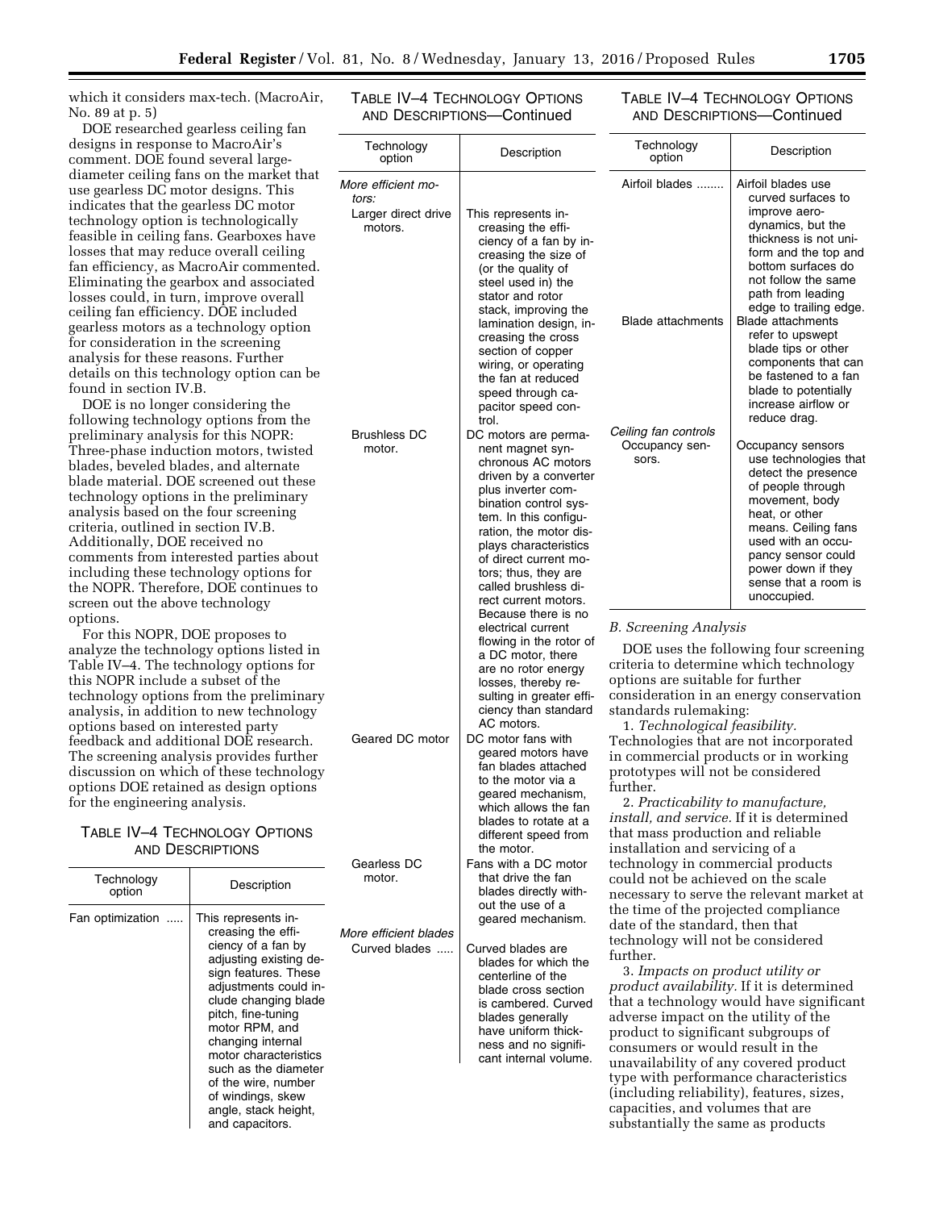which it considers max-tech. (MacroAir, No. 89 at p. 5)

DOE researched gearless ceiling fan designs in response to MacroAir's comment. DOE found several large-diameter ceiling fans on the market that use gearless DC motor designs. This indicates that the gearless DC motor technology option is technologically feasible in ceiling fans. Gearboxes have losses that may reduce overall ceiling fan efficiency, as MacroAir commented. Eliminating the gearbox and associated losses could, in turn, improve overall ceiling fan efficiency. DOE included gearless motors as a technology option for consideration in the screening analysis for these reasons. Further details on this technology option can be found in section IV.B.

DOE is no longer considering the following technology options from the preliminary analysis for this NOPR: Three-phase induction motors, twisted blades, beveled blades, and alternate blade material. DOE screened out these technology options in the preliminary analysis based on the four screening criteria, outlined in section IV.B. Additionally, DOE received no comments from interested parties about including these technology options for the NOPR. Therefore, DOE continues to screen out the above technology options.

For this NOPR, DOE proposes to analyze the technology options listed in Table IV–4. The technology options for this NOPR include a subset of the technology options from the preliminary analysis, in addition to new technology options based on interested party feedback and additional DOE research. The screening analysis provides further discussion on which of these technology options DOE retained as design options for the engineering analysis.

TABLE IV–4 TECHNOLOGY OPTIONS AND DESCRIPTIONS

| Technology option | Description |
|---|---|
| Fan optimization | This represents increasing the efficiency of a fan by adjusting existing design features. These adjustments could include changing blade pitch, fine-tuning motor RPM, and changing internal motor characteristics such as the diameter of the wire, number of windings, skew angle, stack height, and capacitors. |
| *More efficient motors:* | |
| Larger direct drive motors. | This represents increasing the efficiency of a fan by increasing the size of (or the quality of steel used in) the stator and rotor stack, improving the lamination design, increasing the cross section of copper wiring, or operating the fan at reduced speed through capacitor speed control. |
| Brushless DC motor. | DC motors are permanent magnet synchronous AC motors driven by a converter plus inverter combination control system. In this configuration, the motor displays characteristics of direct current motors; thus, they are called brushless direct current motors. Because there is no electrical current flowing in the rotor of a DC motor, there are no rotor energy losses, thereby resulting in greater efficiency than standard AC motors. |
| Geared DC motor | DC motor fans with geared motors have fan blades attached to the motor via a geared mechanism, which allows the fan blades to rotate at a different speed from the motor. |
| Gearless DC motor. | Fans with a DC motor that drive the fan blades directly without the use of a geared mechanism. |
| *More efficient blades* | |
| Curved blades | Curved blades are blades for which the centerline of the blade cross section is cambered. Curved blades generally have uniform thickness and no significant internal volume. |
| Airfoil blades | Airfoil blades use curved surfaces to improve aerodynamics, but the thickness is not uniform and the top and bottom surfaces do not follow the same path from leading edge to trailing edge. |
| Blade attachments | Blade attachments refer to upswept blade tips or other components that can be fastened to a fan blade to potentially increase airflow or reduce drag. |
| *Ceiling fan controls* | |
| Occupancy sensors. | Occupancy sensors use technologies that detect the presence of people through movement, body heat, or other means. Ceiling fans used with an occupancy sensor could power down if they sense that a room is unoccupied. |

### B. Screening Analysis

DOE uses the following four screening criteria to determine which technology options are suitable for further consideration in an energy conservation standards rulemaking:

1. *Technological feasibility.* Technologies that are not incorporated in commercial products or in working prototypes will not be considered further.

2. *Practicability to manufacture, install, and service.* If it is determined that mass production and reliable installation and servicing of a technology in commercial products could not be achieved on the scale necessary to serve the relevant market at the time of the projected compliance date of the standard, then that technology will not be considered further.

3. *Impacts on product utility or product availability.* If it is determined that a technology would have significant adverse impact on the utility of the product to significant subgroups of consumers or would result in the unavailability of any covered product type with performance characteristics (including reliability), features, sizes, capacities, and volumes that are substantially the same as products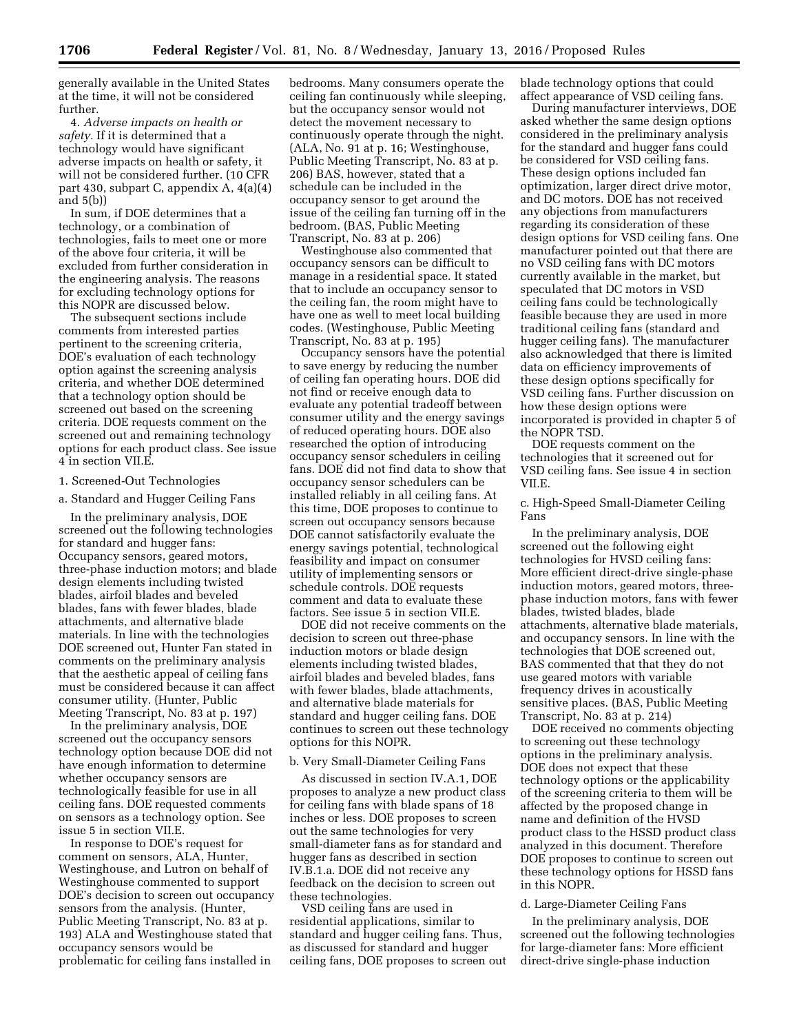generally available in the United States at the time, it will not be considered further.

4. *Adverse impacts on health or safety.* If it is determined that a technology would have significant adverse impacts on health or safety, it will not be considered further. (10 CFR part 430, subpart C, appendix A, 4(a)(4) and 5(b))

In sum, if DOE determines that a technology, or a combination of technologies, fails to meet one or more of the above four criteria, it will be excluded from further consideration in the engineering analysis. The reasons for excluding technology options for this NOPR are discussed below.

The subsequent sections include comments from interested parties pertinent to the screening criteria, DOE's evaluation of each technology option against the screening analysis criteria, and whether DOE determined that a technology option should be screened out based on the screening criteria. DOE requests comment on the screened out and remaining technology options for each product class. See issue 4 in section VII.E.

1. Screened-Out Technologies

a. Standard and Hugger Ceiling Fans

In the preliminary analysis, DOE screened out the following technologies for standard and hugger fans: Occupancy sensors, geared motors, three-phase induction motors; and blade design elements including twisted blades, airfoil blades and beveled blades, fans with fewer blades, blade attachments, and alternative blade materials. In line with the technologies DOE screened out, Hunter Fan stated in comments on the preliminary analysis that the aesthetic appeal of ceiling fans must be considered because it can affect consumer utility. (Hunter, Public Meeting Transcript, No. 83 at p. 197)

In the preliminary analysis, DOE screened out the occupancy sensors technology option because DOE did not have enough information to determine whether occupancy sensors are technologically feasible for use in all ceiling fans. DOE requested comments on sensors as a technology option. See issue 5 in section VII.E.

In response to DOE's request for comment on sensors, ALA, Hunter, Westinghouse, and Lutron on behalf of Westinghouse commented to support DOE's decision to screen out occupancy sensors from the analysis. (Hunter, Public Meeting Transcript, No. 83 at p. 193) ALA and Westinghouse stated that occupancy sensors would be problematic for ceiling fans installed in bedrooms. Many consumers operate the ceiling fan continuously while sleeping, but the occupancy sensor would not detect the movement necessary to continuously operate through the night. (ALA, No. 91 at p. 16; Westinghouse, Public Meeting Transcript, No. 83 at p. 206) BAS, however, stated that a schedule can be included in the occupancy sensor to get around the issue of the ceiling fan turning off in the bedroom. (BAS, Public Meeting Transcript, No. 83 at p. 206)

Westinghouse also commented that occupancy sensors can be difficult to manage in a residential space. It stated that to include an occupancy sensor to the ceiling fan, the room might have to have one as well to meet local building codes. (Westinghouse, Public Meeting Transcript, No. 83 at p. 195)

Occupancy sensors have the potential to save energy by reducing the number of ceiling fan operating hours. DOE did not find or receive enough data to evaluate any potential tradeoff between consumer utility and the energy savings of reduced operating hours. DOE also researched the option of introducing occupancy sensor schedulers in ceiling fans. DOE did not find data to show that occupancy sensor schedulers can be installed reliably in all ceiling fans. At this time, DOE proposes to continue to screen out occupancy sensors because DOE cannot satisfactorily evaluate the energy savings potential, technological feasibility and impact on consumer utility of implementing sensors or schedule controls. DOE requests comment and data to evaluate these factors. See issue 5 in section VII.E.

DOE did not receive comments on the decision to screen out three-phase induction motors or blade design elements including twisted blades, airfoil blades and beveled blades, fans with fewer blades, blade attachments, and alternative blade materials for standard and hugger ceiling fans. DOE continues to screen out these technology options for this NOPR.

b. Very Small-Diameter Ceiling Fans

As discussed in section IV.A.1, DOE proposes to analyze a new product class for ceiling fans with blade spans of 18 inches or less. DOE proposes to screen out the same technologies for very small-diameter fans as for standard and hugger fans as described in section IV.B.1.a. DOE did not receive any feedback on the decision to screen out these technologies.

VSD ceiling fans are used in residential applications, similar to standard and hugger ceiling fans. Thus, as discussed for standard and hugger ceiling fans, DOE proposes to screen out blade technology options that could affect appearance of VSD ceiling fans.

During manufacturer interviews, DOE asked whether the same design options considered in the preliminary analysis for the standard and hugger fans could be considered for VSD ceiling fans. These design options included fan optimization, larger direct drive motor, and DC motors. DOE has not received any objections from manufacturers regarding its consideration of these design options for VSD ceiling fans. One manufacturer pointed out that there are no VSD ceiling fans with DC motors currently available in the market, but speculated that DC motors in VSD ceiling fans could be technologically feasible because they are used in more traditional ceiling fans (standard and hugger ceiling fans). The manufacturer also acknowledged that there is limited data on efficiency improvements of these design options specifically for VSD ceiling fans. Further discussion on how these design options were incorporated is provided in chapter 5 of the NOPR TSD.

DOE requests comment on the technologies that it screened out for VSD ceiling fans. See issue 4 in section VII.E.

c. High-Speed Small-Diameter Ceiling Fans

In the preliminary analysis, DOE screened out the following eight technologies for HVSD ceiling fans: More efficient direct-drive single-phase induction motors, geared motors, three-phase induction motors, fans with fewer blades, twisted blades, blade attachments, alternative blade materials, and occupancy sensors. In line with the technologies that DOE screened out, BAS commented that that they do not use geared motors with variable frequency drives in acoustically sensitive places. (BAS, Public Meeting Transcript, No. 83 at p. 214)

DOE received no comments objecting to screening out these technology options in the preliminary analysis. DOE does not expect that these technology options or the applicability of the screening criteria to them will be affected by the proposed change in name and definition of the HVSD product class to the HSSD product class analyzed in this document. Therefore DOE proposes to continue to screen out these technology options for HSSD fans in this NOPR.

d. Large-Diameter Ceiling Fans

In the preliminary analysis, DOE screened out the following technologies for large-diameter fans: More efficient direct-drive single-phase induction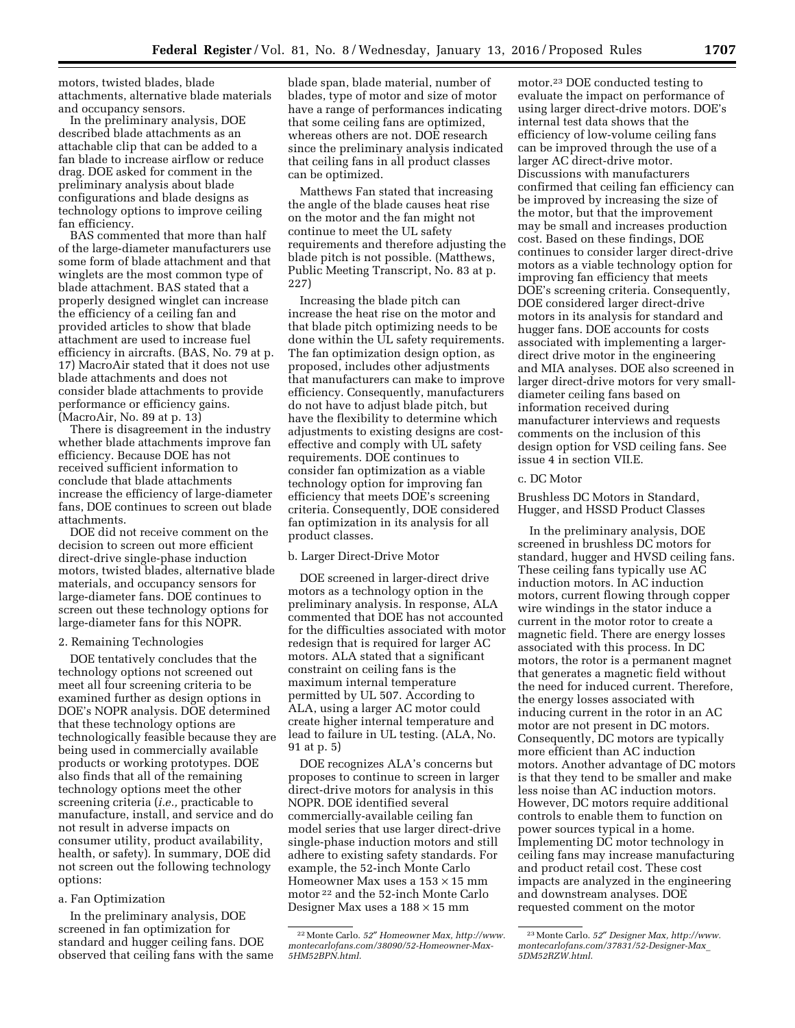motors, twisted blades, blade attachments, alternative blade materials and occupancy sensors.

In the preliminary analysis, DOE described blade attachments as an attachable clip that can be added to a fan blade to increase airflow or reduce drag. DOE asked for comment in the preliminary analysis about blade configurations and blade designs as technology options to improve ceiling fan efficiency.

BAS commented that more than half of the large-diameter manufacturers use some form of blade attachment and that winglets are the most common type of blade attachment. BAS stated that a properly designed winglet can increase the efficiency of a ceiling fan and provided articles to show that blade attachment are used to increase fuel efficiency in aircrafts. (BAS, No. 79 at p. 17) MacroAir stated that it does not use blade attachments and does not consider blade attachments to provide performance or efficiency gains. (MacroAir, No. 89 at p. 13)

There is disagreement in the industry whether blade attachments improve fan efficiency. Because DOE has not received sufficient information to conclude that blade attachments increase the efficiency of large-diameter fans, DOE continues to screen out blade attachments.

DOE did not receive comment on the decision to screen out more efficient direct-drive single-phase induction motors, twisted blades, alternative blade materials, and occupancy sensors for large-diameter fans. DOE continues to screen out these technology options for large-diameter fans for this NOPR.

2. Remaining Technologies

DOE tentatively concludes that the technology options not screened out meet all four screening criteria to be examined further as design options in DOE's NOPR analysis. DOE determined that these technology options are technologically feasible because they are being used in commercially available products or working prototypes. DOE also finds that all of the remaining technology options meet the other screening criteria (*i.e.,* practicable to manufacture, install, and service and do not result in adverse impacts on consumer utility, product availability, health, or safety). In summary, DOE did not screen out the following technology options:

a. Fan Optimization

In the preliminary analysis, DOE screened in fan optimization for standard and hugger ceiling fans. DOE observed that ceiling fans with the same blade span, blade material, number of blades, type of motor and size of motor have a range of performances indicating that some ceiling fans are optimized, whereas others are not. DOE research since the preliminary analysis indicated that ceiling fans in all product classes can be optimized.

Matthews Fan stated that increasing the angle of the blade causes heat rise on the motor and the fan might not continue to meet the UL safety requirements and therefore adjusting the blade pitch is not possible. (Matthews, Public Meeting Transcript, No. 83 at p. 227)

Increasing the blade pitch can increase the heat rise on the motor and that blade pitch optimizing needs to be done within the UL safety requirements. The fan optimization design option, as proposed, includes other adjustments that manufacturers can make to improve efficiency. Consequently, manufacturers do not have to adjust blade pitch, but have the flexibility to determine which adjustments to existing designs are cost-effective and comply with UL safety requirements. DOE continues to consider fan optimization as a viable technology option for improving fan efficiency that meets DOE's screening criteria. Consequently, DOE considered fan optimization in its analysis for all product classes.

b. Larger Direct-Drive Motor

DOE screened in larger-direct drive motors as a technology option in the preliminary analysis. In response, ALA commented that DOE has not accounted for the difficulties associated with motor redesign that is required for larger AC motors. ALA stated that a significant constraint on ceiling fans is the maximum internal temperature permitted by UL 507. According to ALA, using a larger AC motor could create higher internal temperature and lead to failure in UL testing. (ALA, No. 91 at p. 5)

DOE recognizes ALA's concerns but proposes to continue to screen in larger direct-drive motors for analysis in this NOPR. DOE identified several commercially-available ceiling fan model series that use larger direct-drive single-phase induction motors and still adhere to existing safety standards. For example, the 52-inch Monte Carlo Homeowner Max uses a 153 × 15 mm motor [22] and the 52-inch Monte Carlo Designer Max uses a 188 × 15 mm motor.[23] DOE conducted testing to evaluate the impact on performance of using larger direct-drive motors. DOE's internal test data shows that the efficiency of low-volume ceiling fans can be improved through the use of a larger AC direct-drive motor. Discussions with manufacturers confirmed that ceiling fan efficiency can be improved by increasing the size of the motor, but that the improvement may be small and increases production cost. Based on these findings, DOE continues to consider larger direct-drive motors as a viable technology option for improving fan efficiency that meets DOE's screening criteria. Consequently, DOE considered larger direct-drive motors in its analysis for standard and hugger fans. DOE accounts for costs associated with implementing a larger-direct drive motor in the engineering and MIA analyses. DOE also screened in larger direct-drive motors for very small-diameter ceiling fans based on information received during manufacturer interviews and requests comments on the inclusion of this design option for VSD ceiling fans. See issue 4 in section VII.E.

c. DC Motor

Brushless DC Motors in Standard, Hugger, and HSSD Product Classes

In the preliminary analysis, DOE screened in brushless DC motors for standard, hugger and HVSD ceiling fans. These ceiling fans typically use AC induction motors. In AC induction motors, current flowing through copper wire windings in the stator induce a current in the motor rotor to create a magnetic field. There are energy losses associated with this process. In DC motors, the rotor is a permanent magnet that generates a magnetic field without the need for induced current. Therefore, the energy losses associated with inducing current in the rotor in an AC motor are not present in DC motors. Consequently, DC motors are typically more efficient than AC induction motors. Another advantage of DC motors is that they tend to be smaller and make less noise than AC induction motors. However, DC motors require additional controls to enable them to function on power sources typical in a home. Implementing DC motor technology in ceiling fans may increase manufacturing and product retail cost. These cost impacts are analyzed in the engineering and downstream analyses. DOE requested comment on the motor

[22] Monte Carlo. *52″ Homeowner Max, http://www.montecarlofans.com/38090/52-Homeowner-Max-5HM52BPN.html.*

[23] Monte Carlo. *52″ Designer Max, http://www.montecarlofans.com/37831/52-Designer-Max_5DM52RZW.html.*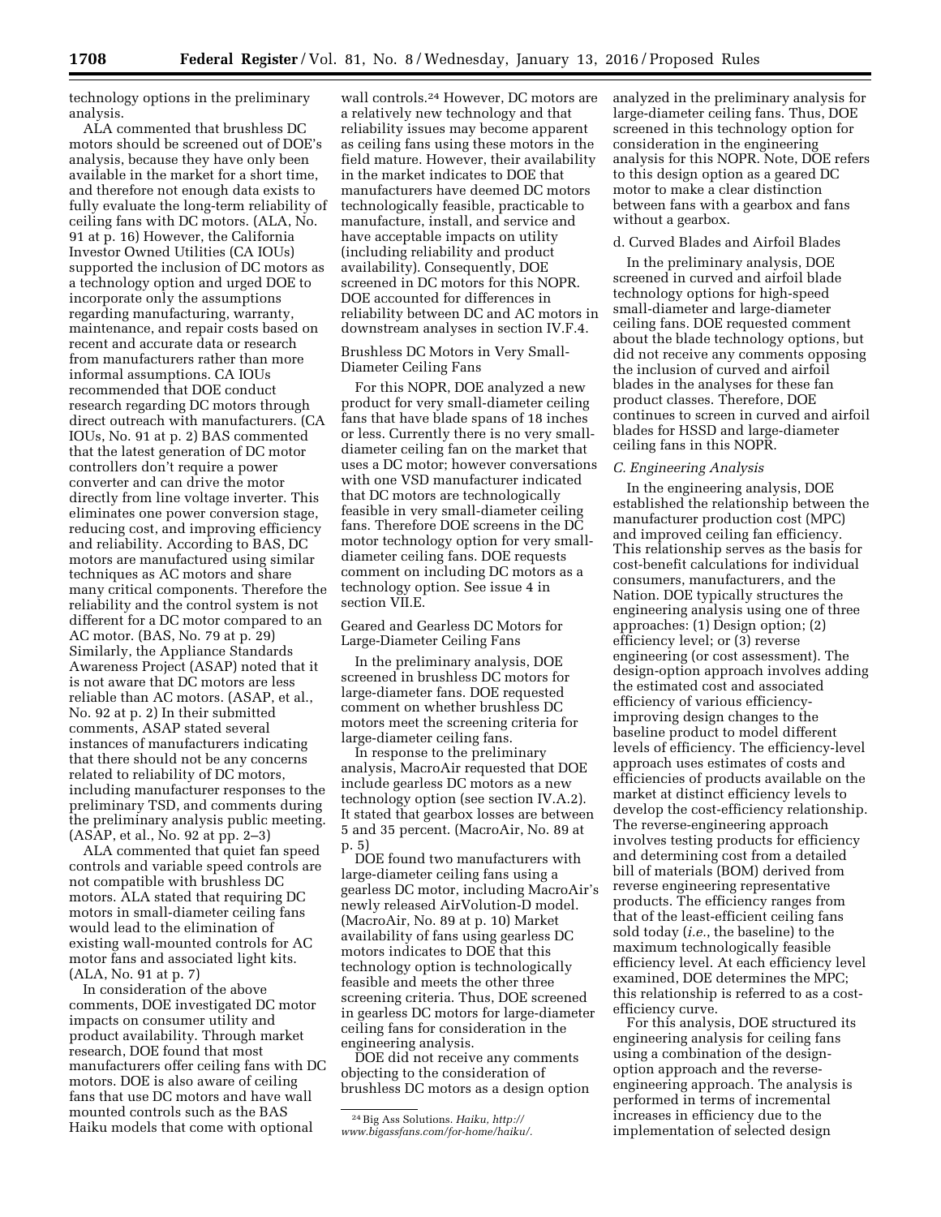technology options in the preliminary analysis.

ALA commented that brushless DC motors should be screened out of DOE's analysis, because they have only been available in the market for a short time, and therefore not enough data exists to fully evaluate the long-term reliability of ceiling fans with DC motors. (ALA, No. 91 at p. 16) However, the California Investor Owned Utilities (CA IOUs) supported the inclusion of DC motors as a technology option and urged DOE to incorporate only the assumptions regarding manufacturing, warranty, maintenance, and repair costs based on recent and accurate data or research from manufacturers rather than more informal assumptions. CA IOUs recommended that DOE conduct research regarding DC motors through direct outreach with manufacturers. (CA IOUs, No. 91 at p. 2) BAS commented that the latest generation of DC motor controllers don't require a power converter and can drive the motor directly from line voltage inverter. This eliminates one power conversion stage, reducing cost, and improving efficiency and reliability. According to BAS, DC motors are manufactured using similar techniques as AC motors and share many critical components. Therefore the reliability and the control system is not different for a DC motor compared to an AC motor. (BAS, No. 79 at p. 29) Similarly, the Appliance Standards Awareness Project (ASAP) noted that it is not aware that DC motors are less reliable than AC motors. (ASAP, et al., No. 92 at p. 2) In their submitted comments, ASAP stated several instances of manufacturers indicating that there should not be any concerns related to reliability of DC motors, including manufacturer responses to the preliminary TSD, and comments during the preliminary analysis public meeting. (ASAP, et al., No. 92 at pp. 2–3)

ALA commented that quiet fan speed controls and variable speed controls are not compatible with brushless DC motors. ALA stated that requiring DC motors in small-diameter ceiling fans would lead to the elimination of existing wall-mounted controls for AC motor fans and associated light kits. (ALA, No. 91 at p. 7)

In consideration of the above comments, DOE investigated DC motor impacts on consumer utility and product availability. Through market research, DOE found that most manufacturers offer ceiling fans with DC motors. DOE is also aware of ceiling fans that use DC motors and have wall mounted controls such as the BAS Haiku models that come with optional wall controls.[24] However, DC motors are a relatively new technology and that reliability issues may become apparent as ceiling fans using these motors in the field mature. However, their availability in the market indicates to DOE that manufacturers have deemed DC motors technologically feasible, practicable to manufacture, install, and service and have acceptable impacts on utility (including reliability and product availability). Consequently, DOE screened in DC motors for this NOPR. DOE accounted for differences in reliability between DC and AC motors in downstream analyses in section IV.F.4.

Brushless DC Motors in Very Small-Diameter Ceiling Fans

For this NOPR, DOE analyzed a new product for very small-diameter ceiling fans that have blade spans of 18 inches or less. Currently there is no very small-diameter ceiling fan on the market that uses a DC motor; however conversations with one VSD manufacturer indicated that DC motors are technologically feasible in very small-diameter ceiling fans. Therefore DOE screens in the DC motor technology option for very small-diameter ceiling fans. DOE requests comment on including DC motors as a technology option. See issue 4 in section VII.E.

Geared and Gearless DC Motors for Large-Diameter Ceiling Fans

In the preliminary analysis, DOE screened in brushless DC motors for large-diameter fans. DOE requested comment on whether brushless DC motors meet the screening criteria for large-diameter ceiling fans.

In response to the preliminary analysis, MacroAir requested that DOE include gearless DC motors as a new technology option (see section IV.A.2). It stated that gearbox losses are between 5 and 35 percent. (MacroAir, No. 89 at p. 5)

DOE found two manufacturers with large-diameter ceiling fans using a gearless DC motor, including MacroAir's newly released AirVolution-D model. (MacroAir, No. 89 at p. 10) Market availability of fans using gearless DC motors indicates to DOE that this technology option is technologically feasible and meets the other three screening criteria. Thus, DOE screened in gearless DC motors for large-diameter ceiling fans for consideration in the engineering analysis.

DOE did not receive any comments objecting to the consideration of brushless DC motors as a design option analyzed in the preliminary analysis for large-diameter ceiling fans. Thus, DOE screened in this technology option for consideration in the engineering analysis for this NOPR. Note, DOE refers to this design option as a geared DC motor to make a clear distinction between fans with a gearbox and fans without a gearbox.

d. Curved Blades and Airfoil Blades

In the preliminary analysis, DOE screened in curved and airfoil blade technology options for high-speed small-diameter and large-diameter ceiling fans. DOE requested comment about the blade technology options, but did not receive any comments opposing the inclusion of curved and airfoil blades in the analyses for these fan product classes. Therefore, DOE continues to screen in curved and airfoil blades for HSSD and large-diameter ceiling fans in this NOPR.

*C. Engineering Analysis*

In the engineering analysis, DOE established the relationship between the manufacturer production cost (MPC) and improved ceiling fan efficiency. This relationship serves as the basis for cost-benefit calculations for individual consumers, manufacturers, and the Nation. DOE typically structures the engineering analysis using one of three approaches: (1) Design option; (2) efficiency level; or (3) reverse engineering (or cost assessment). The design-option approach involves adding the estimated cost and associated efficiency of various efficiency-improving design changes to the baseline product to model different levels of efficiency. The efficiency-level approach uses estimates of costs and efficiencies of products available on the market at distinct efficiency levels to develop the cost-efficiency relationship. The reverse-engineering approach involves testing products for efficiency and determining cost from a detailed bill of materials (BOM) derived from reverse engineering representative products. The efficiency ranges from that of the least-efficient ceiling fans sold today (*i.e.*, the baseline) to the maximum technologically feasible efficiency level. At each efficiency level examined, DOE determines the MPC; this relationship is referred to as a cost-efficiency curve.

For this analysis, DOE structured its engineering analysis for ceiling fans using a combination of the design-option approach and the reverse-engineering approach. The analysis is performed in terms of incremental increases in efficiency due to the implementation of selected design

[24] Big Ass Solutions. *Haiku, http://www.bigassfans.com/for-home/haiku/.*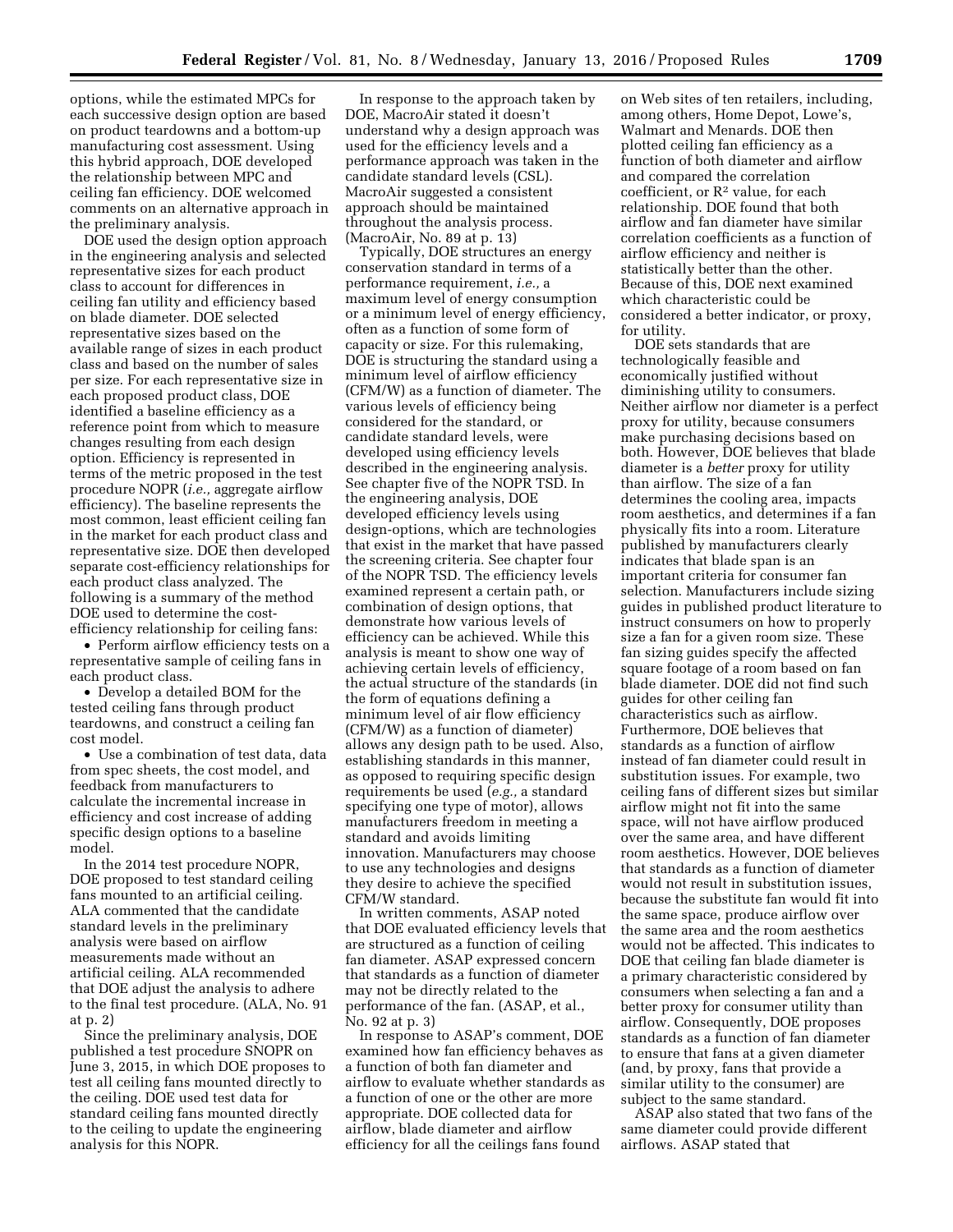options, while the estimated MPCs for each successive design option are based on product teardowns and a bottom-up manufacturing cost assessment. Using this hybrid approach, DOE developed the relationship between MPC and ceiling fan efficiency. DOE welcomed comments on an alternative approach in the preliminary analysis.

DOE used the design option approach in the engineering analysis and selected representative sizes for each product class to account for differences in ceiling fan utility and efficiency based on blade diameter. DOE selected representative sizes based on the available range of sizes in each product class and based on the number of sales per size. For each representative size in each proposed product class, DOE identified a baseline efficiency as a reference point from which to measure changes resulting from each design option. Efficiency is represented in terms of the metric proposed in the test procedure NOPR (*i.e.,* aggregate airflow efficiency). The baseline represents the most common, least efficient ceiling fan in the market for each product class and representative size. DOE then developed separate cost-efficiency relationships for each product class analyzed. The following is a summary of the method DOE used to determine the cost-efficiency relationship for ceiling fans:

- Perform airflow efficiency tests on a representative sample of ceiling fans in each product class.
- Develop a detailed BOM for the tested ceiling fans through product teardowns, and construct a ceiling fan cost model.
- Use a combination of test data, data from spec sheets, the cost model, and feedback from manufacturers to calculate the incremental increase in efficiency and cost increase of adding specific design options to a baseline model.

In the 2014 test procedure NOPR, DOE proposed to test standard ceiling fans mounted to an artificial ceiling. ALA commented that the candidate standard levels in the preliminary analysis were based on airflow measurements made without an artificial ceiling. ALA recommended that DOE adjust the analysis to adhere to the final test procedure. (ALA, No. 91 at p. 2)

Since the preliminary analysis, DOE published a test procedure SNOPR on June 3, 2015, in which DOE proposes to test all ceiling fans mounted directly to the ceiling. DOE used test data for standard ceiling fans mounted directly to the ceiling to update the engineering analysis for this NOPR.

In response to the approach taken by DOE, MacroAir stated it doesn't understand why a design approach was used for the efficiency levels and a performance approach was taken in the candidate standard levels (CSL). MacroAir suggested a consistent approach should be maintained throughout the analysis process. (MacroAir, No. 89 at p. 13)

Typically, DOE structures an energy conservation standard in terms of a performance requirement, *i.e.,* a maximum level of energy consumption or a minimum level of energy efficiency, often as a function of some form of capacity or size. For this rulemaking, DOE is structuring the standard using a minimum level of airflow efficiency (CFM/W) as a function of diameter. The various levels of efficiency being considered for the standard, or candidate standard levels, were developed using efficiency levels described in the engineering analysis. See chapter five of the NOPR TSD. In the engineering analysis, DOE developed efficiency levels using design-options, which are technologies that exist in the market that have passed the screening criteria. See chapter four of the NOPR TSD. The efficiency levels examined represent a certain path, or combination of design options, that demonstrate how various levels of efficiency can be achieved. While this analysis is meant to show one way of achieving certain levels of efficiency, the actual structure of the standards (in the form of equations defining a minimum level of air flow efficiency (CFM/W) as a function of diameter) allows any design path to be used. Also, establishing standards in this manner, as opposed to requiring specific design requirements be used (*e.g.,* a standard specifying one type of motor), allows manufacturers freedom in meeting a standard and avoids limiting innovation. Manufacturers may choose to use any technologies and designs they desire to achieve the specified CFM/W standard.

In written comments, ASAP noted that DOE evaluated efficiency levels that are structured as a function of ceiling fan diameter. ASAP expressed concern that standards as a function of diameter may not be directly related to the performance of the fan. (ASAP, et al., No. 92 at p. 3)

In response to ASAP's comment, DOE examined how fan efficiency behaves as a function of both fan diameter and airflow to evaluate whether standards as a function of one or the other are more appropriate. DOE collected data for airflow, blade diameter and airflow efficiency for all the ceilings fans found on Web sites of ten retailers, including, among others, Home Depot, Lowe's, Walmart and Menards. DOE then plotted ceiling fan efficiency as a function of both diameter and airflow and compared the correlation coefficient, or $R^2$ value, for each relationship. DOE found that both airflow and fan diameter have similar correlation coefficients as a function of airflow efficiency and neither is statistically better than the other. Because of this, DOE next examined which characteristic could be considered a better indicator, or proxy, for utility.

DOE sets standards that are technologically feasible and economically justified without diminishing utility to consumers. Neither airflow nor diameter is a perfect proxy for utility, because consumers make purchasing decisions based on both. However, DOE believes that blade diameter is a *better* proxy for utility than airflow. The size of a fan determines the cooling area, impacts room aesthetics, and determines if a fan physically fits into a room. Literature published by manufacturers clearly indicates that blade span is an important criteria for consumer fan selection. Manufacturers include sizing guides in published product literature to instruct consumers on how to properly size a fan for a given room size. These fan sizing guides specify the affected square footage of a room based on fan blade diameter. DOE did not find such guides for other ceiling fan characteristics such as airflow. Furthermore, DOE believes that standards as a function of airflow instead of fan diameter could result in substitution issues. For example, two ceiling fans of different sizes but similar airflow might not fit into the same space, will not have airflow produced over the same area, and have different room aesthetics. However, DOE believes that standards as a function of diameter would not result in substitution issues, because the substitute fan would fit into the same space, produce airflow over the same area and the room aesthetics would not be affected. This indicates to DOE that ceiling fan blade diameter is a primary characteristic considered by consumers when selecting a fan and a better proxy for consumer utility than airflow. Consequently, DOE proposes standards as a function of fan diameter to ensure that fans at a given diameter (and, by proxy, fans that provide a similar utility to the consumer) are subject to the same standard.

ASAP also stated that two fans of the same diameter could provide different airflows. ASAP stated that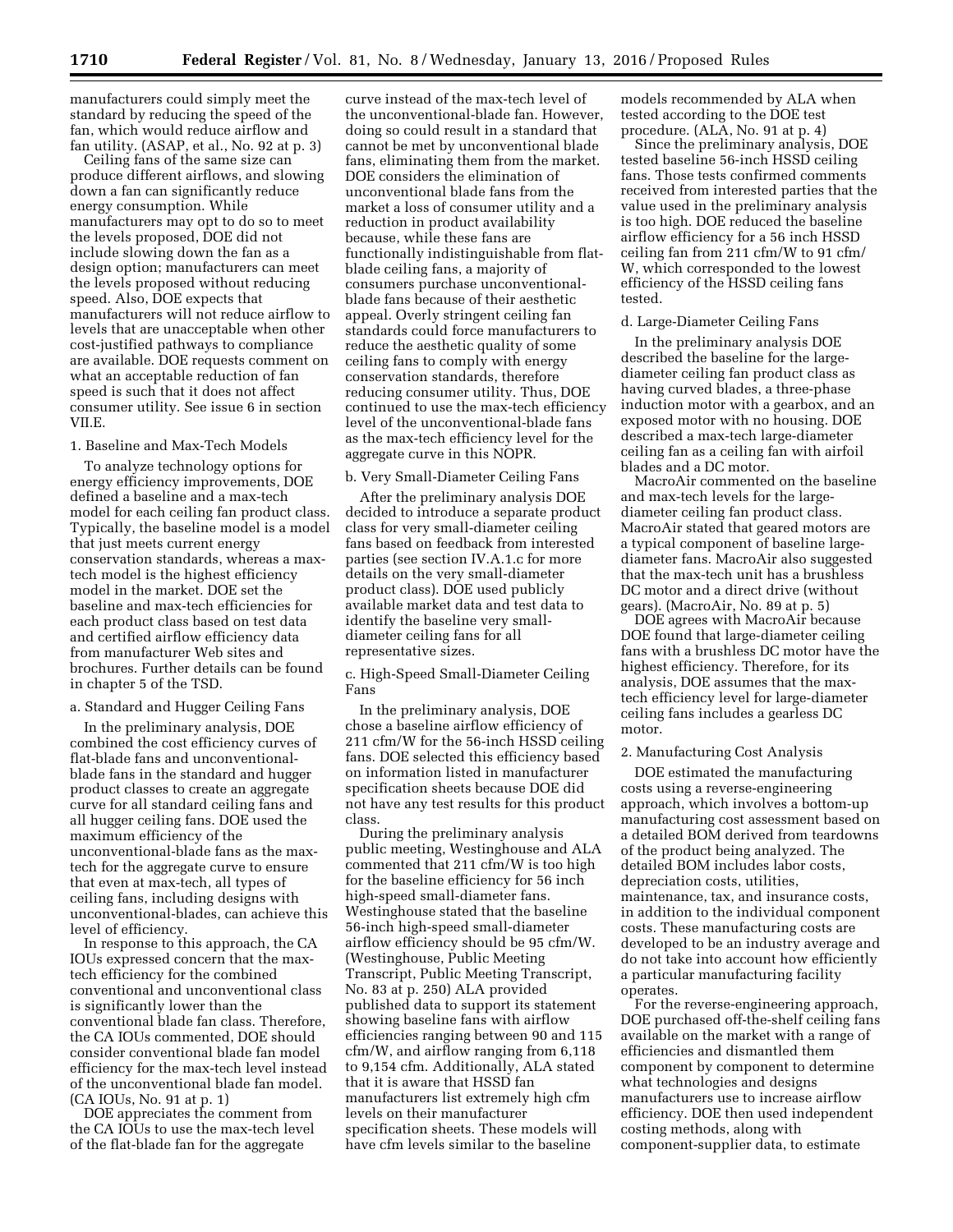manufacturers could simply meet the standard by reducing the speed of the fan, which would reduce airflow and fan utility. (ASAP, et al., No. 92 at p. 3)

Ceiling fans of the same size can produce different airflows, and slowing down a fan can significantly reduce energy consumption. While manufacturers may opt to do so to meet the levels proposed, DOE did not include slowing down the fan as a design option; manufacturers can meet the levels proposed without reducing speed. Also, DOE expects that manufacturers will not reduce airflow to levels that are unacceptable when other cost-justified pathways to compliance are available. DOE requests comment on what an acceptable reduction of fan speed is such that it does not affect consumer utility. See issue 6 in section VII.E.

1. Baseline and Max-Tech Models

To analyze technology options for energy efficiency improvements, DOE defined a baseline and a max-tech model for each ceiling fan product class. Typically, the baseline model is a model that just meets current energy conservation standards, whereas a max-tech model is the highest efficiency model in the market. DOE set the baseline and max-tech efficiencies for each product class based on test data and certified airflow efficiency data from manufacturer Web sites and brochures. Further details can be found in chapter 5 of the TSD.

a. Standard and Hugger Ceiling Fans

In the preliminary analysis, DOE combined the cost efficiency curves of flat-blade fans and unconventional-blade fans in the standard and hugger product classes to create an aggregate curve for all standard ceiling fans and all hugger ceiling fans. DOE used the maximum efficiency of the unconventional-blade fans as the max-tech for the aggregate curve to ensure that even at max-tech, all types of ceiling fans, including designs with unconventional-blades, can achieve this level of efficiency.

In response to this approach, the CA IOUs expressed concern that the max-tech efficiency for the combined conventional and unconventional class is significantly lower than the conventional blade fan class. Therefore, the CA IOUs commented, DOE should consider conventional blade fan model efficiency for the max-tech level instead of the unconventional blade fan model. (CA IOUs, No. 91 at p. 1)

DOE appreciates the comment from the CA IOUs to use the max-tech level of the flat-blade fan for the aggregate curve instead of the max-tech level of the unconventional-blade fan. However, doing so could result in a standard that cannot be met by unconventional blade fans, eliminating them from the market. DOE considers the elimination of unconventional blade fans from the market a loss of consumer utility and a reduction in product availability because, while these fans are functionally indistinguishable from flat-blade ceiling fans, a majority of consumers purchase unconventional-blade fans because of their aesthetic appeal. Overly stringent ceiling fan standards could force manufacturers to reduce the aesthetic quality of some ceiling fans to comply with energy conservation standards, therefore reducing consumer utility. Thus, DOE continued to use the max-tech efficiency level of the unconventional-blade fans as the max-tech efficiency level for the aggregate curve in this NOPR.

b. Very Small-Diameter Ceiling Fans

After the preliminary analysis DOE decided to introduce a separate product class for very small-diameter ceiling fans based on feedback from interested parties (see section IV.A.1.c for more details on the very small-diameter product class). DOE used publicly available market data and test data to identify the baseline very small-diameter ceiling fans for all representative sizes.

c. High-Speed Small-Diameter Ceiling Fans

In the preliminary analysis, DOE chose a baseline airflow efficiency of 211 cfm/W for the 56-inch HSSD ceiling fans. DOE selected this efficiency based on information listed in manufacturer specification sheets because DOE did not have any test results for this product class.

During the preliminary analysis public meeting, Westinghouse and ALA commented that 211 cfm/W is too high for the baseline efficiency for 56 inch high-speed small-diameter fans. Westinghouse stated that the baseline 56-inch high-speed small-diameter airflow efficiency should be 95 cfm/W. (Westinghouse, Public Meeting Transcript, Public Meeting Transcript, No. 83 at p. 250) ALA provided published data to support its statement showing baseline fans with airflow efficiencies ranging between 90 and 115 cfm/W, and airflow ranging from 6,118 to 9,154 cfm. Additionally, ALA stated that it is aware that HSSD fan manufacturers list extremely high cfm levels on their manufacturer specification sheets. These models will have cfm levels similar to the baseline models recommended by ALA when tested according to the DOE test procedure. (ALA, No. 91 at p. 4)

Since the preliminary analysis, DOE tested baseline 56-inch HSSD ceiling fans. Those tests confirmed comments received from interested parties that the value used in the preliminary analysis is too high. DOE reduced the baseline airflow efficiency for a 56 inch HSSD ceiling fan from 211 cfm/W to 91 cfm/W, which corresponded to the lowest efficiency of the HSSD ceiling fans tested.

d. Large-Diameter Ceiling Fans

In the preliminary analysis DOE described the baseline for the large-diameter ceiling fan product class as having curved blades, a three-phase induction motor with a gearbox, and an exposed motor with no housing. DOE described a max-tech large-diameter ceiling fan as a ceiling fan with airfoil blades and a DC motor.

MacroAir commented on the baseline and max-tech levels for the large-diameter ceiling fan product class. MacroAir stated that geared motors are a typical component of baseline large-diameter fans. MacroAir also suggested that the max-tech unit has a brushless DC motor and a direct drive (without gears). (MacroAir, No. 89 at p. 5)

DOE agrees with MacroAir because DOE found that large-diameter ceiling fans with a brushless DC motor have the highest efficiency. Therefore, for its analysis, DOE assumes that the max-tech efficiency level for large-diameter ceiling fans includes a gearless DC motor.

2. Manufacturing Cost Analysis

DOE estimated the manufacturing costs using a reverse-engineering approach, which involves a bottom-up manufacturing cost assessment based on a detailed BOM derived from teardowns of the product being analyzed. The detailed BOM includes labor costs, depreciation costs, utilities, maintenance, tax, and insurance costs, in addition to the individual component costs. These manufacturing costs are developed to be an industry average and do not take into account how efficiently a particular manufacturing facility operates.

For the reverse-engineering approach, DOE purchased off-the-shelf ceiling fans available on the market with a range of efficiencies and dismantled them component by component to determine what technologies and designs manufacturers use to increase airflow efficiency. DOE then used independent costing methods, along with component-supplier data, to estimate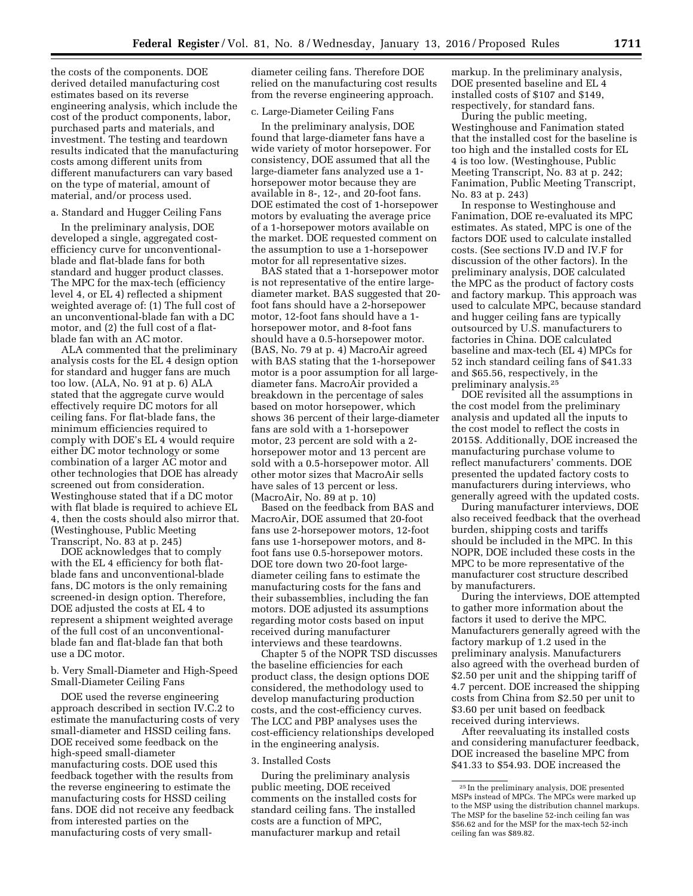the costs of the components. DOE derived detailed manufacturing cost estimates based on its reverse engineering analysis, which include the cost of the product components, labor, purchased parts and materials, and investment. The testing and teardown results indicated that the manufacturing costs among different units from different manufacturers can vary based on the type of material, amount of material, and/or process used.

a. Standard and Hugger Ceiling Fans

In the preliminary analysis, DOE developed a single, aggregated cost-efficiency curve for unconventional-blade and flat-blade fans for both standard and hugger product classes. The MPC for the max-tech (efficiency level 4, or EL 4) reflected a shipment weighted average of: (1) The full cost of an unconventional-blade fan with a DC motor, and (2) the full cost of a flat-blade fan with an AC motor.

ALA commented that the preliminary analysis costs for the EL 4 design option for standard and hugger fans are much too low. (ALA, No. 91 at p. 6) ALA stated that the aggregate curve would effectively require DC motors for all ceiling fans. For flat-blade fans, the minimum efficiencies required to comply with DOE's EL 4 would require either DC motor technology or some combination of a larger AC motor and other technologies that DOE has already screened out from consideration. Westinghouse stated that if a DC motor with flat blade is required to achieve EL 4, then the costs should also mirror that. (Westinghouse, Public Meeting Transcript, No. 83 at p. 245)

DOE acknowledges that to comply with the EL 4 efficiency for both flat-blade fans and unconventional-blade fans, DC motors is the only remaining screened-in design option. Therefore, DOE adjusted the costs at EL 4 to represent a shipment weighted average of the full cost of an unconventional-blade fan and flat-blade fan that both use a DC motor.

b. Very Small-Diameter and High-Speed Small-Diameter Ceiling Fans

DOE used the reverse engineering approach described in section IV.C.2 to estimate the manufacturing costs of very small-diameter and HSSD ceiling fans. DOE received some feedback on the high-speed small-diameter manufacturing costs. DOE used this feedback together with the results from the reverse engineering to estimate the manufacturing costs for HSSD ceiling fans. DOE did not receive any feedback from interested parties on the manufacturing costs of very small-diameter ceiling fans. Therefore DOE relied on the manufacturing cost results from the reverse engineering approach.

c. Large-Diameter Ceiling Fans

In the preliminary analysis, DOE found that large-diameter fans have a wide variety of motor horsepower. For consistency, DOE assumed that all the large-diameter fans analyzed use a 1-horsepower motor because they are available in 8-, 12-, and 20-foot fans. DOE estimated the cost of 1-horsepower motors by evaluating the average price of a 1-horsepower motors available on the market. DOE requested comment on the assumption to use a 1-horsepower motor for all representative sizes.

BAS stated that a 1-horsepower motor is not representative of the entire large-diameter market. BAS suggested that 20-foot fans should have a 2-horsepower motor, 12-foot fans should have a 1-horsepower motor, and 8-foot fans should have a 0.5-horsepower motor. (BAS, No. 79 at p. 4) MacroAir agreed with BAS stating that the 1-horsepower motor is a poor assumption for all large-diameter fans. MacroAir provided a breakdown in the percentage of sales based on motor horsepower, which shows 36 percent of their large-diameter fans are sold with a 1-horsepower motor, 23 percent are sold with a 2-horsepower motor and 13 percent are sold with a 0.5-horsepower motor. All other motor sizes that MacroAir sells have sales of 13 percent or less. (MacroAir, No. 89 at p. 10)

Based on the feedback from BAS and MacroAir, DOE assumed that 20-foot fans use 2-horsepower motors, 12-foot fans use 1-horsepower motors, and 8-foot fans use 0.5-horsepower motors. DOE tore down two 20-foot large-diameter ceiling fans to estimate the manufacturing costs for the fans and their subassemblies, including the fan motors. DOE adjusted its assumptions regarding motor costs based on input received during manufacturer interviews and these teardowns.

Chapter 5 of the NOPR TSD discusses the baseline efficiencies for each product class, the design options DOE considered, the methodology used to develop manufacturing production costs, and the cost-efficiency curves. The LCC and PBP analyses uses the cost-efficiency relationships developed in the engineering analysis.

3. Installed Costs

During the preliminary analysis public meeting, DOE received comments on the installed costs for standard ceiling fans. The installed costs are a function of MPC, manufacturer markup and retail markup. In the preliminary analysis, DOE presented baseline and EL 4 installed costs of $107 and $149, respectively, for standard fans.

During the public meeting, Westinghouse and Fanimation stated that the installed cost for the baseline is too high and the installed costs for EL 4 is too low. (Westinghouse, Public Meeting Transcript, No. 83 at p. 242; Fanimation, Public Meeting Transcript, No. 83 at p. 243)

In response to Westinghouse and Fanimation, DOE re-evaluated its MPC estimates. As stated, MPC is one of the factors DOE used to calculate installed costs. (See sections IV.D and IV.F for discussion of the other factors). In the preliminary analysis, DOE calculated the MPC as the product of factory costs and factory markup. This approach was used to calculate MPC, because standard and hugger ceiling fans are typically outsourced by U.S. manufacturers to factories in China. DOE calculated baseline and max-tech (EL 4) MPCs for 52 inch standard ceiling fans of $41.33 and $65.56, respectively, in the preliminary analysis.[25]

DOE revisited all the assumptions in the cost model from the preliminary analysis and updated all the inputs to the cost model to reflect the costs in 2015$. Additionally, DOE increased the manufacturing purchase volume to reflect manufacturers' comments. DOE presented the updated factory costs to manufacturers during interviews, who generally agreed with the updated costs.

During manufacturer interviews, DOE also received feedback that the overhead burden, shipping costs and tariffs should be included in the MPC. In this NOPR, DOE included these costs in the MPC to be more representative of the manufacturer cost structure described by manufacturers.

During the interviews, DOE attempted to gather more information about the factors it used to derive the MPC. Manufacturers generally agreed with the factory markup of 1.2 used in the preliminary analysis. Manufacturers also agreed with the overhead burden of $2.50 per unit and the shipping tariff of 4.7 percent. DOE increased the shipping costs from China from $2.50 per unit to $3.60 per unit based on feedback received during interviews.

After reevaluating its installed costs and considering manufacturer feedback, DOE increased the baseline MPC from $41.33 to $54.93. DOE increased the

[25] In the preliminary analysis, DOE presented MSPs instead of MPCs. The MPCs were marked up to the MSP using the distribution channel markups. The MSP for the baseline 52-inch ceiling fan was $56.62 and for the MSP for the max-tech 52-inch ceiling fan was $89.82.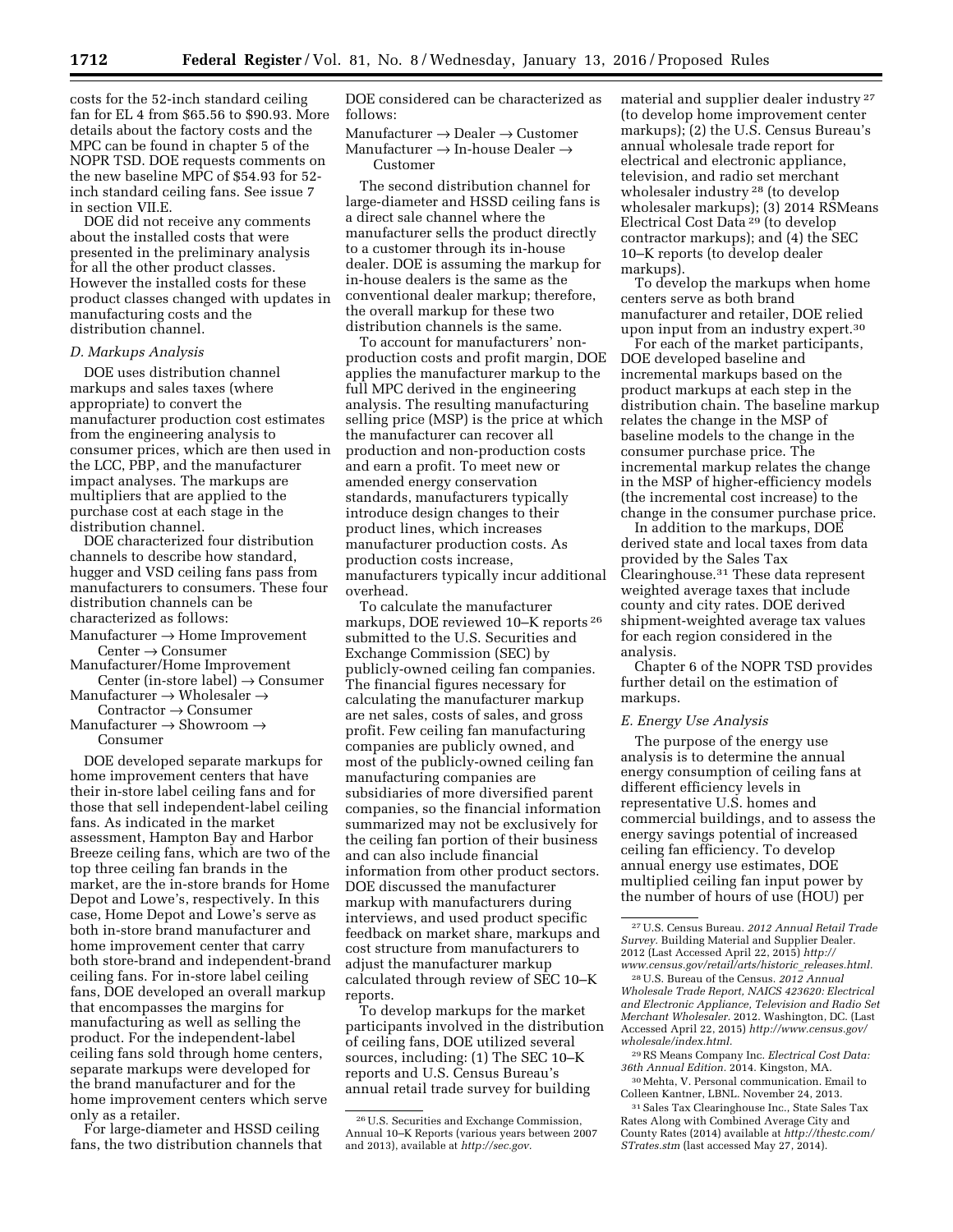costs for the 52-inch standard ceiling fan for EL 4 from $65.56 to $90.93. More details about the factory costs and the MPC can be found in chapter 5 of the NOPR TSD. DOE requests comments on the new baseline MPC of $54.93 for 52-inch standard ceiling fans. See issue 7 in section VII.E.

DOE did not receive any comments about the installed costs that were presented in the preliminary analysis for all the other product classes. However the installed costs for these product classes changed with updates in manufacturing costs and the distribution channel.

### D. Markups Analysis

DOE uses distribution channel markups and sales taxes (where appropriate) to convert the manufacturer production cost estimates from the engineering analysis to consumer prices, which are then used in the LCC, PBP, and the manufacturer impact analyses. The markups are multipliers that are applied to the purchase cost at each stage in the distribution channel.

DOE characterized four distribution channels to describe how standard, hugger and VSD ceiling fans pass from manufacturers to consumers. These four distribution channels can be characterized as follows:

Manufacturer → Home Improvement Center → Consumer
Manufacturer/Home Improvement Center (in-store label) → Consumer
Manufacturer → Wholesaler → Contractor → Consumer
Manufacturer → Showroom → Consumer

DOE developed separate markups for home improvement centers that have their in-store label ceiling fans and for those that sell independent-label ceiling fans. As indicated in the market assessment, Hampton Bay and Harbor Breeze ceiling fans, which are two of the top three ceiling fan brands in the market, are the in-store brands for Home Depot and Lowe's, respectively. In this case, Home Depot and Lowe's serve as both in-store brand manufacturer and home improvement center that carry both store-brand and independent-brand ceiling fans. For in-store label ceiling fans, DOE developed an overall markup that encompasses the margins for manufacturing as well as selling the product. For the independent-label ceiling fans sold through home centers, separate markups were developed for the brand manufacturer and for the home improvement centers which serve only as a retailer.

For large-diameter and HSSD ceiling fans, the two distribution channels that DOE considered can be characterized as follows:

Manufacturer → Dealer → Customer
Manufacturer → In-house Dealer → Customer

The second distribution channel for large-diameter and HSSD ceiling fans is a direct sale channel where the manufacturer sells the product directly to a customer through its in-house dealer. DOE is assuming the markup for in-house dealers is the same as the conventional dealer markup; therefore, the overall markup for these two distribution channels is the same.

To account for manufacturers' non-production costs and profit margin, DOE applies the manufacturer markup to the full MPC derived in the engineering analysis. The resulting manufacturing selling price (MSP) is the price at which the manufacturer can recover all production and non-production costs and earn a profit. To meet new or amended energy conservation standards, manufacturers typically introduce design changes to their product lines, which increases manufacturer production costs. As production costs increase, manufacturers typically incur additional overhead.

To calculate the manufacturer markups, DOE reviewed 10–K reports [26] submitted to the U.S. Securities and Exchange Commission (SEC) by publicly-owned ceiling fan companies. The financial figures necessary for calculating the manufacturer markup are net sales, costs of sales, and gross profit. Few ceiling fan manufacturing companies are publicly owned, and most of the publicly-owned ceiling fan manufacturing companies are subsidiaries of more diversified parent companies, so the financial information summarized may not be exclusively for the ceiling fan portion of their business and can also include financial information from other product sectors. DOE discussed the manufacturer markup with manufacturers during interviews, and used product specific feedback on market share, markups and cost structure from manufacturers to adjust the manufacturer markup calculated through review of SEC 10–K reports.

To develop markups for the market participants involved in the distribution of ceiling fans, DOE utilized several sources, including: (1) The SEC 10–K reports and U.S. Census Bureau's annual retail trade survey for building material and supplier dealer industry [27] (to develop home improvement center markups); (2) the U.S. Census Bureau's annual wholesale trade report for electrical and electronic appliance, television, and radio set merchant wholesaler industry [28] (to develop wholesaler markups); (3) 2014 RSMeans Electrical Cost Data [29] (to develop contractor markups); and (4) the SEC 10–K reports (to develop dealer markups).

To develop the markups when home centers serve as both brand manufacturer and retailer, DOE relied upon input from an industry expert.[30]

For each of the market participants, DOE developed baseline and incremental markups based on the product markups at each step in the distribution chain. The baseline markup relates the change in the MSP of baseline models to the change in the consumer purchase price. The incremental markup relates the change in the MSP of higher-efficiency models (the incremental cost increase) to the change in the consumer purchase price.

In addition to the markups, DOE derived state and local taxes from data provided by the Sales Tax Clearinghouse.[31] These data represent weighted average taxes that include county and city rates. DOE derived shipment-weighted average tax values for each region considered in the analysis.

Chapter 6 of the NOPR TSD provides further detail on the estimation of markups.

### E. Energy Use Analysis

The purpose of the energy use analysis is to determine the annual energy consumption of ceiling fans at different efficiency levels in representative U.S. homes and commercial buildings, and to assess the energy savings potential of increased ceiling fan efficiency. To develop annual energy use estimates, DOE multiplied ceiling fan input power by the number of hours of use (HOU) per

---

[26] U.S. Securities and Exchange Commission, Annual 10–K Reports (various years between 2007 and 2013), available at *http://sec.gov.*

[27] U.S. Census Bureau. *2012 Annual Retail Trade Survey.* Building Material and Supplier Dealer. 2012 (Last Accessed April 22, 2015) *http://www.census.gov/retail/arts/historic_releases.html.*

[28] U.S. Bureau of the Census. *2012 Annual Wholesale Trade Report, NAICS 423620: Electrical and Electronic Appliance, Television and Radio Set Merchant Wholesaler.* 2012. Washington, DC. (Last Accessed April 22, 2015) *http://www.census.gov/wholesale/index.html.*

[29] RS Means Company Inc. *Electrical Cost Data: 36th Annual Edition.* 2014. Kingston, MA.

[30] Mehta, V. Personal communication. Email to Colleen Kantner, LBNL. November 24, 2013.

[31] Sales Tax Clearinghouse Inc., State Sales Tax Rates Along with Combined Average City and County Rates (2014) available at *http://thestc.com/STrates.stm* (last accessed May 27, 2014).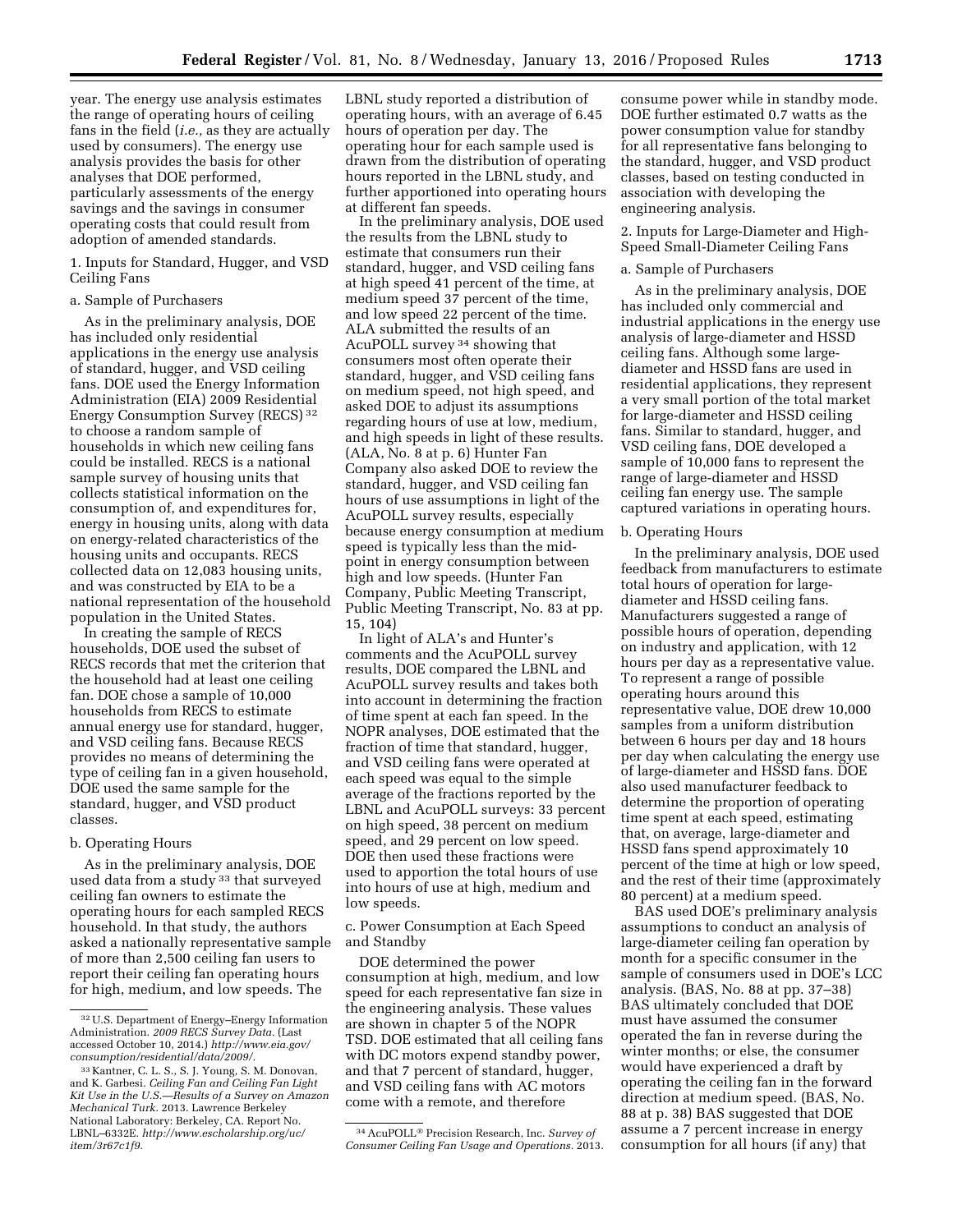year. The energy use analysis estimates the range of operating hours of ceiling fans in the field (*i.e.,* as they are actually used by consumers). The energy use analysis provides the basis for other analyses that DOE performed, particularly assessments of the energy savings and the savings in consumer operating costs that could result from adoption of amended standards.

1. Inputs for Standard, Hugger, and VSD Ceiling Fans

a. Sample of Purchasers

As in the preliminary analysis, DOE has included only residential applications in the energy use analysis of standard, hugger, and VSD ceiling fans. DOE used the Energy Information Administration (EIA) 2009 Residential Energy Consumption Survey (RECS) [32] to choose a random sample of households in which new ceiling fans could be installed. RECS is a national sample survey of housing units that collects statistical information on the consumption of, and expenditures for, energy in housing units, along with data on energy-related characteristics of the housing units and occupants. RECS collected data on 12,083 housing units, and was constructed by EIA to be a national representation of the household population in the United States.

In creating the sample of RECS households, DOE used the subset of RECS records that met the criterion that the household had at least one ceiling fan. DOE chose a sample of 10,000 households from RECS to estimate annual energy use for standard, hugger, and VSD ceiling fans. Because RECS provides no means of determining the type of ceiling fan in a given household, DOE used the same sample for the standard, hugger, and VSD product classes.

b. Operating Hours

As in the preliminary analysis, DOE used data from a study [33] that surveyed ceiling fan owners to estimate the operating hours for each sampled RECS household. In that study, the authors asked a nationally representative sample of more than 2,500 ceiling fan users to report their ceiling fan operating hours for high, medium, and low speeds. The LBNL study reported a distribution of operating hours, with an average of 6.45 hours of operation per day. The operating hour for each sample used is drawn from the distribution of operating hours reported in the LBNL study, and further apportioned into operating hours at different fan speeds.

In the preliminary analysis, DOE used the results from the LBNL study to estimate that consumers run their standard, hugger, and VSD ceiling fans at high speed 41 percent of the time, at medium speed 37 percent of the time, and low speed 22 percent of the time. ALA submitted the results of an AcuPOLL survey [34] showing that consumers most often operate their standard, hugger, and VSD ceiling fans on medium speed, not high speed, and asked DOE to adjust its assumptions regarding hours of use at low, medium, and high speeds in light of these results. (ALA, No. 8 at p. 6) Hunter Fan Company also asked DOE to review the standard, hugger, and VSD ceiling fan hours of use assumptions in light of the AcuPOLL survey results, especially because energy consumption at medium speed is typically less than the mid-point in energy consumption between high and low speeds. (Hunter Fan Company, Public Meeting Transcript, Public Meeting Transcript, No. 83 at pp. 15, 104)

In light of ALA's and Hunter's comments and the AcuPOLL survey results, DOE compared the LBNL and AcuPOLL survey results and takes both into account in determining the fraction of time spent at each fan speed. In the NOPR analyses, DOE estimated that the fraction of time that standard, hugger, and VSD ceiling fans were operated at each speed was equal to the simple average of the fractions reported by the LBNL and AcuPOLL surveys: 33 percent on high speed, 38 percent on medium speed, and 29 percent on low speed. DOE then used these fractions were used to apportion the total hours of use into hours of use at high, medium and low speeds.

c. Power Consumption at Each Speed and Standby

DOE determined the power consumption at high, medium, and low speed for each representative fan size in the engineering analysis. These values are shown in chapter 5 of the NOPR TSD. DOE estimated that all ceiling fans with DC motors expend standby power, and that 7 percent of standard, hugger, and VSD ceiling fans with AC motors come with a remote, and therefore consume power while in standby mode. DOE further estimated 0.7 watts as the power consumption value for standby for all representative fans belonging to the standard, hugger, and VSD product classes, based on testing conducted in association with developing the engineering analysis.

2. Inputs for Large-Diameter and High-Speed Small-Diameter Ceiling Fans

a. Sample of Purchasers

As in the preliminary analysis, DOE has included only commercial and industrial applications in the energy use analysis of large-diameter and HSSD ceiling fans. Although some large-diameter and HSSD fans are used in residential applications, they represent a very small portion of the total market for large-diameter and HSSD ceiling fans. Similar to standard, hugger, and VSD ceiling fans, DOE developed a sample of 10,000 fans to represent the range of large-diameter and HSSD ceiling fan energy use. The sample captured variations in operating hours.

b. Operating Hours

In the preliminary analysis, DOE used feedback from manufacturers to estimate total hours of operation for large-diameter and HSSD ceiling fans. Manufacturers suggested a range of possible hours of operation, depending on industry and application, with 12 hours per day as a representative value. To represent a range of possible operating hours around this representative value, DOE drew 10,000 samples from a uniform distribution between 6 hours per day and 18 hours per day when calculating the energy use of large-diameter and HSSD fans. DOE also used manufacturer feedback to determine the proportion of operating time spent at each speed, estimating that, on average, large-diameter and HSSD fans spend approximately 10 percent of the time at high or low speed, and the rest of their time (approximately 80 percent) at a medium speed.

BAS used DOE's preliminary analysis assumptions to conduct an analysis of large-diameter ceiling fan operation by month for a specific consumer in the sample of consumers used in DOE's LCC analysis. (BAS, No. 88 at pp. 37–38) BAS ultimately concluded that DOE must have assumed the consumer operated the fan in reverse during the winter months; or else, the consumer would have experienced a draft by operating the ceiling fan in the forward direction at medium speed. (BAS, No. 88 at p. 38) BAS suggested that DOE assume a 7 percent increase in energy consumption for all hours (if any) that

[32] U.S. Department of Energy–Energy Information Administration. *2009 RECS Survey Data.* (Last accessed October 10, 2014.) *http://www.eia.gov/consumption/residential/data/2009/.*

[33] Kantner, C. L. S., S. J. Young, S. M. Donovan, and K. Garbesi. *Ceiling Fan and Ceiling Fan Light Kit Use in the U.S.—Results of a Survey on Amazon Mechanical Turk.* 2013. Lawrence Berkeley National Laboratory: Berkeley, CA. Report No. LBNL–6332E. *http://www.escholarship.org/uc/item/3r67c1f9.*

[34] AcuPOLL® Precision Research, Inc. *Survey of Consumer Ceiling Fan Usage and Operations.* 2013.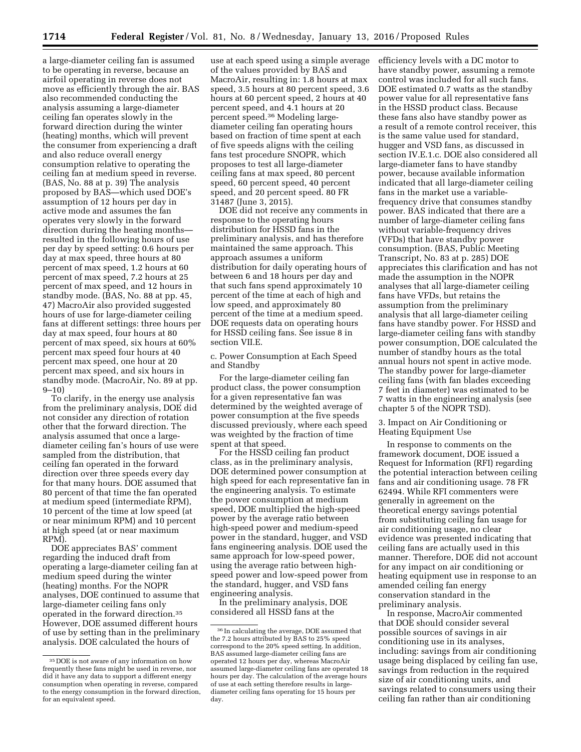a large-diameter ceiling fan is assumed to be operating in reverse, because an airfoil operating in reverse does not move as efficiently through the air. BAS also recommended conducting the analysis assuming a large-diameter ceiling fan operates slowly in the forward direction during the winter (heating) months, which will prevent the consumer from experiencing a draft and also reduce overall energy consumption relative to operating the ceiling fan at medium speed in reverse. (BAS, No. 88 at p. 39) The analysis proposed by BAS—which used DOE's assumption of 12 hours per day in active mode and assumes the fan operates very slowly in the forward direction during the heating months—resulted in the following hours of use per day by speed setting: 0.6 hours per day at max speed, three hours at 80 percent of max speed, 1.2 hours at 60 percent of max speed, 7.2 hours at 25 percent of max speed, and 12 hours in standby mode. (BAS, No. 88 at pp. 45, 47) MacroAir also provided suggested hours of use for large-diameter ceiling fans at different settings: three hours per day at max speed, four hours at 80 percent of max speed, six hours at 60% percent max speed four hours at 40 percent max speed, one hour at 20 percent max speed, and six hours in standby mode. (MacroAir, No. 89 at pp. 9–10)

To clarify, in the energy use analysis from the preliminary analysis, DOE did not consider any direction of rotation other that the forward direction. The analysis assumed that once a large-diameter ceiling fan's hours of use were sampled from the distribution, that ceiling fan operated in the forward direction over three speeds every day for that many hours. DOE assumed that 80 percent of that time the fan operated at medium speed (intermediate RPM), 10 percent of the time at low speed (at or near minimum RPM) and 10 percent at high speed (at or near maximum RPM).

DOE appreciates BAS' comment regarding the induced draft from operating a large-diameter ceiling fan at medium speed during the winter (heating) months. For the NOPR analyses, DOE continued to assume that large-diameter ceiling fans only operated in the forward direction.[35] However, DOE assumed different hours of use by setting than in the preliminary analysis. DOE calculated the hours of use at each speed using a simple average of the values provided by BAS and MacroAir, resulting in: 1.8 hours at max speed, 3.5 hours at 80 percent speed, 3.6 hours at 60 percent speed, 2 hours at 40 percent speed, and 4.1 hours at 20 percent speed.[36] Modeling large-diameter ceiling fan operating hours based on fraction of time spent at each of five speeds aligns with the ceiling fans test procedure SNOPR, which proposes to test all large-diameter ceiling fans at max speed, 80 percent speed, 60 percent speed, 40 percent speed, and 20 percent speed. 80 FR 31487 (June 3, 2015).

DOE did not receive any comments in response to the operating hours distribution for HSSD fans in the preliminary analysis, and has therefore maintained the same approach. This approach assumes a uniform distribution for daily operating hours of between 6 and 18 hours per day and that such fans spend approximately 10 percent of the time at each of high and low speed, and approximately 80 percent of the time at a medium speed. DOE requests data on operating hours for HSSD ceiling fans. See issue 8 in section VII.E.

c. Power Consumption at Each Speed and Standby

For the large-diameter ceiling fan product class, the power consumption for a given representative fan was determined by the weighted average of power consumption at the five speeds discussed previously, where each speed was weighted by the fraction of time spent at that speed.

For the HSSD ceiling fan product class, as in the preliminary analysis, DOE determined power consumption at high speed for each representative fan in the engineering analysis. To estimate the power consumption at medium speed, DOE multiplied the high-speed power by the average ratio between high-speed power and medium-speed power in the standard, hugger, and VSD fans engineering analysis. DOE used the same approach for low-speed power, using the average ratio between high-speed power and low-speed power from the standard, hugger, and VSD fans engineering analysis.

In the preliminary analysis, DOE considered all HSSD fans at the efficiency levels with a DC motor to have standby power, assuming a remote control was included for all such fans. DOE estimated 0.7 watts as the standby power value for all representative fans in the HSSD product class. Because these fans also have standby power as a result of a remote control receiver, this is the same value used for standard, hugger and VSD fans, as discussed in section IV.E.1.c. DOE also considered all large-diameter fans to have standby power, because available information indicated that all large-diameter ceiling fans in the market use a variable-frequency drive that consumes standby power. BAS indicated that there are a number of large-diameter ceiling fans without variable-frequency drives (VFDs) that have standby power consumption. (BAS, Public Meeting Transcript, No. 83 at p. 285) DOE appreciates this clarification and has not made the assumption in the NOPR analyses that all large-diameter ceiling fans have VFDs, but retains the assumption from the preliminary analysis that all large-diameter ceiling fans have standby power. For HSSD and large-diameter ceiling fans with standby power consumption, DOE calculated the number of standby hours as the total annual hours not spent in active mode. The standby power for large-diameter ceiling fans (with fan blades exceeding 7 feet in diameter) was estimated to be 7 watts in the engineering analysis (see chapter 5 of the NOPR TSD).

3. Impact on Air Conditioning or Heating Equipment Use

In response to comments on the framework document, DOE issued a Request for Information (RFI) regarding the potential interaction between ceiling fans and air conditioning usage. 78 FR 62494. While RFI commenters were generally in agreement on the theoretical energy savings potential from substituting ceiling fan usage for air conditioning usage, no clear evidence was presented indicating that ceiling fans are actually used in this manner. Therefore, DOE did not account for any impact on air conditioning or heating equipment use in response to an amended ceiling fan energy conservation standard in the preliminary analysis.

In response, MacroAir commented that DOE should consider several possible sources of savings in air conditioning use in its analyses, including: savings from air conditioning usage being displaced by ceiling fan use, savings from reduction in the required size of air conditioning units, and savings related to consumers using their ceiling fan rather than air conditioning

---

[35] DOE is not aware of any information on how frequently these fans might be used in reverse, nor did it have any data to support a different energy consumption when operating in reverse, compared to the energy consumption in the forward direction, for an equivalent speed.

[36] In calculating the average, DOE assumed that the 7.2 hours attributed by BAS to 25% speed correspond to the 20% speed setting. In addition, BAS assumed large-diameter ceiling fans are operated 12 hours per day, whereas MacroAir assumed large-diameter ceiling fans are operated 18 hours per day. The calculation of the average hours of use at each setting therefore results in large-diameter ceiling fans operating for 15 hours per day.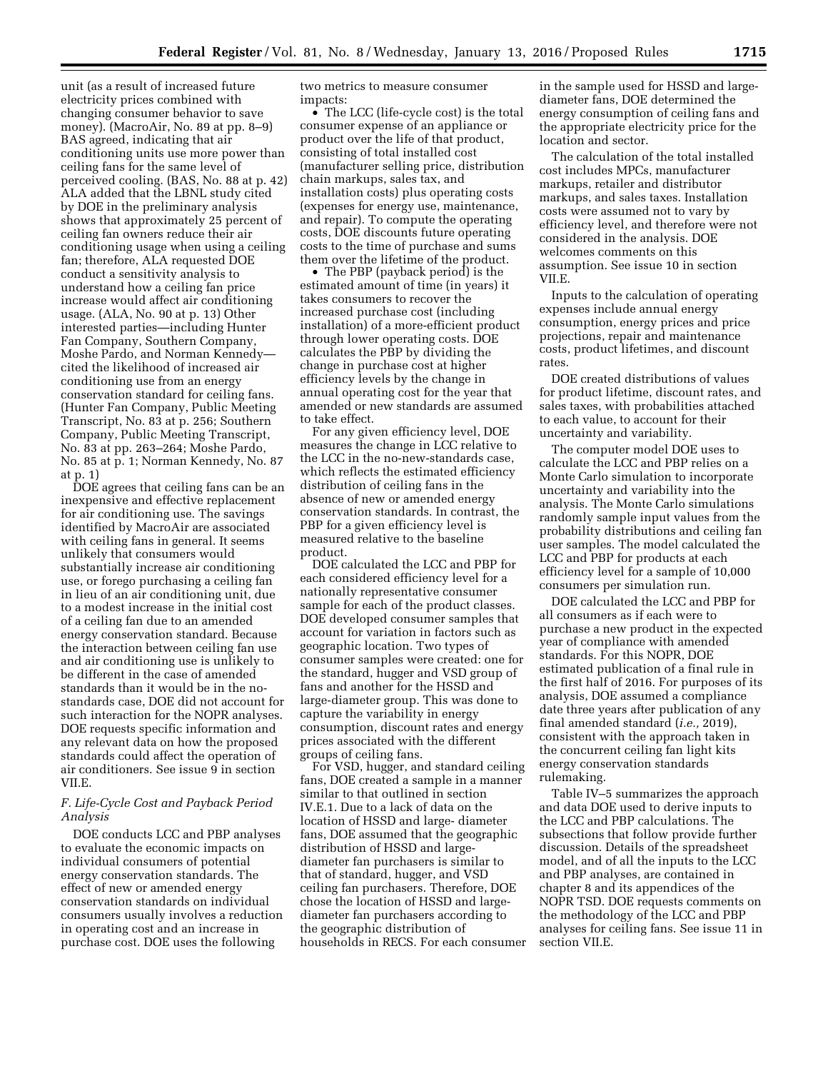unit (as a result of increased future electricity prices combined with changing consumer behavior to save money). (MacroAir, No. 89 at pp. 8–9) BAS agreed, indicating that air conditioning units use more power than ceiling fans for the same level of perceived cooling. (BAS, No. 88 at p. 42) ALA added that the LBNL study cited by DOE in the preliminary analysis shows that approximately 25 percent of ceiling fan owners reduce their air conditioning usage when using a ceiling fan; therefore, ALA requested DOE conduct a sensitivity analysis to understand how a ceiling fan price increase would affect air conditioning usage. (ALA, No. 90 at p. 13) Other interested parties—including Hunter Fan Company, Southern Company, Moshe Pardo, and Norman Kennedy—cited the likelihood of increased air conditioning use from an energy conservation standard for ceiling fans. (Hunter Fan Company, Public Meeting Transcript, No. 83 at p. 256; Southern Company, Public Meeting Transcript, No. 83 at pp. 263–264; Moshe Pardo, No. 85 at p. 1; Norman Kennedy, No. 87 at p. 1)

DOE agrees that ceiling fans can be an inexpensive and effective replacement for air conditioning use. The savings identified by MacroAir are associated with ceiling fans in general. It seems unlikely that consumers would substantially increase air conditioning use, or forego purchasing a ceiling fan in lieu of an air conditioning unit, due to a modest increase in the initial cost of a ceiling fan due to an amended energy conservation standard. Because the interaction between ceiling fan use and air conditioning use is unlikely to be different in the case of amended standards than it would be in the no-standards case, DOE did not account for such interaction for the NOPR analyses. DOE requests specific information and any relevant data on how the proposed standards could affect the operation of air conditioners. See issue 9 in section VII.E.

### F. Life-Cycle Cost and Payback Period Analysis

DOE conducts LCC and PBP analyses to evaluate the economic impacts on individual consumers of potential energy conservation standards. The effect of new or amended energy conservation standards on individual consumers usually involves a reduction in operating cost and an increase in purchase cost. DOE uses the following two metrics to measure consumer impacts:

- The LCC (life-cycle cost) is the total consumer expense of an appliance or product over the life of that product, consisting of total installed cost (manufacturer selling price, distribution chain markups, sales tax, and installation costs) plus operating costs (expenses for energy use, maintenance, and repair). To compute the operating costs, DOE discounts future operating costs to the time of purchase and sums them over the lifetime of the product.
- The PBP (payback period) is the estimated amount of time (in years) it takes consumers to recover the increased purchase cost (including installation) of a more-efficient product through lower operating costs. DOE calculates the PBP by dividing the change in purchase cost at higher efficiency levels by the change in annual operating cost for the year that amended or new standards are assumed to take effect.

For any given efficiency level, DOE measures the change in LCC relative to the LCC in the no-new-standards case, which reflects the estimated efficiency distribution of ceiling fans in the absence of new or amended energy conservation standards. In contrast, the PBP for a given efficiency level is measured relative to the baseline product.

DOE calculated the LCC and PBP for each considered efficiency level for a nationally representative consumer sample for each of the product classes. DOE developed consumer samples that account for variation in factors such as geographic location. Two types of consumer samples were created: one for the standard, hugger and VSD group of fans and another for the HSSD and large-diameter group. This was done to capture the variability in energy consumption, discount rates and energy prices associated with the different groups of ceiling fans.

For VSD, hugger, and standard ceiling fans, DOE created a sample in a manner similar to that outlined in section IV.E.1. Due to a lack of data on the location of HSSD and large- diameter fans, DOE assumed that the geographic distribution of HSSD and large-diameter fan purchasers is similar to that of standard, hugger, and VSD ceiling fan purchasers. Therefore, DOE chose the location of HSSD and large-diameter fan purchasers according to the geographic distribution of households in RECS. For each consumer in the sample used for HSSD and large-diameter fans, DOE determined the energy consumption of ceiling fans and the appropriate electricity price for the location and sector.

The calculation of the total installed cost includes MPCs, manufacturer markups, retailer and distributor markups, and sales taxes. Installation costs were assumed not to vary by efficiency level, and therefore were not considered in the analysis. DOE welcomes comments on this assumption. See issue 10 in section VII.E.

Inputs to the calculation of operating expenses include annual energy consumption, energy prices and price projections, repair and maintenance costs, product lifetimes, and discount rates.

DOE created distributions of values for product lifetime, discount rates, and sales taxes, with probabilities attached to each value, to account for their uncertainty and variability.

The computer model DOE uses to calculate the LCC and PBP relies on a Monte Carlo simulation to incorporate uncertainty and variability into the analysis. The Monte Carlo simulations randomly sample input values from the probability distributions and ceiling fan user samples. The model calculated the LCC and PBP for products at each efficiency level for a sample of 10,000 consumers per simulation run.

DOE calculated the LCC and PBP for all consumers as if each were to purchase a new product in the expected year of compliance with amended standards. For this NOPR, DOE estimated publication of a final rule in the first half of 2016. For purposes of its analysis, DOE assumed a compliance date three years after publication of any final amended standard (*i.e.,* 2019), consistent with the approach taken in the concurrent ceiling fan light kits energy conservation standards rulemaking.

Table IV–5 summarizes the approach and data DOE used to derive inputs to the LCC and PBP calculations. The subsections that follow provide further discussion. Details of the spreadsheet model, and of all the inputs to the LCC and PBP analyses, are contained in chapter 8 and its appendices of the NOPR TSD. DOE requests comments on the methodology of the LCC and PBP analyses for ceiling fans. See issue 11 in section VII.E.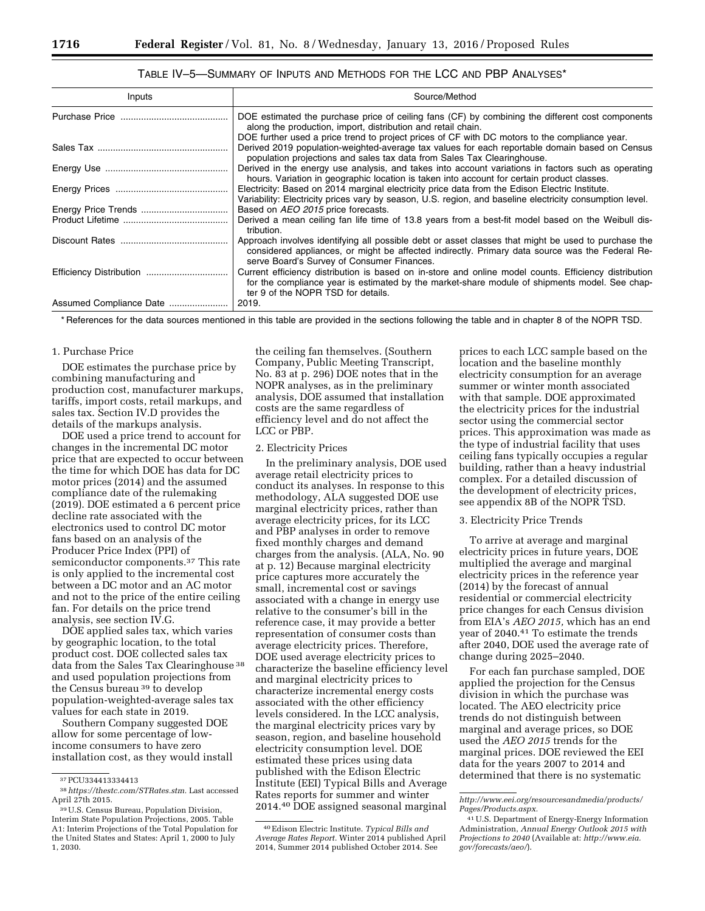TABLE IV–5—SUMMARY OF INPUTS AND METHODS FOR THE LCC AND PBP ANALYSES*

| Inputs | Source/Method |
|---|---|
| Purchase Price | DOE estimated the purchase price of ceiling fans (CF) by combining the different cost components along the production, import, distribution and retail chain. DOE further used a price trend to project prices of CF with DC motors to the compliance year. |
| Sales Tax | Derived 2019 population-weighted-average tax values for each reportable domain based on Census population projections and sales tax data from Sales Tax Clearinghouse. |
| Energy Use | Derived in the energy use analysis, and takes into account variations in factors such as operating hours. Variation in geographic location is taken into account for certain product classes. |
| Energy Prices | Electricity: Based on 2014 marginal electricity price data from the Edison Electric Institute. Variability: Electricity prices vary by season, U.S. region, and baseline electricity consumption level. |
| Energy Price Trends | Based on *AEO 2015* price forecasts. |
| Product Lifetime | Derived a mean ceiling fan life time of 13.8 years from a best-fit model based on the Weibull distribution. |
| Discount Rates | Approach involves identifying all possible debt or asset classes that might be used to purchase the considered appliances, or might be affected indirectly. Primary data source was the Federal Reserve Board's Survey of Consumer Finances. |
| Efficiency Distribution | Current efficiency distribution is based on in-store and online model counts. Efficiency distribution for the compliance year is estimated by the market-share module of shipments model. See chapter 9 of the NOPR TSD for details. |
| Assumed Compliance Date | 2019. |

\* References for the data sources mentioned in this table are provided in the sections following the table and in chapter 8 of the NOPR TSD.

1. Purchase Price

DOE estimates the purchase price by combining manufacturing and production cost, manufacturer markups, tariffs, import costs, retail markups, and sales tax. Section IV.D provides the details of the markups analysis.

DOE used a price trend to account for changes in the incremental DC motor price that are expected to occur between the time for which DOE has data for DC motor prices (2014) and the assumed compliance date of the rulemaking (2019). DOE estimated a 6 percent price decline rate associated with the electronics used to control DC motor fans based on an analysis of the Producer Price Index (PPI) of semiconductor components.[37] This rate is only applied to the incremental cost between a DC motor and an AC motor and not to the price of the entire ceiling fan. For details on the price trend analysis, see section IV.G.

DOE applied sales tax, which varies by geographic location, to the total product cost. DOE collected sales tax data from the Sales Tax Clearinghouse[38] and used population projections from the Census bureau[39] to develop population-weighted-average sales tax values for each state in 2019.

Southern Company suggested DOE allow for some percentage of low-income consumers to have zero installation cost, as they would install the ceiling fan themselves. (Southern Company, Public Meeting Transcript, No. 83 at p. 296) DOE notes that in the NOPR analyses, as in the preliminary analysis, DOE assumed that installation costs are the same regardless of efficiency level and do not affect the LCC or PBP.

2. Electricity Prices

In the preliminary analysis, DOE used average retail electricity prices to conduct its analyses. In response to this methodology, ALA suggested DOE use marginal electricity prices, rather than average electricity prices, for its LCC and PBP analyses in order to remove fixed monthly charges and demand charges from the analysis. (ALA, No. 90 at p. 12) Because marginal electricity price captures more accurately the small, incremental cost or savings associated with a change in energy use relative to the consumer's bill in the reference case, it may provide a better representation of consumer costs than average electricity prices. Therefore, DOE used average electricity prices to characterize the baseline efficiency level and marginal electricity prices to characterize incremental energy costs associated with the other efficiency levels considered. In the LCC analysis, the marginal electricity prices vary by season, region, and baseline household electricity consumption level. DOE estimated these prices using data published with the Edison Electric Institute (EEI) Typical Bills and Average Rates reports for summer and winter 2014.[40] DOE assigned seasonal marginal prices to each LCC sample based on the location and the baseline monthly electricity consumption for an average summer or winter month associated with that sample. DOE approximated the electricity prices for the industrial sector using the commercial sector prices. This approximation was made as the type of industrial facility that uses ceiling fans typically occupies a regular building, rather than a heavy industrial complex. For a detailed discussion of the development of electricity prices, see appendix 8B of the NOPR TSD.

3. Electricity Price Trends

To arrive at average and marginal electricity prices in future years, DOE multiplied the average and marginal electricity prices in the reference year (2014) by the forecast of annual residential or commercial electricity price changes for each Census division from EIA's *AEO 2015,* which has an end year of 2040.[41] To estimate the trends after 2040, DOE used the average rate of change during 2025–2040.

For each fan purchase sampled, DOE applied the projection for the Census division in which the purchase was located. The AEO electricity price trends do not distinguish between marginal and average prices, so DOE used the *AEO 2015* trends for the marginal prices. DOE reviewed the EEI data for the years 2007 to 2014 and determined that there is no systematic

[37] PCU334413334413

[38] *https://thestc.com/STRates.stm.* Last accessed April 27th 2015.

[39] U.S. Census Bureau, Population Division, Interim State Population Projections, 2005. Table A1: Interim Projections of the Total Population for the United States and States: April 1, 2000 to July 1, 2030.

[40] Edison Electric Institute. *Typical Bills and Average Rates Report.* Winter 2014 published April 2014, Summer 2014 published October 2014. See *http://www.eei.org/resourcesandmedia/products/Pages/Products.aspx.*

[41] U.S. Department of Energy-Energy Information Administration, *Annual Energy Outlook 2015 with Projections to 2040* (Available at: *http://www.eia.gov/forecasts/aeo/*).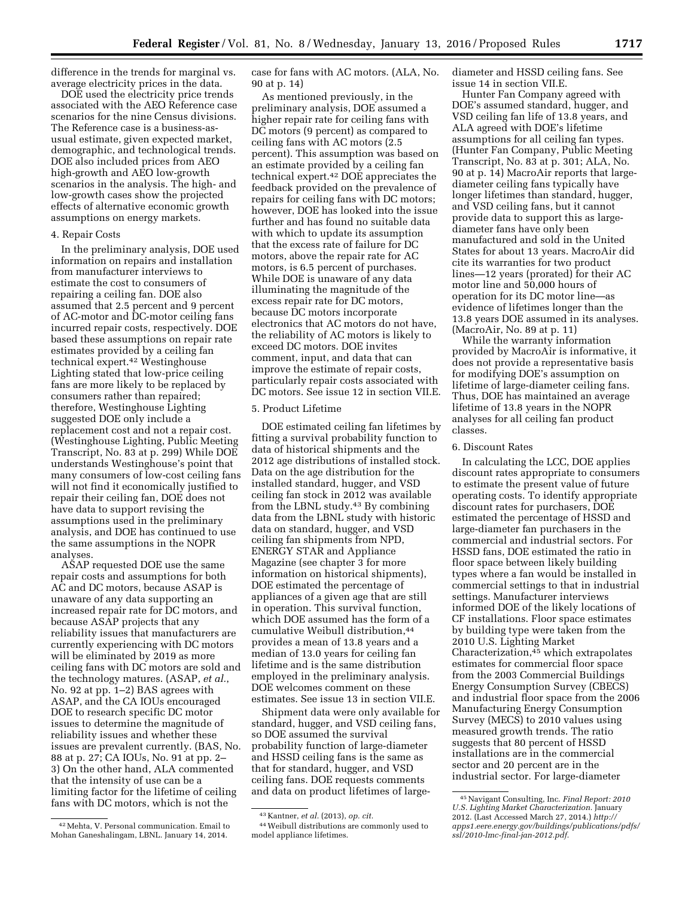difference in the trends for marginal vs. average electricity prices in the data.

DOE used the electricity price trends associated with the AEO Reference case scenarios for the nine Census divisions. The Reference case is a business-as-usual estimate, given expected market, demographic, and technological trends. DOE also included prices from AEO high-growth and AEO low-growth scenarios in the analysis. The high- and low-growth cases show the projected effects of alternative economic growth assumptions on energy markets.

#### 4. Repair Costs

In the preliminary analysis, DOE used information on repairs and installation from manufacturer interviews to estimate the cost to consumers of repairing a ceiling fan. DOE also assumed that 2.5 percent and 9 percent of AC-motor and DC-motor ceiling fans incurred repair costs, respectively. DOE based these assumptions on repair rate estimates provided by a ceiling fan technical expert.[42] Westinghouse Lighting stated that low-price ceiling fans are more likely to be replaced by consumers rather than repaired; therefore, Westinghouse Lighting suggested DOE only include a replacement cost and not a repair cost. (Westinghouse Lighting, Public Meeting Transcript, No. 83 at p. 299) While DOE understands Westinghouse's point that many consumers of low-cost ceiling fans will not find it economically justified to repair their ceiling fan, DOE does not have data to support revising the assumptions used in the preliminary analysis, and DOE has continued to use the same assumptions in the NOPR analyses.

ASAP requested DOE use the same repair costs and assumptions for both AC and DC motors, because ASAP is unaware of any data supporting an increased repair rate for DC motors, and because ASAP projects that any reliability issues that manufacturers are currently experiencing with DC motors will be eliminated by 2019 as more ceiling fans with DC motors are sold and the technology matures. (ASAP, *et al.*, No. 92 at pp. 1–2) BAS agrees with ASAP, and the CA IOUs encouraged DOE to research specific DC motor issues to determine the magnitude of reliability issues and whether these issues are prevalent currently. (BAS, No. 88 at p. 27; CA IOUs, No. 91 at pp. 2–3) On the other hand, ALA commented that the intensity of use can be a limiting factor for the lifetime of ceiling fans with DC motors, which is not the case for fans with AC motors. (ALA, No. 90 at p. 14)

As mentioned previously, in the preliminary analysis, DOE assumed a higher repair rate for ceiling fans with DC motors (9 percent) as compared to ceiling fans with AC motors (2.5 percent). This assumption was based on an estimate provided by a ceiling fan technical expert.[42] DOE appreciates the feedback provided on the prevalence of repairs for ceiling fans with DC motors; however, DOE has looked into the issue further and has found no suitable data with which to update its assumption that the excess rate of failure for DC motors, above the repair rate for AC motors, is 6.5 percent of purchases. While DOE is unaware of any data illuminating the magnitude of the excess repair rate for DC motors, because DC motors incorporate electronics that AC motors do not have, the reliability of AC motors is likely to exceed DC motors. DOE invites comment, input, and data that can improve the estimate of repair costs, particularly repair costs associated with DC motors. See issue 12 in section VII.E.

#### 5. Product Lifetime

DOE estimated ceiling fan lifetimes by fitting a survival probability function to data of historical shipments and the 2012 age distributions of installed stock. Data on the age distribution for the installed standard, hugger, and VSD ceiling fan stock in 2012 was available from the LBNL study.[43] By combining data from the LBNL study with historic data on standard, hugger, and VSD ceiling fan shipments from NPD, ENERGY STAR and Appliance Magazine (see chapter 3 for more information on historical shipments), DOE estimated the percentage of appliances of a given age that are still in operation. This survival function, which DOE assumed has the form of a cumulative Weibull distribution,[44] provides a mean of 13.8 years and a median of 13.0 years for ceiling fan lifetime and is the same distribution employed in the preliminary analysis. DOE welcomes comment on these estimates. See issue 13 in section VII.E.

Shipment data were only available for standard, hugger, and VSD ceiling fans, so DOE assumed the survival probability function of large-diameter and HSSD ceiling fans is the same as that for standard, hugger, and VSD ceiling fans. DOE requests comments and data on product lifetimes of large-diameter and HSSD ceiling fans. See issue 14 in section VII.E.

Hunter Fan Company agreed with DOE's assumed standard, hugger, and VSD ceiling fan life of 13.8 years, and ALA agreed with DOE's lifetime assumptions for all ceiling fan types. (Hunter Fan Company, Public Meeting Transcript, No. 83 at p. 301; ALA, No. 90 at p. 14) MacroAir reports that large-diameter ceiling fans typically have longer lifetimes than standard, hugger, and VSD ceiling fans, but it cannot provide data to support this as large-diameter fans have only been manufactured and sold in the United States for about 13 years. MacroAir did cite its warranties for two product lines—12 years (prorated) for their AC motor line and 50,000 hours of operation for its DC motor line—as evidence of lifetimes longer than the 13.8 years DOE assumed in its analyses. (MacroAir, No. 89 at p. 11)

While the warranty information provided by MacroAir is informative, it does not provide a representative basis for modifying DOE's assumption on lifetime of large-diameter ceiling fans. Thus, DOE has maintained an average lifetime of 13.8 years in the NOPR analyses for all ceiling fan product classes.

#### 6. Discount Rates

In calculating the LCC, DOE applies discount rates appropriate to consumers to estimate the present value of future operating costs. To identify appropriate discount rates for purchasers, DOE estimated the percentage of HSSD and large-diameter fan purchasers in the commercial and industrial sectors. For HSSD fans, DOE estimated the ratio in floor space between likely building types where a fan would be installed in commercial settings to that in industrial settings. Manufacturer interviews informed DOE of the likely locations of CF installations. Floor space estimates by building type were taken from the 2010 U.S. Lighting Market Characterization,[45] which extrapolates estimates for commercial floor space from the 2003 Commercial Buildings Energy Consumption Survey (CBECS) and industrial floor space from the 2006 Manufacturing Energy Consumption Survey (MECS) to 2010 values using measured growth trends. The ratio suggests that 80 percent of HSSD installations are in the commercial sector and 20 percent are in the industrial sector. For large-diameter

---

[42] Mehta, V. Personal communication. Email to Mohan Ganeshalingam, LBNL. January 14, 2014.

[43] Kantner, *et al.* (2013), *op. cit.*

[44] Weibull distributions are commonly used to model appliance lifetimes.

[45] Navigant Consulting, Inc. *Final Report: 2010 U.S. Lighting Market Characterization.* January 2012. (Last Accessed March 27, 2014.) *http://apps1.eere.energy.gov/buildings/publications/pdfs/ssl/2010-lmc-final-jan-2012.pdf.*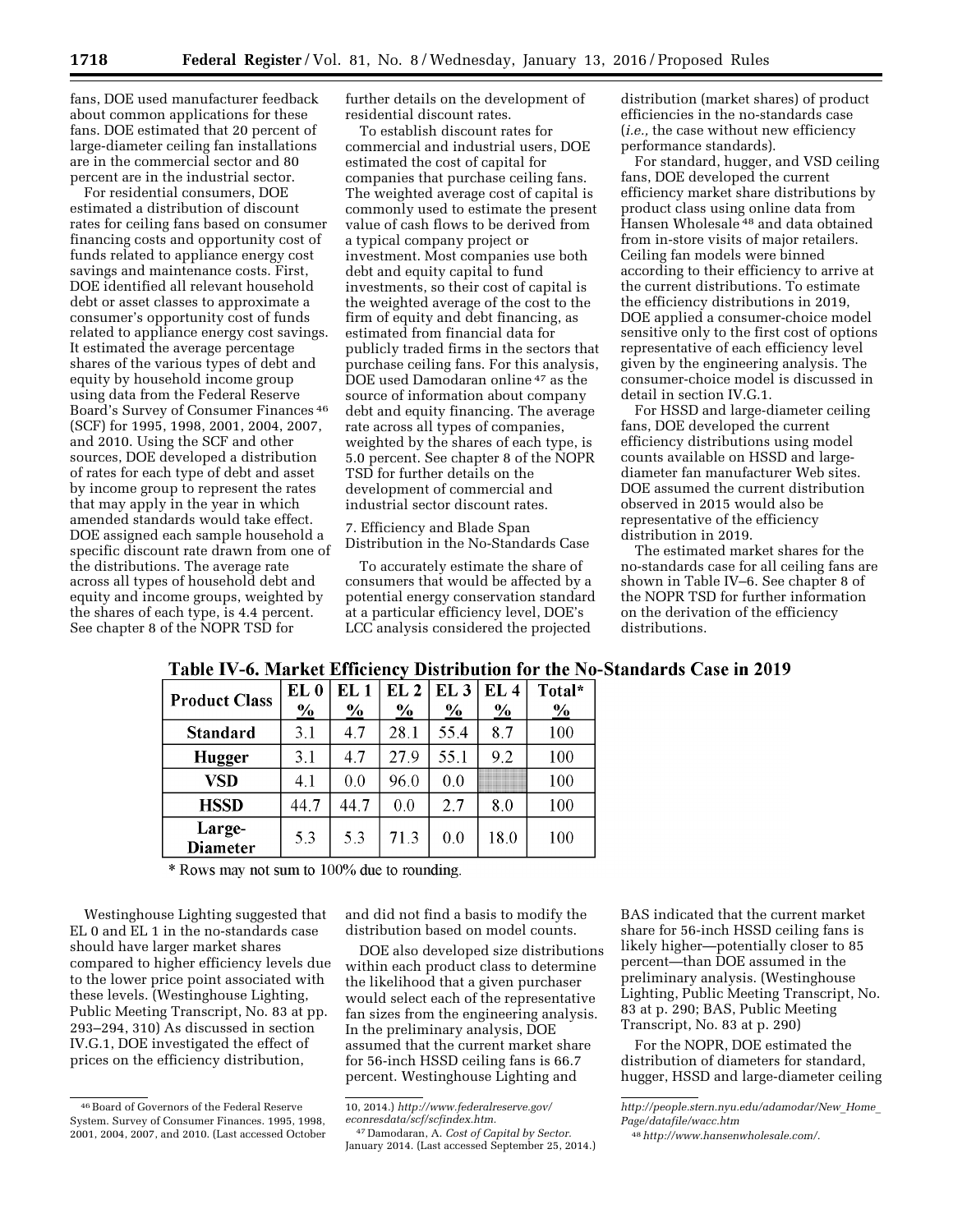fans, DOE used manufacturer feedback about common applications for these fans. DOE estimated that 20 percent of large-diameter ceiling fan installations are in the commercial sector and 80 percent are in the industrial sector.

For residential consumers, DOE estimated a distribution of discount rates for ceiling fans based on consumer financing costs and opportunity cost of funds related to appliance energy cost savings and maintenance costs. First, DOE identified all relevant household debt or asset classes to approximate a consumer's opportunity cost of funds related to appliance energy cost savings. It estimated the average percentage shares of the various types of debt and equity by household income group using data from the Federal Reserve Board's Survey of Consumer Finances[46] (SCF) for 1995, 1998, 2001, 2004, 2007, and 2010. Using the SCF and other sources, DOE developed a distribution of rates for each type of debt and asset by income group to represent the rates that may apply in the year in which amended standards would take effect. DOE assigned each sample household a specific discount rate drawn from one of the distributions. The average rate across all types of household debt and equity and income groups, weighted by the shares of each type, is 4.4 percent. See chapter 8 of the NOPR TSD for further details on the development of residential discount rates.

To establish discount rates for commercial and industrial users, DOE estimated the cost of capital for companies that purchase ceiling fans. The weighted average cost of capital is commonly used to estimate the present value of cash flows to be derived from a typical company project or investment. Most companies use both debt and equity capital to fund investments, so their cost of capital is the weighted average of the cost to the firm of equity and debt financing, as estimated from financial data for publicly traded firms in the sectors that purchase ceiling fans. For this analysis, DOE used Damodaran online[47] as the source of information about company debt and equity financing. The average rate across all types of companies, weighted by the shares of each type, is 5.0 percent. See chapter 8 of the NOPR TSD for further details on the development of commercial and industrial sector discount rates.

7. Efficiency and Blade Span Distribution in the No-Standards Case

To accurately estimate the share of consumers that would be affected by a potential energy conservation standard at a particular efficiency level, DOE's LCC analysis considered the projected distribution (market shares) of product efficiencies in the no-standards case (*i.e.,* the case without new efficiency performance standards).

For standard, hugger, and VSD ceiling fans, DOE developed the current efficiency market share distributions by product class using online data from Hansen Wholesale[48] and data obtained from in-store visits of major retailers. Ceiling fan models were binned according to their efficiency to arrive at the current distributions. To estimate the efficiency distributions in 2019, DOE applied a consumer-choice model sensitive only to the first cost of options representative of each efficiency level given by the engineering analysis. The consumer-choice model is discussed in detail in section IV.G.1.

For HSSD and large-diameter ceiling fans, DOE developed the current efficiency distributions using model counts available on HSSD and large-diameter fan manufacturer Web sites. DOE assumed the current distribution observed in 2015 would also be representative of the efficiency distribution in 2019.

The estimated market shares for the no-standards case for all ceiling fans are shown in Table IV–6. See chapter 8 of the NOPR TSD for further information on the derivation of the efficiency distributions.

**Table IV-6. Market Efficiency Distribution for the No-Standards Case in 2019**

| Product Class | EL 0 % | EL 1 % | EL 2 % | EL 3 % | EL 4 % | Total* % |
|---|---|---|---|---|---|---|
| **Standard** | 3.1 | 4.7 | 28.1 | 55.4 | 8.7 | 100 |
| **Hugger** | 3.1 | 4.7 | 27.9 | 55.1 | 9.2 | 100 |
| **VSD** | 4.1 | 0.0 | 96.0 | 0.0 | | 100 |
| **HSSD** | 44.7 | 44.7 | 0.0 | 2.7 | 8.0 | 100 |
| **Large-Diameter** | 5.3 | 5.3 | 71.3 | 0.0 | 18.0 | 100 |

\* Rows may not sum to 100% due to rounding.

Westinghouse Lighting suggested that EL 0 and EL 1 in the no-standards case should have larger market shares compared to higher efficiency levels due to the lower price point associated with these levels. (Westinghouse Lighting, Public Meeting Transcript, No. 83 at pp. 293–294, 310) As discussed in section IV.G.1, DOE investigated the effect of prices on the efficiency distribution, and did not find a basis to modify the distribution based on model counts.

DOE also developed size distributions within each product class to determine the likelihood that a given purchaser would select each of the representative fan sizes from the engineering analysis. In the preliminary analysis, DOE assumed that the current market share for 56-inch HSSD ceiling fans is 66.7 percent. Westinghouse Lighting and BAS indicated that the current market share for 56-inch HSSD ceiling fans is likely higher—potentially closer to 85 percent—than DOE assumed in the preliminary analysis. (Westinghouse Lighting, Public Meeting Transcript, No. 83 at p. 290; BAS, Public Meeting Transcript, No. 83 at p. 290)

For the NOPR, DOE estimated the distribution of diameters for standard, hugger, HSSD and large-diameter ceiling

[46] Board of Governors of the Federal Reserve System. Survey of Consumer Finances. 1995, 1998, 2001, 2004, 2007, and 2010. (Last accessed October 10, 2014.) *http://www.federalreserve.gov/econresdata/scf/scfindex.htm.*

[47] Damodaran, A. *Cost of Capital by Sector.* January 2014. (Last accessed September 25, 2014.) *http://people.stern.nyu.edu/adamodar/New_Home_Page/datafile/wacc.htm*

[48] *http://www.hansenwholesale.com/.*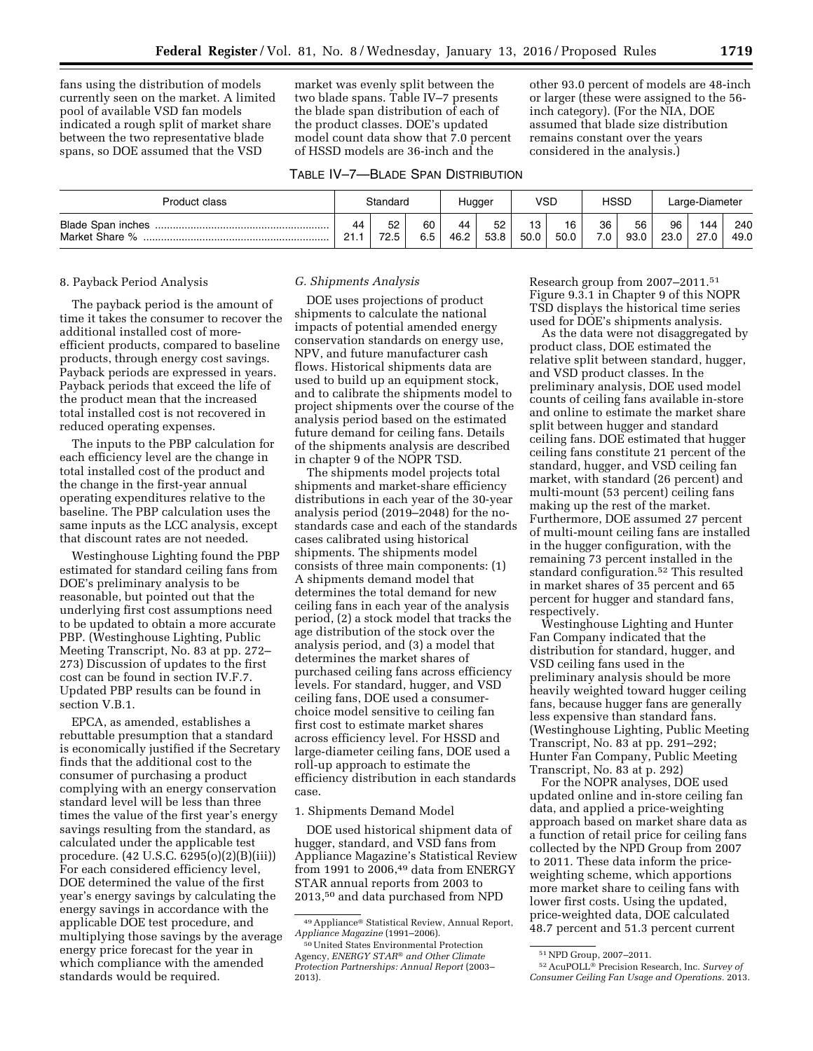fans using the distribution of models currently seen on the market. A limited pool of available VSD fan models indicated a rough split of market share between the two representative blade spans, so DOE assumed that the VSD market was evenly split between the two blade spans. Table IV–7 presents the blade span distribution of each of the product classes. DOE's updated model count data show that 7.0 percent of HSSD models are 36-inch and the other 93.0 percent of models are 48-inch or larger (these were assigned to the 56-inch category). (For the NIA, DOE assumed that blade size distribution remains constant over the years considered in the analysis.)

TABLE IV–7—BLADE SPAN DISTRIBUTION

| Product class | Standard | | | Hugger | | VSD | | HSSD | | Large-Diameter | | |
|---|---|---|---|---|---|---|---|---|---|---|---|---|
| Blade Span inches | 44 | 52 | 60 | 44 | 52 | 13 | 16 | 36 | 56 | 96 | 144 | 240 |
| Market Share % | 21.1 | 72.5 | 6.5 | 46.2 | 53.8 | 50.0 | 50.0 | 7.0 | 93.0 | 23.0 | 27.0 | 49.0 |

8. Payback Period Analysis

The payback period is the amount of time it takes the consumer to recover the additional installed cost of more-efficient products, compared to baseline products, through energy cost savings. Payback periods are expressed in years. Payback periods that exceed the life of the product mean that the increased total installed cost is not recovered in reduced operating expenses.

The inputs to the PBP calculation for each efficiency level are the change in total installed cost of the product and the change in the first-year annual operating expenditures relative to the baseline. The PBP calculation uses the same inputs as the LCC analysis, except that discount rates are not needed.

Westinghouse Lighting found the PBP estimated for standard ceiling fans from DOE's preliminary analysis to be reasonable, but pointed out that the underlying first cost assumptions need to be updated to obtain a more accurate PBP. (Westinghouse Lighting, Public Meeting Transcript, No. 83 at pp. 272–273) Discussion of updates to the first cost can be found in section IV.F.7. Updated PBP results can be found in section V.B.1.

EPCA, as amended, establishes a rebuttable presumption that a standard is economically justified if the Secretary finds that the additional cost to the consumer of purchasing a product complying with an energy conservation standard level will be less than three times the value of the first year's energy savings resulting from the standard, as calculated under the applicable test procedure. (42 U.S.C. 6295(o)(2)(B)(iii)) For each considered efficiency level, DOE determined the value of the first year's energy savings by calculating the energy savings in accordance with the applicable DOE test procedure, and multiplying those savings by the average energy price forecast for the year in which compliance with the amended standards would be required.

*G. Shipments Analysis*

DOE uses projections of product shipments to calculate the national impacts of potential amended energy conservation standards on energy use, NPV, and future manufacturer cash flows. Historical shipments data are used to build up an equipment stock, and to calibrate the shipments model to project shipments over the course of the analysis period based on the estimated future demand for ceiling fans. Details of the shipments analysis are described in chapter 9 of the NOPR TSD.

The shipments model projects total shipments and market-share efficiency distributions in each year of the 30-year analysis period (2019–2048) for the no-standards case and each of the standards cases calibrated using historical shipments. The shipments model consists of three main components: (1) A shipments demand model that determines the total demand for new ceiling fans in each year of the analysis period, (2) a stock model that tracks the age distribution of the stock over the analysis period, and (3) a model that determines the market shares of purchased ceiling fans across efficiency levels. For standard, hugger, and VSD ceiling fans, DOE used a consumer-choice model sensitive to ceiling fan first cost to estimate market shares across efficiency level. For HSSD and large-diameter ceiling fans, DOE used a roll-up approach to estimate the efficiency distribution in each standards case.

1. Shipments Demand Model

DOE used historical shipment data of hugger, standard, and VSD fans from Appliance Magazine's Statistical Review from 1991 to 2006,[49] data from ENERGY STAR annual reports from 2003 to 2013,[50] and data purchased from NPD Research group from 2007–2011.[51] Figure 9.3.1 in Chapter 9 of this NOPR TSD displays the historical time series used for DOE's shipments analysis.

As the data were not disaggregated by product class, DOE estimated the relative split between standard, hugger, and VSD product classes. In the preliminary analysis, DOE used model counts of ceiling fans available in-store and online to estimate the market share split between hugger and standard ceiling fans. DOE estimated that hugger ceiling fans constitute 21 percent of the standard, hugger, and VSD ceiling fan market, with standard (26 percent) and multi-mount (53 percent) ceiling fans making up the rest of the market. Furthermore, DOE assumed 27 percent of multi-mount ceiling fans are installed in the hugger configuration, with the remaining 73 percent installed in the standard configuration.[52] This resulted in market shares of 35 percent and 65 percent for hugger and standard fans, respectively.

Westinghouse Lighting and Hunter Fan Company indicated that the distribution for standard, hugger, and VSD ceiling fans used in the preliminary analysis should be more heavily weighted toward hugger ceiling fans, because hugger fans are generally less expensive than standard fans. (Westinghouse Lighting, Public Meeting Transcript, No. 83 at pp. 291–292; Hunter Fan Company, Public Meeting Transcript, No. 83 at p. 292)

For the NOPR analyses, DOE used updated online and in-store ceiling fan data, and applied a price-weighting approach based on market share data as a function of retail price for ceiling fans collected by the NPD Group from 2007 to 2011. These data inform the price-weighting scheme, which apportions more market share to ceiling fans with lower first costs. Using the updated, price-weighted data, DOE calculated 48.7 percent and 51.3 percent current

[49] Appliance® Statistical Review, Annual Report, *Appliance Magazine* (1991–2006).

[50] United States Environmental Protection Agency, *ENERGY STAR® and Other Climate Protection Partnerships: Annual Report* (2003–2013).

[51] NPD Group, 2007–2011.

[52] AcuPOLL® Precision Research, Inc. *Survey of Consumer Ceiling Fan Usage and Operations.* 2013.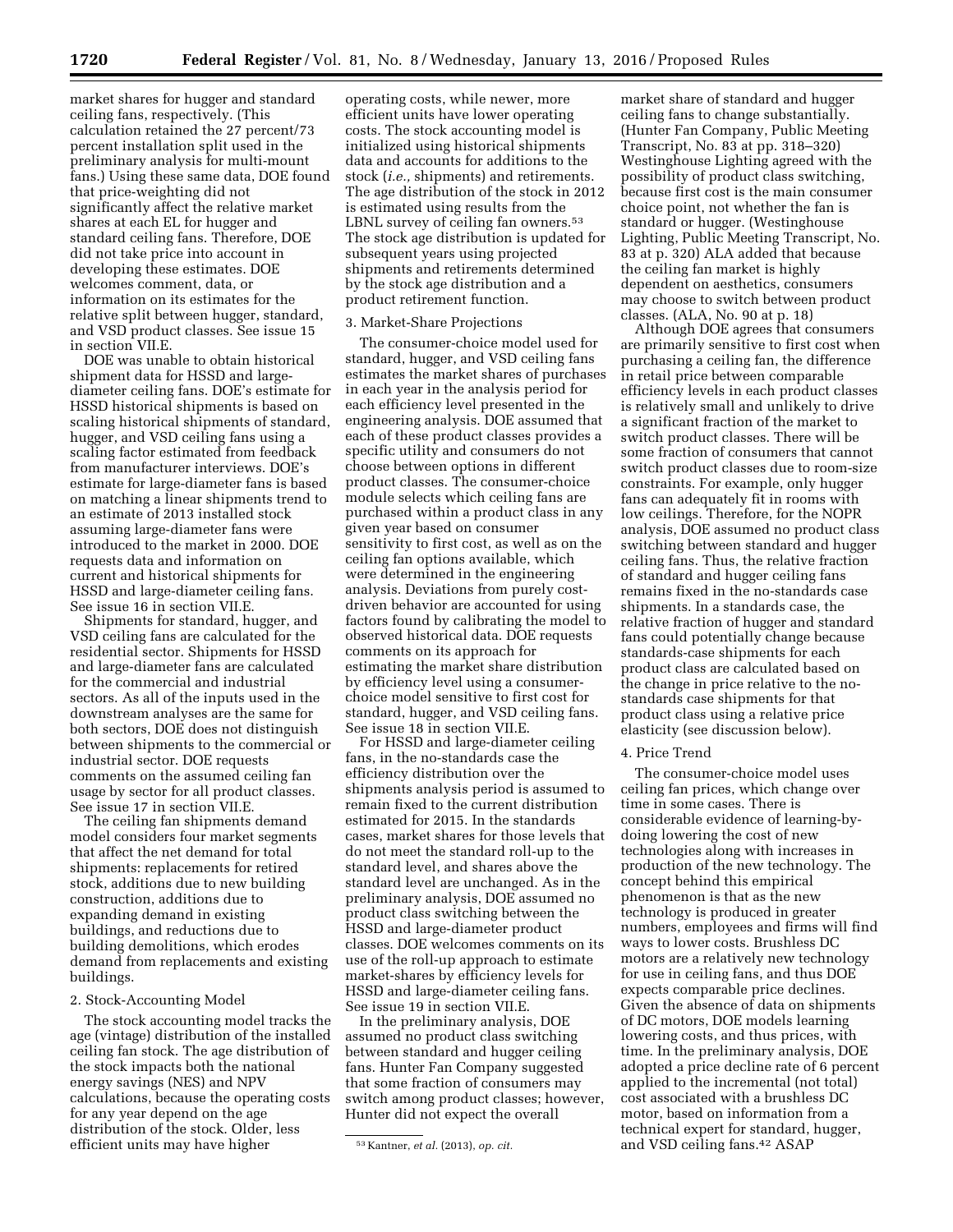market shares for hugger and standard ceiling fans, respectively. (This calculation retained the 27 percent/73 percent installation split used in the preliminary analysis for multi-mount fans.) Using these same data, DOE found that price-weighting did not significantly affect the relative market shares at each EL for hugger and standard ceiling fans. Therefore, DOE did not take price into account in developing these estimates. DOE welcomes comment, data, or information on its estimates for the relative split between hugger, standard, and VSD product classes. See issue 15 in section VII.E.

DOE was unable to obtain historical shipment data for HSSD and large-diameter ceiling fans. DOE's estimate for HSSD historical shipments is based on scaling historical shipments of standard, hugger, and VSD ceiling fans using a scaling factor estimated from feedback from manufacturer interviews. DOE's estimate for large-diameter fans is based on matching a linear shipments trend to an estimate of 2013 installed stock assuming large-diameter fans were introduced to the market in 2000. DOE requests data and information on current and historical shipments for HSSD and large-diameter ceiling fans. See issue 16 in section VII.E.

Shipments for standard, hugger, and VSD ceiling fans are calculated for the residential sector. Shipments for HSSD and large-diameter fans are calculated for the commercial and industrial sectors. As all of the inputs used in the downstream analyses are the same for both sectors, DOE does not distinguish between shipments to the commercial or industrial sector. DOE requests comments on the assumed ceiling fan usage by sector for all product classes. See issue 17 in section VII.E.

The ceiling fan shipments demand model considers four market segments that affect the net demand for total shipments: replacements for retired stock, additions due to new building construction, additions due to expanding demand in existing buildings, and reductions due to building demolitions, which erodes demand from replacements and existing buildings.

2. Stock-Accounting Model

The stock accounting model tracks the age (vintage) distribution of the installed ceiling fan stock. The age distribution of the stock impacts both the national energy savings (NES) and NPV calculations, because the operating costs for any year depend on the age distribution of the stock. Older, less efficient units may have higher operating costs, while newer, more efficient units have lower operating costs. The stock accounting model is initialized using historical shipments data and accounts for additions to the stock (*i.e.,* shipments) and retirements. The age distribution of the stock in 2012 is estimated using results from the LBNL survey of ceiling fan owners.[53] The stock age distribution is updated for subsequent years using projected shipments and retirements determined by the stock age distribution and a product retirement function.

3. Market-Share Projections

The consumer-choice model used for standard, hugger, and VSD ceiling fans estimates the market shares of purchases in each year in the analysis period for each efficiency level presented in the engineering analysis. DOE assumed that each of these product classes provides a specific utility and consumers do not choose between options in different product classes. The consumer-choice module selects which ceiling fans are purchased within a product class in any given year based on consumer sensitivity to first cost, as well as on the ceiling fan options available, which were determined in the engineering analysis. Deviations from purely cost-driven behavior are accounted for using factors found by calibrating the model to observed historical data. DOE requests comments on its approach for estimating the market share distribution by efficiency level using a consumer-choice model sensitive to first cost for standard, hugger, and VSD ceiling fans. See issue 18 in section VII.E.

For HSSD and large-diameter ceiling fans, in the no-standards case the efficiency distribution over the shipments analysis period is assumed to remain fixed to the current distribution estimated for 2015. In the standards cases, market shares for those levels that do not meet the standard roll-up to the standard level, and shares above the standard level are unchanged. As in the preliminary analysis, DOE assumed no product class switching between the HSSD and large-diameter product classes. DOE welcomes comments on its use of the roll-up approach to estimate market-shares by efficiency levels for HSSD and large-diameter ceiling fans. See issue 19 in section VII.E.

In the preliminary analysis, DOE assumed no product class switching between standard and hugger ceiling fans. Hunter Fan Company suggested that some fraction of consumers may switch among product classes; however, Hunter did not expect the overall market share of standard and hugger ceiling fans to change substantially. (Hunter Fan Company, Public Meeting Transcript, No. 83 at pp. 318–320) Westinghouse Lighting agreed with the possibility of product class switching, because first cost is the main consumer choice point, not whether the fan is standard or hugger. (Westinghouse Lighting, Public Meeting Transcript, No. 83 at p. 320) ALA added that because the ceiling fan market is highly dependent on aesthetics, consumers may choose to switch between product classes. (ALA, No. 90 at p. 18)

Although DOE agrees that consumers are primarily sensitive to first cost when purchasing a ceiling fan, the difference in retail price between comparable efficiency levels in each product classes is relatively small and unlikely to drive a significant fraction of the market to switch product classes. There will be some fraction of consumers that cannot switch product classes due to room-size constraints. For example, only hugger fans can adequately fit in rooms with low ceilings. Therefore, for the NOPR analysis, DOE assumed no product class switching between standard and hugger ceiling fans. Thus, the relative fraction of standard and hugger ceiling fans remains fixed in the no-standards case shipments. In a standards case, the relative fraction of hugger and standard fans could potentially change because standards-case shipments for each product class are calculated based on the change in price relative to the no-standards case shipments for that product class using a relative price elasticity (see discussion below).

4. Price Trend

The consumer-choice model uses ceiling fan prices, which change over time in some cases. There is considerable evidence of learning-by-doing lowering the cost of new technologies along with increases in production of the new technology. The concept behind this empirical phenomenon is that as the new technology is produced in greater numbers, employees and firms will find ways to lower costs. Brushless DC motors are a relatively new technology for use in ceiling fans, and thus DOE expects comparable price declines. Given the absence of data on shipments of DC motors, DOE models learning lowering costs, and thus prices, with time. In the preliminary analysis, DOE adopted a price decline rate of 6 percent applied to the incremental (not total) cost associated with a brushless DC motor, based on information from a technical expert for standard, hugger, and VSD ceiling fans.[42] ASAP

[53] Kantner, *et al.* (2013), *op. cit.*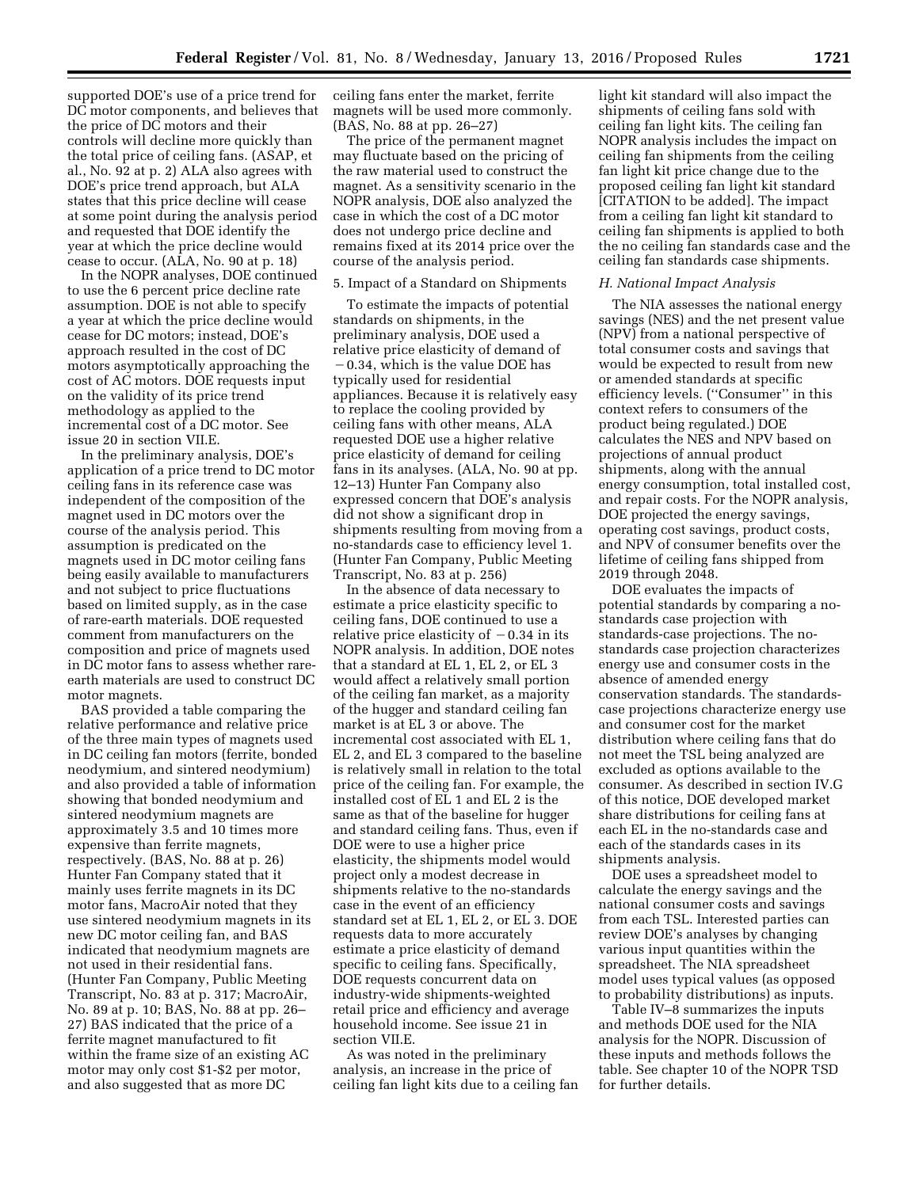supported DOE's use of a price trend for DC motor components, and believes that the price of DC motors and their controls will decline more quickly than the total price of ceiling fans. (ASAP, et al., No. 92 at p. 2) ALA also agrees with DOE's price trend approach, but ALA states that this price decline will cease at some point during the analysis period and requested that DOE identify the year at which the price decline would cease to occur. (ALA, No. 90 at p. 18)

In the NOPR analyses, DOE continued to use the 6 percent price decline rate assumption. DOE is not able to specify a year at which the price decline would cease for DC motors; instead, DOE's approach resulted in the cost of DC motors asymptotically approaching the cost of AC motors. DOE requests input on the validity of its price trend methodology as applied to the incremental cost of a DC motor. See issue 20 in section VII.E.

In the preliminary analysis, DOE's application of a price trend to DC motor ceiling fans in its reference case was independent of the composition of the magnet used in DC motors over the course of the analysis period. This assumption is predicated on the magnets used in DC motor ceiling fans being easily available to manufacturers and not subject to price fluctuations based on limited supply, as in the case of rare-earth materials. DOE requested comment from manufacturers on the composition and price of magnets used in DC motor fans to assess whether rare-earth materials are used to construct DC motor magnets.

BAS provided a table comparing the relative performance and relative price of the three main types of magnets used in DC ceiling fan motors (ferrite, bonded neodymium, and sintered neodymium) and also provided a table of information showing that bonded neodymium and sintered neodymium magnets are approximately 3.5 and 10 times more expensive than ferrite magnets, respectively. (BAS, No. 88 at p. 26) Hunter Fan Company stated that it mainly uses ferrite magnets in its DC motor fans, MacroAir noted that they use sintered neodymium magnets in its new DC motor ceiling fan, and BAS indicated that neodymium magnets are not used in their residential fans. (Hunter Fan Company, Public Meeting Transcript, No. 83 at p. 317; MacroAir, No. 89 at p. 10; BAS, No. 88 at pp. 26–27) BAS indicated that the price of a ferrite magnet manufactured to fit within the frame size of an existing AC motor may only cost $1-$2 per motor, and also suggested that as more DC ceiling fans enter the market, ferrite magnets will be used more commonly. (BAS, No. 88 at pp. 26–27)

The price of the permanent magnet may fluctuate based on the pricing of the raw material used to construct the magnet. As a sensitivity scenario in the NOPR analysis, DOE also analyzed the case in which the cost of a DC motor does not undergo price decline and remains fixed at its 2014 price over the course of the analysis period.

5. Impact of a Standard on Shipments

To estimate the impacts of potential standards on shipments, in the preliminary analysis, DOE used a relative price elasticity of demand of −0.34, which is the value DOE has typically used for residential appliances. Because it is relatively easy to replace the cooling provided by ceiling fans with other means, ALA requested DOE use a higher relative price elasticity of demand for ceiling fans in its analyses. (ALA, No. 90 at pp. 12–13) Hunter Fan Company also expressed concern that DOE's analysis did not show a significant drop in shipments resulting from moving from a no-standards case to efficiency level 1. (Hunter Fan Company, Public Meeting Transcript, No. 83 at p. 256)

In the absence of data necessary to estimate a price elasticity specific to ceiling fans, DOE continued to use a relative price elasticity of −0.34 in its NOPR analysis. In addition, DOE notes that a standard at EL 1, EL 2, or EL 3 would affect a relatively small portion of the ceiling fan market, as a majority of the hugger and standard ceiling fan market is at EL 3 or above. The incremental cost associated with EL 1, EL 2, and EL 3 compared to the baseline is relatively small in relation to the total price of the ceiling fan. For example, the installed cost of EL 1 and EL 2 is the same as that of the baseline for hugger and standard ceiling fans. Thus, even if DOE were to use a higher price elasticity, the shipments model would project only a modest decrease in shipments relative to the no-standards case in the event of an efficiency standard set at EL 1, EL 2, or EL 3. DOE requests data to more accurately estimate a price elasticity of demand specific to ceiling fans. Specifically, DOE requests concurrent data on industry-wide shipments-weighted retail price and efficiency and average household income. See issue 21 in section VII.E.

As was noted in the preliminary analysis, an increase in the price of ceiling fan light kits due to a ceiling fan light kit standard will also impact the shipments of ceiling fans sold with ceiling fan light kits. The ceiling fan NOPR analysis includes the impact on ceiling fan shipments from the ceiling fan light kit price change due to the proposed ceiling fan light kit standard [CITATION to be added]. The impact from a ceiling fan light kit standard to ceiling fan shipments is applied to both the no ceiling fan standards case and the ceiling fan standards case shipments.

*H. National Impact Analysis*

The NIA assesses the national energy savings (NES) and the net present value (NPV) from a national perspective of total consumer costs and savings that would be expected to result from new or amended standards at specific efficiency levels. (''Consumer'' in this context refers to consumers of the product being regulated.) DOE calculates the NES and NPV based on projections of annual product shipments, along with the annual energy consumption, total installed cost, and repair costs. For the NOPR analysis, DOE projected the energy savings, operating cost savings, product costs, and NPV of consumer benefits over the lifetime of ceiling fans shipped from 2019 through 2048.

DOE evaluates the impacts of potential standards by comparing a no-standards case projection with standards-case projections. The no-standards case projection characterizes energy use and consumer costs in the absence of amended energy conservation standards. The standards-case projections characterize energy use and consumer cost for the market distribution where ceiling fans that do not meet the TSL being analyzed are excluded as options available to the consumer. As described in section IV.G of this notice, DOE developed market share distributions for ceiling fans at each EL in the no-standards case and each of the standards cases in its shipments analysis.

DOE uses a spreadsheet model to calculate the energy savings and the national consumer costs and savings from each TSL. Interested parties can review DOE's analyses by changing various input quantities within the spreadsheet. The NIA spreadsheet model uses typical values (as opposed to probability distributions) as inputs.

Table IV–8 summarizes the inputs and methods DOE used for the NIA analysis for the NOPR. Discussion of these inputs and methods follows the table. See chapter 10 of the NOPR TSD for further details.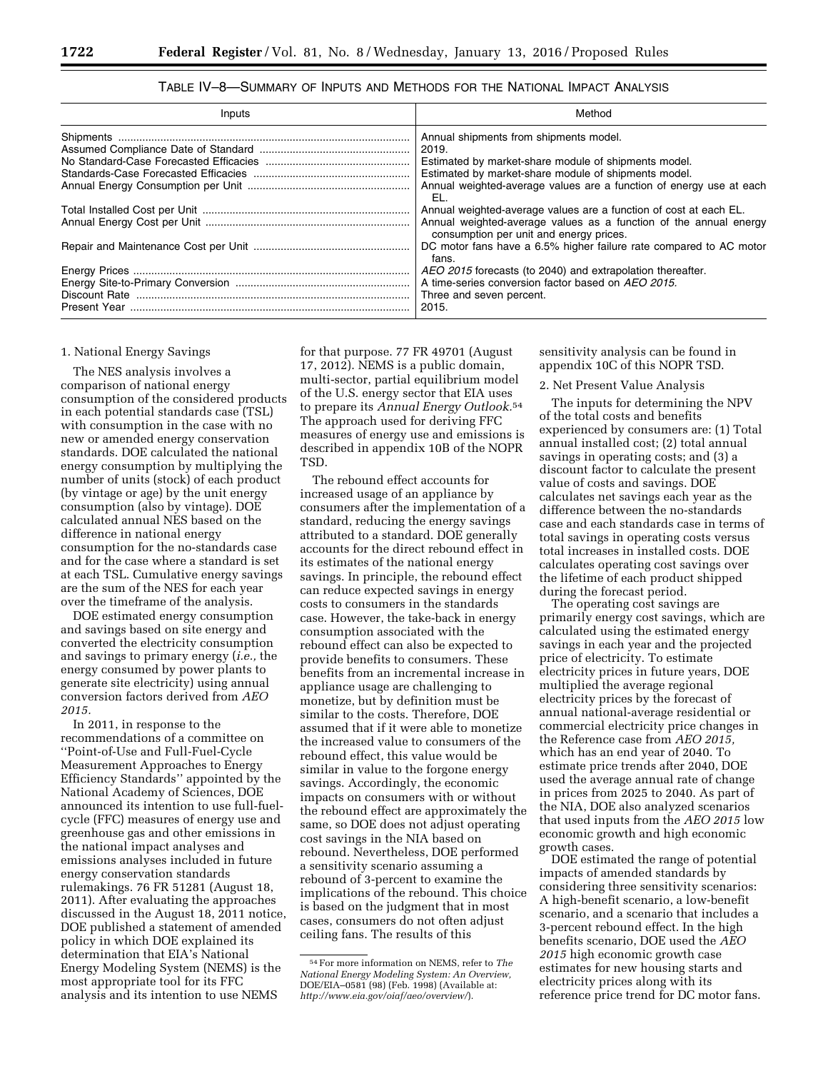TABLE IV–8—SUMMARY OF INPUTS AND METHODS FOR THE NATIONAL IMPACT ANALYSIS

| Inputs | Method |
| --- | --- |
| Shipments | Annual shipments from shipments model. |
| Assumed Compliance Date of Standard | 2019. |
| No Standard-Case Forecasted Efficacies | Estimated by market-share module of shipments model. |
| Standards-Case Forecasted Efficacies | Estimated by market-share module of shipments model. |
| Annual Energy Consumption per Unit | Annual weighted-average values are a function of energy use at each EL. |
| Total Installed Cost per Unit | Annual weighted-average values are a function of cost at each EL. |
| Annual Energy Cost per Unit | Annual weighted-average values as a function of the annual energy consumption per unit and energy prices. |
| Repair and Maintenance Cost per Unit | DC motor fans have a 6.5% higher failure rate compared to AC motor fans. |
| Energy Prices | *AEO 2015* forecasts (to 2040) and extrapolation thereafter. |
| Energy Site-to-Primary Conversion | A time-series conversion factor based on *AEO 2015.* |
| Discount Rate | Three and seven percent. |
| Present Year | 2015. |

1. National Energy Savings

The NES analysis involves a comparison of national energy consumption of the considered products in each potential standards case (TSL) with consumption in the case with no new or amended energy conservation standards. DOE calculated the national energy consumption by multiplying the number of units (stock) of each product (by vintage or age) by the unit energy consumption (also by vintage). DOE calculated annual NES based on the difference in national energy consumption for the no-standards case and for the case where a standard is set at each TSL. Cumulative energy savings are the sum of the NES for each year over the timeframe of the analysis.

DOE estimated energy consumption and savings based on site energy and converted the electricity consumption and savings to primary energy (*i.e.,* the energy consumed by power plants to generate site electricity) using annual conversion factors derived from *AEO 2015.*

In 2011, in response to the recommendations of a committee on ''Point-of-Use and Full-Fuel-Cycle Measurement Approaches to Energy Efficiency Standards'' appointed by the National Academy of Sciences, DOE announced its intention to use full-fuel-cycle (FFC) measures of energy use and greenhouse gas and other emissions in the national impact analyses and emissions analyses included in future energy conservation standards rulemakings. 76 FR 51281 (August 18, 2011). After evaluating the approaches discussed in the August 18, 2011 notice, DOE published a statement of amended policy in which DOE explained its determination that EIA's National Energy Modeling System (NEMS) is the most appropriate tool for its FFC analysis and its intention to use NEMS for that purpose. 77 FR 49701 (August 17, 2012). NEMS is a public domain, multi-sector, partial equilibrium model of the U.S. energy sector that EIA uses to prepare its *Annual Energy Outlook.*[54] The approach used for deriving FFC measures of energy use and emissions is described in appendix 10B of the NOPR TSD.

The rebound effect accounts for increased usage of an appliance by consumers after the implementation of a standard, reducing the energy savings attributed to a standard. DOE generally accounts for the direct rebound effect in its estimates of the national energy savings. In principle, the rebound effect can reduce expected savings in energy costs to consumers in the standards case. However, the take-back in energy consumption associated with the rebound effect can also be expected to provide benefits to consumers. These benefits from an incremental increase in appliance usage are challenging to monetize, but by definition must be similar to the costs. Therefore, DOE assumed that if it were able to monetize the increased value to consumers of the rebound effect, this value would be similar in value to the forgone energy savings. Accordingly, the economic impacts on consumers with or without the rebound effect are approximately the same, so DOE does not adjust operating cost savings in the NIA based on rebound. Nevertheless, DOE performed a sensitivity scenario assuming a rebound of 3-percent to examine the implications of the rebound. This choice is based on the judgment that in most cases, consumers do not often adjust ceiling fans. The results of this sensitivity analysis can be found in appendix 10C of this NOPR TSD.

2. Net Present Value Analysis

The inputs for determining the NPV of the total costs and benefits experienced by consumers are: (1) Total annual installed cost; (2) total annual savings in operating costs; and (3) a discount factor to calculate the present value of costs and savings. DOE calculates net savings each year as the difference between the no-standards case and each standards case in terms of total savings in operating costs versus total increases in installed costs. DOE calculates operating cost savings over the lifetime of each product shipped during the forecast period.

The operating cost savings are primarily energy cost savings, which are calculated using the estimated energy savings in each year and the projected price of electricity. To estimate electricity prices in future years, DOE multiplied the average regional electricity prices by the forecast of annual national-average residential or commercial electricity price changes in the Reference case from *AEO 2015,* which has an end year of 2040. To estimate price trends after 2040, DOE used the average annual rate of change in prices from 2025 to 2040. As part of the NIA, DOE also analyzed scenarios that used inputs from the *AEO 2015* low economic growth and high economic growth cases.

DOE estimated the range of potential impacts of amended standards by considering three sensitivity scenarios: A high-benefit scenario, a low-benefit scenario, and a scenario that includes a 3-percent rebound effect. In the high benefits scenario, DOE used the *AEO 2015* high economic growth case estimates for new housing starts and electricity prices along with its reference price trend for DC motor fans.

[54] For more information on NEMS, refer to *The National Energy Modeling System: An Overview,* DOE/EIA–0581 (98) (Feb. 1998) (Available at: *http://www.eia.gov/oiaf/aeo/overview/*).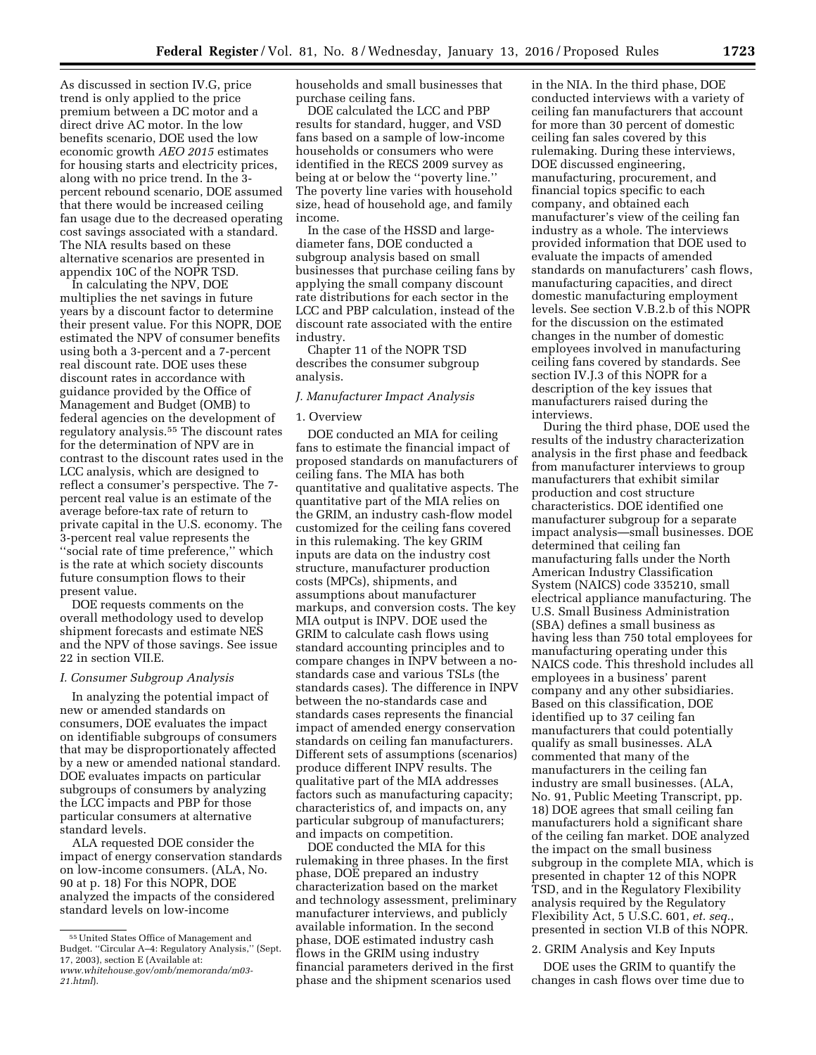As discussed in section IV.G, price trend is only applied to the price premium between a DC motor and a direct drive AC motor. In the low benefits scenario, DOE used the low economic growth *AEO 2015* estimates for housing starts and electricity prices, along with no price trend. In the 3-percent rebound scenario, DOE assumed that there would be increased ceiling fan usage due to the decreased operating cost savings associated with a standard. The NIA results based on these alternative scenarios are presented in appendix 10C of the NOPR TSD.

In calculating the NPV, DOE multiplies the net savings in future years by a discount factor to determine their present value. For this NOPR, DOE estimated the NPV of consumer benefits using both a 3-percent and a 7-percent real discount rate. DOE uses these discount rates in accordance with guidance provided by the Office of Management and Budget (OMB) to federal agencies on the development of regulatory analysis.[55] The discount rates for the determination of NPV are in contrast to the discount rates used in the LCC analysis, which are designed to reflect a consumer's perspective. The 7-percent real value is an estimate of the average before-tax rate of return to private capital in the U.S. economy. The 3-percent real value represents the "social rate of time preference," which is the rate at which society discounts future consumption flows to their present value.

DOE requests comments on the overall methodology used to develop shipment forecasts and estimate NES and the NPV of those savings. See issue 22 in section VII.E.

### I. Consumer Subgroup Analysis

In analyzing the potential impact of new or amended standards on consumers, DOE evaluates the impact on identifiable subgroups of consumers that may be disproportionately affected by a new or amended national standard. DOE evaluates impacts on particular subgroups of consumers by analyzing the LCC impacts and PBP for those particular consumers at alternative standard levels.

ALA requested DOE consider the impact of energy conservation standards on low-income consumers. (ALA, No. 90 at p. 18) For this NOPR, DOE analyzed the impacts of the considered standard levels on low-income households and small businesses that purchase ceiling fans.

DOE calculated the LCC and PBP results for standard, hugger, and VSD fans based on a sample of low-income households or consumers who were identified in the RECS 2009 survey as being at or below the "poverty line." The poverty line varies with household size, head of household age, and family income.

In the case of the HSSD and large-diameter fans, DOE conducted a subgroup analysis based on small businesses that purchase ceiling fans by applying the small company discount rate distributions for each sector in the LCC and PBP calculation, instead of the discount rate associated with the entire industry.

Chapter 11 of the NOPR TSD describes the consumer subgroup analysis.

### J. Manufacturer Impact Analysis

#### 1. Overview

DOE conducted an MIA for ceiling fans to estimate the financial impact of proposed standards on manufacturers of ceiling fans. The MIA has both quantitative and qualitative aspects. The quantitative part of the MIA relies on the GRIM, an industry cash-flow model customized for the ceiling fans covered in this rulemaking. The key GRIM inputs are data on the industry cost structure, manufacturer production costs (MPCs), shipments, and assumptions about manufacturer markups, and conversion costs. The key MIA output is INPV. DOE used the GRIM to calculate cash flows using standard accounting principles and to compare changes in INPV between a no-standards case and various TSLs (the standards cases). The difference in INPV between the no-standards case and standards cases represents the financial impact of amended energy conservation standards on ceiling fan manufacturers. Different sets of assumptions (scenarios) produce different INPV results. The qualitative part of the MIA addresses factors such as manufacturing capacity; characteristics of, and impacts on, any particular subgroup of manufacturers; and impacts on competition.

DOE conducted the MIA for this rulemaking in three phases. In the first phase, DOE prepared an industry characterization based on the market and technology assessment, preliminary manufacturer interviews, and publicly available information. In the second phase, DOE estimated industry cash flows in the GRIM using industry financial parameters derived in the first phase and the shipment scenarios used in the NIA. In the third phase, DOE conducted interviews with a variety of ceiling fan manufacturers that account for more than 30 percent of domestic ceiling fan sales covered by this rulemaking. During these interviews, DOE discussed engineering, manufacturing, procurement, and financial topics specific to each company, and obtained each manufacturer's view of the ceiling fan industry as a whole. The interviews provided information that DOE used to evaluate the impacts of amended standards on manufacturers' cash flows, manufacturing capacities, and direct domestic manufacturing employment levels. See section V.B.2.b of this NOPR for the discussion on the estimated changes in the number of domestic employees involved in manufacturing ceiling fans covered by standards. See section IV.J.3 of this NOPR for a description of the key issues that manufacturers raised during the interviews.

During the third phase, DOE used the results of the industry characterization analysis in the first phase and feedback from manufacturer interviews to group manufacturers that exhibit similar production and cost structure characteristics. DOE identified one manufacturer subgroup for a separate impact analysis—small businesses. DOE determined that ceiling fan manufacturing falls under the North American Industry Classification System (NAICS) code 335210, small electrical appliance manufacturing. The U.S. Small Business Administration (SBA) defines a small business as having less than 750 total employees for manufacturing operating under this NAICS code. This threshold includes all employees in a business' parent company and any other subsidiaries. Based on this classification, DOE identified up to 37 ceiling fan manufacturers that could potentially qualify as small businesses. ALA commented that many of the manufacturers in the ceiling fan industry are small businesses. (ALA, No. 91, Public Meeting Transcript, pp. 18) DOE agrees that small ceiling fan manufacturers hold a significant share of the ceiling fan market. DOE analyzed the impact on the small business subgroup in the complete MIA, which is presented in chapter 12 of this NOPR TSD, and in the Regulatory Flexibility analysis required by the Regulatory Flexibility Act, 5 U.S.C. 601, *et. seq.*, presented in section VI.B of this NOPR.

#### 2. GRIM Analysis and Key Inputs

DOE uses the GRIM to quantify the changes in cash flows over time due to

[55] United States Office of Management and Budget. "Circular A–4: Regulatory Analysis," (Sept. 17, 2003), section E (Available at: *www.whitehouse.gov/omb/memoranda/m03-21.html*).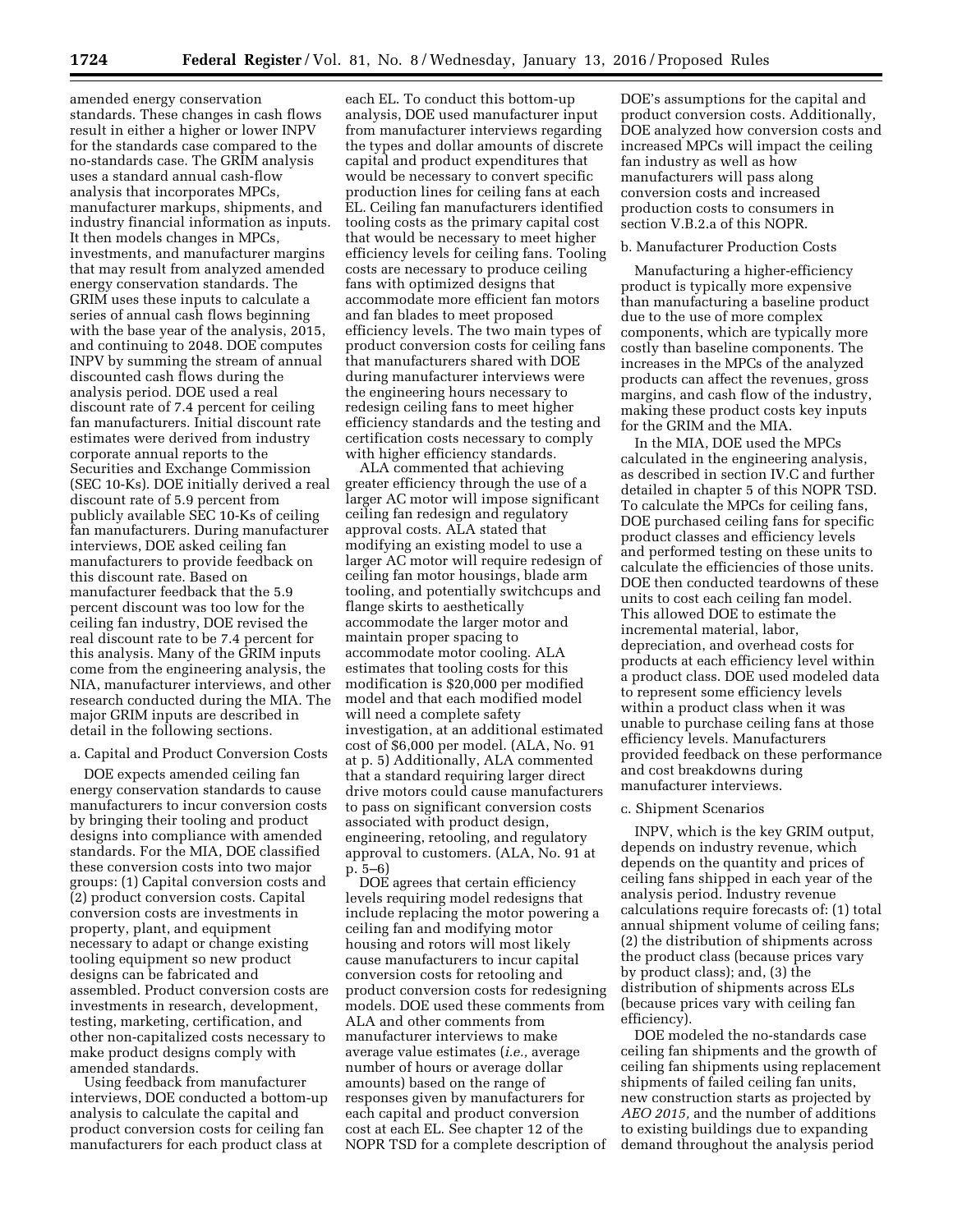amended energy conservation standards. These changes in cash flows result in either a higher or lower INPV for the standards case compared to the no-standards case. The GRIM analysis uses a standard annual cash-flow analysis that incorporates MPCs, manufacturer markups, shipments, and industry financial information as inputs. It then models changes in MPCs, investments, and manufacturer margins that may result from analyzed amended energy conservation standards. The GRIM uses these inputs to calculate a series of annual cash flows beginning with the base year of the analysis, 2015, and continuing to 2048. DOE computes INPV by summing the stream of annual discounted cash flows during the analysis period. DOE used a real discount rate of 7.4 percent for ceiling fan manufacturers. Initial discount rate estimates were derived from industry corporate annual reports to the Securities and Exchange Commission (SEC 10-Ks). DOE initially derived a real discount rate of 5.9 percent from publicly available SEC 10-Ks of ceiling fan manufacturers. During manufacturer interviews, DOE asked ceiling fan manufacturers to provide feedback on this discount rate. Based on manufacturer feedback that the 5.9 percent discount was too low for the ceiling fan industry, DOE revised the real discount rate to be 7.4 percent for this analysis. Many of the GRIM inputs come from the engineering analysis, the NIA, manufacturer interviews, and other research conducted during the MIA. The major GRIM inputs are described in detail in the following sections.

a. Capital and Product Conversion Costs

DOE expects amended ceiling fan energy conservation standards to cause manufacturers to incur conversion costs by bringing their tooling and product designs into compliance with amended standards. For the MIA, DOE classified these conversion costs into two major groups: (1) Capital conversion costs and (2) product conversion costs. Capital conversion costs are investments in property, plant, and equipment necessary to adapt or change existing tooling equipment so new product designs can be fabricated and assembled. Product conversion costs are investments in research, development, testing, marketing, certification, and other non-capitalized costs necessary to make product designs comply with amended standards.

Using feedback from manufacturer interviews, DOE conducted a bottom-up analysis to calculate the capital and product conversion costs for ceiling fan manufacturers for each product class at each EL. To conduct this bottom-up analysis, DOE used manufacturer input from manufacturer interviews regarding the types and dollar amounts of discrete capital and product expenditures that would be necessary to convert specific production lines for ceiling fans at each EL. Ceiling fan manufacturers identified tooling costs as the primary capital cost that would be necessary to meet higher efficiency levels for ceiling fans. Tooling costs are necessary to produce ceiling fans with optimized designs that accommodate more efficient fan motors and fan blades to meet proposed efficiency levels. The two main types of product conversion costs for ceiling fans that manufacturers shared with DOE during manufacturer interviews were the engineering hours necessary to redesign ceiling fans to meet higher efficiency standards and the testing and certification costs necessary to comply with higher efficiency standards.

ALA commented that achieving greater efficiency through the use of a larger AC motor will impose significant ceiling fan redesign and regulatory approval costs. ALA stated that modifying an existing model to use a larger AC motor will require redesign of ceiling fan motor housings, blade arm tooling, and potentially switchcups and flange skirts to aesthetically accommodate the larger motor and maintain proper spacing to accommodate motor cooling. ALA estimates that tooling costs for this modification is $20,000 per modified model and that each modified model will need a complete safety investigation, at an additional estimated cost of $6,000 per model. (ALA, No. 91 at p. 5) Additionally, ALA commented that a standard requiring larger direct drive motors could cause manufacturers to pass on significant conversion costs associated with product design, engineering, retooling, and regulatory approval to customers. (ALA, No. 91 at p. 5–6)

DOE agrees that certain efficiency levels requiring model redesigns that include replacing the motor powering a ceiling fan and modifying motor housing and rotors will most likely cause manufacturers to incur capital conversion costs for retooling and product conversion costs for redesigning models. DOE used these comments from ALA and other comments from manufacturer interviews to make average value estimates (*i.e.,* average number of hours or average dollar amounts) based on the range of responses given by manufacturers for each capital and product conversion cost at each EL. See chapter 12 of the NOPR TSD for a complete description of DOE's assumptions for the capital and product conversion costs. Additionally, DOE analyzed how conversion costs and increased MPCs will impact the ceiling fan industry as well as how manufacturers will pass along conversion costs and increased production costs to consumers in section V.B.2.a of this NOPR.

b. Manufacturer Production Costs

Manufacturing a higher-efficiency product is typically more expensive than manufacturing a baseline product due to the use of more complex components, which are typically more costly than baseline components. The increases in the MPCs of the analyzed products can affect the revenues, gross margins, and cash flow of the industry, making these product costs key inputs for the GRIM and the MIA.

In the MIA, DOE used the MPCs calculated in the engineering analysis, as described in section IV.C and further detailed in chapter 5 of this NOPR TSD. To calculate the MPCs for ceiling fans, DOE purchased ceiling fans for specific product classes and efficiency levels and performed testing on these units to calculate the efficiencies of those units. DOE then conducted teardowns of these units to cost each ceiling fan model. This allowed DOE to estimate the incremental material, labor, depreciation, and overhead costs for products at each efficiency level within a product class. DOE used modeled data to represent some efficiency levels within a product class when it was unable to purchase ceiling fans at those efficiency levels. Manufacturers provided feedback on these performance and cost breakdowns during manufacturer interviews.

c. Shipment Scenarios

INPV, which is the key GRIM output, depends on industry revenue, which depends on the quantity and prices of ceiling fans shipped in each year of the analysis period. Industry revenue calculations require forecasts of: (1) total annual shipment volume of ceiling fans; (2) the distribution of shipments across the product class (because prices vary by product class); and, (3) the distribution of shipments across ELs (because prices vary with ceiling fan efficiency).

DOE modeled the no-standards case ceiling fan shipments and the growth of ceiling fan shipments using replacement shipments of failed ceiling fan units, new construction starts as projected by *AEO 2015,* and the number of additions to existing buildings due to expanding demand throughout the analysis period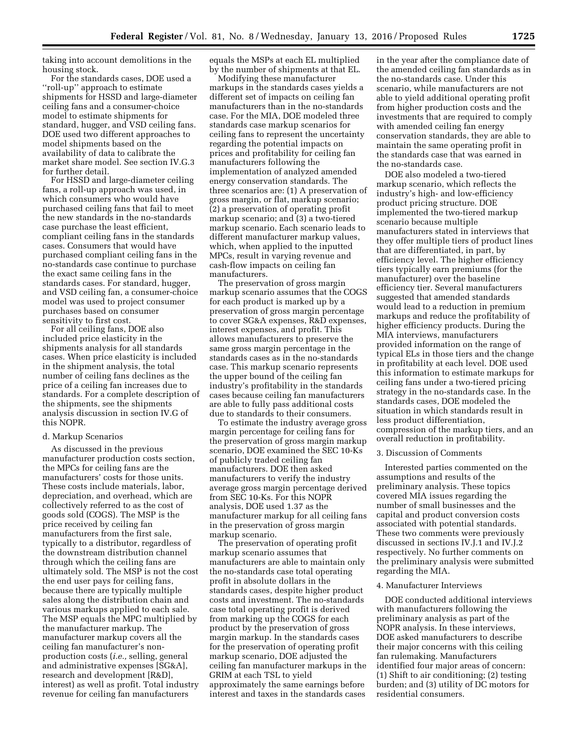taking into account demolitions in the housing stock.

For the standards cases, DOE used a ''roll-up'' approach to estimate shipments for HSSD and large-diameter ceiling fans and a consumer-choice model to estimate shipments for standard, hugger, and VSD ceiling fans. DOE used two different approaches to model shipments based on the availability of data to calibrate the market share model. See section IV.G.3 for further detail.

For HSSD and large-diameter ceiling fans, a roll-up approach was used, in which consumers who would have purchased ceiling fans that fail to meet the new standards in the no-standards case purchase the least efficient, compliant ceiling fans in the standards cases. Consumers that would have purchased compliant ceiling fans in the no-standards case continue to purchase the exact same ceiling fans in the standards cases. For standard, hugger, and VSD ceiling fan, a consumer-choice model was used to project consumer purchases based on consumer sensitivity to first cost.

For all ceiling fans, DOE also included price elasticity in the shipments analysis for all standards cases. When price elasticity is included in the shipment analysis, the total number of ceiling fans declines as the price of a ceiling fan increases due to standards. For a complete description of the shipments, see the shipments analysis discussion in section IV.G of this NOPR.

d. Markup Scenarios

As discussed in the previous manufacturer production costs section, the MPCs for ceiling fans are the manufacturers' costs for those units. These costs include materials, labor, depreciation, and overhead, which are collectively referred to as the cost of goods sold (COGS). The MSP is the price received by ceiling fan manufacturers from the first sale, typically to a distributor, regardless of the downstream distribution channel through which the ceiling fans are ultimately sold. The MSP is not the cost the end user pays for ceiling fans, because there are typically multiple sales along the distribution chain and various markups applied to each sale. The MSP equals the MPC multiplied by the manufacturer markup. The manufacturer markup covers all the ceiling fan manufacturer's non-production costs (*i.e.,* selling, general and administrative expenses [SG&A], research and development [R&D], interest) as well as profit. Total industry revenue for ceiling fan manufacturers equals the MSPs at each EL multiplied by the number of shipments at that EL.

Modifying these manufacturer markups in the standards cases yields a different set of impacts on ceiling fan manufacturers than in the no-standards case. For the MIA, DOE modeled three standards case markup scenarios for ceiling fans to represent the uncertainty regarding the potential impacts on prices and profitability for ceiling fan manufacturers following the implementation of analyzed amended energy conservation standards. The three scenarios are: (1) A preservation of gross margin, or flat, markup scenario; (2) a preservation of operating profit markup scenario; and (3) a two-tiered markup scenario. Each scenario leads to different manufacturer markup values, which, when applied to the inputted MPCs, result in varying revenue and cash-flow impacts on ceiling fan manufacturers.

The preservation of gross margin markup scenario assumes that the COGS for each product is marked up by a preservation of gross margin percentage to cover SG&A expenses, R&D expenses, interest expenses, and profit. This allows manufacturers to preserve the same gross margin percentage in the standards cases as in the no-standards case. This markup scenario represents the upper bound of the ceiling fan industry's profitability in the standards cases because ceiling fan manufacturers are able to fully pass additional costs due to standards to their consumers.

To estimate the industry average gross margin percentage for ceiling fans for the preservation of gross margin markup scenario, DOE examined the SEC 10-Ks of publicly traded ceiling fan manufacturers. DOE then asked manufacturers to verify the industry average gross margin percentage derived from SEC 10-Ks. For this NOPR analysis, DOE used 1.37 as the manufacturer markup for all ceiling fans in the preservation of gross margin markup scenario.

The preservation of operating profit markup scenario assumes that manufacturers are able to maintain only the no-standards case total operating profit in absolute dollars in the standards cases, despite higher product costs and investment. The no-standards case total operating profit is derived from marking up the COGS for each product by the preservation of gross margin markup. In the standards cases for the preservation of operating profit markup scenario, DOE adjusted the ceiling fan manufacturer markups in the GRIM at each TSL to yield approximately the same earnings before interest and taxes in the standards cases in the year after the compliance date of the amended ceiling fan standards as in the no-standards case. Under this scenario, while manufacturers are not able to yield additional operating profit from higher production costs and the investments that are required to comply with amended ceiling fan energy conservation standards, they are able to maintain the same operating profit in the standards case that was earned in the no-standards case.

DOE also modeled a two-tiered markup scenario, which reflects the industry's high- and low-efficiency product pricing structure. DOE implemented the two-tiered markup scenario because multiple manufacturers stated in interviews that they offer multiple tiers of product lines that are differentiated, in part, by efficiency level. The higher efficiency tiers typically earn premiums (for the manufacturer) over the baseline efficiency tier. Several manufacturers suggested that amended standards would lead to a reduction in premium markups and reduce the profitability of higher efficiency products. During the MIA interviews, manufacturers provided information on the range of typical ELs in those tiers and the change in profitability at each level. DOE used this information to estimate markups for ceiling fans under a two-tiered pricing strategy in the no-standards case. In the standards cases, DOE modeled the situation in which standards result in less product differentiation, compression of the markup tiers, and an overall reduction in profitability.

3. Discussion of Comments

Interested parties commented on the assumptions and results of the preliminary analysis. These topics covered MIA issues regarding the number of small businesses and the capital and product conversion costs associated with potential standards. These two comments were previously discussed in sections IV.J.1 and IV.J.2 respectively. No further comments on the preliminary analysis were submitted regarding the MIA.

4. Manufacturer Interviews

DOE conducted additional interviews with manufacturers following the preliminary analysis as part of the NOPR analysis. In these interviews, DOE asked manufacturers to describe their major concerns with this ceiling fan rulemaking. Manufacturers identified four major areas of concern: (1) Shift to air conditioning; (2) testing burden; and (3) utility of DC motors for residential consumers.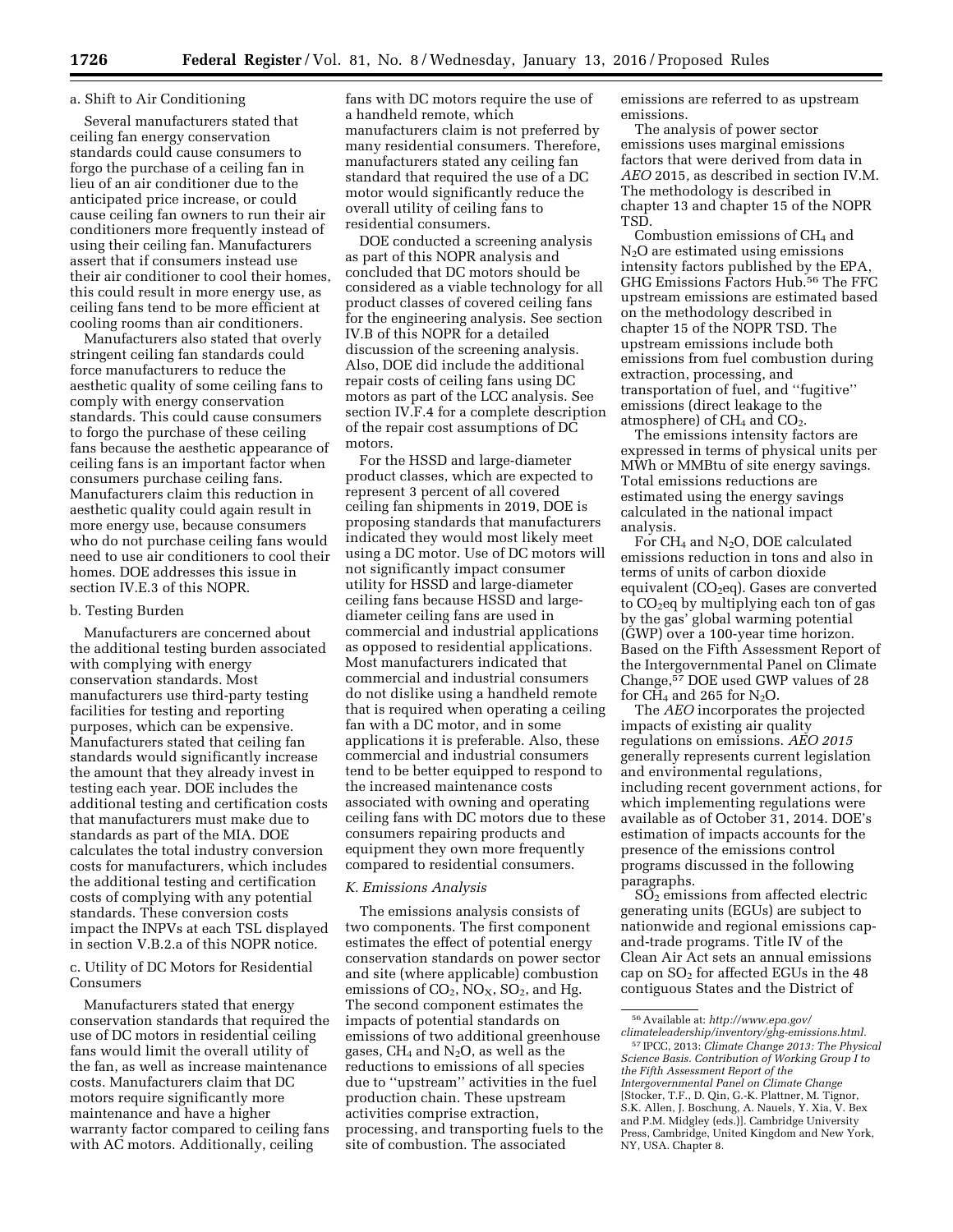a. Shift to Air Conditioning

Several manufacturers stated that ceiling fan energy conservation standards could cause consumers to forgo the purchase of a ceiling fan in lieu of an air conditioner due to the anticipated price increase, or could cause ceiling fan owners to run their air conditioners more frequently instead of using their ceiling fan. Manufacturers assert that if consumers instead use their air conditioner to cool their homes, this could result in more energy use, as ceiling fans tend to be more efficient at cooling rooms than air conditioners.

Manufacturers also stated that overly stringent ceiling fan standards could force manufacturers to reduce the aesthetic quality of some ceiling fans to comply with energy conservation standards. This could cause consumers to forgo the purchase of these ceiling fans because the aesthetic appearance of ceiling fans is an important factor when consumers purchase ceiling fans. Manufacturers claim this reduction in aesthetic quality could again result in more energy use, because consumers who do not purchase ceiling fans would need to use air conditioners to cool their homes. DOE addresses this issue in section IV.E.3 of this NOPR.

b. Testing Burden

Manufacturers are concerned about the additional testing burden associated with complying with energy conservation standards. Most manufacturers use third-party testing facilities for testing and reporting purposes, which can be expensive. Manufacturers stated that ceiling fan standards would significantly increase the amount that they already invest in testing each year. DOE includes the additional testing and certification costs that manufacturers must make due to standards as part of the MIA. DOE calculates the total industry conversion costs for manufacturers, which includes the additional testing and certification costs of complying with any potential standards. These conversion costs impact the INPVs at each TSL displayed in section V.B.2.a of this NOPR notice.

c. Utility of DC Motors for Residential Consumers

Manufacturers stated that energy conservation standards that required the use of DC motors in residential ceiling fans would limit the overall utility of the fan, as well as increase maintenance costs. Manufacturers claim that DC motors require significantly more maintenance and have a higher warranty factor compared to ceiling fans with AC motors. Additionally, ceiling fans with DC motors require the use of a handheld remote, which manufacturers claim is not preferred by many residential consumers. Therefore, manufacturers stated any ceiling fan standard that required the use of a DC motor would significantly reduce the overall utility of ceiling fans to residential consumers.

DOE conducted a screening analysis as part of this NOPR analysis and concluded that DC motors should be considered as a viable technology for all product classes of covered ceiling fans for the engineering analysis. See section IV.B of this NOPR for a detailed discussion of the screening analysis. Also, DOE did include the additional repair costs of ceiling fans using DC motors as part of the LCC analysis. See section IV.F.4 for a complete description of the repair cost assumptions of DC motors.

For the HSSD and large-diameter product classes, which are expected to represent 3 percent of all covered ceiling fan shipments in 2019, DOE is proposing standards that manufacturers indicated they would most likely meet using a DC motor. Use of DC motors will not significantly impact consumer utility for HSSD and large-diameter ceiling fans because HSSD and large-diameter ceiling fans are used in commercial and industrial applications as opposed to residential applications. Most manufacturers indicated that commercial and industrial consumers do not dislike using a handheld remote that is required when operating a ceiling fan with a DC motor, and in some applications it is preferable. Also, these commercial and industrial consumers tend to be better equipped to respond to the increased maintenance costs associated with owning and operating ceiling fans with DC motors due to these consumers repairing products and equipment they own more frequently compared to residential consumers.

### K. Emissions Analysis

The emissions analysis consists of two components. The first component estimates the effect of potential energy conservation standards on power sector and site (where applicable) combustion emissions of $CO_2$, $NO_X$, $SO_2$, and Hg. The second component estimates the impacts of potential standards on emissions of two additional greenhouse gases, $CH_4$ and $N_2O$, as well as the reductions to emissions of all species due to "upstream" activities in the fuel production chain. These upstream activities comprise extraction, processing, and transporting fuels to the site of combustion. The associated emissions are referred to as upstream emissions.

The analysis of power sector emissions uses marginal emissions factors that were derived from data in *AEO* 2015, as described in section IV.M. The methodology is described in chapter 13 and chapter 15 of the NOPR TSD.

Combustion emissions of $CH_4$ and $N_2O$ are estimated using emissions intensity factors published by the EPA, GHG Emissions Factors Hub.[56] The FFC upstream emissions are estimated based on the methodology described in chapter 15 of the NOPR TSD. The upstream emissions include both emissions from fuel combustion during extraction, processing, and transportation of fuel, and "fugitive" emissions (direct leakage to the atmosphere) of $CH_4$ and $CO_2$.

The emissions intensity factors are expressed in terms of physical units per MWh or MMBtu of site energy savings. Total emissions reductions are estimated using the energy savings calculated in the national impact analysis.

For $CH_4$ and $N_2O$, DOE calculated emissions reduction in tons and also in terms of units of carbon dioxide equivalent ($CO_2$eq). Gases are converted to $CO_2$eq by multiplying each ton of gas by the gas' global warming potential (GWP) over a 100-year time horizon. Based on the Fifth Assessment Report of the Intergovernmental Panel on Climate Change,[57] DOE used GWP values of 28 for $CH_4$ and 265 for $N_2O$.

The *AEO* incorporates the projected impacts of existing air quality regulations on emissions. *AEO 2015* generally represents current legislation and environmental regulations, including recent government actions, for which implementing regulations were available as of October 31, 2014. DOE's estimation of impacts accounts for the presence of the emissions control programs discussed in the following paragraphs.

$SO_2$ emissions from affected electric generating units (EGUs) are subject to nationwide and regional emissions cap-and-trade programs. Title IV of the Clean Air Act sets an annual emissions cap on $SO_2$ for affected EGUs in the 48 contiguous States and the District of

[56] Available at: *http://www.epa.gov/climateleadership/inventory/ghg-emissions.html.*

[57] IPCC, 2013: *Climate Change 2013: The Physical Science Basis. Contribution of Working Group I to the Fifth Assessment Report of the Intergovernmental Panel on Climate Change* [Stocker, T.F., D. Qin, G.-K. Plattner, M. Tignor, S.K. Allen, J. Boschung, A. Nauels, Y. Xia, V. Bex and P.M. Midgley (eds.)]. Cambridge University Press, Cambridge, United Kingdom and New York, NY, USA. Chapter 8.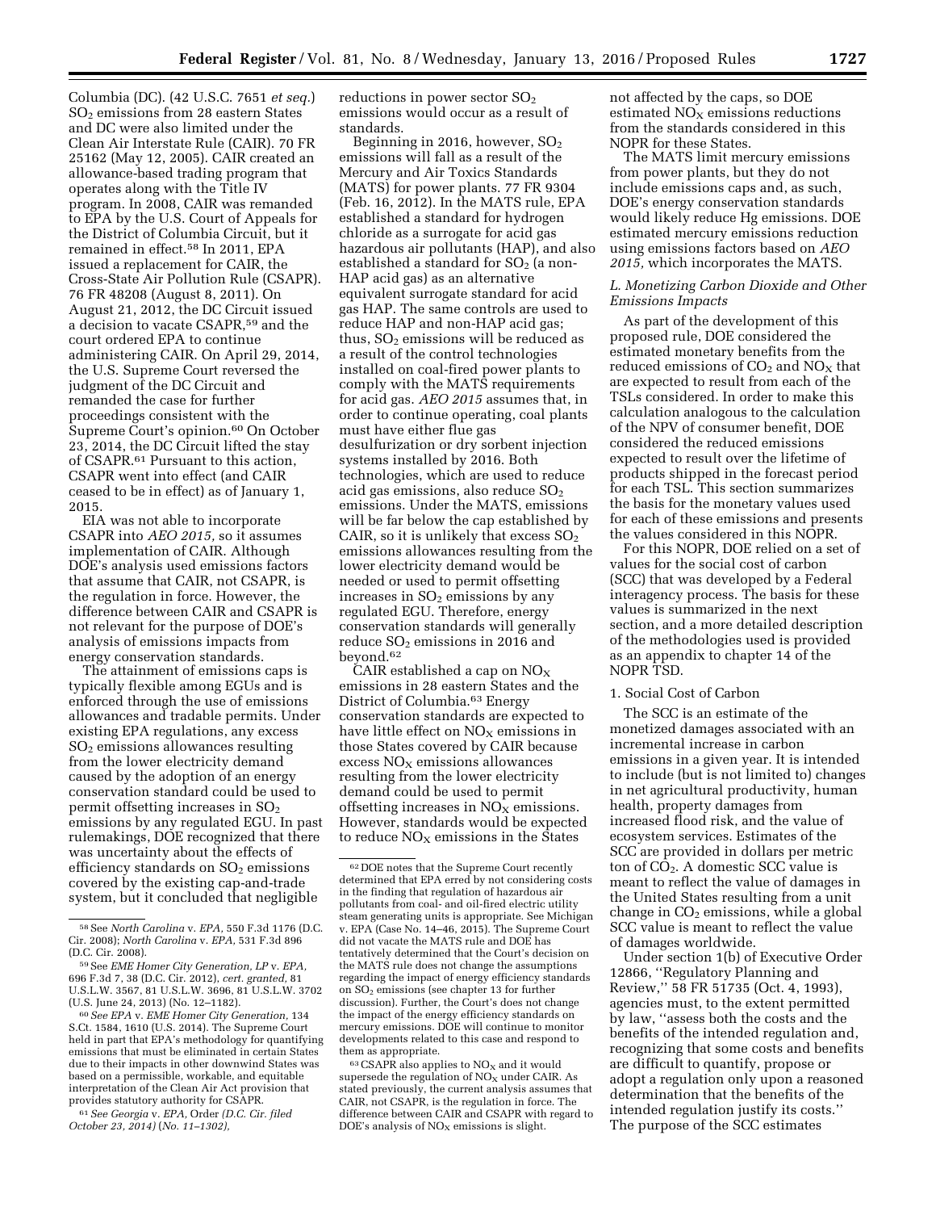Columbia (DC). (42 U.S.C. 7651 *et seq.*) $SO_2$ emissions from 28 eastern States and DC were also limited under the Clean Air Interstate Rule (CAIR). 70 FR 25162 (May 12, 2005). CAIR created an allowance-based trading program that operates along with the Title IV program. In 2008, CAIR was remanded to EPA by the U.S. Court of Appeals for the District of Columbia Circuit, but it remained in effect.[58] In 2011, EPA issued a replacement for CAIR, the Cross-State Air Pollution Rule (CSAPR). 76 FR 48208 (August 8, 2011). On August 21, 2012, the DC Circuit issued a decision to vacate CSAPR,[59] and the court ordered EPA to continue administering CAIR. On April 29, 2014, the U.S. Supreme Court reversed the judgment of the DC Circuit and remanded the case for further proceedings consistent with the Supreme Court's opinion.[60] On October 23, 2014, the DC Circuit lifted the stay of CSAPR.[61] Pursuant to this action, CSAPR went into effect (and CAIR ceased to be in effect) as of January 1, 2015.

EIA was not able to incorporate CSAPR into *AEO 2015,* so it assumes implementation of CAIR. Although DOE's analysis used emissions factors that assume that CAIR, not CSAPR, is the regulation in force. However, the difference between CAIR and CSAPR is not relevant for the purpose of DOE's analysis of emissions impacts from energy conservation standards.

The attainment of emissions caps is typically flexible among EGUs and is enforced through the use of emissions allowances and tradable permits. Under existing EPA regulations, any excess $SO_2$ emissions allowances resulting from the lower electricity demand caused by the adoption of an energy conservation standard could be used to permit offsetting increases in $SO_2$ emissions by any regulated EGU. In past rulemakings, DOE recognized that there was uncertainty about the effects of efficiency standards on $SO_2$ emissions covered by the existing cap-and-trade system, but it concluded that negligible reductions in power sector $SO_2$ emissions would occur as a result of standards.

Beginning in 2016, however, $SO_2$ emissions will fall as a result of the Mercury and Air Toxics Standards (MATS) for power plants. 77 FR 9304 (Feb. 16, 2012). In the MATS rule, EPA established a standard for hydrogen chloride as a surrogate for acid gas hazardous air pollutants (HAP), and also established a standard for $SO_2$ (a non-HAP acid gas) as an alternative equivalent surrogate standard for acid gas HAP. The same controls are used to reduce HAP and non-HAP acid gas; thus, $SO_2$ emissions will be reduced as a result of the control technologies installed on coal-fired power plants to comply with the MATS requirements for acid gas. *AEO 2015* assumes that, in order to continue operating, coal plants must have either flue gas desulfurization or dry sorbent injection systems installed by 2016. Both technologies, which are used to reduce acid gas emissions, also reduce $SO_2$ emissions. Under the MATS, emissions will be far below the cap established by CAIR, so it is unlikely that excess $SO_2$ emissions allowances resulting from the lower electricity demand would be needed or used to permit offsetting increases in $SO_2$ emissions by any regulated EGU. Therefore, energy conservation standards will generally reduce $SO_2$ emissions in 2016 and beyond.[62]

CAIR established a cap on $NO_X$ emissions in 28 eastern States and the District of Columbia.[63] Energy conservation standards are expected to have little effect on $NO_X$ emissions in those States covered by CAIR because excess $NO_X$ emissions allowances resulting from the lower electricity demand could be used to permit offsetting increases in $NO_X$ emissions. However, standards would be expected to reduce $NO_X$ emissions in the States not affected by the caps, so DOE estimated $NO_X$ emissions reductions from the standards considered in this NOPR for these States.

The MATS limit mercury emissions from power plants, but they do not include emissions caps and, as such, DOE's energy conservation standards would likely reduce Hg emissions. DOE estimated mercury emissions reduction using emissions factors based on *AEO 2015,* which incorporates the MATS.

### *L. Monetizing Carbon Dioxide and Other Emissions Impacts*

As part of the development of this proposed rule, DOE considered the estimated monetary benefits from the reduced emissions of $CO_2$ and $NO_X$ that are expected to result from each of the TSLs considered. In order to make this calculation analogous to the calculation of the NPV of consumer benefit, DOE considered the reduced emissions expected to result over the lifetime of products shipped in the forecast period for each TSL. This section summarizes the basis for the monetary values used for each of these emissions and presents the values considered in this NOPR.

For this NOPR, DOE relied on a set of values for the social cost of carbon (SCC) that was developed by a Federal interagency process. The basis for these values is summarized in the next section, and a more detailed description of the methodologies used is provided as an appendix to chapter 14 of the NOPR TSD.

#### 1. Social Cost of Carbon

The SCC is an estimate of the monetized damages associated with an incremental increase in carbon emissions in a given year. It is intended to include (but is not limited to) changes in net agricultural productivity, human health, property damages from increased flood risk, and the value of ecosystem services. Estimates of the SCC are provided in dollars per metric ton of $CO_2$. A domestic SCC value is meant to reflect the value of damages in the United States resulting from a unit change in $CO_2$ emissions, while a global SCC value is meant to reflect the value of damages worldwide.

Under section 1(b) of Executive Order 12866, ''Regulatory Planning and Review,'' 58 FR 51735 (Oct. 4, 1993), agencies must, to the extent permitted by law, ''assess both the costs and the benefits of the intended regulation and, recognizing that some costs and benefits are difficult to quantify, propose or adopt a regulation only upon a reasoned determination that the benefits of the intended regulation justify its costs.'' The purpose of the SCC estimates

---

[58] See *North Carolina* v. *EPA,* 550 F.3d 1176 (D.C. Cir. 2008); *North Carolina* v. *EPA,* 531 F.3d 896 (D.C. Cir. 2008).

[59] See *EME Homer City Generation, LP* v. *EPA,* 696 F.3d 7, 38 (D.C. Cir. 2012), *cert. granted,* 81 U.S.L.W. 3567, 81 U.S.L.W. 3696, 81 U.S.L.W. 3702 (U.S. June 24, 2013) (No. 12–1182).

[60] *See EPA* v. *EME Homer City Generation,* 134 S.Ct. 1584, 1610 (U.S. 2014). The Supreme Court held in part that EPA's methodology for quantifying emissions that must be eliminated in certain States due to their impacts in other downwind States was based on a permissible, workable, and equitable interpretation of the Clean Air Act provision that provides statutory authority for CSAPR.

[61] *See Georgia* v. *EPA,* Order *(D.C. Cir. filed October 23, 2014)* (*No. 11–1302),*

[62] DOE notes that the Supreme Court recently determined that EPA erred by not considering costs in the finding that regulation of hazardous air pollutants from coal- and oil-fired electric utility steam generating units is appropriate. See Michigan v. EPA (Case No. 14–46, 2015). The Supreme Court did not vacate the MATS rule and DOE has tentatively determined that the Court's decision on the MATS rule does not change the assumptions regarding the impact of energy efficiency standards on $SO_2$ emissions (see chapter 13 for further discussion). Further, the Court's does not change the impact of the energy efficiency standards on mercury emissions. DOE will continue to monitor developments related to this case and respond to them as appropriate.

[63] CSAPR also applies to $NO_X$ and it would supersede the regulation of $NO_X$ under CAIR. As stated previously, the current analysis assumes that CAIR, not CSAPR, is the regulation in force. The difference between CAIR and CSAPR with regard to DOE's analysis of $NO_X$ emissions is slight.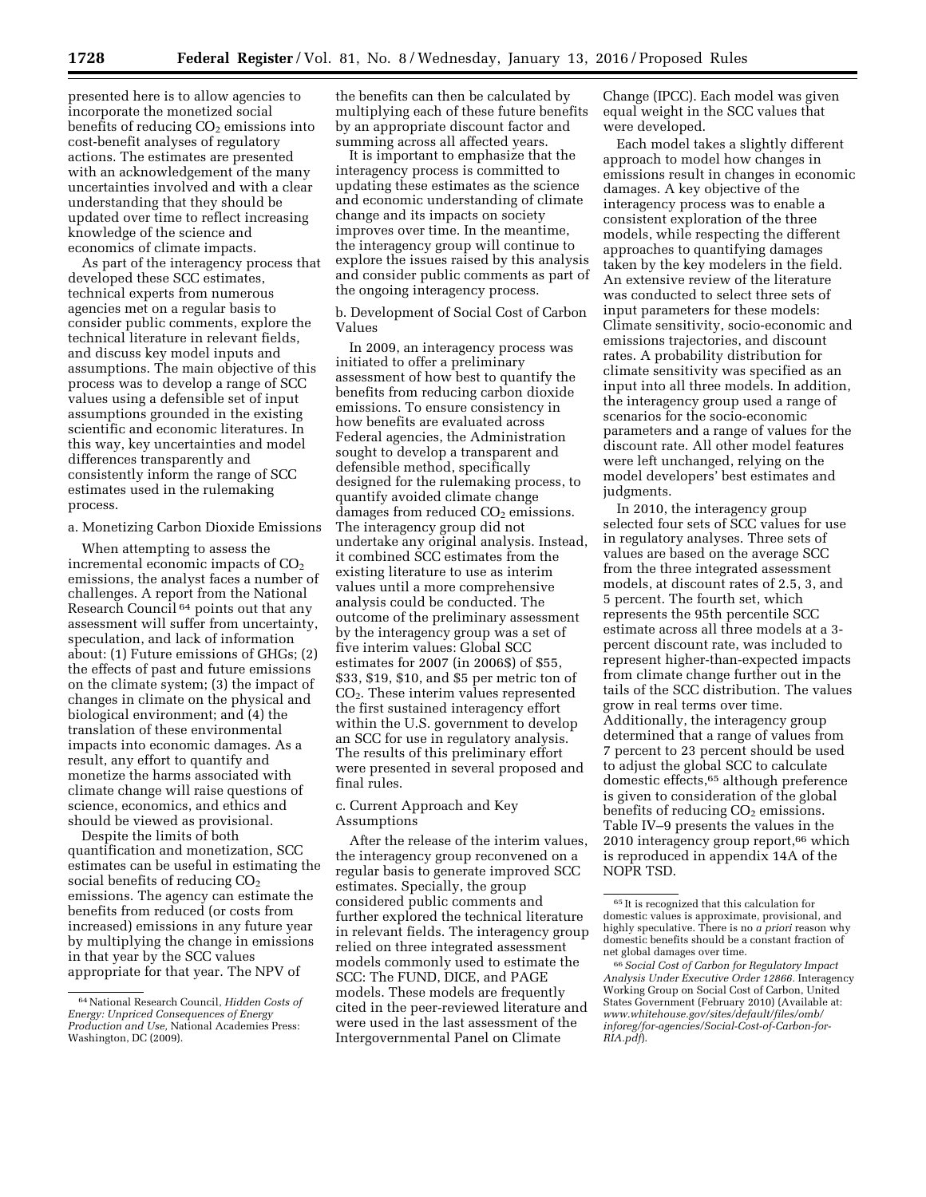presented here is to allow agencies to incorporate the monetized social benefits of reducing $CO_2$ emissions into cost-benefit analyses of regulatory actions. The estimates are presented with an acknowledgement of the many uncertainties involved and with a clear understanding that they should be updated over time to reflect increasing knowledge of the science and economics of climate impacts.

As part of the interagency process that developed these SCC estimates, technical experts from numerous agencies met on a regular basis to consider public comments, explore the technical literature in relevant fields, and discuss key model inputs and assumptions. The main objective of this process was to develop a range of SCC values using a defensible set of input assumptions grounded in the existing scientific and economic literatures. In this way, key uncertainties and model differences transparently and consistently inform the range of SCC estimates used in the rulemaking process.

a. Monetizing Carbon Dioxide Emissions

When attempting to assess the incremental economic impacts of $CO_2$ emissions, the analyst faces a number of challenges. A report from the National Research Council [64] points out that any assessment will suffer from uncertainty, speculation, and lack of information about: (1) Future emissions of GHGs; (2) the effects of past and future emissions on the climate system; (3) the impact of changes in climate on the physical and biological environment; and (4) the translation of these environmental impacts into economic damages. As a result, any effort to quantify and monetize the harms associated with climate change will raise questions of science, economics, and ethics and should be viewed as provisional.

Despite the limits of both quantification and monetization, SCC estimates can be useful in estimating the social benefits of reducing $CO_2$ emissions. The agency can estimate the benefits from reduced (or costs from increased) emissions in any future year by multiplying the change in emissions in that year by the SCC values appropriate for that year. The NPV of the benefits can then be calculated by multiplying each of these future benefits by an appropriate discount factor and summing across all affected years.

It is important to emphasize that the interagency process is committed to updating these estimates as the science and economic understanding of climate change and its impacts on society improves over time. In the meantime, the interagency group will continue to explore the issues raised by this analysis and consider public comments as part of the ongoing interagency process.

b. Development of Social Cost of Carbon Values

In 2009, an interagency process was initiated to offer a preliminary assessment of how best to quantify the benefits from reducing carbon dioxide emissions. To ensure consistency in how benefits are evaluated across Federal agencies, the Administration sought to develop a transparent and defensible method, specifically designed for the rulemaking process, to quantify avoided climate change damages from reduced $CO_2$ emissions. The interagency group did not undertake any original analysis. Instead, it combined SCC estimates from the existing literature to use as interim values until a more comprehensive analysis could be conducted. The outcome of the preliminary assessment by the interagency group was a set of five interim values: Global SCC estimates for 2007 (in 2006$) of $55, $33, $19, $10, and $5 per metric ton of $CO_2$. These interim values represented the first sustained interagency effort within the U.S. government to develop an SCC for use in regulatory analysis. The results of this preliminary effort were presented in several proposed and final rules.

c. Current Approach and Key Assumptions

After the release of the interim values, the interagency group reconvened on a regular basis to generate improved SCC estimates. Specially, the group considered public comments and further explored the technical literature in relevant fields. The interagency group relied on three integrated assessment models commonly used to estimate the SCC: The FUND, DICE, and PAGE models. These models are frequently cited in the peer-reviewed literature and were used in the last assessment of the Intergovernmental Panel on Climate Change (IPCC). Each model was given equal weight in the SCC values that were developed.

Each model takes a slightly different approach to model how changes in emissions result in changes in economic damages. A key objective of the interagency process was to enable a consistent exploration of the three models, while respecting the different approaches to quantifying damages taken by the key modelers in the field. An extensive review of the literature was conducted to select three sets of input parameters for these models: Climate sensitivity, socio-economic and emissions trajectories, and discount rates. A probability distribution for climate sensitivity was specified as an input into all three models. In addition, the interagency group used a range of scenarios for the socio-economic parameters and a range of values for the discount rate. All other model features were left unchanged, relying on the model developers' best estimates and judgments.

In 2010, the interagency group selected four sets of SCC values for use in regulatory analyses. Three sets of values are based on the average SCC from the three integrated assessment models, at discount rates of 2.5, 3, and 5 percent. The fourth set, which represents the 95th percentile SCC estimate across all three models at a 3-percent discount rate, was included to represent higher-than-expected impacts from climate change further out in the tails of the SCC distribution. The values grow in real terms over time. Additionally, the interagency group determined that a range of values from 7 percent to 23 percent should be used to adjust the global SCC to calculate domestic effects,[65] although preference is given to consideration of the global benefits of reducing $CO_2$ emissions. Table IV–9 presents the values in the 2010 interagency group report,[66] which is reproduced in appendix 14A of the NOPR TSD.

---

[64] National Research Council, *Hidden Costs of Energy: Unpriced Consequences of Energy Production and Use,* National Academies Press: Washington, DC (2009).

[65] It is recognized that this calculation for domestic values is approximate, provisional, and highly speculative. There is no *a priori* reason why domestic benefits should be a constant fraction of net global damages over time.

[66] *Social Cost of Carbon for Regulatory Impact Analysis Under Executive Order 12866.* Interagency Working Group on Social Cost of Carbon, United States Government (February 2010) (Available at: *www.whitehouse.gov/sites/default/files/omb/inforeg/for-agencies/Social-Cost-of-Carbon-for-RIA.pdf*).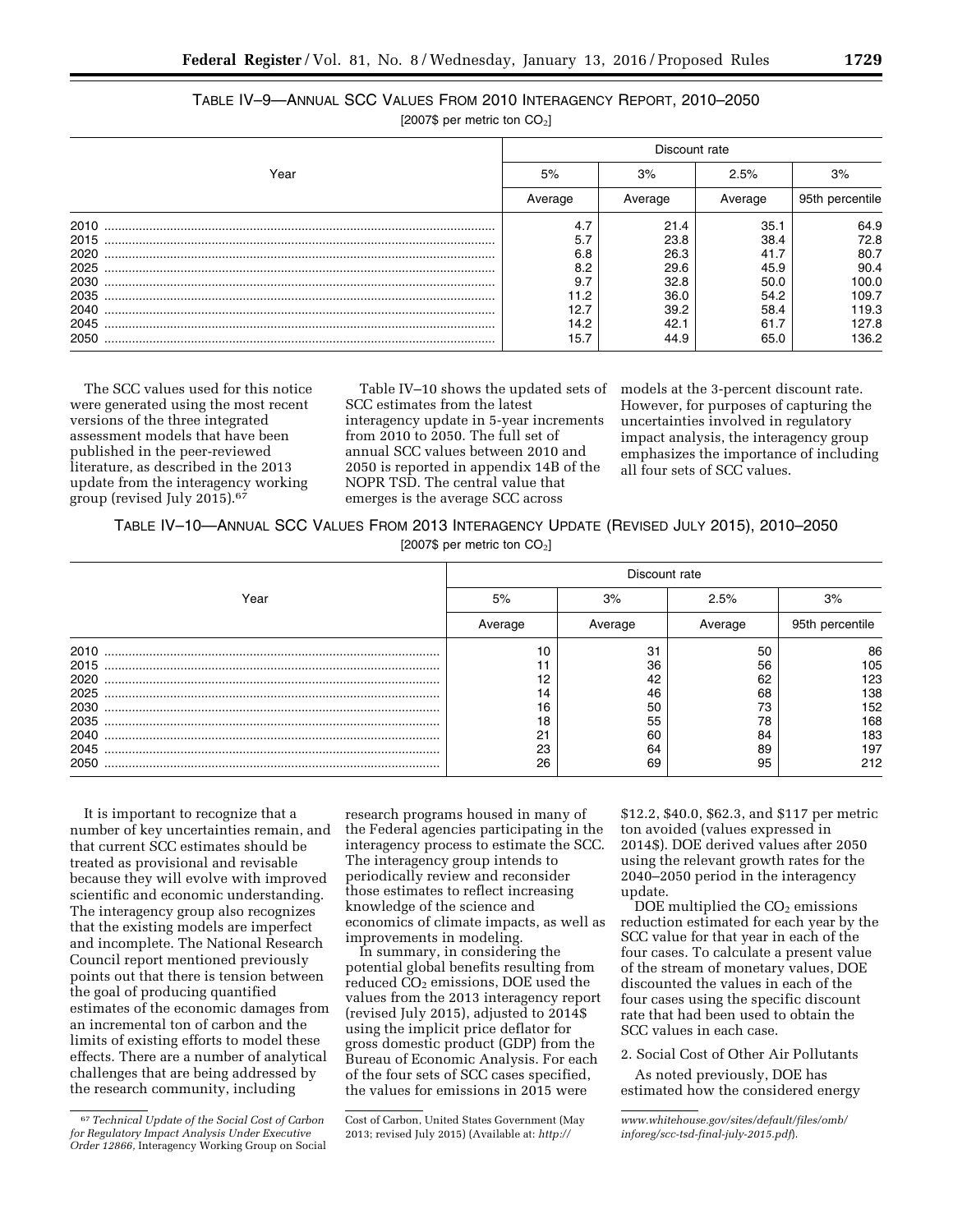TABLE IV–9—ANNUAL SCC VALUES FROM 2010 INTERAGENCY REPORT, 2010–2050

[2007$ per metric ton $CO_2$]

| Year | Discount rate | | | |
|---|---|---|---|---|
| | 5% | 3% | 2.5% | 3% |
| | Average | Average | Average | 95th percentile |
| 2010 | 4.7 | 21.4 | 35.1 | 64.9 |
| 2015 | 5.7 | 23.8 | 38.4 | 72.8 |
| 2020 | 6.8 | 26.3 | 41.7 | 80.7 |
| 2025 | 8.2 | 29.6 | 45.9 | 90.4 |
| 2030 | 9.7 | 32.8 | 50.0 | 100.0 |
| 2035 | 11.2 | 36.0 | 54.2 | 109.7 |
| 2040 | 12.7 | 39.2 | 58.4 | 119.3 |
| 2045 | 14.2 | 42.1 | 61.7 | 127.8 |
| 2050 | 15.7 | 44.9 | 65.0 | 136.2 |

The SCC values used for this notice were generated using the most recent versions of the three integrated assessment models that have been published in the peer-reviewed literature, as described in the 2013 update from the interagency working group (revised July 2015).[67]

Table IV–10 shows the updated sets of SCC estimates from the latest interagency update in 5-year increments from 2010 to 2050. The full set of annual SCC values between 2010 and 2050 is reported in appendix 14B of the NOPR TSD. The central value that emerges is the average SCC across models at the 3-percent discount rate. However, for purposes of capturing the uncertainties involved in regulatory impact analysis, the interagency group emphasizes the importance of including all four sets of SCC values.

TABLE IV–10—ANNUAL SCC VALUES FROM 2013 INTERAGENCY UPDATE (REVISED JULY 2015), 2010–2050

[2007$ per metric ton $CO_2$]

| Year | Discount rate | | | |
|---|---|---|---|---|
| | 5% | 3% | 2.5% | 3% |
| | Average | Average | Average | 95th percentile |
| 2010 | 10 | 31 | 50 | 86 |
| 2015 | 11 | 36 | 56 | 105 |
| 2020 | 12 | 42 | 62 | 123 |
| 2025 | 14 | 46 | 68 | 138 |
| 2030 | 16 | 50 | 73 | 152 |
| 2035 | 18 | 55 | 78 | 168 |
| 2040 | 21 | 60 | 84 | 183 |
| 2045 | 23 | 64 | 89 | 197 |
| 2050 | 26 | 69 | 95 | 212 |

It is important to recognize that a number of key uncertainties remain, and that current SCC estimates should be treated as provisional and revisable because they will evolve with improved scientific and economic understanding. The interagency group also recognizes that the existing models are imperfect and incomplete. The National Research Council report mentioned previously points out that there is tension between the goal of producing quantified estimates of the economic damages from an incremental ton of carbon and the limits of existing efforts to model these effects. There are a number of analytical challenges that are being addressed by the research community, including research programs housed in many of the Federal agencies participating in the interagency process to estimate the SCC. The interagency group intends to periodically review and reconsider those estimates to reflect increasing knowledge of the science and economics of climate impacts, as well as improvements in modeling.

In summary, in considering the potential global benefits resulting from reduced $CO_2$ emissions, DOE used the values from the 2013 interagency report (revised July 2015), adjusted to 2014$ using the implicit price deflator for gross domestic product (GDP) from the Bureau of Economic Analysis. For each of the four sets of SCC cases specified, the values for emissions in 2015 were $12.2, $40.0, $62.3, and $117 per metric ton avoided (values expressed in 2014$). DOE derived values after 2050 using the relevant growth rates for the 2040–2050 period in the interagency update.

DOE multiplied the $CO_2$ emissions reduction estimated for each year by the SCC value for that year in each of the four cases. To calculate a present value of the stream of monetary values, DOE discounted the values in each of the four cases using the specific discount rate that had been used to obtain the SCC values in each case.

2. Social Cost of Other Air Pollutants

As noted previously, DOE has estimated how the considered energy

[67] *Technical Update of the Social Cost of Carbon for Regulatory Impact Analysis Under Executive Order 12866*, Interagency Working Group on Social Cost of Carbon, United States Government (May 2013; revised July 2015) (Available at: *http://www.whitehouse.gov/sites/default/files/omb/inforeg/scc-tsd-final-july-2015.pdf*).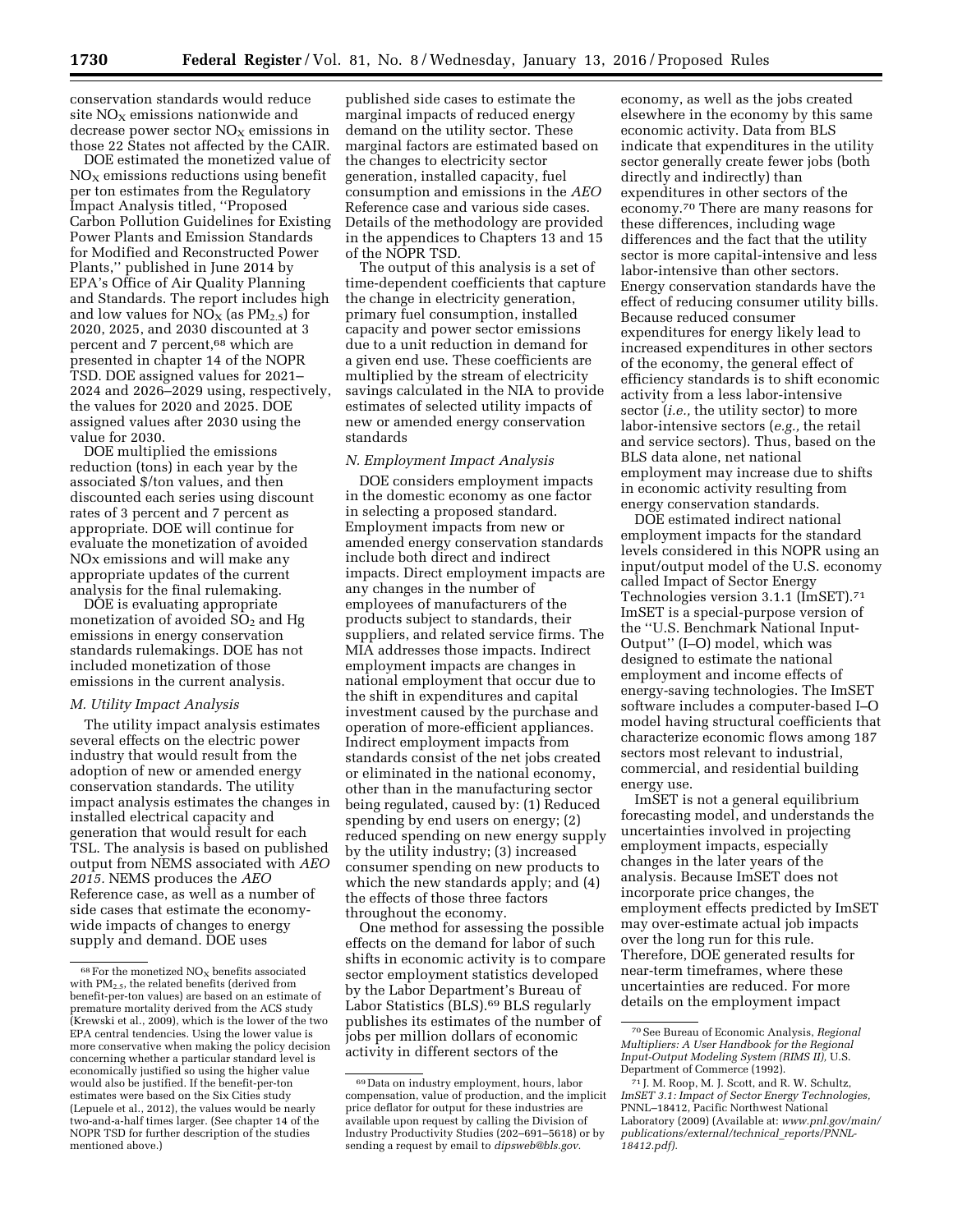conservation standards would reduce site $NO_X$ emissions nationwide and decrease power sector $NO_X$ emissions in those 22 States not affected by the CAIR.

DOE estimated the monetized value of $NO_X$ emissions reductions using benefit per ton estimates from the Regulatory Impact Analysis titled, ''Proposed Carbon Pollution Guidelines for Existing Power Plants and Emission Standards for Modified and Reconstructed Power Plants,'' published in June 2014 by EPA's Office of Air Quality Planning and Standards. The report includes high and low values for $NO_X$ (as $PM_{2.5}$) for 2020, 2025, and 2030 discounted at 3 percent and 7 percent,[68] which are presented in chapter 14 of the NOPR TSD. DOE assigned values for 2021–2024 and 2026–2029 using, respectively, the values for 2020 and 2025. DOE assigned values after 2030 using the value for 2030.

DOE multiplied the emissions reduction (tons) in each year by the associated \$/ton values, and then discounted each series using discount rates of 3 percent and 7 percent as appropriate. DOE will continue for evaluate the monetization of avoided NOx emissions and will make any appropriate updates of the current analysis for the final rulemaking.

DOE is evaluating appropriate monetization of avoided $SO_2$ and Hg emissions in energy conservation standards rulemakings. DOE has not included monetization of those emissions in the current analysis.

### *M. Utility Impact Analysis*

The utility impact analysis estimates several effects on the electric power industry that would result from the adoption of new or amended energy conservation standards. The utility impact analysis estimates the changes in installed electrical capacity and generation that would result for each TSL. The analysis is based on published output from NEMS associated with *AEO 2015*. NEMS produces the *AEO* Reference case, as well as a number of side cases that estimate the economy-wide impacts of changes to energy supply and demand. DOE uses published side cases to estimate the marginal impacts of reduced energy demand on the utility sector. These marginal factors are estimated based on the changes to electricity sector generation, installed capacity, fuel consumption and emissions in the *AEO* Reference case and various side cases. Details of the methodology are provided in the appendices to Chapters 13 and 15 of the NOPR TSD.

The output of this analysis is a set of time-dependent coefficients that capture the change in electricity generation, primary fuel consumption, installed capacity and power sector emissions due to a unit reduction in demand for a given end use. These coefficients are multiplied by the stream of electricity savings calculated in the NIA to provide estimates of selected utility impacts of new or amended energy conservation standards

### *N. Employment Impact Analysis*

DOE considers employment impacts in the domestic economy as one factor in selecting a proposed standard. Employment impacts from new or amended energy conservation standards include both direct and indirect impacts. Direct employment impacts are any changes in the number of employees of manufacturers of the products subject to standards, their suppliers, and related service firms. The MIA addresses those impacts. Indirect employment impacts are changes in national employment that occur due to the shift in expenditures and capital investment caused by the purchase and operation of more-efficient appliances. Indirect employment impacts from standards consist of the net jobs created or eliminated in the national economy, other than in the manufacturing sector being regulated, caused by: (1) Reduced spending by end users on energy; (2) reduced spending on new energy supply by the utility industry; (3) increased consumer spending on new products to which the new standards apply; and (4) the effects of those three factors throughout the economy.

One method for assessing the possible effects on the demand for labor of such shifts in economic activity is to compare sector employment statistics developed by the Labor Department's Bureau of Labor Statistics (BLS).[69] BLS regularly publishes its estimates of the number of jobs per million dollars of economic activity in different sectors of the economy, as well as the jobs created elsewhere in the economy by this same economic activity. Data from BLS indicate that expenditures in the utility sector generally create fewer jobs (both directly and indirectly) than expenditures in other sectors of the economy.[70] There are many reasons for these differences, including wage differences and the fact that the utility sector is more capital-intensive and less labor-intensive than other sectors. Energy conservation standards have the effect of reducing consumer utility bills. Because reduced consumer expenditures for energy likely lead to increased expenditures in other sectors of the economy, the general effect of efficiency standards is to shift economic activity from a less labor-intensive sector (*i.e.,* the utility sector) to more labor-intensive sectors (*e.g.,* the retail and service sectors). Thus, based on the BLS data alone, net national employment may increase due to shifts in economic activity resulting from energy conservation standards.

DOE estimated indirect national employment impacts for the standard levels considered in this NOPR using an input/output model of the U.S. economy called Impact of Sector Energy Technologies version 3.1.1 (ImSET).[71] ImSET is a special-purpose version of the ''U.S. Benchmark National Input-Output'' (I–O) model, which was designed to estimate the national employment and income effects of energy-saving technologies. The ImSET software includes a computer-based I–O model having structural coefficients that characterize economic flows among 187 sectors most relevant to industrial, commercial, and residential building energy use.

ImSET is not a general equilibrium forecasting model, and understands the uncertainties involved in projecting employment impacts, especially changes in the later years of the analysis. Because ImSET does not incorporate price changes, the employment effects predicted by ImSET may over-estimate actual job impacts over the long run for this rule. Therefore, DOE generated results for near-term timeframes, where these uncertainties are reduced. For more details on the employment impact

---

[68] For the monetized $NO_X$ benefits associated with $PM_{2.5}$, the related benefits (derived from benefit-per-ton values) are based on an estimate of premature mortality derived from the ACS study (Krewski et al., 2009), which is the lower of the two EPA central tendencies. Using the lower value is more conservative when making the policy decision concerning whether a particular standard level is economically justified so using the higher value would also be justified. If the benefit-per-ton estimates were based on the Six Cities study (Lepuele et al., 2012), the values would be nearly two-and-a-half times larger. (See chapter 14 of the NOPR TSD for further description of the studies mentioned above.)

[69] Data on industry employment, hours, labor compensation, value of production, and the implicit price deflator for output for these industries are available upon request by calling the Division of Industry Productivity Studies (202–691–5618) or by sending a request by email to *dipsweb@bls.gov.*

[70] See Bureau of Economic Analysis, *Regional Multipliers: A User Handbook for the Regional Input-Output Modeling System (RIMS II),* U.S. Department of Commerce (1992).

[71] J. M. Roop, M. J. Scott, and R. W. Schultz, *ImSET 3.1: Impact of Sector Energy Technologies,* PNNL–18412, Pacific Northwest National Laboratory (2009) (Available at: *www.pnl.gov/main/publications/external/technical_reports/PNNL-18412.pdf).*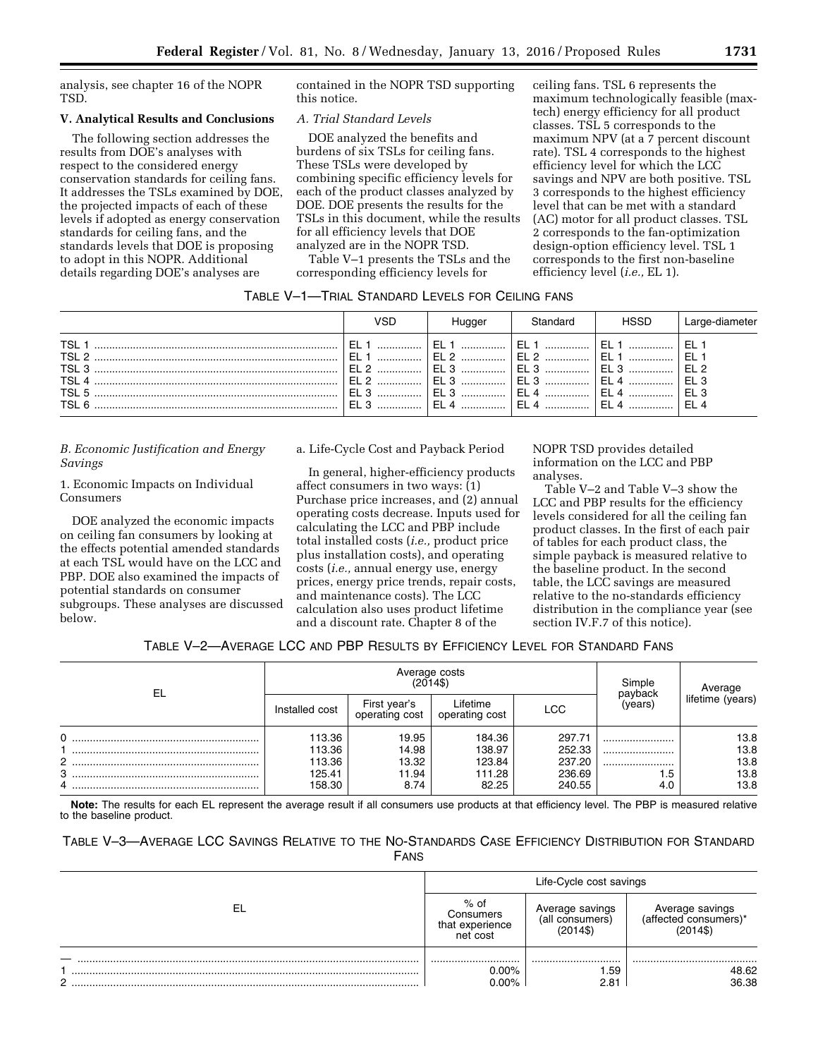analysis, see chapter 16 of the NOPR TSD.

## V. Analytical Results and Conclusions

The following section addresses the results from DOE's analyses with respect to the considered energy conservation standards for ceiling fans. It addresses the TSLs examined by DOE, the projected impacts of each of these levels if adopted as energy conservation standards for ceiling fans, and the standards levels that DOE is proposing to adopt in this NOPR. Additional details regarding DOE's analyses are contained in the NOPR TSD supporting this notice.

### *A. Trial Standard Levels*

DOE analyzed the benefits and burdens of six TSLs for ceiling fans. These TSLs were developed by combining specific efficiency levels for each of the product classes analyzed by DOE. DOE presents the results for the TSLs in this document, while the results for all efficiency levels that DOE analyzed are in the NOPR TSD.

Table V–1 presents the TSLs and the corresponding efficiency levels for ceiling fans. TSL 6 represents the maximum technologically feasible (max-tech) energy efficiency for all product classes. TSL 5 corresponds to the maximum NPV (at a 7 percent discount rate). TSL 4 corresponds to the highest efficiency level for which the LCC savings and NPV are both positive. TSL 3 corresponds to the highest efficiency level that can be met with a standard (AC) motor for all product classes. TSL 2 corresponds to the fan-optimization design-option efficiency level. TSL 1 corresponds to the first non-baseline efficiency level (*i.e.,* EL 1).

TABLE V–1—TRIAL STANDARD LEVELS FOR CEILING FANS

| | VSD | Hugger | Standard | HSSD | Large-diameter |
|---|---|---|---|---|---|
| TSL 1 | EL 1 | EL 1 | EL 1 | EL 1 | EL 1 |
| TSL 2 | EL 1 | EL 2 | EL 2 | EL 1 | EL 1 |
| TSL 3 | EL 2 | EL 3 | EL 3 | EL 3 | EL 2 |
| TSL 4 | EL 2 | EL 3 | EL 3 | EL 4 | EL 3 |
| TSL 5 | EL 3 | EL 3 | EL 4 | EL 4 | EL 3 |
| TSL 6 | EL 3 | EL 4 | EL 4 | EL 4 | EL 4 |

### *B. Economic Justification and Energy Savings*

#### 1. Economic Impacts on Individual Consumers

DOE analyzed the economic impacts on ceiling fan consumers by looking at the effects potential amended standards at each TSL would have on the LCC and PBP. DOE also examined the impacts of potential standards on consumer subgroups. These analyses are discussed below.

a. Life-Cycle Cost and Payback Period

In general, higher-efficiency products affect consumers in two ways: (1) Purchase price increases, and (2) annual operating costs decrease. Inputs used for calculating the LCC and PBP include total installed costs (*i.e.,* product price plus installation costs), and operating costs (*i.e.,* annual energy use, energy prices, energy price trends, repair costs, and maintenance costs). The LCC calculation also uses product lifetime and a discount rate. Chapter 8 of the NOPR TSD provides detailed information on the LCC and PBP analyses.

Table V–2 and Table V–3 show the LCC and PBP results for the efficiency levels considered for all the ceiling fan product classes. In the first of each pair of tables for each product class, the simple payback is measured relative to the baseline product. In the second table, the LCC savings are measured relative to the no-standards efficiency distribution in the compliance year (see section IV.F.7 of this notice).

TABLE V–2—AVERAGE LCC AND PBP RESULTS BY EFFICIENCY LEVEL FOR STANDARD FANS

| EL | Average costs (2014$) | | | | Simple payback (years) | Average lifetime (years) |
|---|---|---|---|---|---|---|
| | Installed cost | First year's operating cost | Lifetime operating cost | LCC | | |
| 0 | 113.36 | 19.95 | 184.36 | 297.71 | | 13.8 |
| 1 | 113.36 | 14.98 | 138.97 | 252.33 | | 13.8 |
| 2 | 113.36 | 13.32 | 123.84 | 237.20 | | 13.8 |
| 3 | 125.41 | 11.94 | 111.28 | 236.69 | 1.5 | 13.8 |
| 4 | 158.30 | 8.74 | 82.25 | 240.55 | 4.0 | 13.8 |

**Note:** The results for each EL represent the average result if all consumers use products at that efficiency level. The PBP is measured relative to the baseline product.

TABLE V–3—AVERAGE LCC SAVINGS RELATIVE TO THE NO-STANDARDS CASE EFFICIENCY DISTRIBUTION FOR STANDARD FANS

| EL | Life-Cycle cost savings | | |
|---|---|---|---|
| | % of Consumers that experience net cost | Average savings (all consumers) (2014$) | Average savings (affected consumers)* (2014$) |
| — | | | |
| 1 | 0.00% | 1.59 | 48.62 |
| 2 | 0.00% | 2.81 | 36.38 |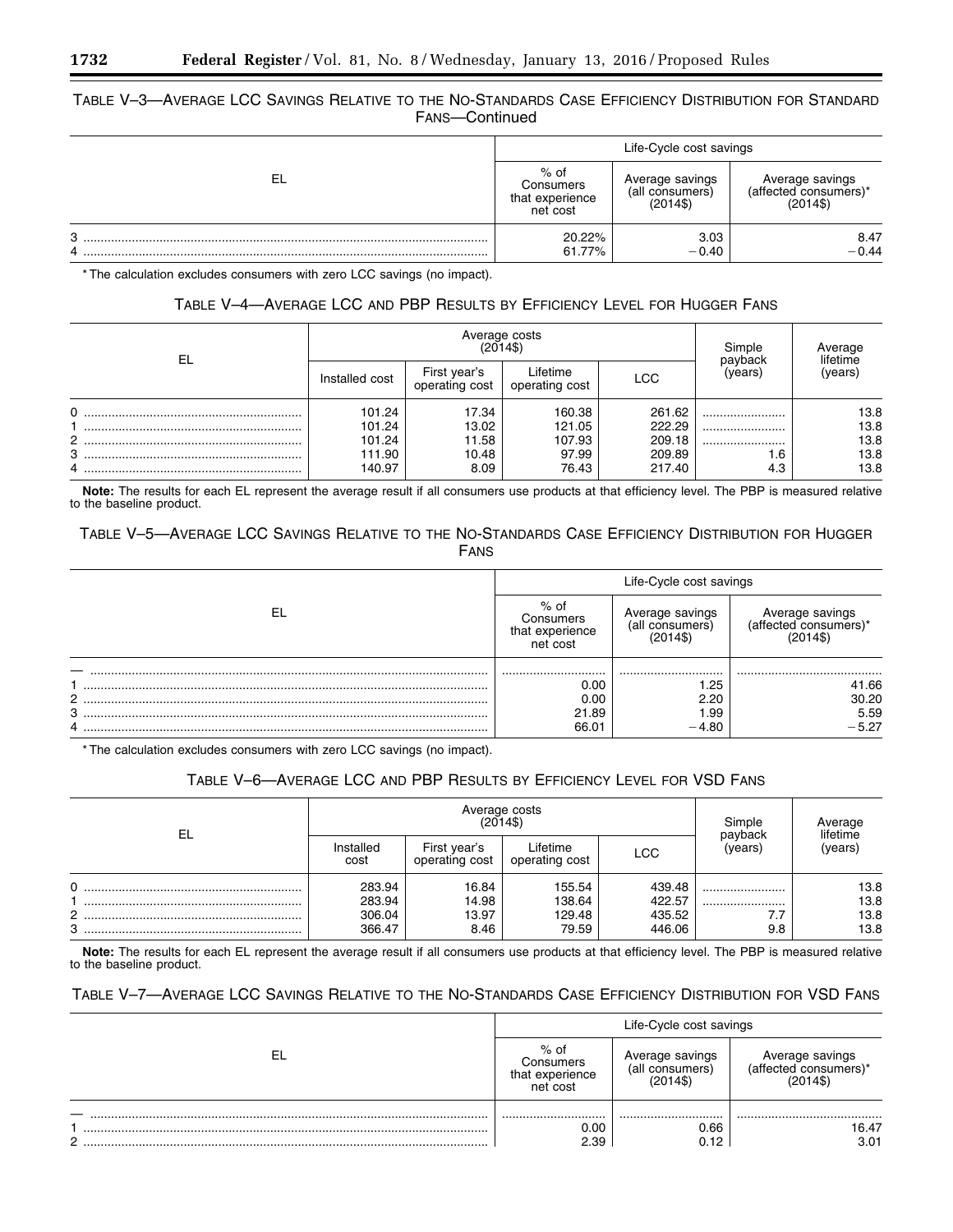### TABLE V–3—AVERAGE LCC SAVINGS RELATIVE TO THE NO-STANDARDS CASE EFFICIENCY DISTRIBUTION FOR STANDARD FANS—Continued

| EL | Life-Cycle cost savings | | |
|---|---|---|---|
| | % of Consumers that experience net cost | Average savings (all consumers) (2014$) | Average savings (affected consumers)* (2014$) |
| 3 | 20.22% | 3.03 | 8.47 |
| 4 | 61.77% | −0.40 | −0.44 |

* The calculation excludes consumers with zero LCC savings (no impact).

### TABLE V–4—AVERAGE LCC AND PBP RESULTS BY EFFICIENCY LEVEL FOR HUGGER FANS

| EL | Average costs (2014$) | | | | Simple payback (years) | Average lifetime (years) |
|---|---|---|---|---|---|---|
| | Installed cost | First year's operating cost | Lifetime operating cost | LCC | | |
| 0 | 101.24 | 17.34 | 160.38 | 261.62 | | 13.8 |
| 1 | 101.24 | 13.02 | 121.05 | 222.29 | | 13.8 |
| 2 | 101.24 | 11.58 | 107.93 | 209.18 | | 13.8 |
| 3 | 111.90 | 10.48 | 97.99 | 209.89 | 1.6 | 13.8 |
| 4 | 140.97 | 8.09 | 76.43 | 217.40 | 4.3 | 13.8 |

**Note:** The results for each EL represent the average result if all consumers use products at that efficiency level. The PBP is measured relative to the baseline product.

### TABLE V–5—AVERAGE LCC SAVINGS RELATIVE TO THE NO-STANDARDS CASE EFFICIENCY DISTRIBUTION FOR HUGGER FANS

| EL | Life-Cycle cost savings | | |
|---|---|---|---|
| | % of Consumers that experience net cost | Average savings (all consumers) (2014$) | Average savings (affected consumers)* (2014$) |
| — | | | |
| 1 | 0.00 | 1.25 | 41.66 |
| 2 | 0.00 | 2.20 | 30.20 |
| 3 | 21.89 | 1.99 | 5.59 |
| 4 | 66.01 | −4.80 | −5.27 |

* The calculation excludes consumers with zero LCC savings (no impact).

### TABLE V–6—AVERAGE LCC AND PBP RESULTS BY EFFICIENCY LEVEL FOR VSD FANS

| EL | Average costs (2014$) | | | | Simple payback (years) | Average lifetime (years) |
|---|---|---|---|---|---|---|
| | Installed cost | First year's operating cost | Lifetime operating cost | LCC | | |
| 0 | 283.94 | 16.84 | 155.54 | 439.48 | | 13.8 |
| 1 | 283.94 | 14.98 | 138.64 | 422.57 | | 13.8 |
| 2 | 306.04 | 13.97 | 129.48 | 435.52 | 7.7 | 13.8 |
| 3 | 366.47 | 8.46 | 79.59 | 446.06 | 9.8 | 13.8 |

**Note:** The results for each EL represent the average result if all consumers use products at that efficiency level. The PBP is measured relative to the baseline product.

### TABLE V–7—AVERAGE LCC SAVINGS RELATIVE TO THE NO-STANDARDS CASE EFFICIENCY DISTRIBUTION FOR VSD FANS

| EL | Life-Cycle cost savings | | |
|---|---|---|---|
| | % of Consumers that experience net cost | Average savings (all consumers) (2014$) | Average savings (affected consumers)* (2014$) |
| — | | | |
| 1 | 0.00 | 0.66 | 16.47 |
| 2 | 2.39 | 0.12 | 3.01 |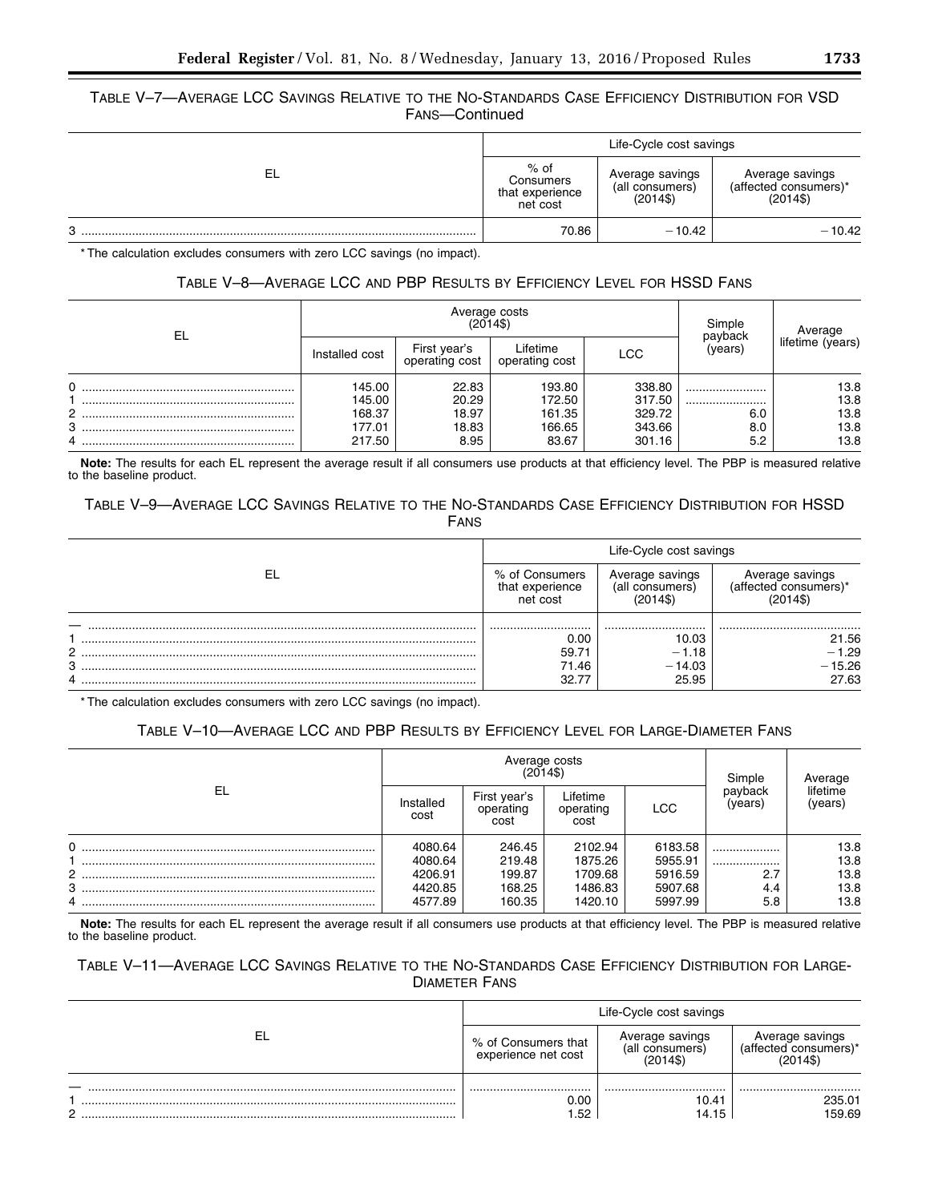TABLE V–7—AVERAGE LCC SAVINGS RELATIVE TO THE NO-STANDARDS CASE EFFICIENCY DISTRIBUTION FOR VSD FANS—Continued

| EL | Life-Cycle cost savings | | |
|---|---|---|---|
| | % of Consumers that experience net cost | Average savings (all consumers) (2014$) | Average savings (affected consumers)* (2014$) |
| 3 | 70.86 | −10.42 | −10.42 |

* The calculation excludes consumers with zero LCC savings (no impact).

TABLE V–8—AVERAGE LCC AND PBP RESULTS BY EFFICIENCY LEVEL FOR HSSD FANS

| EL | Average costs (2014$) | | | | Simple payback (years) | Average lifetime (years) |
|---|---|---|---|---|---|---|
| | Installed cost | First year's operating cost | Lifetime operating cost | LCC | | |
| 0 | 145.00 | 22.83 | 193.80 | 338.80 | | 13.8 |
| 1 | 145.00 | 20.29 | 172.50 | 317.50 | | 13.8 |
| 2 | 168.37 | 18.97 | 161.35 | 329.72 | 6.0 | 13.8 |
| 3 | 177.01 | 18.83 | 166.65 | 343.66 | 8.0 | 13.8 |
| 4 | 217.50 | 8.95 | 83.67 | 301.16 | 5.2 | 13.8 |

**Note:** The results for each EL represent the average result if all consumers use products at that efficiency level. The PBP is measured relative to the baseline product.

TABLE V–9—AVERAGE LCC SAVINGS RELATIVE TO THE NO-STANDARDS CASE EFFICIENCY DISTRIBUTION FOR HSSD FANS

| EL | Life-Cycle cost savings | | |
|---|---|---|---|
| | % of Consumers that experience net cost | Average savings (all consumers) (2014$) | Average savings (affected consumers)* (2014$) |
| — | | | |
| 1 | 0.00 | 10.03 | 21.56 |
| 2 | 59.71 | −1.18 | −1.29 |
| 3 | 71.46 | −14.03 | −15.26 |
| 4 | 32.77 | 25.95 | 27.63 |

* The calculation excludes consumers with zero LCC savings (no impact).

TABLE V–10—AVERAGE LCC AND PBP RESULTS BY EFFICIENCY LEVEL FOR LARGE-DIAMETER FANS

| EL | Average costs (2014$) | | | | Simple payback (years) | Average lifetime (years) |
|---|---|---|---|---|---|---|
| | Installed cost | First year's operating cost | Lifetime operating cost | LCC | | |
| 0 | 4080.64 | 246.45 | 2102.94 | 6183.58 | | 13.8 |
| 1 | 4080.64 | 219.48 | 1875.26 | 5955.91 | | 13.8 |
| 2 | 4206.91 | 199.87 | 1709.68 | 5916.59 | 2.7 | 13.8 |
| 3 | 4420.85 | 168.25 | 1486.83 | 5907.68 | 4.4 | 13.8 |
| 4 | 4577.89 | 160.35 | 1420.10 | 5997.99 | 5.8 | 13.8 |

**Note:** The results for each EL represent the average result if all consumers use products at that efficiency level. The PBP is measured relative to the baseline product.

TABLE V–11—AVERAGE LCC SAVINGS RELATIVE TO THE NO-STANDARDS CASE EFFICIENCY DISTRIBUTION FOR LARGE-DIAMETER FANS

| EL | Life-Cycle cost savings | | |
|---|---|---|---|
| | % of Consumers that experience net cost | Average savings (all consumers) (2014$) | Average savings (affected consumers)* (2014$) |
| — | | | |
| 1 | 0.00 | 10.41 | 235.01 |
| 2 | 1.52 | 14.15 | 159.69 |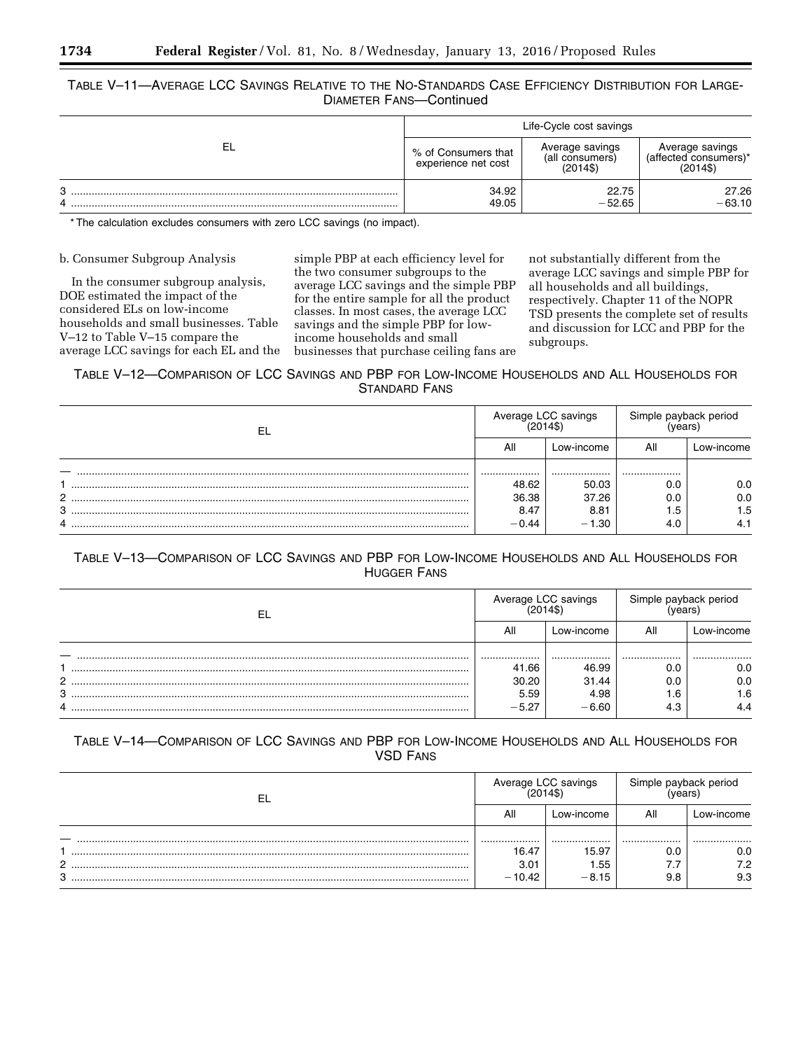TABLE V–11—AVERAGE LCC SAVINGS RELATIVE TO THE NO-STANDARDS CASE EFFICIENCY DISTRIBUTION FOR LARGE-DIAMETER FANS—Continued

| EL | Life-Cycle cost savings | | |
|---|---|---|---|
| | % of Consumers that experience net cost | Average savings (all consumers) (2014$) | Average savings (affected consumers)* (2014$) |
| 3 | 34.92 | 22.75 | 27.26 |
| 4 | 49.05 | −52.65 | −63.10 |

* The calculation excludes consumers with zero LCC savings (no impact).

b. Consumer Subgroup Analysis

In the consumer subgroup analysis, DOE estimated the impact of the considered ELs on low-income households and small businesses. Table V–12 to Table V–15 compare the average LCC savings for each EL and the simple PBP at each efficiency level for the two consumer subgroups to the average LCC savings and the simple PBP for the entire sample for all the product classes. In most cases, the average LCC savings and the simple PBP for low-income households and small businesses that purchase ceiling fans are not substantially different from the average LCC savings and simple PBP for all households and all buildings, respectively. Chapter 11 of the NOPR TSD presents the complete set of results and discussion for LCC and PBP for the subgroups.

TABLE V–12—COMPARISON OF LCC SAVINGS AND PBP FOR LOW-INCOME HOUSEHOLDS AND ALL HOUSEHOLDS FOR STANDARD FANS

| EL | Average LCC savings (2014$) | | Simple payback period (years) | |
|---|---|---|---|---|
| | All | Low-income | All | Low-income |
| — | | | | |
| 1 | 48.62 | 50.03 | 0.0 | 0.0 |
| 2 | 36.38 | 37.26 | 0.0 | 0.0 |
| 3 | 8.47 | 8.81 | 1.5 | 1.5 |
| 4 | −0.44 | −1.30 | 4.0 | 4.1 |

TABLE V–13—COMPARISON OF LCC SAVINGS AND PBP FOR LOW-INCOME HOUSEHOLDS AND ALL HOUSEHOLDS FOR HUGGER FANS

| EL | Average LCC savings (2014$) | | Simple payback period (years) | |
|---|---|---|---|---|
| | All | Low-income | All | Low-income |
| — | | | | |
| 1 | 41.66 | 46.99 | 0.0 | 0.0 |
| 2 | 30.20 | 31.44 | 0.0 | 0.0 |
| 3 | 5.59 | 4.98 | 1.6 | 1.6 |
| 4 | −5.27 | −6.60 | 4.3 | 4.4 |

TABLE V–14—COMPARISON OF LCC SAVINGS AND PBP FOR LOW-INCOME HOUSEHOLDS AND ALL HOUSEHOLDS FOR VSD FANS

| EL | Average LCC savings (2014$) | | Simple payback period (years) | |
|---|---|---|---|---|
| | All | Low-income | All | Low-income |
| — | | | | |
| 1 | 16.47 | 15.97 | 0.0 | 0.0 |
| 2 | 3.01 | 1.55 | 7.7 | 7.2 |
| 3 | −10.42 | −8.15 | 9.8 | 9.3 |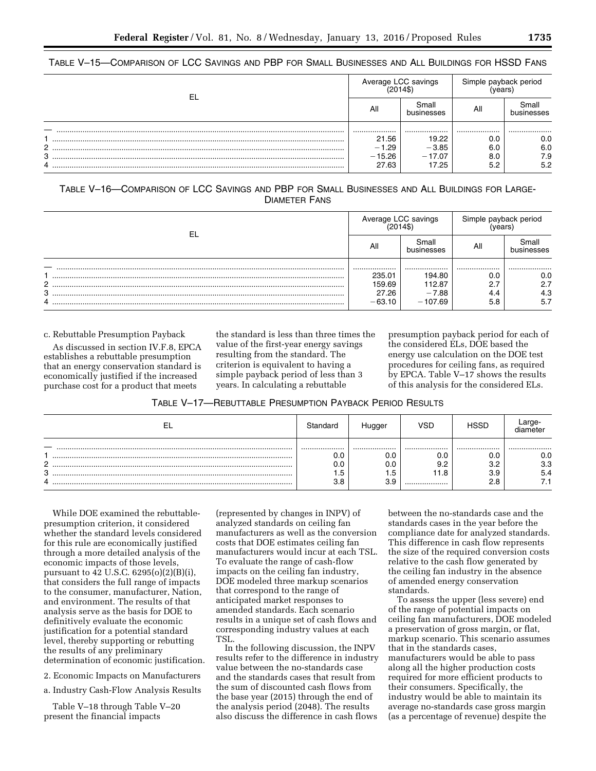TABLE V–15—COMPARISON OF LCC SAVINGS AND PBP FOR SMALL BUSINESSES AND ALL BUILDINGS FOR HSSD FANS

| EL | Average LCC savings (2014$) | | Simple payback period (years) | |
|---|---|---|---|---|
| | All | Small businesses | All | Small businesses |
| — | .................... | .................... | .................... | .................... |
| 1 | 21.56 | 19.22 | 0.0 | 0.0 |
| 2 | −1.29 | −3.85 | 6.0 | 6.0 |
| 3 | −15.26 | −17.07 | 8.0 | 7.9 |
| 4 | 27.63 | 17.25 | 5.2 | 5.2 |

TABLE V–16—COMPARISON OF LCC SAVINGS AND PBP FOR SMALL BUSINESSES AND ALL BUILDINGS FOR LARGE-DIAMETER FANS

| EL | Average LCC savings (2014$) | | Simple payback period (years) | |
|---|---|---|---|---|
| | All | Small businesses | All | Small businesses |
| — | .................... | .................... | .................... | .................... |
| 1 | 235.01 | 194.80 | 0.0 | 0.0 |
| 2 | 159.69 | 112.87 | 2.7 | 2.7 |
| 3 | 27.26 | −7.88 | 4.4 | 4.3 |
| 4 | −63.10 | −107.69 | 5.8 | 5.7 |

c. Rebuttable Presumption Payback

As discussed in section IV.F.8, EPCA establishes a rebuttable presumption that an energy conservation standard is economically justified if the increased purchase cost for a product that meets the standard is less than three times the value of the first-year energy savings resulting from the standard. The criterion is equivalent to having a simple payback period of less than 3 years. In calculating a rebuttable presumption payback period for each of the considered ELs, DOE based the energy use calculation on the DOE test procedures for ceiling fans, as required by EPCA. Table V–17 shows the results of this analysis for the considered ELs.

TABLE V–17—REBUTTABLE PRESUMPTION PAYBACK PERIOD RESULTS

| EL | Standard | Hugger | VSD | HSSD | Large-diameter |
|---|---|---|---|---|---|
| — | .................... | .................... | .................... | .................... | .................... |
| 1 | 0.0 | 0.0 | 0.0 | 0.0 | 0.0 |
| 2 | 0.0 | 0.0 | 9.2 | 3.2 | 3.3 |
| 3 | 1.5 | 1.5 | 11.8 | 3.9 | 5.4 |
| 4 | 3.8 | 3.9 | .................... | 2.8 | 7.1 |

While DOE examined the rebuttable-presumption criterion, it considered whether the standard levels considered for this rule are economically justified through a more detailed analysis of the economic impacts of those levels, pursuant to 42 U.S.C. 6295(o)(2)(B)(i), that considers the full range of impacts to the consumer, manufacturer, Nation, and environment. The results of that analysis serve as the basis for DOE to definitively evaluate the economic justification for a potential standard level, thereby supporting or rebutting the results of any preliminary determination of economic justification.

2. Economic Impacts on Manufacturers

a. Industry Cash-Flow Analysis Results

Table V–18 through Table V–20 present the financial impacts (represented by changes in INPV) of analyzed standards on ceiling fan manufacturers as well as the conversion costs that DOE estimates ceiling fan manufacturers would incur at each TSL. To evaluate the range of cash-flow impacts on the ceiling fan industry, DOE modeled three markup scenarios that correspond to the range of anticipated market responses to amended standards. Each scenario results in a unique set of cash flows and corresponding industry values at each TSL.

In the following discussion, the INPV results refer to the difference in industry value between the no-standards case and the standards cases that result from the sum of discounted cash flows from the base year (2015) through the end of the analysis period (2048). The results also discuss the difference in cash flows between the no-standards case and the standards cases in the year before the compliance date for analyzed standards. This difference in cash flow represents the size of the required conversion costs relative to the cash flow generated by the ceiling fan industry in the absence of amended energy conservation standards.

To assess the upper (less severe) end of the range of potential impacts on ceiling fan manufacturers, DOE modeled a preservation of gross margin, or flat, markup scenario. This scenario assumes that in the standards cases, manufacturers would be able to pass along all the higher production costs required for more efficient products to their consumers. Specifically, the industry would be able to maintain its average no-standards case gross margin (as a percentage of revenue) despite the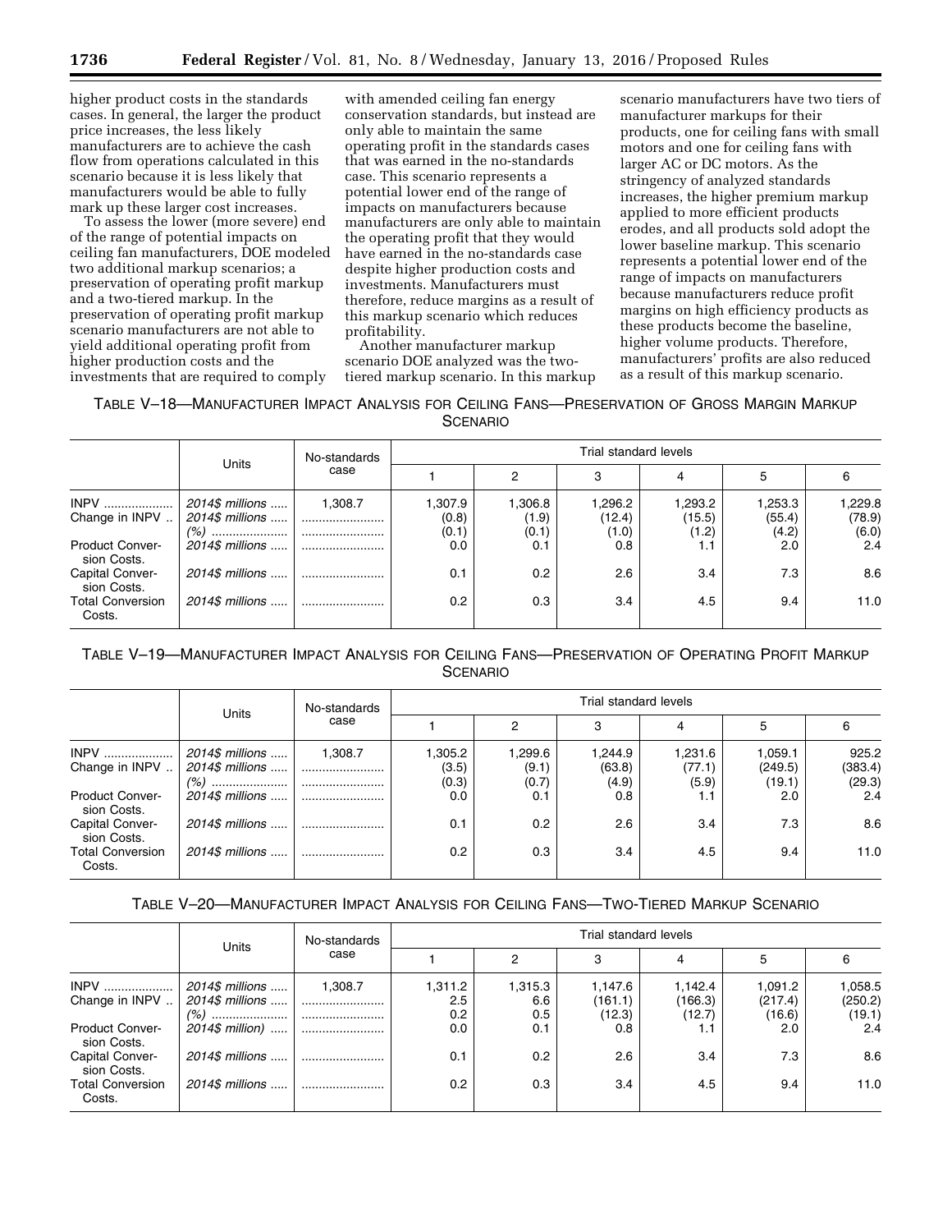higher product costs in the standards cases. In general, the larger the product price increases, the less likely manufacturers are to achieve the cash flow from operations calculated in this scenario because it is less likely that manufacturers would be able to fully mark up these larger cost increases.

To assess the lower (more severe) end of the range of potential impacts on ceiling fan manufacturers, DOE modeled two additional markup scenarios; a preservation of operating profit markup and a two-tiered markup. In the preservation of operating profit markup scenario manufacturers are not able to yield additional operating profit from higher production costs and the investments that are required to comply with amended ceiling fan energy conservation standards, but instead are only able to maintain the same operating profit in the standards cases that was earned in the no-standards case. This scenario represents a potential lower end of the range of impacts on manufacturers because manufacturers are only able to maintain the operating profit that they would have earned in the no-standards case despite higher production costs and investments. Manufacturers must therefore, reduce margins as a result of this markup scenario which reduces profitability.

Another manufacturer markup scenario DOE analyzed was the two-tiered markup scenario. In this markup scenario manufacturers have two tiers of manufacturer markups for their products, one for ceiling fans with small motors and one for ceiling fans with larger AC or DC motors. As the stringency of analyzed standards increases, the higher premium markup applied to more efficient products erodes, and all products sold adopt the lower baseline markup. This scenario represents a potential lower end of the range of impacts on manufacturers because manufacturers reduce profit margins on high efficiency products as these products become the baseline, higher volume products. Therefore, manufacturers' profits are also reduced as a result of this markup scenario.

TABLE V–18—MANUFACTURER IMPACT ANALYSIS FOR CEILING FANS—PRESERVATION OF GROSS MARGIN MARKUP SCENARIO

| | Units | No-standards case | Trial standard levels | | | | | |
|---|---|---|---|---|---|---|---|---|
| | | | 1 | 2 | 3 | 4 | 5 | 6 |
| INPV | 2014$ millions | 1,308.7 | 1,307.9 | 1,306.8 | 1,296.2 | 1,293.2 | 1,253.3 | 1,229.8 |
| Change in INPV | 2014$ millions | | (0.8) | (1.9) | (12.4) | (15.5) | (55.4) | (78.9) |
| | (%) | | (0.1) | (0.1) | (1.0) | (1.2) | (4.2) | (6.0) |
| Product Conversion Costs. | 2014$ millions | | 0.0 | 0.1 | 0.8 | 1.1 | 2.0 | 2.4 |
| Capital Conversion Costs. | 2014$ millions | | 0.1 | 0.2 | 2.6 | 3.4 | 7.3 | 8.6 |
| Total Conversion Costs. | 2014$ millions | | 0.2 | 0.3 | 3.4 | 4.5 | 9.4 | 11.0 |

TABLE V–19—MANUFACTURER IMPACT ANALYSIS FOR CEILING FANS—PRESERVATION OF OPERATING PROFIT MARKUP SCENARIO

| | Units | No-standards case | Trial standard levels | | | | | |
|---|---|---|---|---|---|---|---|---|
| | | | 1 | 2 | 3 | 4 | 5 | 6 |
| INPV | 2014$ millions | 1,308.7 | 1,305.2 | 1,299.6 | 1,244.9 | 1,231.6 | 1,059.1 | 925.2 |
| Change in INPV | 2014$ millions | | (3.5) | (9.1) | (63.8) | (77.1) | (249.5) | (383.4) |
| | (%) | | (0.3) | (0.7) | (4.9) | (5.9) | (19.1) | (29.3) |
| Product Conversion Costs. | 2014$ millions | | 0.0 | 0.1 | 0.8 | 1.1 | 2.0 | 2.4 |
| Capital Conversion Costs. | 2014$ millions | | 0.1 | 0.2 | 2.6 | 3.4 | 7.3 | 8.6 |
| Total Conversion Costs. | 2014$ millions | | 0.2 | 0.3 | 3.4 | 4.5 | 9.4 | 11.0 |

TABLE V–20—MANUFACTURER IMPACT ANALYSIS FOR CEILING FANS—TWO-TIERED MARKUP SCENARIO

| | Units | No-standards case | Trial standard levels | | | | | |
|---|---|---|---|---|---|---|---|---|
| | | | 1 | 2 | 3 | 4 | 5 | 6 |
| INPV | 2014$ millions | 1,308.7 | 1,311.2 | 1,315.3 | 1,147.6 | 1,142.4 | 1,091.2 | 1,058.5 |
| Change in INPV | 2014$ millions | | 2.5 | 6.6 | (161.1) | (166.3) | (217.4) | (250.2) |
| | (%) | | 0.2 | 0.5 | (12.3) | (12.7) | (16.6) | (19.1) |
| Product Conversion Costs. | 2014$ million) | | 0.0 | 0.1 | 0.8 | 1.1 | 2.0 | 2.4 |
| Capital Conversion Costs. | 2014$ millions | | 0.1 | 0.2 | 2.6 | 3.4 | 7.3 | 8.6 |
| Total Conversion Costs. | 2014$ millions | | 0.2 | 0.3 | 3.4 | 4.5 | 9.4 | 11.0 |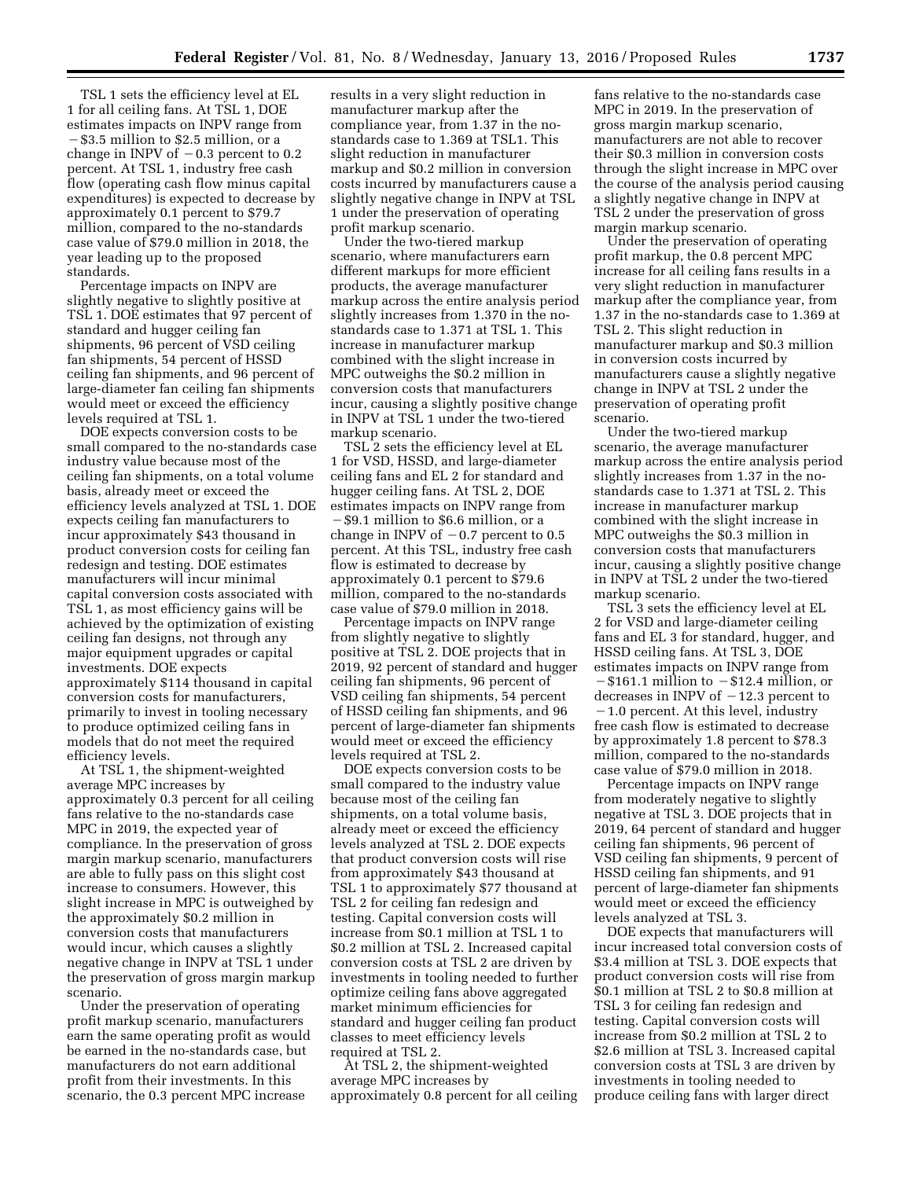TSL 1 sets the efficiency level at EL 1 for all ceiling fans. At TSL 1, DOE estimates impacts on INPV range from −$3.5 million to $2.5 million, or a change in INPV of −0.3 percent to 0.2 percent. At TSL 1, industry free cash flow (operating cash flow minus capital expenditures) is expected to decrease by approximately 0.1 percent to $79.7 million, compared to the no-standards case value of $79.0 million in 2018, the year leading up to the proposed standards.

Percentage impacts on INPV are slightly negative to slightly positive at TSL 1. DOE estimates that 97 percent of standard and hugger ceiling fan shipments, 96 percent of VSD ceiling fan shipments, 54 percent of HSSD ceiling fan shipments, and 96 percent of large-diameter fan ceiling fan shipments would meet or exceed the efficiency levels required at TSL 1.

DOE expects conversion costs to be small compared to the no-standards case industry value because most of the ceiling fan shipments, on a total volume basis, already meet or exceed the efficiency levels analyzed at TSL 1. DOE expects ceiling fan manufacturers to incur approximately $43 thousand in product conversion costs for ceiling fan redesign and testing. DOE estimates manufacturers will incur minimal capital conversion costs associated with TSL 1, as most efficiency gains will be achieved by the optimization of existing ceiling fan designs, not through any major equipment upgrades or capital investments. DOE expects approximately $114 thousand in capital conversion costs for manufacturers, primarily to invest in tooling necessary to produce optimized ceiling fans in models that do not meet the required efficiency levels.

At TSL 1, the shipment-weighted average MPC increases by approximately 0.3 percent for all ceiling fans relative to the no-standards case MPC in 2019, the expected year of compliance. In the preservation of gross margin markup scenario, manufacturers are able to fully pass on this slight cost increase to consumers. However, this slight increase in MPC is outweighed by the approximately $0.2 million in conversion costs that manufacturers would incur, which causes a slightly negative change in INPV at TSL 1 under the preservation of gross margin markup scenario.

Under the preservation of operating profit markup scenario, manufacturers earn the same operating profit as would be earned in the no-standards case, but manufacturers do not earn additional profit from their investments. In this scenario, the 0.3 percent MPC increase results in a very slight reduction in manufacturer markup after the compliance year, from 1.37 in the no-standards case to 1.369 at TSL1. This slight reduction in manufacturer markup and $0.2 million in conversion costs incurred by manufacturers cause a slightly negative change in INPV at TSL 1 under the preservation of operating profit markup scenario.

Under the two-tiered markup scenario, where manufacturers earn different markups for more efficient products, the average manufacturer markup across the entire analysis period slightly increases from 1.370 in the no-standards case to 1.371 at TSL 1. This increase in manufacturer markup combined with the slight increase in MPC outweighs the $0.2 million in conversion costs that manufacturers incur, causing a slightly positive change in INPV at TSL 1 under the two-tiered markup scenario.

TSL 2 sets the efficiency level at EL 1 for VSD, HSSD, and large-diameter ceiling fans and EL 2 for standard and hugger ceiling fans. At TSL 2, DOE estimates impacts on INPV range from −$9.1 million to $6.6 million, or a change in INPV of −0.7 percent to 0.5 percent. At this TSL, industry free cash flow is estimated to decrease by approximately 0.1 percent to $79.6 million, compared to the no-standards case value of $79.0 million in 2018.

Percentage impacts on INPV range from slightly negative to slightly positive at TSL 2. DOE projects that in 2019, 92 percent of standard and hugger ceiling fan shipments, 96 percent of VSD ceiling fan shipments, 54 percent of HSSD ceiling fan shipments, and 96 percent of large-diameter fan shipments would meet or exceed the efficiency levels required at TSL 2.

DOE expects conversion costs to be small compared to the industry value because most of the ceiling fan shipments, on a total volume basis, already meet or exceed the efficiency levels analyzed at TSL 2. DOE expects that product conversion costs will rise from approximately $43 thousand at TSL 1 to approximately $77 thousand at TSL 2 for ceiling fan redesign and testing. Capital conversion costs will increase from $0.1 million at TSL 1 to $0.2 million at TSL 2. Increased capital conversion costs at TSL 2 are driven by investments in tooling needed to further optimize ceiling fans above aggregated market minimum efficiencies for standard and hugger ceiling fan product classes to meet efficiency levels required at TSL 2.

At TSL 2, the shipment-weighted average MPC increases by approximately 0.8 percent for all ceiling fans relative to the no-standards case MPC in 2019. In the preservation of gross margin markup scenario, manufacturers are not able to recover their $0.3 million in conversion costs through the slight increase in MPC over the course of the analysis period causing a slightly negative change in INPV at TSL 2 under the preservation of gross margin markup scenario.

Under the preservation of operating profit markup, the 0.8 percent MPC increase for all ceiling fans results in a very slight reduction in manufacturer markup after the compliance year, from 1.37 in the no-standards case to 1.369 at TSL 2. This slight reduction in manufacturer markup and $0.3 million in conversion costs incurred by manufacturers cause a slightly negative change in INPV at TSL 2 under the preservation of operating profit scenario.

Under the two-tiered markup scenario, the average manufacturer markup across the entire analysis period slightly increases from 1.37 in the no-standards case to 1.371 at TSL 2. This increase in manufacturer markup combined with the slight increase in MPC outweighs the $0.3 million in conversion costs that manufacturers incur, causing a slightly positive change in INPV at TSL 2 under the two-tiered markup scenario.

TSL 3 sets the efficiency level at EL 2 for VSD and large-diameter ceiling fans and EL 3 for standard, hugger, and HSSD ceiling fans. At TSL 3, DOE estimates impacts on INPV range from −$161.1 million to −$12.4 million, or decreases in INPV of −12.3 percent to −1.0 percent. At this level, industry free cash flow is estimated to decrease by approximately 1.8 percent to $78.3 million, compared to the no-standards case value of $79.0 million in 2018.

Percentage impacts on INPV range from moderately negative to slightly negative at TSL 3. DOE projects that in 2019, 64 percent of standard and hugger ceiling fan shipments, 96 percent of VSD ceiling fan shipments, 9 percent of HSSD ceiling fan shipments, and 91 percent of large-diameter fan shipments would meet or exceed the efficiency levels analyzed at TSL 3.

DOE expects that manufacturers will incur increased total conversion costs of $3.4 million at TSL 3. DOE expects that product conversion costs will rise from $0.1 million at TSL 2 to $0.8 million at TSL 3 for ceiling fan redesign and testing. Capital conversion costs will increase from $0.2 million at TSL 2 to $2.6 million at TSL 3. Increased capital conversion costs at TSL 3 are driven by investments in tooling needed to produce ceiling fans with larger direct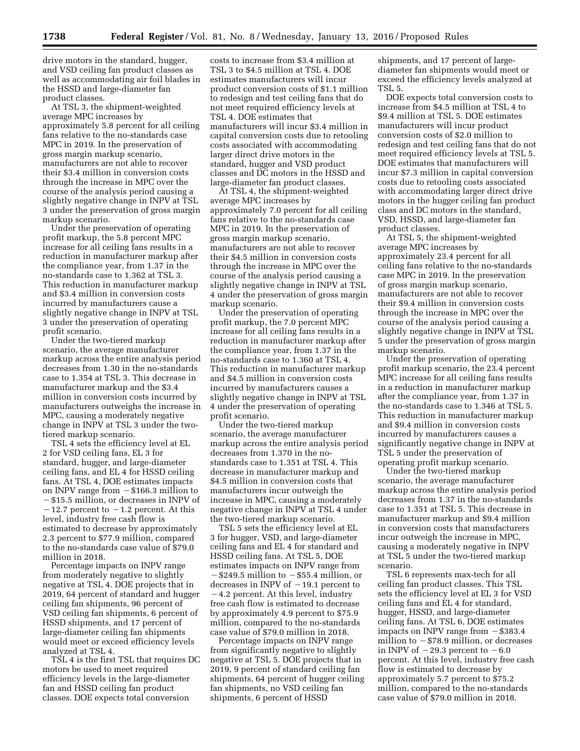drive motors in the standard, hugger, and VSD ceiling fan product classes as well as accommodating air foil blades in the HSSD and large-diameter fan product classes.

At TSL 3, the shipment-weighted average MPC increases by approximately 5.8 percent for all ceiling fans relative to the no-standards case MPC in 2019. In the preservation of gross margin markup scenario, manufacturers are not able to recover their $3.4 million in conversion costs through the increase in MPC over the course of the analysis period causing a slightly negative change in INPV at TSL 3 under the preservation of gross margin markup scenario.

Under the preservation of operating profit markup, the 5.8 percent MPC increase for all ceiling fans results in a reduction in manufacturer markup after the compliance year, from 1.37 in the no-standards case to 1.362 at TSL 3. This reduction in manufacturer markup and $3.4 million in conversion costs incurred by manufacturers cause a slightly negative change in INPV at TSL 3 under the preservation of operating profit scenario.

Under the two-tiered markup scenario, the average manufacturer markup across the entire analysis period decreases from 1.30 in the no-standards case to 1.354 at TSL 3. This decrease in manufacturer markup and the $3.4 million in conversion costs incurred by manufacturers outweighs the increase in MPC, causing a moderately negative change in INPV at TSL 3 under the two-tiered markup scenario.

TSL 4 sets the efficiency level at EL 2 for VSD ceiling fans, EL 3 for standard, hugger, and large-diameter ceiling fans, and EL 4 for HSSD ceiling fans. At TSL 4, DOE estimates impacts on INPV range from −$166.3 million to −$15.5 million, or decreases in INPV of −12.7 percent to −1.2 percent. At this level, industry free cash flow is estimated to decrease by approximately 2.3 percent to $77.9 million, compared to the no-standards case value of $79.0 million in 2018.

Percentage impacts on INPV range from moderately negative to slightly negative at TSL 4. DOE projects that in 2019, 64 percent of standard and hugger ceiling fan shipments, 96 percent of VSD ceiling fan shipments, 6 percent of HSSD shipments, and 17 percent of large-diameter ceiling fan shipments would meet or exceed efficiency levels analyzed at TSL 4.

TSL 4 is the first TSL that requires DC motors be used to meet required efficiency levels in the large-diameter fan and HSSD ceiling fan product classes. DOE expects total conversion costs to increase from $3.4 million at TSL 3 to $4.5 million at TSL 4. DOE estimates manufacturers will incur product conversion costs of $1.1 million to redesign and test ceiling fans that do not meet required efficiency levels at TSL 4. DOE estimates that manufacturers will incur $3.4 million in capital conversion costs due to retooling costs associated with accommodating larger direct drive motors in the standard, hugger and VSD product classes and DC motors in the HSSD and large-diameter fan product classes.

At TSL 4, the shipment-weighted average MPC increases by approximately 7.0 percent for all ceiling fans relative to the no-standards case MPC in 2019. In the preservation of gross margin markup scenario, manufacturers are not able to recover their $4.5 million in conversion costs through the increase in MPC over the course of the analysis period causing a slightly negative change in INPV at TSL 4 under the preservation of gross margin markup scenario.

Under the preservation of operating profit markup, the 7.0 percent MPC increase for all ceiling fans results in a reduction in manufacturer markup after the compliance year, from 1.37 in the no-standards case to 1.360 at TSL 4. This reduction in manufacturer markup and $4.5 million in conversion costs incurred by manufacturers causes a slightly negative change in INPV at TSL 4 under the preservation of operating profit scenario.

Under the two-tiered markup scenario, the average manufacturer markup across the entire analysis period decreases from 1.370 in the no-standards case to 1.351 at TSL 4. This decrease in manufacturer markup and $4.5 million in conversion costs that manufacturers incur outweigh the increase in MPC, causing a moderately negative change in INPV at TSL 4 under the two-tiered markup scenario.

TSL 5 sets the efficiency level at EL 3 for hugger, VSD, and large-diameter ceiling fans and EL 4 for standard and HSSD ceiling fans. At TSL 5, DOE estimates impacts on INPV range from −$249.5 million to −$55.4 million, or decreases in INPV of −19.1 percent to −4.2 percent. At this level, industry free cash flow is estimated to decrease by approximately 4.9 percent to $75.9 million, compared to the no-standards case value of $79.0 million in 2018.

Percentage impacts on INPV range from significantly negative to slightly negative at TSL 5. DOE projects that in 2019, 9 percent of standard ceiling fan shipments, 64 percent of hugger ceiling fan shipments, no VSD ceiling fan shipments, 6 percent of HSSD shipments, and 17 percent of large-diameter fan shipments would meet or exceed the efficiency levels analyzed at TSL 5.

DOE expects total conversion costs to increase from $4.5 million at TSL 4 to $9.4 million at TSL 5. DOE estimates manufacturers will incur product conversion costs of $2.0 million to redesign and test ceiling fans that do not meet required efficiency levels at TSL 5. DOE estimates that manufacturers will incur $7.3 million in capital conversion costs due to retooling costs associated with accommodating larger direct drive motors in the hugger ceiling fan product class and DC motors in the standard, VSD, HSSD, and large-diameter fan product classes.

At TSL 5, the shipment-weighted average MPC increases by approximately 23.4 percent for all ceiling fans relative to the no-standards case MPC in 2019. In the preservation of gross margin markup scenario, manufacturers are not able to recover their $9.4 million in conversion costs through the increase in MPC over the course of the analysis period causing a slightly negative change in INPV at TSL 5 under the preservation of gross margin markup scenario.

Under the preservation of operating profit markup scenario, the 23.4 percent MPC increase for all ceiling fans results in a reduction in manufacturer markup after the compliance year, from 1.37 in the no-standards case to 1.346 at TSL 5. This reduction in manufacturer markup and $9.4 million in conversion costs incurred by manufacturers causes a significantly negative change in INPV at TSL 5 under the preservation of operating profit markup scenario.

Under the two-tiered markup scenario, the average manufacturer markup across the entire analysis period decreases from 1.37 in the no-standards case to 1.351 at TSL 5. This decrease in manufacturer markup and $9.4 million in conversion costs that manufacturers incur outweigh the increase in MPC, causing a moderately negative in INPV at TSL 5 under the two-tiered markup scenario.

TSL 6 represents max-tech for all ceiling fan product classes. This TSL sets the efficiency level at EL 3 for VSD ceiling fans and EL 4 for standard, hugger, HSSD, and large-diameter ceiling fans. At TSL 6, DOE estimates impacts on INPV range from −$383.4 million to −$78.9 million, or decreases in INPV of −29.3 percent to −6.0 percent. At this level, industry free cash flow is estimated to decrease by approximately 5.7 percent to $75.2 million, compared to the no-standards case value of $79.0 million in 2018.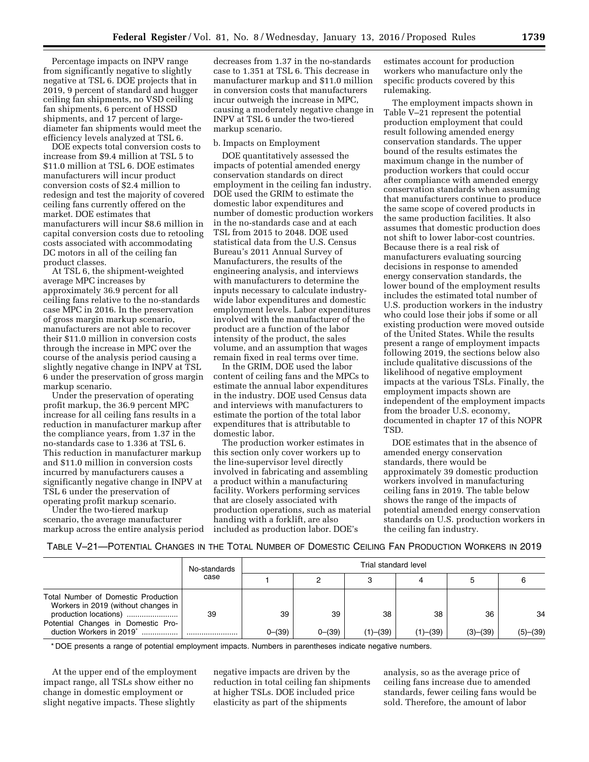Percentage impacts on INPV range from significantly negative to slightly negative at TSL 6. DOE projects that in 2019, 9 percent of standard and hugger ceiling fan shipments, no VSD ceiling fan shipments, 6 percent of HSSD shipments, and 17 percent of large-diameter fan shipments would meet the efficiency levels analyzed at TSL 6.

DOE expects total conversion costs to increase from $9.4 million at TSL 5 to $11.0 million at TSL 6. DOE estimates manufacturers will incur product conversion costs of $2.4 million to redesign and test the majority of covered ceiling fans currently offered on the market. DOE estimates that manufacturers will incur $8.6 million in capital conversion costs due to retooling costs associated with accommodating DC motors in all of the ceiling fan product classes.

At TSL 6, the shipment-weighted average MPC increases by approximately 36.9 percent for all ceiling fans relative to the no-standards case MPC in 2016. In the preservation of gross margin markup scenario, manufacturers are not able to recover their $11.0 million in conversion costs through the increase in MPC over the course of the analysis period causing a slightly negative change in INPV at TSL 6 under the preservation of gross margin markup scenario.

Under the preservation of operating profit markup, the 36.9 percent MPC increase for all ceiling fans results in a reduction in manufacturer markup after the compliance years, from 1.37 in the no-standards case to 1.336 at TSL 6. This reduction in manufacturer markup and $11.0 million in conversion costs incurred by manufacturers causes a significantly negative change in INPV at TSL 6 under the preservation of operating profit markup scenario.

Under the two-tiered markup scenario, the average manufacturer markup across the entire analysis period decreases from 1.37 in the no-standards case to 1.351 at TSL 6. This decrease in manufacturer markup and $11.0 million in conversion costs that manufacturers incur outweigh the increase in MPC, causing a moderately negative change in INPV at TSL 6 under the two-tiered markup scenario.

b. Impacts on Employment

DOE quantitatively assessed the impacts of potential amended energy conservation standards on direct employment in the ceiling fan industry. DOE used the GRIM to estimate the domestic labor expenditures and number of domestic production workers in the no-standards case and at each TSL from 2015 to 2048. DOE used statistical data from the U.S. Census Bureau's 2011 Annual Survey of Manufacturers, the results of the engineering analysis, and interviews with manufacturers to determine the inputs necessary to calculate industry-wide labor expenditures and domestic employment levels. Labor expenditures involved with the manufacturer of the product are a function of the labor intensity of the product, the sales volume, and an assumption that wages remain fixed in real terms over time.

In the GRIM, DOE used the labor content of ceiling fans and the MPCs to estimate the annual labor expenditures in the industry. DOE used Census data and interviews with manufacturers to estimate the portion of the total labor expenditures that is attributable to domestic labor.

The production worker estimates in this section only cover workers up to the line-supervisor level directly involved in fabricating and assembling a product within a manufacturing facility. Workers performing services that are closely associated with production operations, such as material handing with a forklift, are also included as production labor. DOE's estimates account for production workers who manufacture only the specific products covered by this rulemaking.

The employment impacts shown in Table V–21 represent the potential production employment that could result following amended energy conservation standards. The upper bound of the results estimates the maximum change in the number of production workers that could occur after compliance with amended energy conservation standards when assuming that manufacturers continue to produce the same scope of covered products in the same production facilities. It also assumes that domestic production does not shift to lower labor-cost countries. Because there is a real risk of manufacturers evaluating sourcing decisions in response to amended energy conservation standards, the lower bound of the employment results includes the estimated total number of U.S. production workers in the industry who could lose their jobs if some or all existing production were moved outside of the United States. While the results present a range of employment impacts following 2019, the sections below also include qualitative discussions of the likelihood of negative employment impacts at the various TSLs. Finally, the employment impacts shown are independent of the employment impacts from the broader U.S. economy, documented in chapter 17 of this NOPR TSD.

DOE estimates that in the absence of amended energy conservation standards, there would be approximately 39 domestic production workers involved in manufacturing ceiling fans in 2019. The table below shows the range of the impacts of potential amended energy conservation standards on U.S. production workers in the ceiling fan industry.

TABLE V–21—POTENTIAL CHANGES IN THE TOTAL NUMBER OF DOMESTIC CEILING FAN PRODUCTION WORKERS IN 2019

| | No-standards case | Trial standard level | | | | | |
|---|---|---|---|---|---|---|---|
| | | 1 | 2 | 3 | 4 | 5 | 6 |
| Total Number of Domestic Production Workers in 2019 (without changes in production locations) | 39 | 39 | 39 | 38 | 38 | 36 | 34 |
| Potential Changes in Domestic Production Workers in 2019* | | 0–(39) | 0–(39) | (1)–(39) | (1)–(39) | (3)–(39) | (5)–(39) |

\* DOE presents a range of potential employment impacts. Numbers in parentheses indicate negative numbers.

At the upper end of the employment impact range, all TSLs show either no change in domestic employment or slight negative impacts. These slightly negative impacts are driven by the reduction in total ceiling fan shipments at higher TSLs. DOE included price elasticity as part of the shipments analysis, so as the average price of ceiling fans increase due to amended standards, fewer ceiling fans would be sold. Therefore, the amount of labor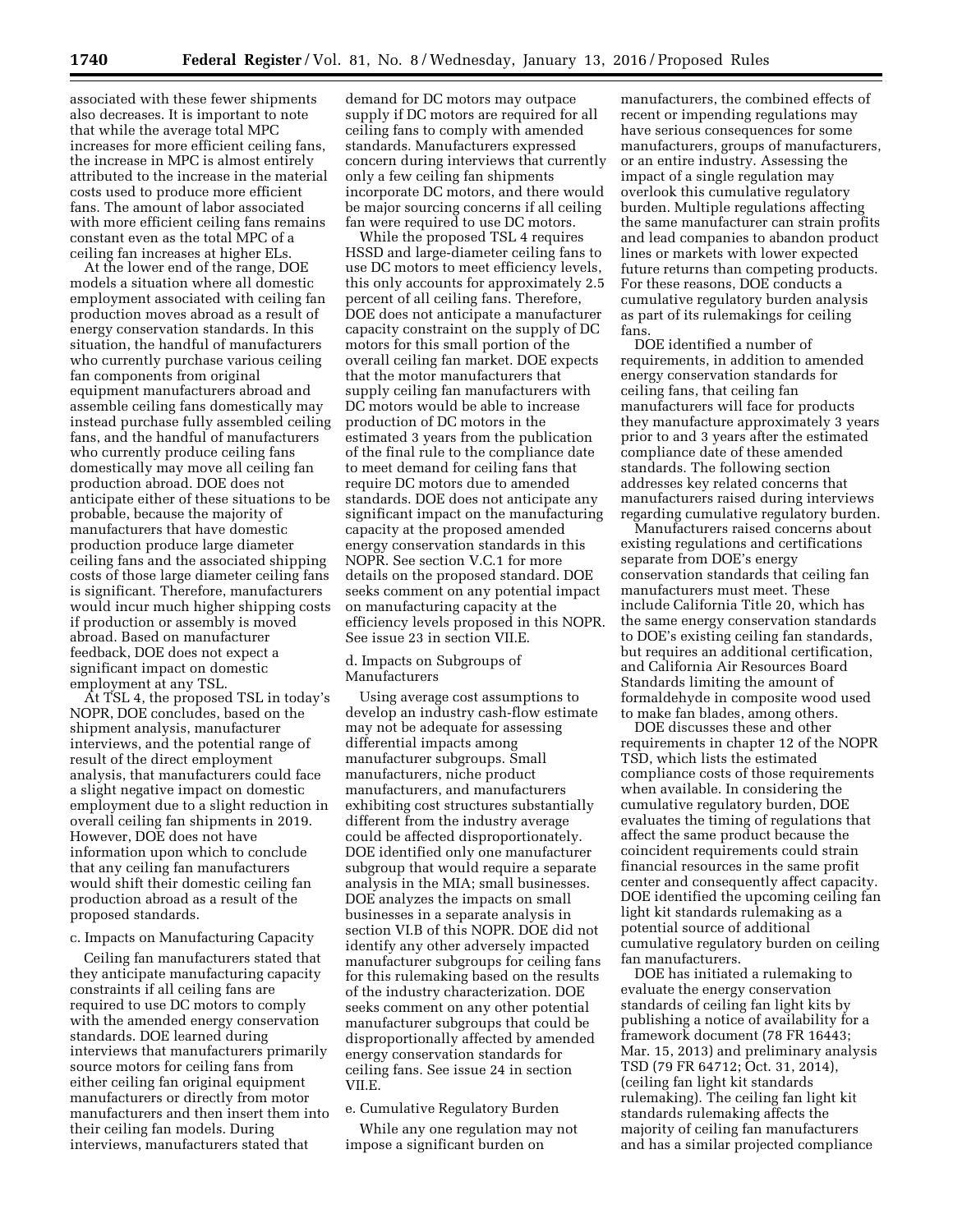associated with these fewer shipments also decreases. It is important to note that while the average total MPC increases for more efficient ceiling fans, the increase in MPC is almost entirely attributed to the increase in the material costs used to produce more efficient fans. The amount of labor associated with more efficient ceiling fans remains constant even as the total MPC of a ceiling fan increases at higher ELs.

At the lower end of the range, DOE models a situation where all domestic employment associated with ceiling fan production moves abroad as a result of energy conservation standards. In this situation, the handful of manufacturers who currently purchase various ceiling fan components from original equipment manufacturers abroad and assemble ceiling fans domestically may instead purchase fully assembled ceiling fans, and the handful of manufacturers who currently produce ceiling fans domestically may move all ceiling fan production abroad. DOE does not anticipate either of these situations to be probable, because the majority of manufacturers that have domestic production produce large diameter ceiling fans and the associated shipping costs of those large diameter ceiling fans is significant. Therefore, manufacturers would incur much higher shipping costs if production or assembly is moved abroad. Based on manufacturer feedback, DOE does not expect a significant impact on domestic employment at any TSL.

At TSL 4, the proposed TSL in today's NOPR, DOE concludes, based on the shipment analysis, manufacturer interviews, and the potential range of result of the direct employment analysis, that manufacturers could face a slight negative impact on domestic employment due to a slight reduction in overall ceiling fan shipments in 2019. However, DOE does not have information upon which to conclude that any ceiling fan manufacturers would shift their domestic ceiling fan production abroad as a result of the proposed standards.

c. Impacts on Manufacturing Capacity

Ceiling fan manufacturers stated that they anticipate manufacturing capacity constraints if all ceiling fans are required to use DC motors to comply with the amended energy conservation standards. DOE learned during interviews that manufacturers primarily source motors for ceiling fans from either ceiling fan original equipment manufacturers or directly from motor manufacturers and then insert them into their ceiling fan models. During interviews, manufacturers stated that demand for DC motors may outpace supply if DC motors are required for all ceiling fans to comply with amended standards. Manufacturers expressed concern during interviews that currently only a few ceiling fan shipments incorporate DC motors, and there would be major sourcing concerns if all ceiling fan were required to use DC motors.

While the proposed TSL 4 requires HSSD and large-diameter ceiling fans to use DC motors to meet efficiency levels, this only accounts for approximately 2.5 percent of all ceiling fans. Therefore, DOE does not anticipate a manufacturer capacity constraint on the supply of DC motors for this small portion of the overall ceiling fan market. DOE expects that the motor manufacturers that supply ceiling fan manufacturers with DC motors would be able to increase production of DC motors in the estimated 3 years from the publication of the final rule to the compliance date to meet demand for ceiling fans that require DC motors due to amended standards. DOE does not anticipate any significant impact on the manufacturing capacity at the proposed amended energy conservation standards in this NOPR. See section V.C.1 for more details on the proposed standard. DOE seeks comment on any potential impact on manufacturing capacity at the efficiency levels proposed in this NOPR. See issue 23 in section VII.E.

d. Impacts on Subgroups of Manufacturers

Using average cost assumptions to develop an industry cash-flow estimate may not be adequate for assessing differential impacts among manufacturer subgroups. Small manufacturers, niche product manufacturers, and manufacturers exhibiting cost structures substantially different from the industry average could be affected disproportionately. DOE identified only one manufacturer subgroup that would require a separate analysis in the MIA; small businesses. DOE analyzes the impacts on small businesses in a separate analysis in section VI.B of this NOPR. DOE did not identify any other adversely impacted manufacturer subgroups for ceiling fans for this rulemaking based on the results of the industry characterization. DOE seeks comment on any other potential manufacturer subgroups that could be disproportionally affected by amended energy conservation standards for ceiling fans. See issue 24 in section VII.E.

e. Cumulative Regulatory Burden

While any one regulation may not impose a significant burden on manufacturers, the combined effects of recent or impending regulations may have serious consequences for some manufacturers, groups of manufacturers, or an entire industry. Assessing the impact of a single regulation may overlook this cumulative regulatory burden. Multiple regulations affecting the same manufacturer can strain profits and lead companies to abandon product lines or markets with lower expected future returns than competing products. For these reasons, DOE conducts a cumulative regulatory burden analysis as part of its rulemakings for ceiling fans.

DOE identified a number of requirements, in addition to amended energy conservation standards for ceiling fans, that ceiling fan manufacturers will face for products they manufacture approximately 3 years prior to and 3 years after the estimated compliance date of these amended standards. The following section addresses key related concerns that manufacturers raised during interviews regarding cumulative regulatory burden.

Manufacturers raised concerns about existing regulations and certifications separate from DOE's energy conservation standards that ceiling fan manufacturers must meet. These include California Title 20, which has the same energy conservation standards to DOE's existing ceiling fan standards, but requires an additional certification, and California Air Resources Board Standards limiting the amount of formaldehyde in composite wood used to make fan blades, among others.

DOE discusses these and other requirements in chapter 12 of the NOPR TSD, which lists the estimated compliance costs of those requirements when available. In considering the cumulative regulatory burden, DOE evaluates the timing of regulations that affect the same product because the coincident requirements could strain financial resources in the same profit center and consequently affect capacity. DOE identified the upcoming ceiling fan light kit standards rulemaking as a potential source of additional cumulative regulatory burden on ceiling fan manufacturers.

DOE has initiated a rulemaking to evaluate the energy conservation standards of ceiling fan light kits by publishing a notice of availability for a framework document (78 FR 16443; Mar. 15, 2013) and preliminary analysis TSD (79 FR 64712; Oct. 31, 2014), (ceiling fan light kit standards rulemaking). The ceiling fan light kit standards rulemaking affects the majority of ceiling fan manufacturers and has a similar projected compliance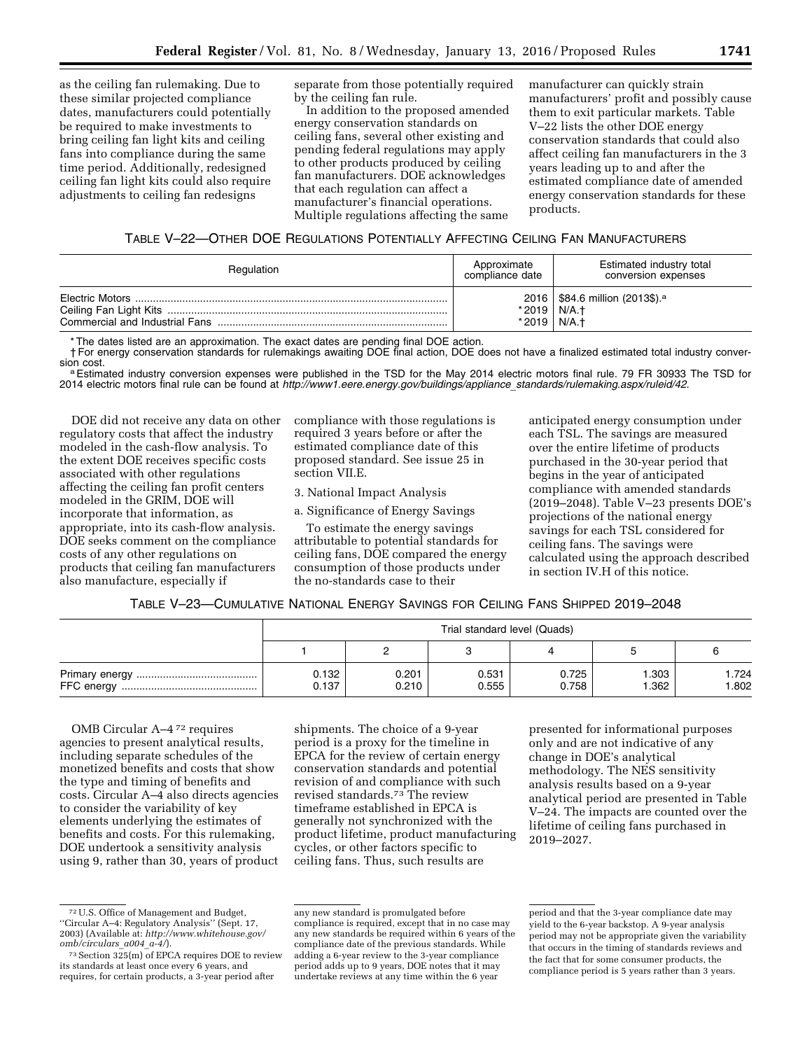as the ceiling fan rulemaking. Due to these similar projected compliance dates, manufacturers could potentially be required to make investments to bring ceiling fan light kits and ceiling fans into compliance during the same time period. Additionally, redesigned ceiling fan light kits could also require adjustments to ceiling fan redesigns separate from those potentially required by the ceiling fan rule.

In addition to the proposed amended energy conservation standards on ceiling fans, several other existing and pending federal regulations may apply to other products produced by ceiling fan manufacturers. DOE acknowledges that each regulation can affect a manufacturer's financial operations. Multiple regulations affecting the same manufacturer can quickly strain manufacturers' profit and possibly cause them to exit particular markets. Table V–22 lists the other DOE energy conservation standards that could also affect ceiling fan manufacturers in the 3 years leading up to and after the estimated compliance date of amended energy conservation standards for these products.

TABLE V–22—OTHER DOE REGULATIONS POTENTIALLY AFFECTING CEILING FAN MANUFACTURERS

| Regulation | Approximate compliance date | Estimated industry total conversion expenses |
|---|---|---|
| Electric Motors | 2016 | $84.6 million (2013$).[a] |
| Ceiling Fan Light Kits | *2019 | N/A.† |
| Commercial and Industrial Fans | *2019 | N/A.† |

* The dates listed are an approximation. The exact dates are pending final DOE action.
† For energy conservation standards for rulemakings awaiting DOE final action, DOE does not have a finalized estimated total industry conversion cost.
[a] Estimated industry conversion expenses were published in the TSD for the May 2014 electric motors final rule. 79 FR 30933 The TSD for 2014 electric motors final rule can be found at *http://www1.eere.energy.gov/buildings/appliance_standards/rulemaking.aspx/ruleid/42.*

DOE did not receive any data on other regulatory costs that affect the industry modeled in the cash-flow analysis. To the extent DOE receives specific costs associated with other regulations affecting the ceiling fan profit centers modeled in the GRIM, DOE will incorporate that information, as appropriate, into its cash-flow analysis. DOE seeks comment on the compliance costs of any other regulations on products that ceiling fan manufacturers also manufacture, especially if compliance with those regulations is required 3 years before or after the estimated compliance date of this proposed standard. See issue 25 in section VII.E.

3. National Impact Analysis

a. Significance of Energy Savings

To estimate the energy savings attributable to potential standards for ceiling fans, DOE compared the energy consumption of those products under the no-standards case to their anticipated energy consumption under each TSL. The savings are measured over the entire lifetime of products purchased in the 30-year period that begins in the year of anticipated compliance with amended standards (2019–2048). Table V–23 presents DOE's projections of the national energy savings for each TSL considered for ceiling fans. The savings were calculated using the approach described in section IV.H of this notice.

TABLE V–23—CUMULATIVE NATIONAL ENERGY SAVINGS FOR CEILING FANS SHIPPED 2019–2048

| | Trial standard level (Quads) | | | | | |
|---|---|---|---|---|---|---|
| | 1 | 2 | 3 | 4 | 5 | 6 |
| Primary energy | 0.132 | 0.201 | 0.531 | 0.725 | 1.303 | 1.724 |
| FFC energy | 0.137 | 0.210 | 0.555 | 0.758 | 1.362 | 1.802 |

OMB Circular A–4[72] requires agencies to present analytical results, including separate schedules of the monetized benefits and costs that show the type and timing of benefits and costs. Circular A–4 also directs agencies to consider the variability of key elements underlying the estimates of benefits and costs. For this rulemaking, DOE undertook a sensitivity analysis using 9, rather than 30, years of product shipments. The choice of a 9-year period is a proxy for the timeline in EPCA for the review of certain energy conservation standards and potential revision of and compliance with such revised standards.[73] The review timeframe established in EPCA is generally not synchronized with the product lifetime, product manufacturing cycles, or other factors specific to ceiling fans. Thus, such results are presented for informational purposes only and are not indicative of any change in DOE's analytical methodology. The NES sensitivity analysis results based on a 9-year analytical period are presented in Table V–24. The impacts are counted over the lifetime of ceiling fans purchased in 2019–2027.

[72] U.S. Office of Management and Budget, "Circular A–4: Regulatory Analysis" (Sept. 17, 2003) (Available at: *http://www.whitehouse.gov/omb/circulars_a004_a-4/*).

[73] Section 325(m) of EPCA requires DOE to review its standards at least once every 6 years, and requires, for certain products, a 3-year period after any new standard is promulgated before compliance is required, except that in no case may any new standards be required within 6 years of the compliance date of the previous standards. While adding a 6-year review to the 3-year compliance period adds up to 9 years, DOE notes that it may undertake reviews at any time within the 6 year period and that the 3-year compliance date may yield to the 6-year backstop. A 9-year analysis period may not be appropriate given the variability that occurs in the timing of standards reviews and the fact that for some consumer products, the compliance period is 5 years rather than 3 years.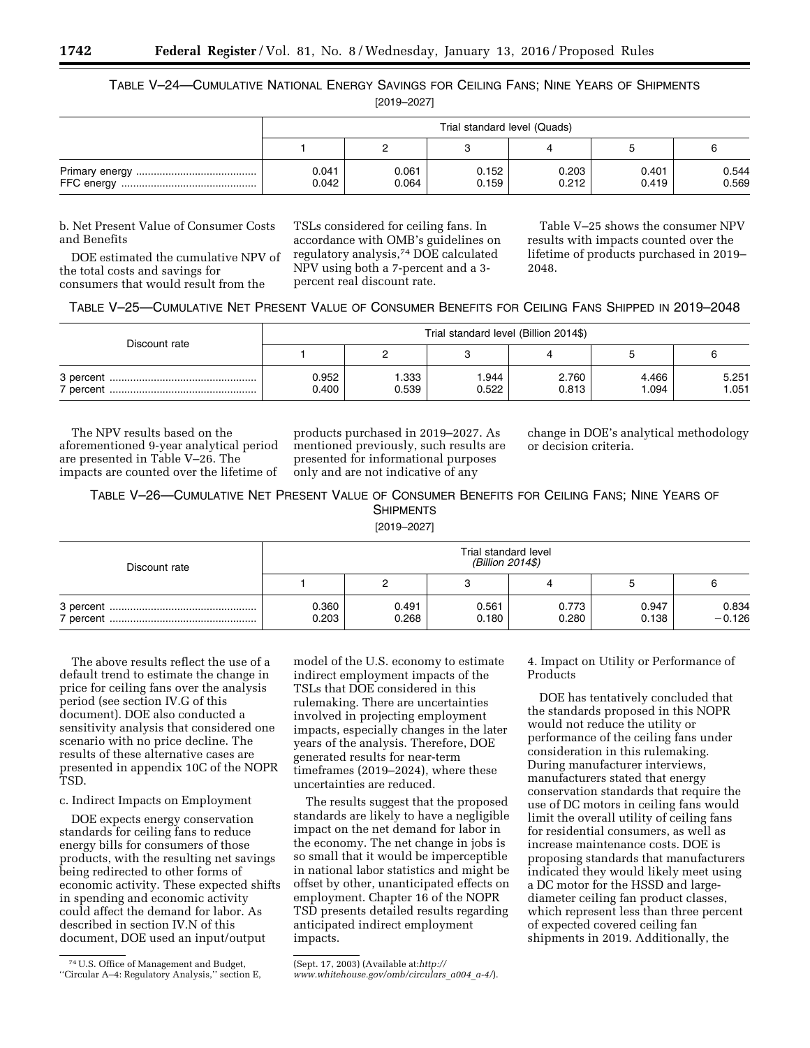TABLE V–24—CUMULATIVE NATIONAL ENERGY SAVINGS FOR CEILING FANS; NINE YEARS OF SHIPMENTS

[2019–2027]

| | Trial standard level (Quads) | | | | | |
|---|---|---|---|---|---|---|
| | 1 | 2 | 3 | 4 | 5 | 6 |
| Primary energy | 0.041 | 0.061 | 0.152 | 0.203 | 0.401 | 0.544 |
| FFC energy | 0.042 | 0.064 | 0.159 | 0.212 | 0.419 | 0.569 |

b. Net Present Value of Consumer Costs and Benefits

DOE estimated the cumulative NPV of the total costs and savings for consumers that would result from the TSLs considered for ceiling fans. In accordance with OMB's guidelines on regulatory analysis,[74] DOE calculated NPV using both a 7-percent and a 3-percent real discount rate.

Table V–25 shows the consumer NPV results with impacts counted over the lifetime of products purchased in 2019–2048.

TABLE V–25—CUMULATIVE NET PRESENT VALUE OF CONSUMER BENEFITS FOR CEILING FANS SHIPPED IN 2019–2048

| Discount rate | Trial standard level (Billion 2014$) | | | | | |
|---|---|---|---|---|---|---|
| | 1 | 2 | 3 | 4 | 5 | 6 |
| 3 percent | 0.952 | 1.333 | 1.944 | 2.760 | 4.466 | 5.251 |
| 7 percent | 0.400 | 0.539 | 0.522 | 0.813 | 1.094 | 1.051 |

The NPV results based on the aforementioned 9-year analytical period are presented in Table V–26. The impacts are counted over the lifetime of products purchased in 2019–2027. As mentioned previously, such results are presented for informational purposes only and are not indicative of any change in DOE's analytical methodology or decision criteria.

TABLE V–26—CUMULATIVE NET PRESENT VALUE OF CONSUMER BENEFITS FOR CEILING FANS; NINE YEARS OF SHIPMENTS

[2019–2027]

| Discount rate | Trial standard level *(Billion 2014$)* | | | | | |
|---|---|---|---|---|---|---|
| | 1 | 2 | 3 | 4 | 5 | 6 |
| 3 percent | 0.360 | 0.491 | 0.561 | 0.773 | 0.947 | 0.834 |
| 7 percent | 0.203 | 0.268 | 0.180 | 0.280 | 0.138 | −0.126 |

The above results reflect the use of a default trend to estimate the change in price for ceiling fans over the analysis period (see section IV.G of this document). DOE also conducted a sensitivity analysis that considered one scenario with no price decline. The results of these alternative cases are presented in appendix 10C of the NOPR TSD.

c. Indirect Impacts on Employment

DOE expects energy conservation standards for ceiling fans to reduce energy bills for consumers of those products, with the resulting net savings being redirected to other forms of economic activity. These expected shifts in spending and economic activity could affect the demand for labor. As described in section IV.N of this document, DOE used an input/output model of the U.S. economy to estimate indirect employment impacts of the TSLs that DOE considered in this rulemaking. There are uncertainties involved in projecting employment impacts, especially changes in the later years of the analysis. Therefore, DOE generated results for near-term timeframes (2019–2024), where these uncertainties are reduced.

The results suggest that the proposed standards are likely to have a negligible impact on the net demand for labor in the economy. The net change in jobs is so small that it would be imperceptible in national labor statistics and might be offset by other, unanticipated effects on employment. Chapter 16 of the NOPR TSD presents detailed results regarding anticipated indirect employment impacts.

4. Impact on Utility or Performance of Products

DOE has tentatively concluded that the standards proposed in this NOPR would not reduce the utility or performance of the ceiling fans under consideration in this rulemaking. During manufacturer interviews, manufacturers stated that energy conservation standards that require the use of DC motors in ceiling fans would limit the overall utility of ceiling fans for residential consumers, as well as increase maintenance costs. DOE is proposing standards that manufacturers indicated they would likely meet using a DC motor for the HSSD and large-diameter ceiling fan product classes, which represent less than three percent of expected covered ceiling fan shipments in 2019. Additionally, the

[74] U.S. Office of Management and Budget, "Circular A–4: Regulatory Analysis," section E, (Sept. 17, 2003) (Available at: *http://www.whitehouse.gov/omb/circulars_a004_a-4/*).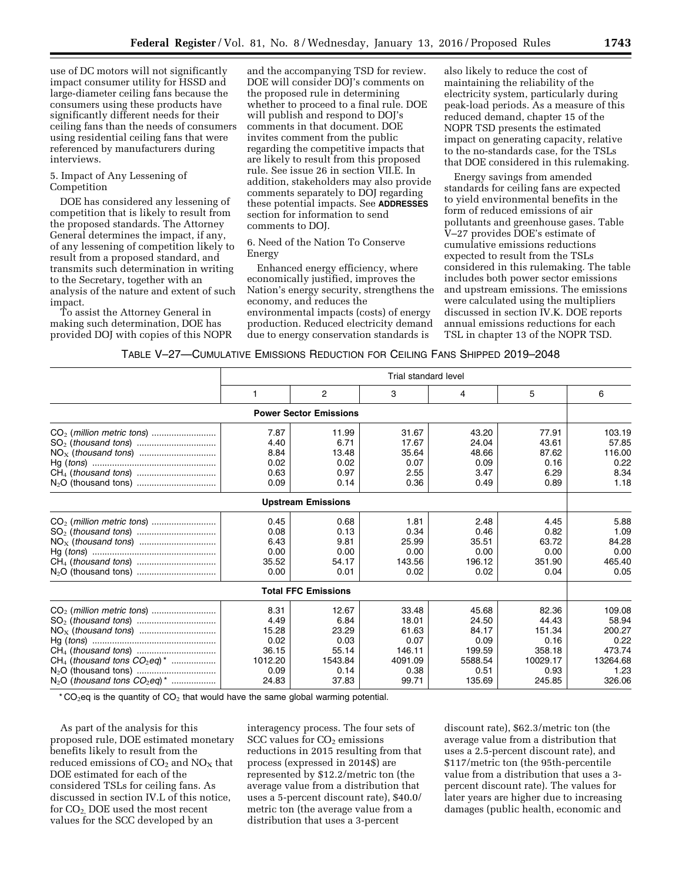use of DC motors will not significantly impact consumer utility for HSSD and large-diameter ceiling fans because the consumers using these products have significantly different needs for their ceiling fans than the needs of consumers using residential ceiling fans that were referenced by manufacturers during interviews.

5. Impact of Any Lessening of Competition

DOE has considered any lessening of competition that is likely to result from the proposed standards. The Attorney General determines the impact, if any, of any lessening of competition likely to result from a proposed standard, and transmits such determination in writing to the Secretary, together with an analysis of the nature and extent of such impact.

To assist the Attorney General in making such determination, DOE has provided DOJ with copies of this NOPR and the accompanying TSD for review. DOE will consider DOJ's comments on the proposed rule in determining whether to proceed to a final rule. DOE will publish and respond to DOJ's comments in that document. DOE invites comment from the public regarding the competitive impacts that are likely to result from this proposed rule. See issue 26 in section VII.E. In addition, stakeholders may also provide comments separately to DOJ regarding these potential impacts. See **ADDRESSES** section for information to send comments to DOJ.

6. Need of the Nation To Conserve Energy

Enhanced energy efficiency, where economically justified, improves the Nation's energy security, strengthens the economy, and reduces the environmental impacts (costs) of energy production. Reduced electricity demand due to energy conservation standards is also likely to reduce the cost of maintaining the reliability of the electricity system, particularly during peak-load periods. As a measure of this reduced demand, chapter 15 of the NOPR TSD presents the estimated impact on generating capacity, relative to the no-standards case, for the TSLs that DOE considered in this rulemaking.

Energy savings from amended standards for ceiling fans are expected to yield environmental benefits in the form of reduced emissions of air pollutants and greenhouse gases. Table V–27 provides DOE's estimate of cumulative emissions reductions expected to result from the TSLs considered in this rulemaking. The table includes both power sector emissions and upstream emissions. The emissions were calculated using the multipliers discussed in section IV.K. DOE reports annual emissions reductions for each TSL in chapter 13 of the NOPR TSD.

TABLE V–27—CUMULATIVE EMISSIONS REDUCTION FOR CEILING FANS SHIPPED 2019–2048

| | Trial standard level | | | | | |
|---|---|---|---|---|---|---|
| | 1 | 2 | 3 | 4 | 5 | 6 |
| **Power Sector Emissions** | | | | | | |
| $CO_2$ (*million metric tons*) | 7.87 | 11.99 | 31.67 | 43.20 | 77.91 | 103.19 |
| $SO_2$ (*thousand tons*) | 4.40 | 6.71 | 17.67 | 24.04 | 43.61 | 57.85 |
| $NO_X$ (*thousand tons*) | 8.84 | 13.48 | 35.64 | 48.66 | 87.62 | 116.00 |
| Hg (*tons*) | 0.02 | 0.02 | 0.07 | 0.09 | 0.16 | 0.22 |
| $CH_4$ (*thousand tons*) | 0.63 | 0.97 | 2.55 | 3.47 | 6.29 | 8.34 |
| $N_2O$ (thousand tons) | 0.09 | 0.14 | 0.36 | 0.49 | 0.89 | 1.18 |
| **Upstream Emissions** | | | | | | |
| $CO_2$ (*million metric tons*) | 0.45 | 0.68 | 1.81 | 2.48 | 4.45 | 5.88 |
| $SO_2$ (*thousand tons*) | 0.08 | 0.13 | 0.34 | 0.46 | 0.82 | 1.09 |
| $NO_X$ (*thousand tons*) | 6.43 | 9.81 | 25.99 | 35.51 | 63.72 | 84.28 |
| Hg (*tons*) | 0.00 | 0.00 | 0.00 | 0.00 | 0.00 | 0.00 |
| $CH_4$ (*thousand tons*) | 35.52 | 54.17 | 143.56 | 196.12 | 351.90 | 465.40 |
| $N_2O$ (thousand tons) | 0.00 | 0.01 | 0.02 | 0.02 | 0.04 | 0.05 |
| **Total FFC Emissions** | | | | | | |
| $CO_2$ (*million metric tons*) | 8.31 | 12.67 | 33.48 | 45.68 | 82.36 | 109.08 |
| $SO_2$ (*thousand tons*) | 4.49 | 6.84 | 18.01 | 24.50 | 44.43 | 58.94 |
| $NO_X$ (*thousand tons*) | 15.28 | 23.29 | 61.63 | 84.17 | 151.34 | 200.27 |
| Hg (*tons*) | 0.02 | 0.03 | 0.07 | 0.09 | 0.16 | 0.22 |
| $CH_4$ (*thousand tons*) | 36.15 | 55.14 | 146.11 | 199.59 | 358.18 | 473.74 |
| $CH_4$ (*thousand tons $CO_2eq$*)* | 1012.20 | 1543.84 | 4091.09 | 5588.54 | 10029.17 | 13264.68 |
| $N_2O$ (thousand tons) | 0.09 | 0.14 | 0.38 | 0.51 | 0.93 | 1.23 |
| $N_2O$ (*thousand tons $CO_2eq$*)* | 24.83 | 37.83 | 99.71 | 135.69 | 245.85 | 326.06 |

* $CO_2eq$ is the quantity of $CO_2$ that would have the same global warming potential.

As part of the analysis for this proposed rule, DOE estimated monetary benefits likely to result from the reduced emissions of $CO_2$ and $NO_X$ that DOE estimated for each of the considered TSLs for ceiling fans. As discussed in section IV.L of this notice, for $CO_2$, DOE used the most recent values for the SCC developed by an interagency process. The four sets of SCC values for $CO_2$ emissions reductions in 2015 resulting from that process (expressed in 2014$) are represented by $12.2/metric ton (the average value from a distribution that uses a 5-percent discount rate), $40.0/metric ton (the average value from a distribution that uses a 3-percent discount rate), $62.3/metric ton (the average value from a distribution that uses a 2.5-percent discount rate), and $117/metric ton (the 95th-percentile value from a distribution that uses a 3-percent discount rate). The values for later years are higher due to increasing damages (public health, economic and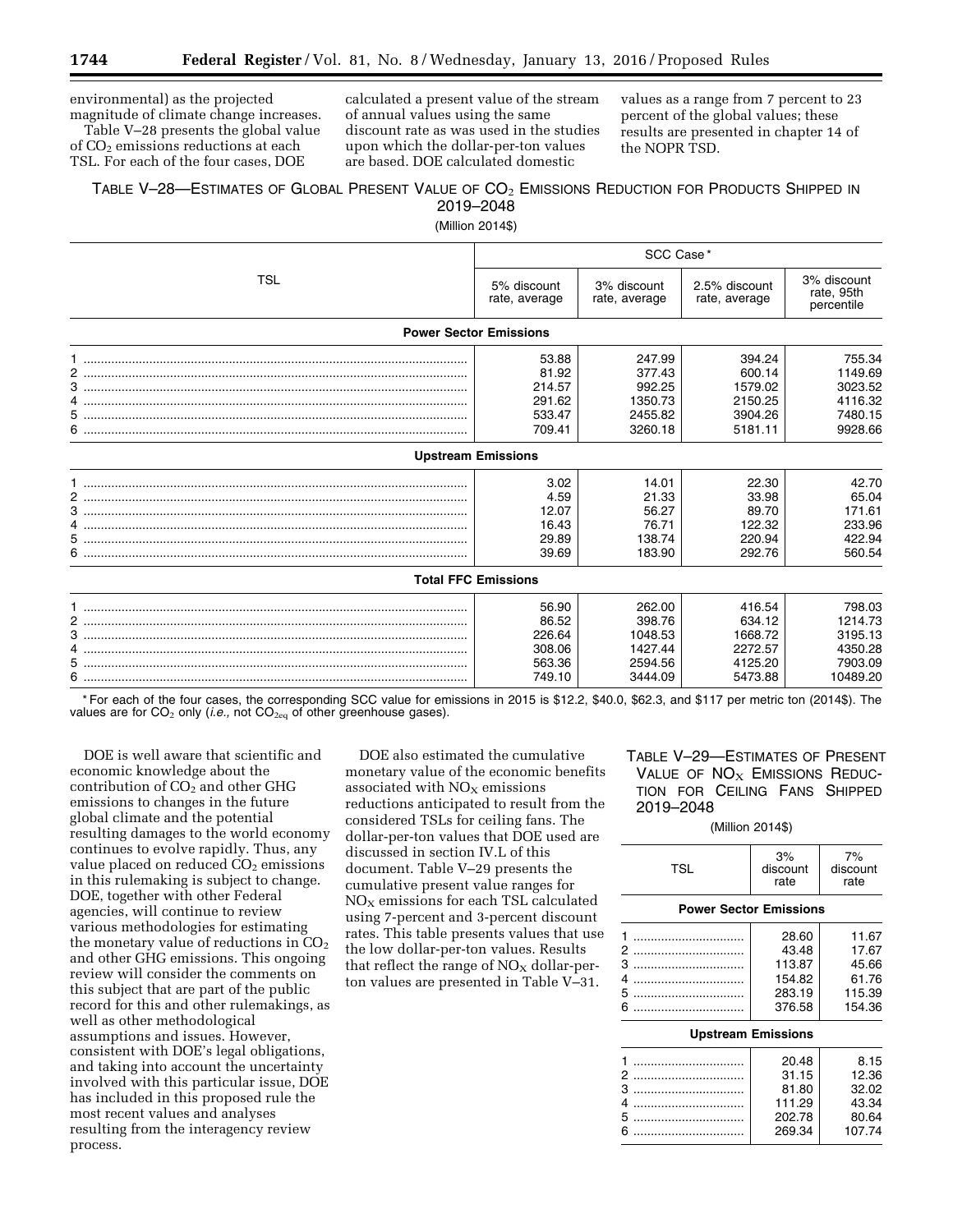environmental) as the projected magnitude of climate change increases.

Table V–28 presents the global value of $CO_2$ emissions reductions at each TSL. For each of the four cases, DOE calculated a present value of the stream of annual values using the same discount rate as was used in the studies upon which the dollar-per-ton values are based. DOE calculated domestic values as a range from 7 percent to 23 percent of the global values; these results are presented in chapter 14 of the NOPR TSD.

TABLE V–28—ESTIMATES OF GLOBAL PRESENT VALUE OF $CO_2$ EMISSIONS REDUCTION FOR PRODUCTS SHIPPED IN 2019–2048

(Million 2014$)

| TSL | SCC Case* | | | |
|---|---|---|---|---|
| | 5% discount rate, average | 3% discount rate, average | 2.5% discount rate, average | 3% discount rate, 95th percentile |
| **Power Sector Emissions** | | | | |
| 1 | 53.88 | 247.99 | 394.24 | 755.34 |
| 2 | 81.92 | 377.43 | 600.14 | 1149.69 |
| 3 | 214.57 | 992.25 | 1579.02 | 3023.52 |
| 4 | 291.62 | 1350.73 | 2150.25 | 4116.32 |
| 5 | 533.47 | 2455.82 | 3904.26 | 7480.15 |
| 6 | 709.41 | 3260.18 | 5181.11 | 9928.66 |
| **Upstream Emissions** | | | | |
| 1 | 3.02 | 14.01 | 22.30 | 42.70 |
| 2 | 4.59 | 21.33 | 33.98 | 65.04 |
| 3 | 12.07 | 56.27 | 89.70 | 171.61 |
| 4 | 16.43 | 76.71 | 122.32 | 233.96 |
| 5 | 29.89 | 138.74 | 220.94 | 422.94 |
| 6 | 39.69 | 183.90 | 292.76 | 560.54 |
| **Total FFC Emissions** | | | | |
| 1 | 56.90 | 262.00 | 416.54 | 798.03 |
| 2 | 86.52 | 398.76 | 634.12 | 1214.73 |
| 3 | 226.64 | 1048.53 | 1668.72 | 3195.13 |
| 4 | 308.06 | 1427.44 | 2272.57 | 4350.28 |
| 5 | 563.36 | 2594.56 | 4125.20 | 7903.09 |
| 6 | 749.10 | 3444.09 | 5473.88 | 10489.20 |

* For each of the four cases, the corresponding SCC value for emissions in 2015 is $12.2, $40.0, $62.3, and $117 per metric ton (2014$). The values are for $CO_2$ only (*i.e.,* not $CO_{2eq}$ of other greenhouse gases).

DOE is well aware that scientific and economic knowledge about the contribution of $CO_2$ and other GHG emissions to changes in the future global climate and the potential resulting damages to the world economy continues to evolve rapidly. Thus, any value placed on reduced $CO_2$ emissions in this rulemaking is subject to change. DOE, together with other Federal agencies, will continue to review various methodologies for estimating the monetary value of reductions in $CO_2$ and other GHG emissions. This ongoing review will consider the comments on this subject that are part of the public record for this and other rulemakings, as well as other methodological assumptions and issues. However, consistent with DOE's legal obligations, and taking into account the uncertainty involved with this particular issue, DOE has included in this proposed rule the most recent values and analyses resulting from the interagency review process.

DOE also estimated the cumulative monetary value of the economic benefits associated with $NO_X$ emissions reductions anticipated to result from the considered TSLs for ceiling fans. The dollar-per-ton values that DOE used are discussed in section IV.L of this document. Table V–29 presents the cumulative present value ranges for $NO_X$ emissions for each TSL calculated using 7-percent and 3-percent discount rates. This table presents values that use the low dollar-per-ton values. Results that reflect the range of $NO_X$ dollar-per-ton values are presented in Table V–31.

TABLE V–29—ESTIMATES OF PRESENT VALUE OF $NO_X$ EMISSIONS REDUCTION FOR CEILING FANS SHIPPED 2019–2048

(Million 2014$)

| TSL | 3% discount rate | 7% discount rate |
|---|---|---|
| **Power Sector Emissions** | | |
| 1 | 28.60 | 11.67 |
| 2 | 43.48 | 17.67 |
| 3 | 113.87 | 45.66 |
| 4 | 154.82 | 61.76 |
| 5 | 283.19 | 115.39 |
| 6 | 376.58 | 154.36 |
| **Upstream Emissions** | | |
| 1 | 20.48 | 8.15 |
| 2 | 31.15 | 12.36 |
| 3 | 81.80 | 32.02 |
| 4 | 111.29 | 43.34 |
| 5 | 202.78 | 80.64 |
| 6 | 269.34 | 107.74 |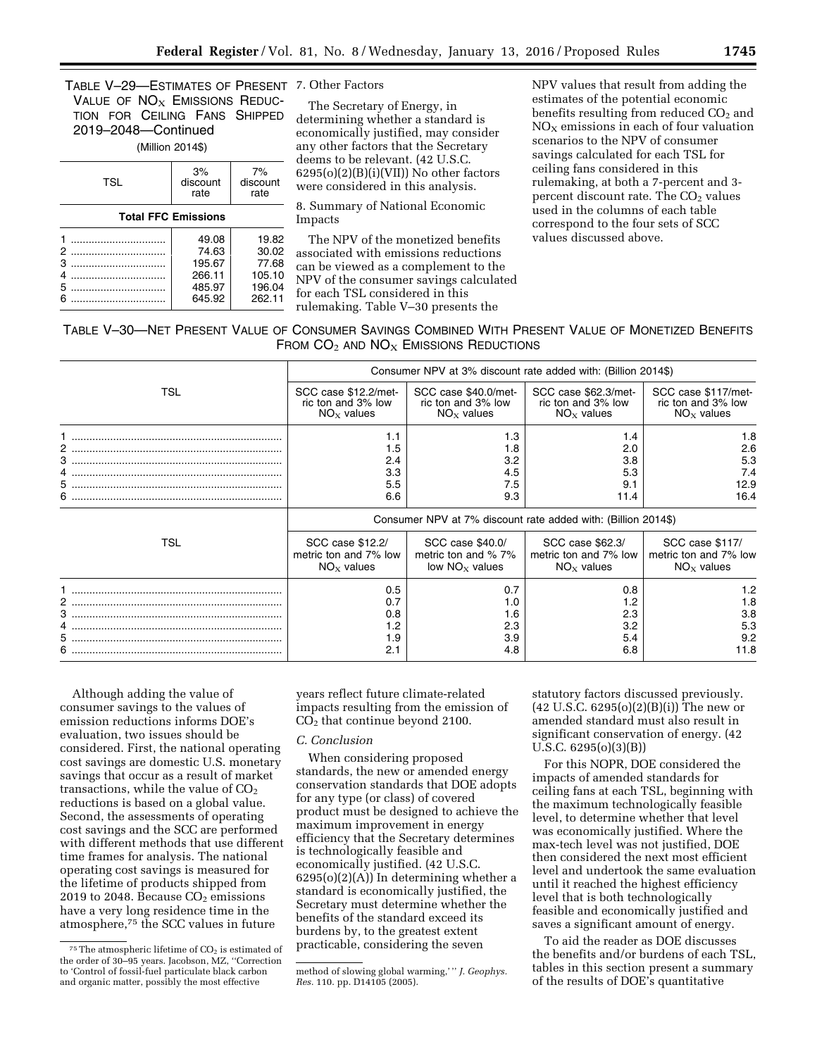TABLE V–29—ESTIMATES OF PRESENT VALUE OF $NO_X$ EMISSIONS REDUCTION FOR CEILING FANS SHIPPED 2019–2048—Continued

(Million 2014$)

| TSL | 3% discount rate | 7% discount rate |
|---|---|---|
| **Total FFC Emissions** | | |
| 1 | 49.08 | 19.82 |
| 2 | 74.63 | 30.02 |
| 3 | 195.67 | 77.68 |
| 4 | 266.11 | 105.10 |
| 5 | 485.97 | 196.04 |
| 6 | 645.92 | 262.11 |

7. Other Factors

The Secretary of Energy, in determining whether a standard is economically justified, may consider any other factors that the Secretary deems to be relevant. (42 U.S.C. 6295(o)(2)(B)(i)(VII)) No other factors were considered in this analysis.

8. Summary of National Economic Impacts

The NPV of the monetized benefits associated with emissions reductions can be viewed as a complement to the NPV of the consumer savings calculated for each TSL considered in this rulemaking. Table V–30 presents the NPV values that result from adding the estimates of the potential economic benefits resulting from reduced $CO_2$ and $NO_X$ emissions in each of four valuation scenarios to the NPV of consumer savings calculated for each TSL for ceiling fans considered in this rulemaking, at both a 7-percent and 3-percent discount rate. The $CO_2$ values used in the columns of each table correspond to the four sets of SCC values discussed above.

TABLE V–30—NET PRESENT VALUE OF CONSUMER SAVINGS COMBINED WITH PRESENT VALUE OF MONETIZED BENEFITS FROM $CO_2$ AND $NO_X$ EMISSIONS REDUCTIONS

| TSL | Consumer NPV at 3% discount rate added with: (Billion 2014$) | | | |
|---|---|---|---|---|
| | SCC case \$12.2/metric ton and 3% low $NO_X$ values | SCC case \$40.0/metric ton and 3% low $NO_X$ values | SCC case \$62.3/metric ton and 3% low $NO_X$ values | SCC case \$117/metric ton and 3% low $NO_X$ values |
| 1 | 1.1 | 1.3 | 1.4 | 1.8 |
| 2 | 1.5 | 1.8 | 2.0 | 2.6 |
| 3 | 2.4 | 3.2 | 3.8 | 5.3 |
| 4 | 3.3 | 4.5 | 5.3 | 7.4 |
| 5 | 5.5 | 7.5 | 9.1 | 12.9 |
| 6 | 6.6 | 9.3 | 11.4 | 16.4 |
| **TSL** | **Consumer NPV at 7% discount rate added with: (Billion 2014$)** | | | |
| | SCC case \$12.2/metric ton and 7% low $NO_X$ values | SCC case \$40.0/metric ton and % 7% low $NO_X$ values | SCC case \$62.3/metric ton and 7% low $NO_X$ values | SCC case \$117/metric ton and 7% low $NO_X$ values |
| 1 | 0.5 | 0.7 | 0.8 | 1.2 |
| 2 | 0.7 | 1.0 | 1.2 | 1.8 |
| 3 | 0.8 | 1.6 | 2.3 | 3.8 |
| 4 | 1.2 | 2.3 | 3.2 | 5.3 |
| 5 | 1.9 | 3.9 | 5.4 | 9.2 |
| 6 | 2.1 | 4.8 | 6.8 | 11.8 |

Although adding the value of consumer savings to the values of emission reductions informs DOE's evaluation, two issues should be considered. First, the national operating cost savings are domestic U.S. monetary savings that occur as a result of market transactions, while the value of $CO_2$ reductions is based on a global value. Second, the assessments of operating cost savings and the SCC are performed with different methods that use different time frames for analysis. The national operating cost savings is measured for the lifetime of products shipped from 2019 to 2048. Because $CO_2$ emissions have a very long residence time in the atmosphere,[75] the SCC values in future years reflect future climate-related impacts resulting from the emission of $CO_2$ that continue beyond 2100.

*C. Conclusion*

When considering proposed standards, the new or amended energy conservation standards that DOE adopts for any type (or class) of covered product must be designed to achieve the maximum improvement in energy efficiency that the Secretary determines is technologically feasible and economically justified. (42 U.S.C. 6295(o)(2)(A)) In determining whether a standard is economically justified, the Secretary must determine whether the benefits of the standard exceed its burdens by, to the greatest extent practicable, considering the seven statutory factors discussed previously. (42 U.S.C. 6295(o)(2)(B)(i)) The new or amended standard must also result in significant conservation of energy. (42 U.S.C. 6295(o)(3)(B))

For this NOPR, DOE considered the impacts of amended standards for ceiling fans at each TSL, beginning with the maximum technologically feasible level, to determine whether that level was economically justified. Where the max-tech level was not justified, DOE then considered the next most efficient level and undertook the same evaluation until it reached the highest efficiency level that is both technologically feasible and economically justified and saves a significant amount of energy.

To aid the reader as DOE discusses the benefits and/or burdens of each TSL, tables in this section present a summary of the results of DOE's quantitative

[75] The atmospheric lifetime of $CO_2$ is estimated of the order of 30–95 years. Jacobson, MZ, "Correction to 'Control of fossil-fuel particulate black carbon and organic matter, possibly the most effective method of slowing global warming,' " *J. Geophys. Res.* 110. pp. D14105 (2005).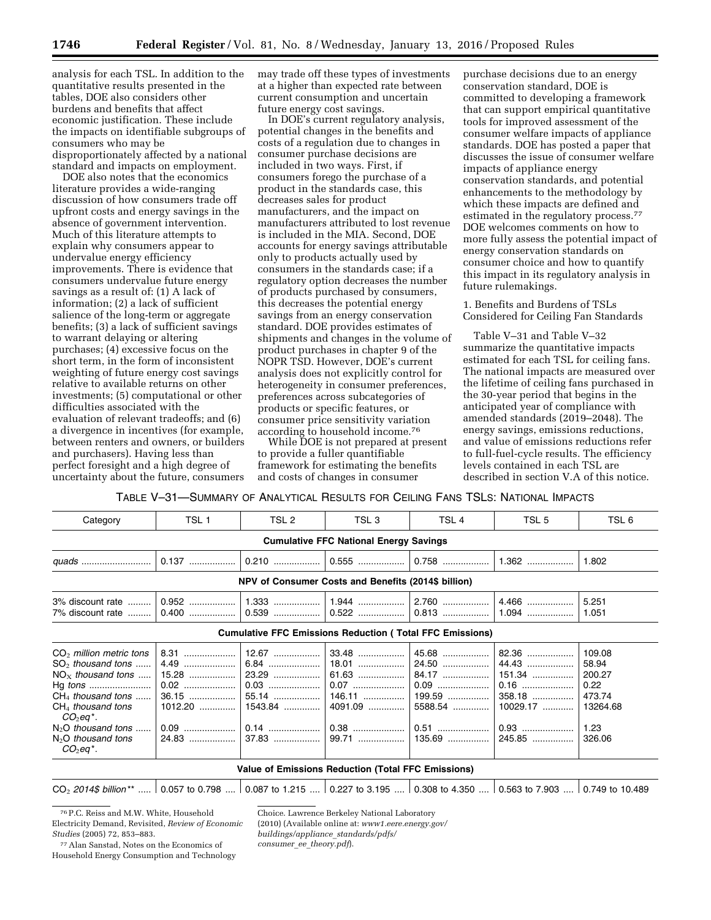analysis for each TSL. In addition to the quantitative results presented in the tables, DOE also considers other burdens and benefits that affect economic justification. These include the impacts on identifiable subgroups of consumers who may be disproportionately affected by a national standard and impacts on employment.

DOE also notes that the economics literature provides a wide-ranging discussion of how consumers trade off upfront costs and energy savings in the absence of government intervention. Much of this literature attempts to explain why consumers appear to undervalue energy efficiency improvements. There is evidence that consumers undervalue future energy savings as a result of: (1) A lack of information; (2) a lack of sufficient salience of the long-term or aggregate benefits; (3) a lack of sufficient savings to warrant delaying or altering purchases; (4) excessive focus on the short term, in the form of inconsistent weighting of future energy cost savings relative to available returns on other investments; (5) computational or other difficulties associated with the evaluation of relevant tradeoffs; and (6) a divergence in incentives (for example, between renters and owners, or builders and purchasers). Having less than perfect foresight and a high degree of uncertainty about the future, consumers may trade off these types of investments at a higher than expected rate between current consumption and uncertain future energy cost savings.

In DOE's current regulatory analysis, potential changes in the benefits and costs of a regulation due to changes in consumer purchase decisions are included in two ways. First, if consumers forego the purchase of a product in the standards case, this decreases sales for product manufacturers, and the impact on manufacturers attributed to lost revenue is included in the MIA. Second, DOE accounts for energy savings attributable only to products actually used by consumers in the standards case; if a regulatory option decreases the number of products purchased by consumers, this decreases the potential energy savings from an energy conservation standard. DOE provides estimates of shipments and changes in the volume of product purchases in chapter 9 of the NOPR TSD. However, DOE's current analysis does not explicitly control for heterogeneity in consumer preferences, preferences across subcategories of products or specific features, or consumer price sensitivity variation according to household income.[76]

While DOE is not prepared at present to provide a fuller quantifiable framework for estimating the benefits and costs of changes in consumer purchase decisions due to an energy conservation standard, DOE is committed to developing a framework that can support empirical quantitative tools for improved assessment of the consumer welfare impacts of appliance standards. DOE has posted a paper that discusses the issue of consumer welfare impacts of appliance energy conservation standards, and potential enhancements to the methodology by which these impacts are defined and estimated in the regulatory process.[77] DOE welcomes comments on how to more fully assess the potential impact of energy conservation standards on consumer choice and how to quantify this impact in its regulatory analysis in future rulemakings.

1. Benefits and Burdens of TSLs Considered for Ceiling Fan Standards

Table V–31 and Table V–32 summarize the quantitative impacts estimated for each TSL for ceiling fans. The national impacts are measured over the lifetime of ceiling fans purchased in the 30-year period that begins in the anticipated year of compliance with amended standards (2019–2048). The energy savings, emissions reductions, and value of emissions reductions refer to full-fuel-cycle results. The efficiency levels contained in each TSL are described in section V.A of this notice.

TABLE V–31—SUMMARY OF ANALYTICAL RESULTS FOR CEILING FANS TSLS: NATIONAL IMPACTS

| Category | TSL 1 | TSL 2 | TSL 3 | TSL 4 | TSL 5 | TSL 6 |
|---|---|---|---|---|---|---|
| **Cumulative FFC National Energy Savings** | | | | | | |
| *quads* | 0.137 | 0.210 | 0.555 | 0.758 | 1.362 | 1.802 |
| **NPV of Consumer Costs and Benefits (2014$ billion)** | | | | | | |
| 3% discount rate | 0.952 | 1.333 | 1.944 | 2.760 | 4.466 | 5.251 |
| 7% discount rate | 0.400 | 0.539 | 0.522 | 0.813 | 1.094 | 1.051 |
| **Cumulative FFC Emissions Reduction (Total FFC Emissions)** | | | | | | |
| $CO_2$ *million metric tons* | 8.31 | 12.67 | 33.48 | 45.68 | 82.36 | 109.08 |
| $SO_2$ *thousand tons* | 4.49 | 6.84 | 18.01 | 24.50 | 44.43 | 58.94 |
| $NO_X$ *thousand tons* | 15.28 | 23.29 | 61.63 | 84.17 | 151.34 | 200.27 |
| Hg *tons* | 0.02 | 0.03 | 0.07 | 0.09 | 0.16 | 0.22 |
| $CH_4$ *thousand tons* | 36.15 | 55.14 | 146.11 | 199.59 | 358.18 | 473.74 |
| $CH_4$ *thousand tons* $CO_2eq$*. | 1012.20 | 1543.84 | 4091.09 | 5588.54 | 10029.17 | 13264.68 |
| $N_2O$ *thousand tons* | 0.09 | 0.14 | 0.38 | 0.51 | 0.93 | 1.23 |
| $N_2O$ *thousand tons* $CO_2eq$*. | 24.83 | 37.83 | 99.71 | 135.69 | 245.85 | 326.06 |
| **Value of Emissions Reduction (Total FFC Emissions)** | | | | | | |
| $CO_2$ *2014$ billion*** | 0.057 to 0.798 | 0.087 to 1.215 | 0.227 to 3.195 | 0.308 to 4.350 | 0.563 to 7.903 | 0.749 to 10.489 |

[76] P.C. Reiss and M.W. White, Household Electricity Demand, Revisited, *Review of Economic Studies* (2005) 72, 853–883.

[77] Alan Sanstad, Notes on the Economics of Household Energy Consumption and Technology Choice. Lawrence Berkeley National Laboratory (2010) (Available online at: *www1.eere.energy.gov/buildings/appliance_standards/pdfs/consumer_ee_theory.pdf*).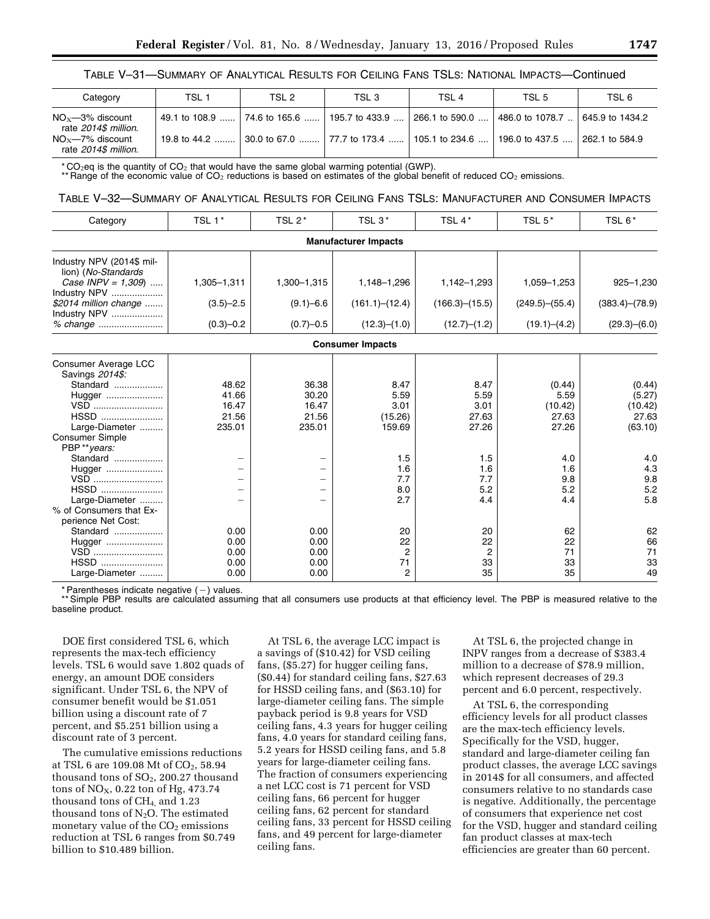TABLE V–31—SUMMARY OF ANALYTICAL RESULTS FOR CEILING FANS TSLS: NATIONAL IMPACTS—Continued

| Category | TSL 1 | TSL 2 | TSL 3 | TSL 4 | TSL 5 | TSL 6 |
|---|---|---|---|---|---|---|
| $NO_X$—3% discount rate *2014$ million.* | 49.1 to 108.9 | 74.6 to 165.6 | 195.7 to 433.9 | 266.1 to 590.0 | 486.0 to 1078.7 | 645.9 to 1434.2 |
| $NO_X$—7% discount rate *2014$ million.* | 19.8 to 44.2 | 30.0 to 67.0 | 77.7 to 173.4 | 105.1 to 234.6 | 196.0 to 437.5 | 262.1 to 584.9 |

* $CO_2$eq is the quantity of $CO_2$ that would have the same global warming potential (GWP).

** Range of the economic value of $CO_2$ reductions is based on estimates of the global benefit of reduced $CO_2$ emissions.

TABLE V–32—SUMMARY OF ANALYTICAL RESULTS FOR CEILING FANS TSLS: MANUFACTURER AND CONSUMER IMPACTS

| Category | TSL 1* | TSL 2* | TSL 3* | TSL 4* | TSL 5* | TSL 6* |
|---|---|---|---|---|---|---|
| **Manufacturer Impacts** | | | | | | |
| Industry NPV (2014$ million) (*No-Standards Case INPV = 1,309*) | 1,305–1,311 | 1,300–1,315 | 1,148–1,296 | 1,142–1,293 | 1,059–1,253 | 925–1,230 |
| Industry NPV *$2014 million change* | (3.5)–2.5 | (9.1)–6.6 | (161.1)–(12.4) | (166.3)–(15.5) | (249.5)–(55.4) | (383.4)–(78.9) |
| Industry NPV *% change* | (0.3)–0.2 | (0.7)–0.5 | (12.3)–(1.0) | (12.7)–(1.2) | (19.1)–(4.2) | (29.3)–(6.0) |
| **Consumer Impacts** | | | | | | |
| Consumer Average LCC Savings *2014$:* | | | | | | |
| Standard | 48.62 | 36.38 | 8.47 | 8.47 | (0.44) | (0.44) |
| Hugger | 41.66 | 30.20 | 5.59 | 5.59 | 5.59 | (5.27) |
| VSD | 16.47 | 16.47 | 3.01 | 3.01 | (10.42) | (10.42) |
| HSSD | 21.56 | 21.56 | (15.26) | 27.63 | 27.63 | 27.63 |
| Large-Diameter | 235.01 | 235.01 | 159.69 | 27.26 | 27.26 | (63.10) |
| Consumer Simple PBP ***years:* | | | | | | |
| Standard | – | – | 1.5 | 1.5 | 4.0 | 4.0 |
| Hugger | – | – | 1.6 | 1.6 | 1.6 | 4.3 |
| VSD | – | – | 7.7 | 7.7 | 9.8 | 9.8 |
| HSSD | – | – | 8.0 | 5.2 | 5.2 | 5.2 |
| Large-Diameter | – | – | 2.7 | 4.4 | 4.4 | 5.8 |
| % of Consumers that Experience Net Cost: | | | | | | |
| Standard | 0.00 | 0.00 | 20 | 20 | 62 | 62 |
| Hugger | 0.00 | 0.00 | 22 | 22 | 22 | 66 |
| VSD | 0.00 | 0.00 | 2 | 2 | 71 | 71 |
| HSSD | 0.00 | 0.00 | 71 | 33 | 33 | 33 |
| Large-Diameter | 0.00 | 0.00 | 2 | 35 | 35 | 49 |

* Parentheses indicate negative (−) values.

** Simple PBP results are calculated assuming that all consumers use products at that efficiency level. The PBP is measured relative to the baseline product.

DOE first considered TSL 6, which represents the max-tech efficiency levels. TSL 6 would save 1.802 quads of energy, an amount DOE considers significant. Under TSL 6, the NPV of consumer benefit would be $1.051 billion using a discount rate of 7 percent, and $5.251 billion using a discount rate of 3 percent.

The cumulative emissions reductions at TSL 6 are 109.08 Mt of $CO_2$, 58.94 thousand tons of $SO_2$, 200.27 thousand tons of $NO_X$, 0.22 ton of Hg, 473.74 thousand tons of $CH_4$, and 1.23 thousand tons of $N_2O$. The estimated monetary value of the $CO_2$ emissions reduction at TSL 6 ranges from $0.749 billion to $10.489 billion.

At TSL 6, the average LCC impact is a savings of ($10.42) for VSD ceiling fans, ($5.27) for hugger ceiling fans, ($0.44) for standard ceiling fans, $27.63 for HSSD ceiling fans, and ($63.10) for large-diameter ceiling fans. The simple payback period is 9.8 years for VSD ceiling fans, 4.3 years for hugger ceiling fans, 4.0 years for standard ceiling fans, 5.2 years for HSSD ceiling fans, and 5.8 years for large-diameter ceiling fans. The fraction of consumers experiencing a net LCC cost is 71 percent for VSD ceiling fans, 66 percent for hugger ceiling fans, 62 percent for standard ceiling fans, 33 percent for HSSD ceiling fans, and 49 percent for large-diameter ceiling fans.

At TSL 6, the projected change in INPV ranges from a decrease of $383.4 million to a decrease of $78.9 million, which represent decreases of 29.3 percent and 6.0 percent, respectively.

At TSL 6, the corresponding efficiency levels for all product classes are the max-tech efficiency levels. Specifically for the VSD, hugger, standard and large-diameter ceiling fan product classes, the average LCC savings in 2014$ for all consumers, and affected consumers relative to no standards case is negative. Additionally, the percentage of consumers that experience net cost for the VSD, hugger and standard ceiling fan product classes at max-tech efficiencies are greater than 60 percent.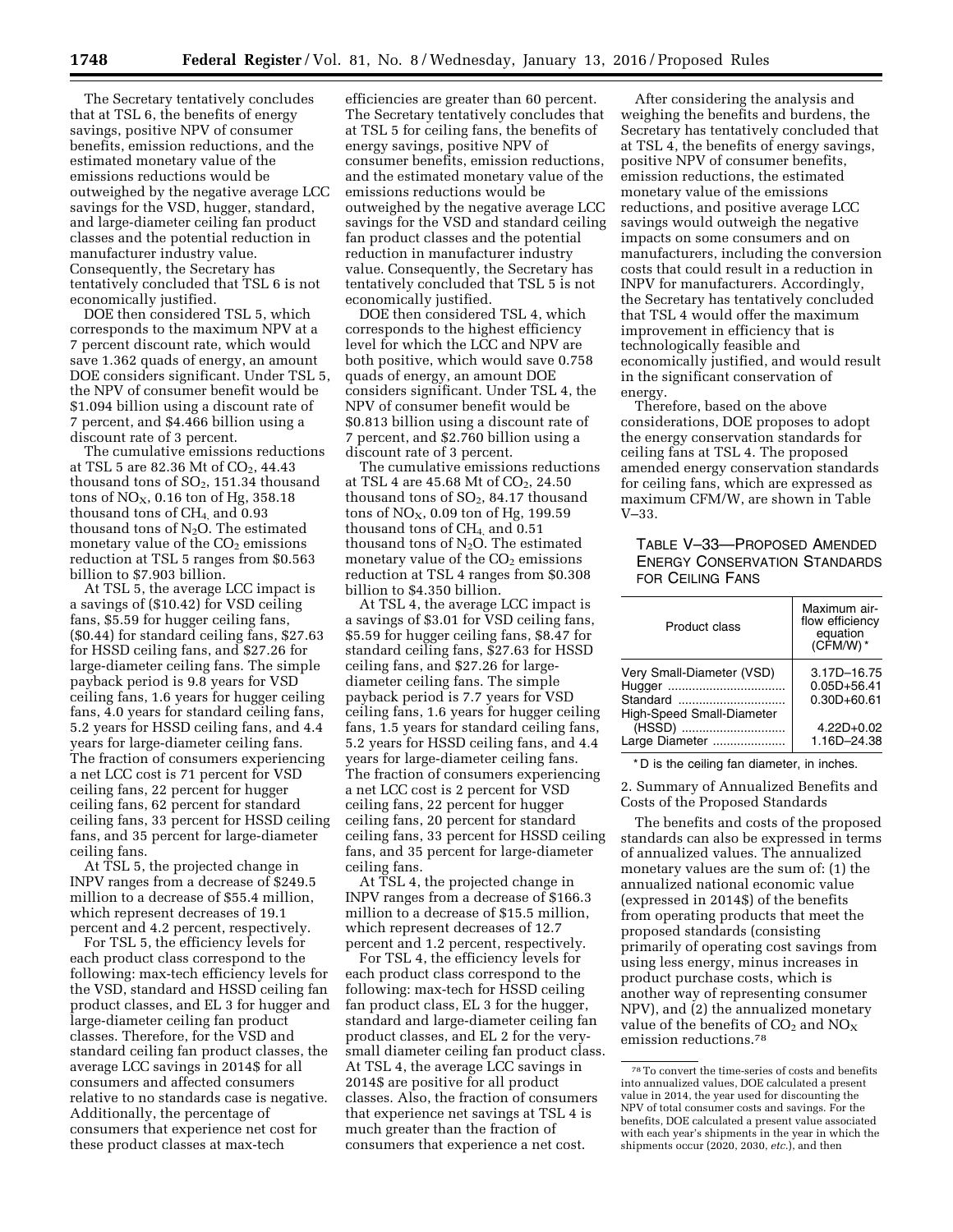The Secretary tentatively concludes that at TSL 6, the benefits of energy savings, positive NPV of consumer benefits, emission reductions, and the estimated monetary value of the emissions reductions would be outweighed by the negative average LCC savings for the VSD, hugger, standard, and large-diameter ceiling fan product classes and the potential reduction in manufacturer industry value. Consequently, the Secretary has tentatively concluded that TSL 6 is not economically justified.

DOE then considered TSL 5, which corresponds to the maximum NPV at a 7 percent discount rate, which would save 1.362 quads of energy, an amount DOE considers significant. Under TSL 5, the NPV of consumer benefit would be $1.094 billion using a discount rate of 7 percent, and $4.466 billion using a discount rate of 3 percent.

The cumulative emissions reductions at TSL 5 are 82.36 Mt of $CO_2$, 44.43 thousand tons of $SO_2$, 151.34 thousand tons of $NO_X$, 0.16 ton of Hg, 358.18 thousand tons of $CH_4$, and 0.93 thousand tons of $N_2O$. The estimated monetary value of the $CO_2$ emissions reduction at TSL 5 ranges from $0.563 billion to $7.903 billion.

At TSL 5, the average LCC impact is a savings of ($10.42) for VSD ceiling fans, $5.59 for hugger ceiling fans, ($0.44) for standard ceiling fans, $27.63 for HSSD ceiling fans, and $27.26 for large-diameter ceiling fans. The simple payback period is 9.8 years for VSD ceiling fans, 1.6 years for hugger ceiling fans, 4.0 years for standard ceiling fans, 5.2 years for HSSD ceiling fans, and 4.4 years for large-diameter ceiling fans. The fraction of consumers experiencing a net LCC cost is 71 percent for VSD ceiling fans, 22 percent for hugger ceiling fans, 62 percent for standard ceiling fans, 33 percent for HSSD ceiling fans, and 35 percent for large-diameter ceiling fans.

At TSL 5, the projected change in INPV ranges from a decrease of $249.5 million to a decrease of $55.4 million, which represent decreases of 19.1 percent and 4.2 percent, respectively.

For TSL 5, the efficiency levels for each product class correspond to the following: max-tech efficiency levels for the VSD, standard and HSSD ceiling fan product classes, and EL 3 for hugger and large-diameter ceiling fan product classes. Therefore, for the VSD and standard ceiling fan product classes, the average LCC savings in 2014$ for all consumers and affected consumers relative to no standards case is negative. Additionally, the percentage of consumers that experience net cost for these product classes at max-tech efficiencies are greater than 60 percent. The Secretary tentatively concludes that at TSL 5 for ceiling fans, the benefits of energy savings, positive NPV of consumer benefits, emission reductions, and the estimated monetary value of the emissions reductions would be outweighed by the negative average LCC savings for the VSD and standard ceiling fan product classes and the potential reduction in manufacturer industry value. Consequently, the Secretary has tentatively concluded that TSL 5 is not economically justified.

DOE then considered TSL 4, which corresponds to the highest efficiency level for which the LCC and NPV are both positive, which would save 0.758 quads of energy, an amount DOE considers significant. Under TSL 4, the NPV of consumer benefit would be $0.813 billion using a discount rate of 7 percent, and $2.760 billion using a discount rate of 3 percent.

The cumulative emissions reductions at TSL 4 are 45.68 Mt of $CO_2$, 24.50 thousand tons of $SO_2$, 84.17 thousand tons of $NO_X$, 0.09 ton of Hg, 199.59 thousand tons of $CH_4$, and 0.51 thousand tons of $N_2O$. The estimated monetary value of the $CO_2$ emissions reduction at TSL 4 ranges from $0.308 billion to $4.350 billion.

At TSL 4, the average LCC impact is a savings of $3.01 for VSD ceiling fans, $5.59 for hugger ceiling fans, $8.47 for standard ceiling fans, $27.63 for HSSD ceiling fans, and $27.26 for large-diameter ceiling fans. The simple payback period is 7.7 years for VSD ceiling fans, 1.6 years for hugger ceiling fans, 1.5 years for standard ceiling fans, 5.2 years for HSSD ceiling fans, and 4.4 years for large-diameter ceiling fans. The fraction of consumers experiencing a net LCC cost is 2 percent for VSD ceiling fans, 22 percent for hugger ceiling fans, 20 percent for standard ceiling fans, 33 percent for HSSD ceiling fans, and 35 percent for large-diameter ceiling fans.

At TSL 4, the projected change in INPV ranges from a decrease of $166.3 million to a decrease of $15.5 million, which represent decreases of 12.7 percent and 1.2 percent, respectively.

For TSL 4, the efficiency levels for each product class correspond to the following: max-tech for HSSD ceiling fan product class, EL 3 for the hugger, standard and large-diameter ceiling fan product classes, and EL 2 for the very-small diameter ceiling fan product class. At TSL 4, the average LCC savings in 2014$ are positive for all product classes. Also, the fraction of consumers that experience net savings at TSL 4 is much greater than the fraction of consumers that experience a net cost.

After considering the analysis and weighing the benefits and burdens, the Secretary has tentatively concluded that at TSL 4, the benefits of energy savings, positive NPV of consumer benefits, emission reductions, the estimated monetary value of the emissions reductions, and positive average LCC savings would outweigh the negative impacts on some consumers and on manufacturers, including the conversion costs that could result in a reduction in INPV for manufacturers. Accordingly, the Secretary has tentatively concluded that TSL 4 would offer the maximum improvement in efficiency that is technologically feasible and economically justified, and would result in the significant conservation of energy.

Therefore, based on the above considerations, DOE proposes to adopt the energy conservation standards for ceiling fans at TSL 4. The proposed amended energy conservation standards for ceiling fans, which are expressed as maximum CFM/W, are shown in Table V–33.

TABLE V–33—PROPOSED AMENDED ENERGY CONSERVATION STANDARDS FOR CEILING FANS

| Product class | Maximum airflow efficiency equation (CFM/W)* |
|---|---|
| Very Small-Diameter (VSD) | 3.17D–16.75 |
| Hugger | 0.05D+56.41 |
| Standard | 0.30D+60.61 |
| High-Speed Small-Diameter (HSSD) | 4.22D+0.02 |
| Large Diameter | 1.16D–24.38 |

* D is the ceiling fan diameter, in inches.

2. Summary of Annualized Benefits and Costs of the Proposed Standards

The benefits and costs of the proposed standards can also be expressed in terms of annualized values. The annualized monetary values are the sum of: (1) the annualized national economic value (expressed in 2014$) of the benefits from operating products that meet the proposed standards (consisting primarily of operating cost savings from using less energy, minus increases in product purchase costs, which is another way of representing consumer NPV), and (2) the annualized monetary value of the benefits of $CO_2$ and $NO_X$ emission reductions.[78]

[78] To convert the time-series of costs and benefits into annualized values, DOE calculated a present value in 2014, the year used for discounting the NPV of total consumer costs and savings. For the benefits, DOE calculated a present value associated with each year's shipments in the year in which the shipments occur (2020, 2030, *etc.*), and then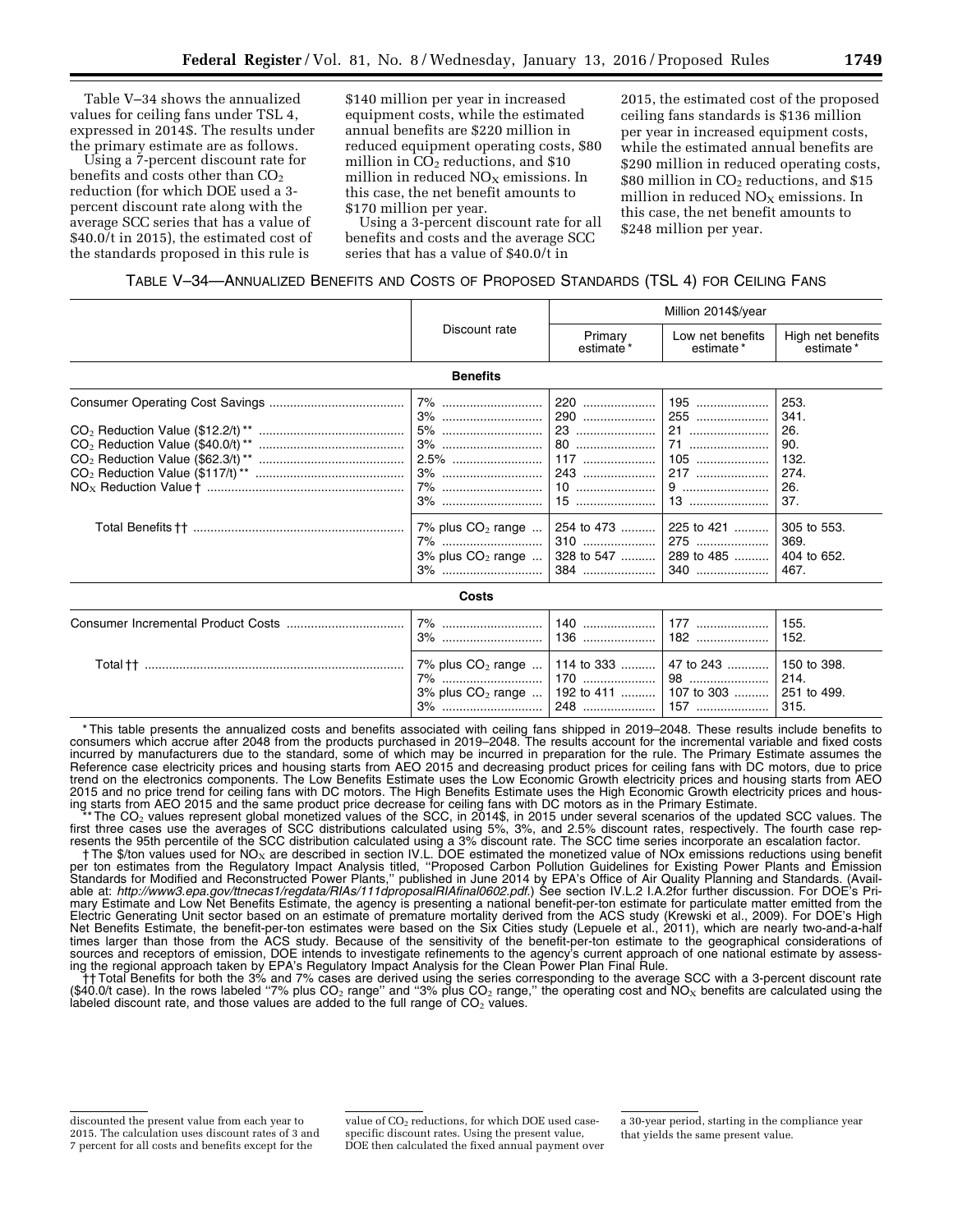Table V–34 shows the annualized values for ceiling fans under TSL 4, expressed in 2014$. The results under the primary estimate are as follows.

Using a 7-percent discount rate for benefits and costs other than $CO_2$ reduction (for which DOE used a 3-percent discount rate along with the average SCC series that has a value of $40.0/t in 2015), the estimated cost of the standards proposed in this rule is $140 million per year in increased equipment costs, while the estimated annual benefits are $220 million in reduced equipment operating costs, $80 million in $CO_2$ reductions, and $10 million in reduced $NO_X$ emissions. In this case, the net benefit amounts to $170 million per year.

Using a 3-percent discount rate for all benefits and costs and the average SCC series that has a value of $40.0/t in 2015, the estimated cost of the proposed ceiling fans standards is $136 million per year in increased equipment costs, while the estimated annual benefits are $290 million in reduced operating costs, $80 million in $CO_2$ reductions, and $15 million in reduced $NO_X$ emissions. In this case, the net benefit amounts to $248 million per year.

TABLE V–34—ANNUALIZED BENEFITS AND COSTS OF PROPOSED STANDARDS (TSL 4) FOR CEILING FANS

| | Discount rate | Million 2014$/year | | |
|---|---|---|---|---|
| | | Primary estimate * | Low net benefits estimate * | High net benefits estimate * |
| **Benefits** | | | | |
| Consumer Operating Cost Savings | 7% | 220 | 195 | 253. |
| | 3% | 290 | 255 | 341. |
| $CO_2$ Reduction Value ($12.2/t) ** | 5% | 23 | 21 | 26. |
| $CO_2$ Reduction Value ($40.0/t) ** | 3% | 80 | 71 | 90. |
| $CO_2$ Reduction Value ($62.3/t) ** | 2.5% | 117 | 105 | 132. |
| $CO_2$ Reduction Value ($117/t) ** | 3% | 243 | 217 | 274. |
| $NO_X$ Reduction Value † | 7% | 10 | 9 | 26. |
| | 3% | 15 | 13 | 37. |
| Total Benefits †† | 7% plus $CO_2$ range | 254 to 473 | 225 to 421 | 305 to 553. |
| | 7% | 310 | 275 | 369. |
| | 3% plus $CO_2$ range | 328 to 547 | 289 to 485 | 404 to 652. |
| | 3% | 384 | 340 | 467. |
| **Costs** | | | | |
| Consumer Incremental Product Costs | 7% | 140 | 177 | 155. |
| | 3% | 136 | 182 | 152. |
| Total †† | 7% plus $CO_2$ range | 114 to 333 | 47 to 243 | 150 to 398. |
| | 7% | 170 | 98 | 214. |
| | 3% plus $CO_2$ range | 192 to 411 | 107 to 303 | 251 to 499. |
| | 3% | 248 | 157 | 315. |

* This table presents the annualized costs and benefits associated with ceiling fans shipped in 2019–2048. These results include benefits to consumers which accrue after 2048 from the products purchased in 2019–2048. The results account for the incremental variable and fixed costs incurred by manufacturers due to the standard, some of which may be incurred in preparation for the rule. The Primary Estimate assumes the Reference case electricity prices and housing starts from AEO 2015 and decreasing product prices for ceiling fans with DC motors, due to price trend on the electronics components. The Low Benefits Estimate uses the Low Economic Growth electricity prices and housing starts from AEO 2015 and no price trend for ceiling fans with DC motors. The High Benefits Estimate uses the High Economic Growth electricity prices and housing starts from AEO 2015 and the same product price decrease for ceiling fans with DC motors as in the Primary Estimate.

** The $CO_2$ values represent global monetized values of the SCC, in 2014$, in 2015 under several scenarios of the updated SCC values. The first three cases use the averages of SCC distributions calculated using 5%, 3%, and 2.5% discount rates, respectively. The fourth case represents the 95th percentile of the SCC distribution calculated using a 3% discount rate. The SCC time series incorporate an escalation factor.

† The $/ton values used for $NO_X$ are described in section IV.L. DOE estimated the monetized value of NOx emissions reductions using benefit per ton estimates from the Regulatory Impact Analysis titled, "Proposed Carbon Pollution Guidelines for Existing Power Plants and Emission Standards for Modified and Reconstructed Power Plants," published in June 2014 by EPA's Office of Air Quality Planning and Standards. (Available at: *http://www3.epa.gov/ttnecas1/regdata/RIAs/111dproposalRIAfinal0602.pdf.*) See section IV.L.2 I.A.2for further discussion. For DOE's Primary Estimate and Low Net Benefits Estimate, the agency is presenting a national benefit-per-ton estimate for particulate matter emitted from the Electric Generating Unit sector based on an estimate of premature mortality derived from the ACS study (Krewski et al., 2009). For DOE's High Net Benefits Estimate, the benefit-per-ton estimates were based on the Six Cities study (Lepuele et al., 2011), which are nearly two-and-a-half times larger than those from the ACS study. Because of the sensitivity of the benefit-per-ton estimate to the geographical considerations of sources and receptors of emission, DOE intends to investigate refinements to the agency's current approach of one national estimate by assessing the regional approach taken by EPA's Regulatory Impact Analysis for the Clean Power Plan Final Rule.

†† Total Benefits for both the 3% and 7% cases are derived using the series corresponding to the average SCC with a 3-percent discount rate ($40.0/t case). In the rows labeled "7% plus $CO_2$ range" and "3% plus $CO_2$ range," the operating cost and $NO_X$ benefits are calculated using the labeled discount rate, and those values are added to the full range of $CO_2$ values.

discounted the present value from each year to 2015. The calculation uses discount rates of 3 and 7 percent for all costs and benefits except for the value of $CO_2$ reductions, for which DOE used case-specific discount rates. Using the present value, DOE then calculated the fixed annual payment over a 30-year period, starting in the compliance year that yields the same present value.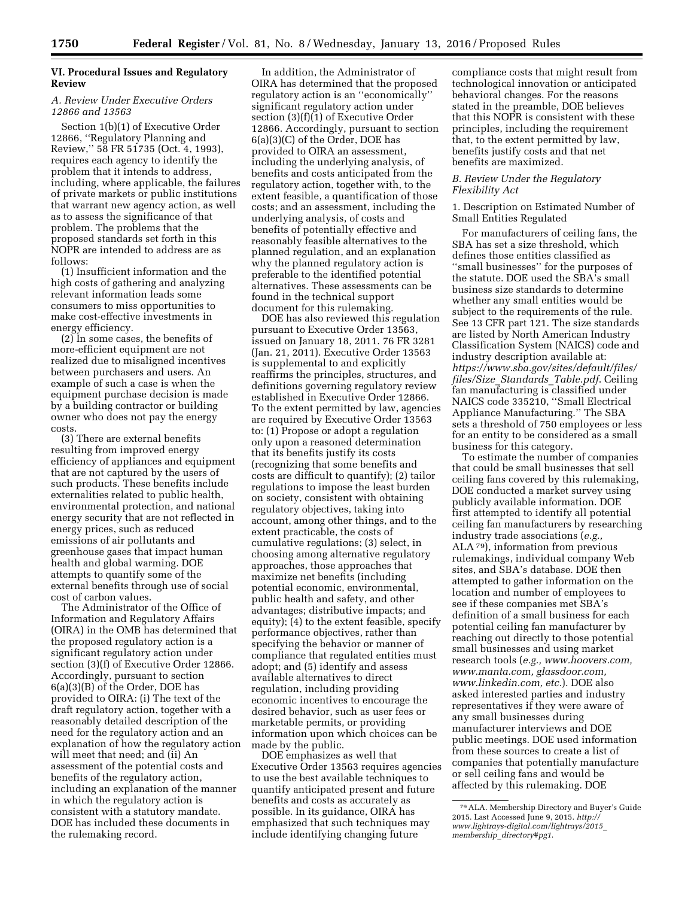## VI. Procedural Issues and Regulatory Review

### A. Review Under Executive Orders 12866 and 13563

Section 1(b)(1) of Executive Order 12866, ''Regulatory Planning and Review,'' 58 FR 51735 (Oct. 4, 1993), requires each agency to identify the problem that it intends to address, including, where applicable, the failures of private markets or public institutions that warrant new agency action, as well as to assess the significance of that problem. The problems that the proposed standards set forth in this NOPR are intended to address are as follows:

(1) Insufficient information and the high costs of gathering and analyzing relevant information leads some consumers to miss opportunities to make cost-effective investments in energy efficiency.

(2) In some cases, the benefits of more-efficient equipment are not realized due to misaligned incentives between purchasers and users. An example of such a case is when the equipment purchase decision is made by a building contractor or building owner who does not pay the energy costs.

(3) There are external benefits resulting from improved energy efficiency of appliances and equipment that are not captured by the users of such products. These benefits include externalities related to public health, environmental protection, and national energy security that are not reflected in energy prices, such as reduced emissions of air pollutants and greenhouse gases that impact human health and global warming. DOE attempts to quantify some of the external benefits through use of social cost of carbon values.

The Administrator of the Office of Information and Regulatory Affairs (OIRA) in the OMB has determined that the proposed regulatory action is a significant regulatory action under section (3)(f) of Executive Order 12866. Accordingly, pursuant to section 6(a)(3)(B) of the Order, DOE has provided to OIRA: (i) The text of the draft regulatory action, together with a reasonably detailed description of the need for the regulatory action and an explanation of how the regulatory action will meet that need; and (ii) An assessment of the potential costs and benefits of the regulatory action, including an explanation of the manner in which the regulatory action is consistent with a statutory mandate. DOE has included these documents in the rulemaking record.

In addition, the Administrator of OIRA has determined that the proposed regulatory action is an ''economically'' significant regulatory action under section (3)(f)(1) of Executive Order 12866. Accordingly, pursuant to section 6(a)(3)(C) of the Order, DOE has provided to OIRA an assessment, including the underlying analysis, of benefits and costs anticipated from the regulatory action, together with, to the extent feasible, a quantification of those costs; and an assessment, including the underlying analysis, of costs and benefits of potentially effective and reasonably feasible alternatives to the planned regulation, and an explanation why the planned regulatory action is preferable to the identified potential alternatives. These assessments can be found in the technical support document for this rulemaking.

DOE has also reviewed this regulation pursuant to Executive Order 13563, issued on January 18, 2011. 76 FR 3281 (Jan. 21, 2011). Executive Order 13563 is supplemental to and explicitly reaffirms the principles, structures, and definitions governing regulatory review established in Executive Order 12866. To the extent permitted by law, agencies are required by Executive Order 13563 to: (1) Propose or adopt a regulation only upon a reasoned determination that its benefits justify its costs (recognizing that some benefits and costs are difficult to quantify); (2) tailor regulations to impose the least burden on society, consistent with obtaining regulatory objectives, taking into account, among other things, and to the extent practicable, the costs of cumulative regulations; (3) select, in choosing among alternative regulatory approaches, those approaches that maximize net benefits (including potential economic, environmental, public health and safety, and other advantages; distributive impacts; and equity); (4) to the extent feasible, specify performance objectives, rather than specifying the behavior or manner of compliance that regulated entities must adopt; and (5) identify and assess available alternatives to direct regulation, including providing economic incentives to encourage the desired behavior, such as user fees or marketable permits, or providing information upon which choices can be made by the public.

DOE emphasizes as well that Executive Order 13563 requires agencies to use the best available techniques to quantify anticipated present and future benefits and costs as accurately as possible. In its guidance, OIRA has emphasized that such techniques may include identifying changing future compliance costs that might result from technological innovation or anticipated behavioral changes. For the reasons stated in the preamble, DOE believes that this NOPR is consistent with these principles, including the requirement that, to the extent permitted by law, benefits justify costs and that net benefits are maximized.

### B. Review Under the Regulatory Flexibility Act

#### 1. Description on Estimated Number of Small Entities Regulated

For manufacturers of ceiling fans, the SBA has set a size threshold, which defines those entities classified as ''small businesses'' for the purposes of the statute. DOE used the SBA's small business size standards to determine whether any small entities would be subject to the requirements of the rule. See 13 CFR part 121. The size standards are listed by North American Industry Classification System (NAICS) code and industry description available at: *https://www.sba.gov/sites/default/files/files/Size_Standards_Table.pdf*. Ceiling fan manufacturing is classified under NAICS code 335210, ''Small Electrical Appliance Manufacturing.'' The SBA sets a threshold of 750 employees or less for an entity to be considered as a small business for this category.

To estimate the number of companies that could be small businesses that sell ceiling fans covered by this rulemaking, DOE conducted a market survey using publicly available information. DOE first attempted to identify all potential ceiling fan manufacturers by researching industry trade associations (*e.g.,* ALA[79]), information from previous rulemakings, individual company Web sites, and SBA's database. DOE then attempted to gather information on the location and number of employees to see if these companies met SBA's definition of a small business for each potential ceiling fan manufacturer by reaching out directly to those potential small businesses and using market research tools (*e.g., www.hoovers.com, www.manta.com, glassdoor.com, www.linkedin.com, etc.*). DOE also asked interested parties and industry representatives if they were aware of any small businesses during manufacturer interviews and DOE public meetings. DOE used information from these sources to create a list of companies that potentially manufacture or sell ceiling fans and would be affected by this rulemaking. DOE

[79] ALA. Membership Directory and Buyer's Guide 2015. Last Accessed June 9, 2015. *http://www.lightrays-digital.com/lightrays/2015_membership_directory#pg1.*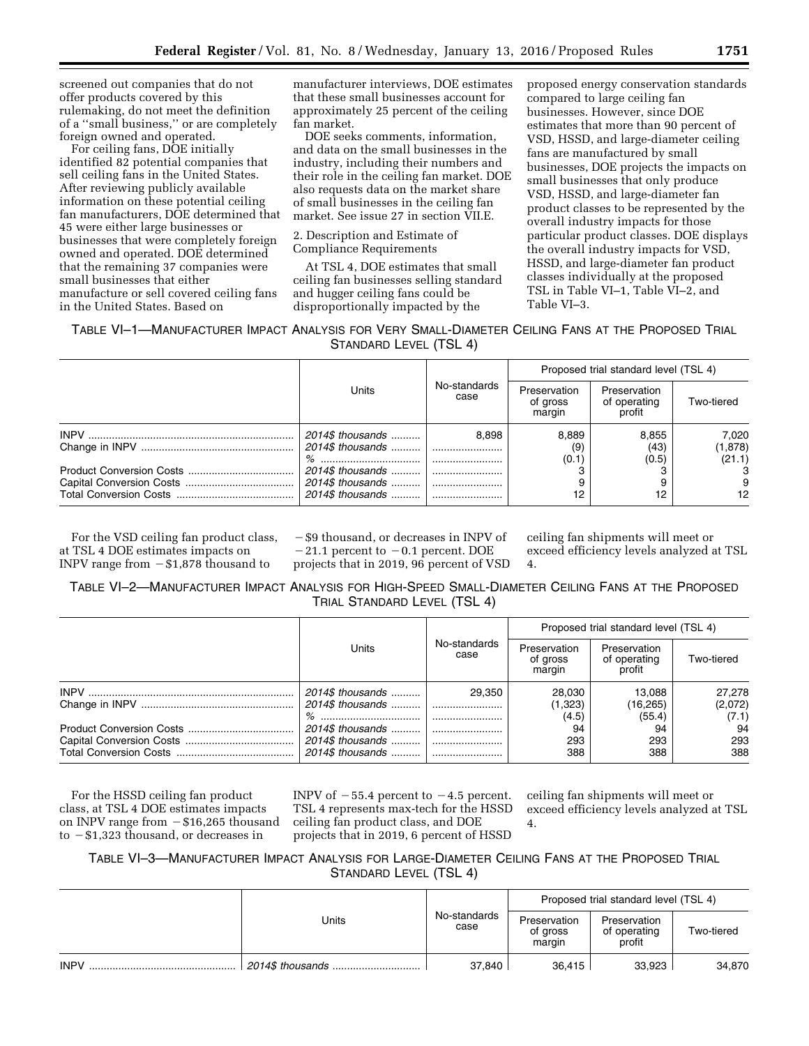screened out companies that do not offer products covered by this rulemaking, do not meet the definition of a ''small business,'' or are completely foreign owned and operated.

For ceiling fans, DOE initially identified 82 potential companies that sell ceiling fans in the United States. After reviewing publicly available information on these potential ceiling fan manufacturers, DOE determined that 45 were either large businesses or businesses that were completely foreign owned and operated. DOE determined that the remaining 37 companies were small businesses that either manufacture or sell covered ceiling fans in the United States. Based on manufacturer interviews, DOE estimates that these small businesses account for approximately 25 percent of the ceiling fan market.

DOE seeks comments, information, and data on the small businesses in the industry, including their numbers and their role in the ceiling fan market. DOE also requests data on the market share of small businesses in the ceiling fan market. See issue 27 in section VII.E.

2. Description and Estimate of Compliance Requirements

At TSL 4, DOE estimates that small ceiling fan businesses selling standard and hugger ceiling fans could be disproportionally impacted by the proposed energy conservation standards compared to large ceiling fan businesses. However, since DOE estimates that more than 90 percent of VSD, HSSD, and large-diameter ceiling fans are manufactured by small businesses, DOE projects the impacts on small businesses that only produce VSD, HSSD, and large-diameter fan product classes to be represented by the overall industry impacts for those particular product classes. DOE displays the overall industry impacts for VSD, HSSD, and large-diameter fan product classes individually at the proposed TSL in Table VI–1, Table VI–2, and Table VI–3.

TABLE VI–1—MANUFACTURER IMPACT ANALYSIS FOR VERY SMALL-DIAMETER CEILING FANS AT THE PROPOSED TRIAL STANDARD LEVEL (TSL 4)

| | Units | No-standards case | Proposed trial standard level (TSL 4) | | |
|---|---|---|---|---|---|
| | | | Preservation of gross margin | Preservation of operating profit | Two-tiered |
| INPV | 2014$ thousands | 8,898 | 8,889 | 8,855 | 7,020 |
| Change in INPV | 2014$ thousands | | (9) | (43) | (1,878) |
| | % | | (0.1) | (0.5) | (21.1) |
| Product Conversion Costs | 2014$ thousands | | 3 | 3 | 3 |
| Capital Conversion Costs | 2014$ thousands | | 9 | 9 | 9 |
| Total Conversion Costs | 2014$ thousands | | 12 | 12 | 12 |

For the VSD ceiling fan product class, at TSL 4 DOE estimates impacts on INPV range from −$1,878 thousand to −$9 thousand, or decreases in INPV of −21.1 percent to −0.1 percent. DOE projects that in 2019, 96 percent of VSD ceiling fan shipments will meet or exceed efficiency levels analyzed at TSL 4.

TABLE VI–2—MANUFACTURER IMPACT ANALYSIS FOR HIGH-SPEED SMALL-DIAMETER CEILING FANS AT THE PROPOSED TRIAL STANDARD LEVEL (TSL 4)

| | Units | No-standards case | Proposed trial standard level (TSL 4) | | |
|---|---|---|---|---|---|
| | | | Preservation of gross margin | Preservation of operating profit | Two-tiered |
| INPV | 2014$ thousands | 29,350 | 28,030 | 13,088 | 27,278 |
| Change in INPV | 2014$ thousands | | (1,323) | (16,265) | (2,072) |
| | % | | (4.5) | (55.4) | (7.1) |
| Product Conversion Costs | 2014$ thousands | | 94 | 94 | 94 |
| Capital Conversion Costs | 2014$ thousands | | 293 | 293 | 293 |
| Total Conversion Costs | 2014$ thousands | | 388 | 388 | 388 |

For the HSSD ceiling fan product class, at TSL 4 DOE estimates impacts on INPV range from −$16,265 thousand to −$1,323 thousand, or decreases in INPV of −55.4 percent to −4.5 percent. TSL 4 represents max-tech for the HSSD ceiling fan product class, and DOE projects that in 2019, 6 percent of HSSD ceiling fan shipments will meet or exceed efficiency levels analyzed at TSL 4.

TABLE VI–3—MANUFACTURER IMPACT ANALYSIS FOR LARGE-DIAMETER CEILING FANS AT THE PROPOSED TRIAL STANDARD LEVEL (TSL 4)

| | Units | No-standards case | Proposed trial standard level (TSL 4) | | |
|---|---|---|---|---|---|
| | | | Preservation of gross margin | Preservation of operating profit | Two-tiered |
| INPV | 2014$ thousands | 37,840 | 36,415 | 33,923 | 34,870 |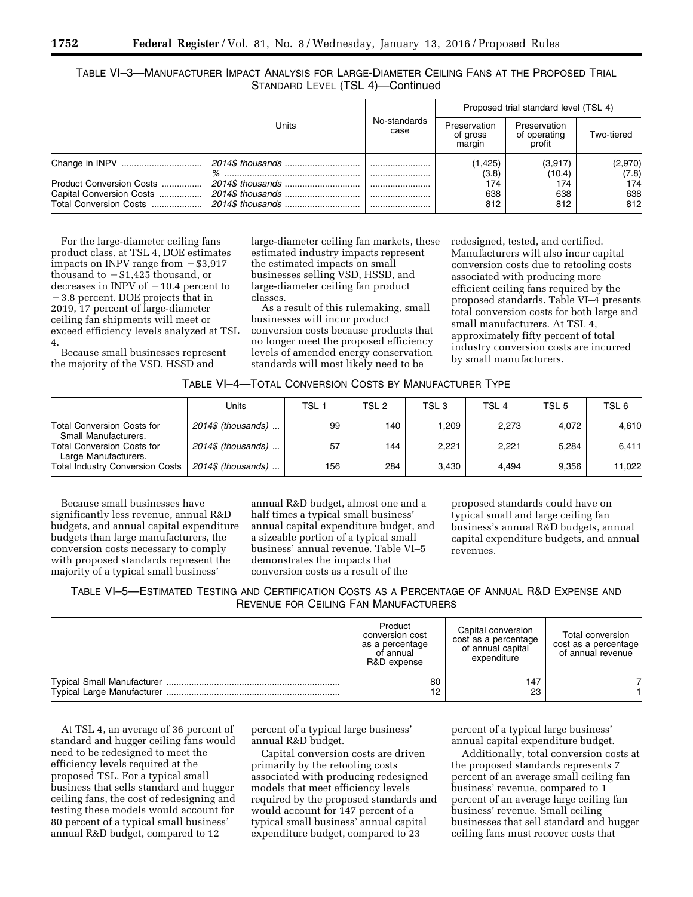TABLE VI–3—MANUFACTURER IMPACT ANALYSIS FOR LARGE-DIAMETER CEILING FANS AT THE PROPOSED TRIAL STANDARD LEVEL (TSL 4)—Continued

| | Units | No-standards case | Proposed trial standard level (TSL 4) | | |
|---|---|---|---|---|---|
| | | | Preservation of gross margin | Preservation of operating profit | Two-tiered |
| Change in INPV | *2014$ thousands* | | (1,425) | (3,917) | (2,970) |
| | *%* | | (3.8) | (10.4) | (7.8) |
| Product Conversion Costs | *2014$ thousands* | | 174 | 174 | 174 |
| Capital Conversion Costs | *2014$ thousands* | | 638 | 638 | 638 |
| Total Conversion Costs | *2014$ thousands* | | 812 | 812 | 812 |

For the large-diameter ceiling fans product class, at TSL 4, DOE estimates impacts on INPV range from −$3,917 thousand to −$1,425 thousand, or decreases in INPV of −10.4 percent to −3.8 percent. DOE projects that in 2019, 17 percent of large-diameter ceiling fan shipments will meet or exceed efficiency levels analyzed at TSL 4.

Because small businesses represent the majority of the VSD, HSSD and large-diameter ceiling fan markets, these estimated industry impacts represent the estimated impacts on small businesses selling VSD, HSSD, and large-diameter ceiling fan product classes.

As a result of this rulemaking, small businesses will incur product conversion costs because products that no longer meet the proposed efficiency levels of amended energy conservation standards will most likely need to be redesigned, tested, and certified. Manufacturers will also incur capital conversion costs due to retooling costs associated with producing more efficient ceiling fans required by the proposed standards. Table VI–4 presents total conversion costs for both large and small manufacturers. At TSL 4, approximately fifty percent of total industry conversion costs are incurred by small manufacturers.

TABLE VI–4—TOTAL CONVERSION COSTS BY MANUFACTURER TYPE

| | Units | TSL 1 | TSL 2 | TSL 3 | TSL 4 | TSL 5 | TSL 6 |
|---|---|---|---|---|---|---|---|
| Total Conversion Costs for Small Manufacturers. | *2014$ (thousands)* | 99 | 140 | 1,209 | 2,273 | 4,072 | 4,610 |
| Total Conversion Costs for Large Manufacturers. | *2014$ (thousands)* | 57 | 144 | 2,221 | 2,221 | 5,284 | 6,411 |
| Total Industry Conversion Costs | *2014$ (thousands)* | 156 | 284 | 3,430 | 4,494 | 9,356 | 11,022 |

Because small businesses have significantly less revenue, annual R&D budgets, and annual capital expenditure budgets than large manufacturers, the conversion costs necessary to comply with proposed standards represent the majority of a typical small business' annual R&D budget, almost one and a half times a typical small business' annual capital expenditure budget, and a sizeable portion of a typical small business' annual revenue. Table VI–5 demonstrates the impacts that conversion costs as a result of the proposed standards could have on typical small and large ceiling fan business's annual R&D budgets, annual capital expenditure budgets, and annual revenues.

TABLE VI–5—ESTIMATED TESTING AND CERTIFICATION COSTS AS A PERCENTAGE OF ANNUAL R&D EXPENSE AND REVENUE FOR CEILING FAN MANUFACTURERS

| | Product conversion cost as a percentage of annual R&D expense | Capital conversion cost as a percentage of annual capital expenditure | Total conversion cost as a percentage of annual revenue |
|---|---|---|---|
| Typical Small Manufacturer | 80 | 147 | 7 |
| Typical Large Manufacturer | 12 | 23 | 1 |

At TSL 4, an average of 36 percent of standard and hugger ceiling fans would need to be redesigned to meet the efficiency levels required at the proposed TSL. For a typical small business that sells standard and hugger ceiling fans, the cost of redesigning and testing these models would account for 80 percent of a typical small business' annual R&D budget, compared to 12 percent of a typical large business' annual R&D budget.

Capital conversion costs are driven primarily by the retooling costs associated with producing redesigned models that meet efficiency levels required by the proposed standards and would account for 147 percent of a typical small business' annual capital expenditure budget, compared to 23 percent of a typical large business' annual capital expenditure budget.

Additionally, total conversion costs at the proposed standards represents 7 percent of an average small ceiling fan business' revenue, compared to 1 percent of an average large ceiling fan business' revenue. Small ceiling businesses that sell standard and hugger ceiling fans must recover costs that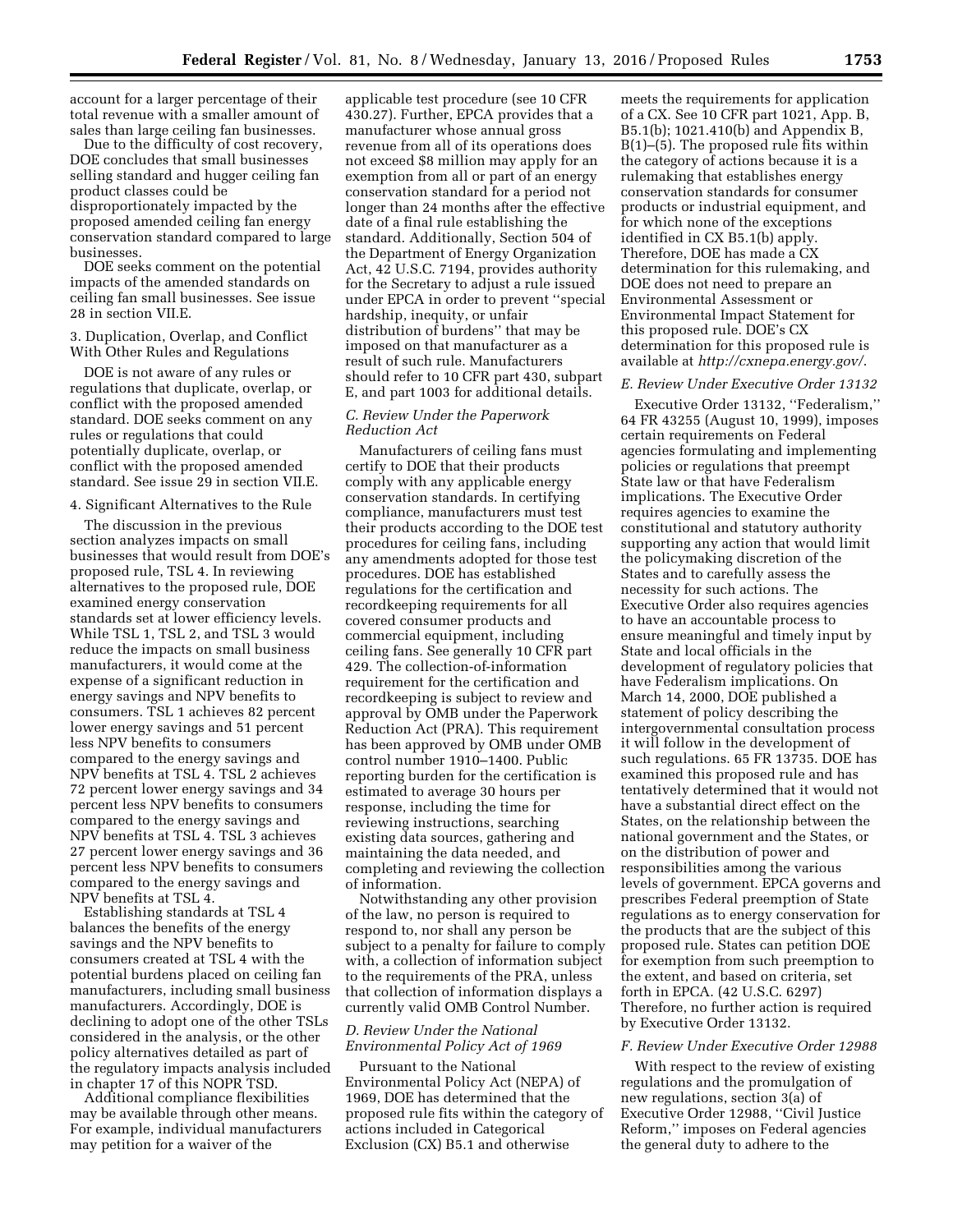account for a larger percentage of their total revenue with a smaller amount of sales than large ceiling fan businesses.

Due to the difficulty of cost recovery, DOE concludes that small businesses selling standard and hugger ceiling fan product classes could be disproportionately impacted by the proposed amended ceiling fan energy conservation standard compared to large businesses.

DOE seeks comment on the potential impacts of the amended standards on ceiling fan small businesses. See issue 28 in section VII.E.

3. Duplication, Overlap, and Conflict With Other Rules and Regulations

DOE is not aware of any rules or regulations that duplicate, overlap, or conflict with the proposed amended standard. DOE seeks comment on any rules or regulations that could potentially duplicate, overlap, or conflict with the proposed amended standard. See issue 29 in section VII.E.

4. Significant Alternatives to the Rule

The discussion in the previous section analyzes impacts on small businesses that would result from DOE's proposed rule, TSL 4. In reviewing alternatives to the proposed rule, DOE examined energy conservation standards set at lower efficiency levels. While TSL 1, TSL 2, and TSL 3 would reduce the impacts on small business manufacturers, it would come at the expense of a significant reduction in energy savings and NPV benefits to consumers. TSL 1 achieves 82 percent lower energy savings and 51 percent less NPV benefits to consumers compared to the energy savings and NPV benefits at TSL 4. TSL 2 achieves 72 percent lower energy savings and 34 percent less NPV benefits to consumers compared to the energy savings and NPV benefits at TSL 4. TSL 3 achieves 27 percent lower energy savings and 36 percent less NPV benefits to consumers compared to the energy savings and NPV benefits at TSL 4.

Establishing standards at TSL 4 balances the benefits of the energy savings and the NPV benefits to consumers created at TSL 4 with the potential burdens placed on ceiling fan manufacturers, including small business manufacturers. Accordingly, DOE is declining to adopt one of the other TSLs considered in the analysis, or the other policy alternatives detailed as part of the regulatory impacts analysis included in chapter 17 of this NOPR TSD.

Additional compliance flexibilities may be available through other means. For example, individual manufacturers may petition for a waiver of the applicable test procedure (see 10 CFR 430.27). Further, EPCA provides that a manufacturer whose annual gross revenue from all of its operations does not exceed $8 million may apply for an exemption from all or part of an energy conservation standard for a period not longer than 24 months after the effective date of a final rule establishing the standard. Additionally, Section 504 of the Department of Energy Organization Act, 42 U.S.C. 7194, provides authority for the Secretary to adjust a rule issued under EPCA in order to prevent "special hardship, inequity, or unfair distribution of burdens" that may be imposed on that manufacturer as a result of such rule. Manufacturers should refer to 10 CFR part 430, subpart E, and part 1003 for additional details.

### C. Review Under the Paperwork Reduction Act

Manufacturers of ceiling fans must certify to DOE that their products comply with any applicable energy conservation standards. In certifying compliance, manufacturers must test their products according to the DOE test procedures for ceiling fans, including any amendments adopted for those test procedures. DOE has established regulations for the certification and recordkeeping requirements for all covered consumer products and commercial equipment, including ceiling fans. See generally 10 CFR part 429. The collection-of-information requirement for the certification and recordkeeping is subject to review and approval by OMB under the Paperwork Reduction Act (PRA). This requirement has been approved by OMB under OMB control number 1910–1400. Public reporting burden for the certification is estimated to average 30 hours per response, including the time for reviewing instructions, searching existing data sources, gathering and maintaining the data needed, and completing and reviewing the collection of information.

Notwithstanding any other provision of the law, no person is required to respond to, nor shall any person be subject to a penalty for failure to comply with, a collection of information subject to the requirements of the PRA, unless that collection of information displays a currently valid OMB Control Number.

### D. Review Under the National Environmental Policy Act of 1969

Pursuant to the National Environmental Policy Act (NEPA) of 1969, DOE has determined that the proposed rule fits within the category of actions included in Categorical Exclusion (CX) B5.1 and otherwise meets the requirements for application of a CX. See 10 CFR part 1021, App. B, B5.1(b); 1021.410(b) and Appendix B, B(1)–(5). The proposed rule fits within the category of actions because it is a rulemaking that establishes energy conservation standards for consumer products or industrial equipment, and for which none of the exceptions identified in CX B5.1(b) apply. Therefore, DOE has made a CX determination for this rulemaking, and DOE does not need to prepare an Environmental Assessment or Environmental Impact Statement for this proposed rule. DOE's CX determination for this proposed rule is available at *http://cxnepa.energy.gov/*.

### E. Review Under Executive Order 13132

Executive Order 13132, "Federalism," 64 FR 43255 (August 10, 1999), imposes certain requirements on Federal agencies formulating and implementing policies or regulations that preempt State law or that have Federalism implications. The Executive Order requires agencies to examine the constitutional and statutory authority supporting any action that would limit the policymaking discretion of the States and to carefully assess the necessity for such actions. The Executive Order also requires agencies to have an accountable process to ensure meaningful and timely input by State and local officials in the development of regulatory policies that have Federalism implications. On March 14, 2000, DOE published a statement of policy describing the intergovernmental consultation process it will follow in the development of such regulations. 65 FR 13735. DOE has examined this proposed rule and has tentatively determined that it would not have a substantial direct effect on the States, on the relationship between the national government and the States, or on the distribution of power and responsibilities among the various levels of government. EPCA governs and prescribes Federal preemption of State regulations as to energy conservation for the products that are the subject of this proposed rule. States can petition DOE for exemption from such preemption to the extent, and based on criteria, set forth in EPCA. (42 U.S.C. 6297) Therefore, no further action is required by Executive Order 13132.

### F. Review Under Executive Order 12988

With respect to the review of existing regulations and the promulgation of new regulations, section 3(a) of Executive Order 12988, "Civil Justice Reform," imposes on Federal agencies the general duty to adhere to the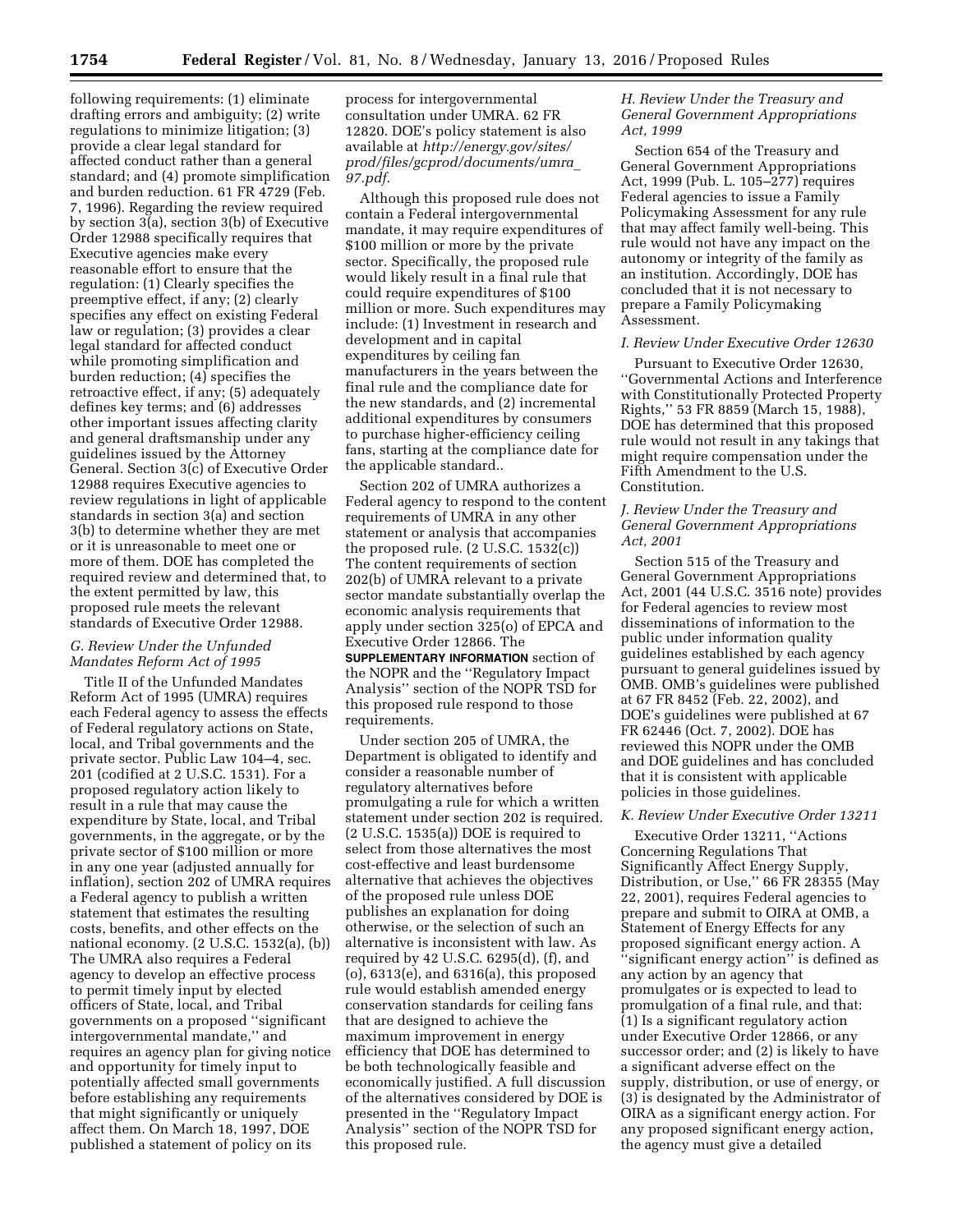following requirements: (1) eliminate drafting errors and ambiguity; (2) write regulations to minimize litigation; (3) provide a clear legal standard for affected conduct rather than a general standard; and (4) promote simplification and burden reduction. 61 FR 4729 (Feb. 7, 1996). Regarding the review required by section 3(a), section 3(b) of Executive Order 12988 specifically requires that Executive agencies make every reasonable effort to ensure that the regulation: (1) Clearly specifies the preemptive effect, if any; (2) clearly specifies any effect on existing Federal law or regulation; (3) provides a clear legal standard for affected conduct while promoting simplification and burden reduction; (4) specifies the retroactive effect, if any; (5) adequately defines key terms; and (6) addresses other important issues affecting clarity and general draftsmanship under any guidelines issued by the Attorney General. Section 3(c) of Executive Order 12988 requires Executive agencies to review regulations in light of applicable standards in section 3(a) and section 3(b) to determine whether they are met or it is unreasonable to meet one or more of them. DOE has completed the required review and determined that, to the extent permitted by law, this proposed rule meets the relevant standards of Executive Order 12988.

### G. Review Under the Unfunded Mandates Reform Act of 1995

Title II of the Unfunded Mandates Reform Act of 1995 (UMRA) requires each Federal agency to assess the effects of Federal regulatory actions on State, local, and Tribal governments and the private sector. Public Law 104–4, sec. 201 (codified at 2 U.S.C. 1531). For a proposed regulatory action likely to result in a rule that may cause the expenditure by State, local, and Tribal governments, in the aggregate, or by the private sector of $100 million or more in any one year (adjusted annually for inflation), section 202 of UMRA requires a Federal agency to publish a written statement that estimates the resulting costs, benefits, and other effects on the national economy. (2 U.S.C. 1532(a), (b)) The UMRA also requires a Federal agency to develop an effective process to permit timely input by elected officers of State, local, and Tribal governments on a proposed ''significant intergovernmental mandate,'' and requires an agency plan for giving notice and opportunity for timely input to potentially affected small governments before establishing any requirements that might significantly or uniquely affect them. On March 18, 1997, DOE published a statement of policy on its process for intergovernmental consultation under UMRA. 62 FR 12820. DOE's policy statement is also available at *http://energy.gov/sites/prod/files/gcprod/documents/umra_97.pdf*.

Although this proposed rule does not contain a Federal intergovernmental mandate, it may require expenditures of $100 million or more by the private sector. Specifically, the proposed rule would likely result in a final rule that could require expenditures of $100 million or more. Such expenditures may include: (1) Investment in research and development and in capital expenditures by ceiling fan manufacturers in the years between the final rule and the compliance date for the new standards, and (2) incremental additional expenditures by consumers to purchase higher-efficiency ceiling fans, starting at the compliance date for the applicable standard..

Section 202 of UMRA authorizes a Federal agency to respond to the content requirements of UMRA in any other statement or analysis that accompanies the proposed rule. (2 U.S.C. 1532(c)) The content requirements of section 202(b) of UMRA relevant to a private sector mandate substantially overlap the economic analysis requirements that apply under section 325(o) of EPCA and Executive Order 12866. The SUPPLEMENTARY INFORMATION section of the NOPR and the ''Regulatory Impact Analysis'' section of the NOPR TSD for this proposed rule respond to those requirements.

Under section 205 of UMRA, the Department is obligated to identify and consider a reasonable number of regulatory alternatives before promulgating a rule for which a written statement under section 202 is required. (2 U.S.C. 1535(a)) DOE is required to select from those alternatives the most cost-effective and least burdensome alternative that achieves the objectives of the proposed rule unless DOE publishes an explanation for doing otherwise, or the selection of such an alternative is inconsistent with law. As required by 42 U.S.C. 6295(d), (f), and (o), 6313(e), and 6316(a), this proposed rule would establish amended energy conservation standards for ceiling fans that are designed to achieve the maximum improvement in energy efficiency that DOE has determined to be both technologically feasible and economically justified. A full discussion of the alternatives considered by DOE is presented in the ''Regulatory Impact Analysis'' section of the NOPR TSD for this proposed rule.

### H. Review Under the Treasury and General Government Appropriations Act, 1999

Section 654 of the Treasury and General Government Appropriations Act, 1999 (Pub. L. 105–277) requires Federal agencies to issue a Family Policymaking Assessment for any rule that may affect family well-being. This rule would not have any impact on the autonomy or integrity of the family as an institution. Accordingly, DOE has concluded that it is not necessary to prepare a Family Policymaking Assessment.

### I. Review Under Executive Order 12630

Pursuant to Executive Order 12630, ''Governmental Actions and Interference with Constitutionally Protected Property Rights,'' 53 FR 8859 (March 15, 1988), DOE has determined that this proposed rule would not result in any takings that might require compensation under the Fifth Amendment to the U.S. Constitution.

### J. Review Under the Treasury and General Government Appropriations Act, 2001

Section 515 of the Treasury and General Government Appropriations Act, 2001 (44 U.S.C. 3516 note) provides for Federal agencies to review most disseminations of information to the public under information quality guidelines established by each agency pursuant to general guidelines issued by OMB. OMB's guidelines were published at 67 FR 8452 (Feb. 22, 2002), and DOE's guidelines were published at 67 FR 62446 (Oct. 7, 2002). DOE has reviewed this NOPR under the OMB and DOE guidelines and has concluded that it is consistent with applicable policies in those guidelines.

### K. Review Under Executive Order 13211

Executive Order 13211, ''Actions Concerning Regulations That Significantly Affect Energy Supply, Distribution, or Use,'' 66 FR 28355 (May 22, 2001), requires Federal agencies to prepare and submit to OIRA at OMB, a Statement of Energy Effects for any proposed significant energy action. A ''significant energy action'' is defined as any action by an agency that promulgates or is expected to lead to promulgation of a final rule, and that: (1) Is a significant regulatory action under Executive Order 12866, or any successor order; and (2) is likely to have a significant adverse effect on the supply, distribution, or use of energy, or (3) is designated by the Administrator of OIRA as a significant energy action. For any proposed significant energy action, the agency must give a detailed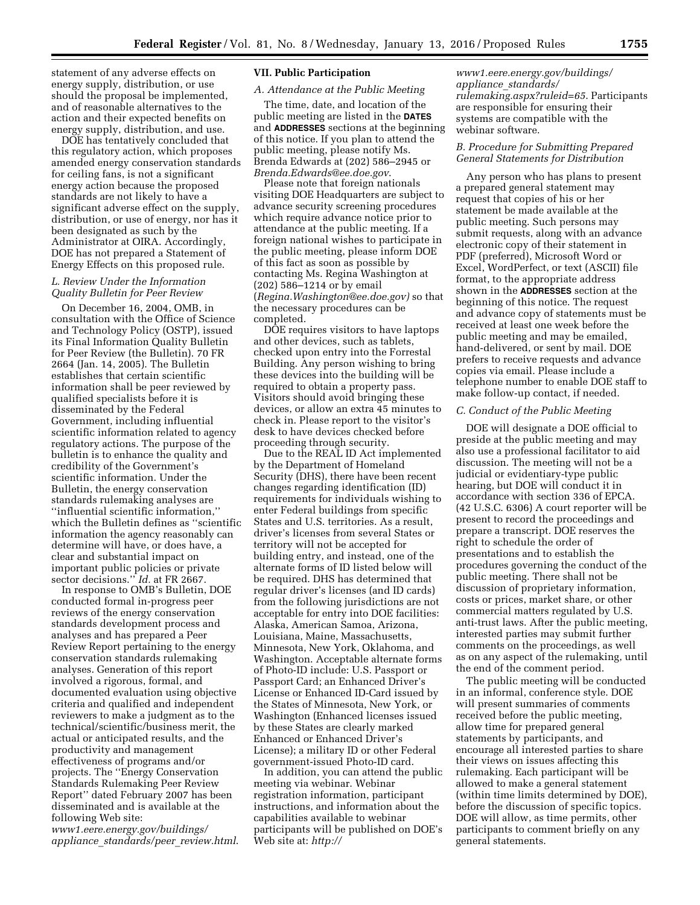statement of any adverse effects on energy supply, distribution, or use should the proposal be implemented, and of reasonable alternatives to the action and their expected benefits on energy supply, distribution, and use.

DOE has tentatively concluded that this regulatory action, which proposes amended energy conservation standards for ceiling fans, is not a significant energy action because the proposed standards are not likely to have a significant adverse effect on the supply, distribution, or use of energy, nor has it been designated as such by the Administrator at OIRA. Accordingly, DOE has not prepared a Statement of Energy Effects on this proposed rule.

### *L. Review Under the Information Quality Bulletin for Peer Review*

On December 16, 2004, OMB, in consultation with the Office of Science and Technology Policy (OSTP), issued its Final Information Quality Bulletin for Peer Review (the Bulletin). 70 FR 2664 (Jan. 14, 2005). The Bulletin establishes that certain scientific information shall be peer reviewed by qualified specialists before it is disseminated by the Federal Government, including influential scientific information related to agency regulatory actions. The purpose of the bulletin is to enhance the quality and credibility of the Government's scientific information. Under the Bulletin, the energy conservation standards rulemaking analyses are "influential scientific information," which the Bulletin defines as "scientific information the agency reasonably can determine will have, or does have, a clear and substantial impact on important public policies or private sector decisions." *Id.* at FR 2667.

In response to OMB's Bulletin, DOE conducted formal in-progress peer reviews of the energy conservation standards development process and analyses and has prepared a Peer Review Report pertaining to the energy conservation standards rulemaking analyses. Generation of this report involved a rigorous, formal, and documented evaluation using objective criteria and qualified and independent reviewers to make a judgment as to the technical/scientific/business merit, the actual or anticipated results, and the productivity and management effectiveness of programs and/or projects. The "Energy Conservation Standards Rulemaking Peer Review Report" dated February 2007 has been disseminated and is available at the following Web site: *www1.eere.energy.gov/buildings/appliance_standards/peer_review.html*.

## VII. Public Participation

### *A. Attendance at the Public Meeting*

The time, date, and location of the public meeting are listed in the **DATES** and **ADDRESSES** sections at the beginning of this notice. If you plan to attend the public meeting, please notify Ms. Brenda Edwards at (202) 586–2945 or *Brenda.Edwards@ee.doe.gov*.

Please note that foreign nationals visiting DOE Headquarters are subject to advance security screening procedures which require advance notice prior to attendance at the public meeting. If a foreign national wishes to participate in the public meeting, please inform DOE of this fact as soon as possible by contacting Ms. Regina Washington at (202) 586–1214 or by email (*Regina.Washington@ee.doe.gov)* so that the necessary procedures can be completed.

DOE requires visitors to have laptops and other devices, such as tablets, checked upon entry into the Forrestal Building. Any person wishing to bring these devices into the building will be required to obtain a property pass. Visitors should avoid bringing these devices, or allow an extra 45 minutes to check in. Please report to the visitor's desk to have devices checked before proceeding through security.

Due to the REAL ID Act implemented by the Department of Homeland Security (DHS), there have been recent changes regarding identification (ID) requirements for individuals wishing to enter Federal buildings from specific States and U.S. territories. As a result, driver's licenses from several States or territory will not be accepted for building entry, and instead, one of the alternate forms of ID listed below will be required. DHS has determined that regular driver's licenses (and ID cards) from the following jurisdictions are not acceptable for entry into DOE facilities: Alaska, American Samoa, Arizona, Louisiana, Maine, Massachusetts, Minnesota, New York, Oklahoma, and Washington. Acceptable alternate forms of Photo-ID include: U.S. Passport or Passport Card; an Enhanced Driver's License or Enhanced ID-Card issued by the States of Minnesota, New York, or Washington (Enhanced licenses issued by these States are clearly marked Enhanced or Enhanced Driver's License); a military ID or other Federal government-issued Photo-ID card.

In addition, you can attend the public meeting via webinar. Webinar registration information, participant instructions, and information about the capabilities available to webinar participants will be published on DOE's Web site at: *http://www1.eere.energy.gov/buildings/appliance_standards/rulemaking.aspx?ruleid=65*. Participants are responsible for ensuring their systems are compatible with the webinar software.

### *B. Procedure for Submitting Prepared General Statements for Distribution*

Any person who has plans to present a prepared general statement may request that copies of his or her statement be made available at the public meeting. Such persons may submit requests, along with an advance electronic copy of their statement in PDF (preferred), Microsoft Word or Excel, WordPerfect, or text (ASCII) file format, to the appropriate address shown in the **ADDRESSES** section at the beginning of this notice. The request and advance copy of statements must be received at least one week before the public meeting and may be emailed, hand-delivered, or sent by mail. DOE prefers to receive requests and advance copies via email. Please include a telephone number to enable DOE staff to make follow-up contact, if needed.

### *C. Conduct of the Public Meeting*

DOE will designate a DOE official to preside at the public meeting and may also use a professional facilitator to aid discussion. The meeting will not be a judicial or evidentiary-type public hearing, but DOE will conduct it in accordance with section 336 of EPCA. (42 U.S.C. 6306) A court reporter will be present to record the proceedings and prepare a transcript. DOE reserves the right to schedule the order of presentations and to establish the procedures governing the conduct of the public meeting. There shall not be discussion of proprietary information, costs or prices, market share, or other commercial matters regulated by U.S. anti-trust laws. After the public meeting, interested parties may submit further comments on the proceedings, as well as on any aspect of the rulemaking, until the end of the comment period.

The public meeting will be conducted in an informal, conference style. DOE will present summaries of comments received before the public meeting, allow time for prepared general statements by participants, and encourage all interested parties to share their views on issues affecting this rulemaking. Each participant will be allowed to make a general statement (within time limits determined by DOE), before the discussion of specific topics. DOE will allow, as time permits, other participants to comment briefly on any general statements.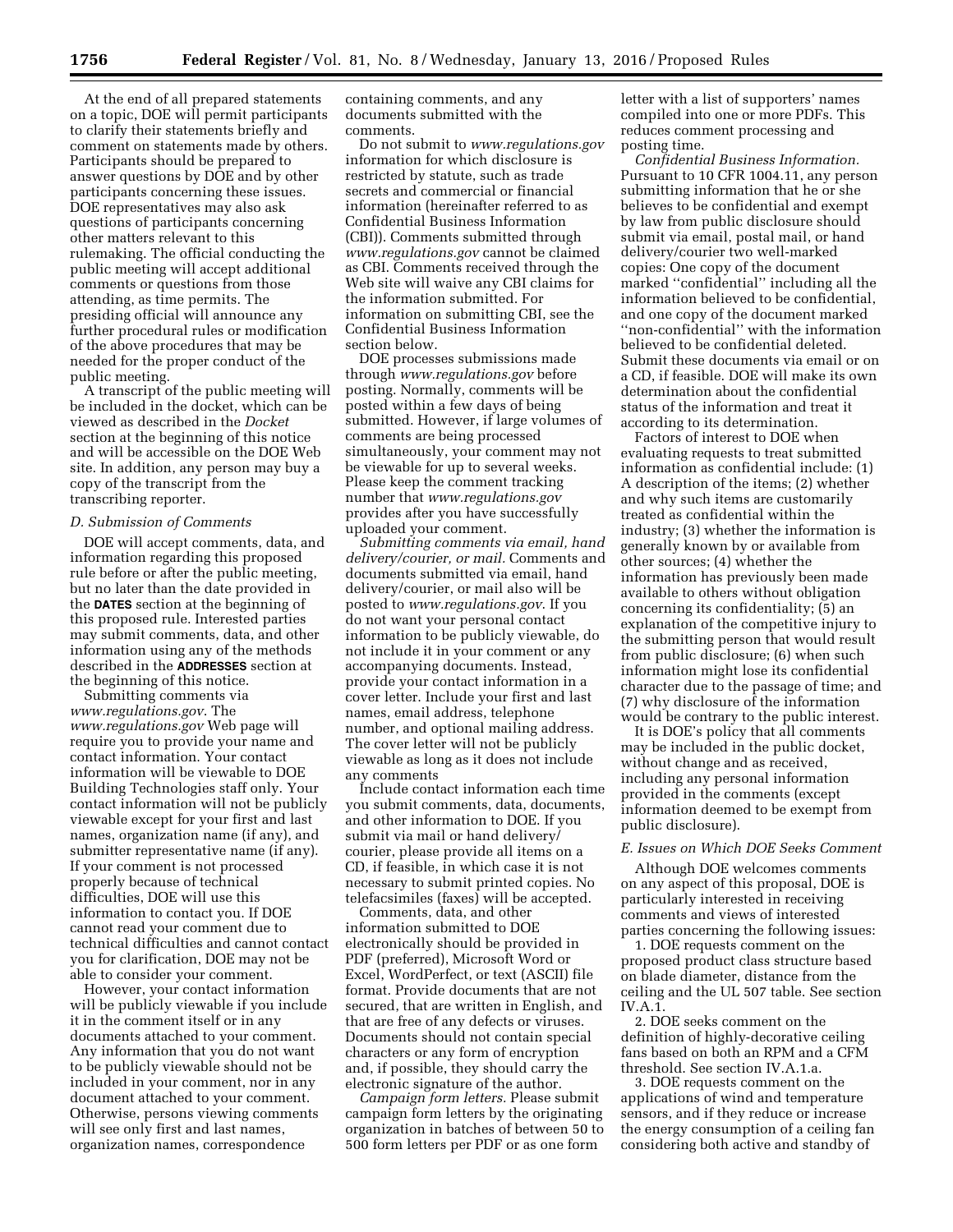At the end of all prepared statements on a topic, DOE will permit participants to clarify their statements briefly and comment on statements made by others. Participants should be prepared to answer questions by DOE and by other participants concerning these issues. DOE representatives may also ask questions of participants concerning other matters relevant to this rulemaking. The official conducting the public meeting will accept additional comments or questions from those attending, as time permits. The presiding official will announce any further procedural rules or modification of the above procedures that may be needed for the proper conduct of the public meeting.

A transcript of the public meeting will be included in the docket, which can be viewed as described in the *Docket* section at the beginning of this notice and will be accessible on the DOE Web site. In addition, any person may buy a copy of the transcript from the transcribing reporter.

### *D. Submission of Comments*

DOE will accept comments, data, and information regarding this proposed rule before or after the public meeting, but no later than the date provided in the **DATES** section at the beginning of this proposed rule. Interested parties may submit comments, data, and other information using any of the methods described in the **ADDRESSES** section at the beginning of this notice.

Submitting comments via *www.regulations.gov*. The *www.regulations.gov* Web page will require you to provide your name and contact information. Your contact information will be viewable to DOE Building Technologies staff only. Your contact information will not be publicly viewable except for your first and last names, organization name (if any), and submitter representative name (if any). If your comment is not processed properly because of technical difficulties, DOE will use this information to contact you. If DOE cannot read your comment due to technical difficulties and cannot contact you for clarification, DOE may not be able to consider your comment.

However, your contact information will be publicly viewable if you include it in the comment itself or in any documents attached to your comment. Any information that you do not want to be publicly viewable should not be included in your comment, nor in any document attached to your comment. Otherwise, persons viewing comments will see only first and last names, organization names, correspondence containing comments, and any documents submitted with the comments.

Do not submit to *www.regulations.gov* information for which disclosure is restricted by statute, such as trade secrets and commercial or financial information (hereinafter referred to as Confidential Business Information (CBI)). Comments submitted through *www.regulations.gov* cannot be claimed as CBI. Comments received through the Web site will waive any CBI claims for the information submitted. For information on submitting CBI, see the Confidential Business Information section below.

DOE processes submissions made through *www.regulations.gov* before posting. Normally, comments will be posted within a few days of being submitted. However, if large volumes of comments are being processed simultaneously, your comment may not be viewable for up to several weeks. Please keep the comment tracking number that *www.regulations.gov* provides after you have successfully uploaded your comment.

*Submitting comments via email, hand delivery/courier, or mail.* Comments and documents submitted via email, hand delivery/courier, or mail also will be posted to *www.regulations.gov*. If you do not want your personal contact information to be publicly viewable, do not include it in your comment or any accompanying documents. Instead, provide your contact information in a cover letter. Include your first and last names, email address, telephone number, and optional mailing address. The cover letter will not be publicly viewable as long as it does not include any comments

Include contact information each time you submit comments, data, documents, and other information to DOE. If you submit via mail or hand delivery/courier, please provide all items on a CD, if feasible, in which case it is not necessary to submit printed copies. No telefacsimiles (faxes) will be accepted.

Comments, data, and other information submitted to DOE electronically should be provided in PDF (preferred), Microsoft Word or Excel, WordPerfect, or text (ASCII) file format. Provide documents that are not secured, that are written in English, and that are free of any defects or viruses. Documents should not contain special characters or any form of encryption and, if possible, they should carry the electronic signature of the author.

*Campaign form letters.* Please submit campaign form letters by the originating organization in batches of between 50 to 500 form letters per PDF or as one form letter with a list of supporters' names compiled into one or more PDFs. This reduces comment processing and posting time.

*Confidential Business Information.* Pursuant to 10 CFR 1004.11, any person submitting information that he or she believes to be confidential and exempt by law from public disclosure should submit via email, postal mail, or hand delivery/courier two well-marked copies: One copy of the document marked "confidential" including all the information believed to be confidential, and one copy of the document marked "non-confidential" with the information believed to be confidential deleted. Submit these documents via email or on a CD, if feasible. DOE will make its own determination about the confidential status of the information and treat it according to its determination.

Factors of interest to DOE when evaluating requests to treat submitted information as confidential include: (1) A description of the items; (2) whether and why such items are customarily treated as confidential within the industry; (3) whether the information is generally known by or available from other sources; (4) whether the information has previously been made available to others without obligation concerning its confidentiality; (5) an explanation of the competitive injury to the submitting person that would result from public disclosure; (6) when such information might lose its confidential character due to the passage of time; and (7) why disclosure of the information would be contrary to the public interest.

It is DOE's policy that all comments may be included in the public docket, without change and as received, including any personal information provided in the comments (except information deemed to be exempt from public disclosure).

### *E. Issues on Which DOE Seeks Comment*

Although DOE welcomes comments on any aspect of this proposal, DOE is particularly interested in receiving comments and views of interested parties concerning the following issues:

1. DOE requests comment on the proposed product class structure based on blade diameter, distance from the ceiling and the UL 507 table. See section IV.A.1.

2. DOE seeks comment on the definition of highly-decorative ceiling fans based on both an RPM and a CFM threshold. See section IV.A.1.a.

3. DOE requests comment on the applications of wind and temperature sensors, and if they reduce or increase the energy consumption of a ceiling fan considering both active and standby of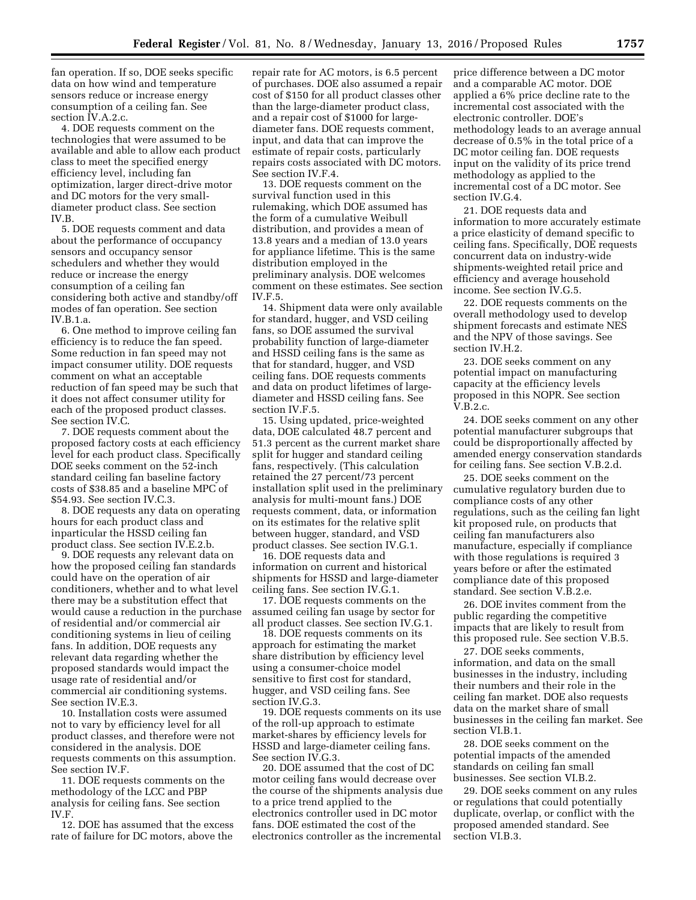fan operation. If so, DOE seeks specific data on how wind and temperature sensors reduce or increase energy consumption of a ceiling fan. See section IV.A.2.c.

4. DOE requests comment on the technologies that were assumed to be available and able to allow each product class to meet the specified energy efficiency level, including fan optimization, larger direct-drive motor and DC motors for the very small-diameter product class. See section IV.B.

5. DOE requests comment and data about the performance of occupancy sensors and occupancy sensor schedulers and whether they would reduce or increase the energy consumption of a ceiling fan considering both active and standby/off modes of fan operation. See section IV.B.1.a.

6. One method to improve ceiling fan efficiency is to reduce the fan speed. Some reduction in fan speed may not impact consumer utility. DOE requests comment on what an acceptable reduction of fan speed may be such that it does not affect consumer utility for each of the proposed product classes. See section IV.C.

7. DOE requests comment about the proposed factory costs at each efficiency level for each product class. Specifically DOE seeks comment on the 52-inch standard ceiling fan baseline factory costs of $38.85 and a baseline MPC of $54.93. See section IV.C.3.

8. DOE requests any data on operating hours for each product class and inparticular the HSSD ceiling fan product class. See section IV.E.2.b.

9. DOE requests any relevant data on how the proposed ceiling fan standards could have on the operation of air conditioners, whether and to what level there may be a substitution effect that would cause a reduction in the purchase of residential and/or commercial air conditioning systems in lieu of ceiling fans. In addition, DOE requests any relevant data regarding whether the proposed standards would impact the usage rate of residential and/or commercial air conditioning systems. See section IV.E.3.

10. Installation costs were assumed not to vary by efficiency level for all product classes, and therefore were not considered in the analysis. DOE requests comments on this assumption. See section IV.F.

11. DOE requests comments on the methodology of the LCC and PBP analysis for ceiling fans. See section IV.F.

12. DOE has assumed that the excess rate of failure for DC motors, above the repair rate for AC motors, is 6.5 percent of purchases. DOE also assumed a repair cost of $150 for all product classes other than the large-diameter product class, and a repair cost of $1000 for large-diameter fans. DOE requests comment, input, and data that can improve the estimate of repair costs, particularly repairs costs associated with DC motors. See section IV.F.4.

13. DOE requests comment on the survival function used in this rulemaking, which DOE assumed has the form of a cumulative Weibull distribution, and provides a mean of 13.8 years and a median of 13.0 years for appliance lifetime. This is the same distribution employed in the preliminary analysis. DOE welcomes comment on these estimates. See section IV.F.5.

14. Shipment data were only available for standard, hugger, and VSD ceiling fans, so DOE assumed the survival probability function of large-diameter and HSSD ceiling fans is the same as that for standard, hugger, and VSD ceiling fans. DOE requests comments and data on product lifetimes of large-diameter and HSSD ceiling fans. See section IV.F.5.

15. Using updated, price-weighted data, DOE calculated 48.7 percent and 51.3 percent as the current market share split for hugger and standard ceiling fans, respectively. (This calculation retained the 27 percent/73 percent installation split used in the preliminary analysis for multi-mount fans.) DOE requests comment, data, or information on its estimates for the relative split between hugger, standard, and VSD product classes. See section IV.G.1.

16. DOE requests data and information on current and historical shipments for HSSD and large-diameter ceiling fans. See section IV.G.1.

17. DOE requests comments on the assumed ceiling fan usage by sector for all product classes. See section IV.G.1.

18. DOE requests comments on its approach for estimating the market share distribution by efficiency level using a consumer-choice model sensitive to first cost for standard, hugger, and VSD ceiling fans. See section IV.G.3.

19. DOE requests comments on its use of the roll-up approach to estimate market-shares by efficiency levels for HSSD and large-diameter ceiling fans. See section IV.G.3.

20. DOE assumed that the cost of DC motor ceiling fans would decrease over the course of the shipments analysis due to a price trend applied to the electronics controller used in DC motor fans. DOE estimated the cost of the electronics controller as the incremental price difference between a DC motor and a comparable AC motor. DOE applied a 6% price decline rate to the incremental cost associated with the electronic controller. DOE's methodology leads to an average annual decrease of 0.5% in the total price of a DC motor ceiling fan. DOE requests input on the validity of its price trend methodology as applied to the incremental cost of a DC motor. See section IV.G.4.

21. DOE requests data and information to more accurately estimate a price elasticity of demand specific to ceiling fans. Specifically, DOE requests concurrent data on industry-wide shipments-weighted retail price and efficiency and average household income. See section IV.G.5.

22. DOE requests comments on the overall methodology used to develop shipment forecasts and estimate NES and the NPV of those savings. See section IV.H.2.

23. DOE seeks comment on any potential impact on manufacturing capacity at the efficiency levels proposed in this NOPR. See section V.B.2.c.

24. DOE seeks comment on any other potential manufacturer subgroups that could be disproportionally affected by amended energy conservation standards for ceiling fans. See section V.B.2.d.

25. DOE seeks comment on the cumulative regulatory burden due to compliance costs of any other regulations, such as the ceiling fan light kit proposed rule, on products that ceiling fan manufacturers also manufacture, especially if compliance with those regulations is required 3 years before or after the estimated compliance date of this proposed standard. See section V.B.2.e.

26. DOE invites comment from the public regarding the competitive impacts that are likely to result from this proposed rule. See section V.B.5.

27. DOE seeks comments, information, and data on the small businesses in the industry, including their numbers and their role in the ceiling fan market. DOE also requests data on the market share of small businesses in the ceiling fan market. See section VI.B.1.

28. DOE seeks comment on the potential impacts of the amended standards on ceiling fan small businesses. See section VI.B.2.

29. DOE seeks comment on any rules or regulations that could potentially duplicate, overlap, or conflict with the proposed amended standard. See section VI.B.3.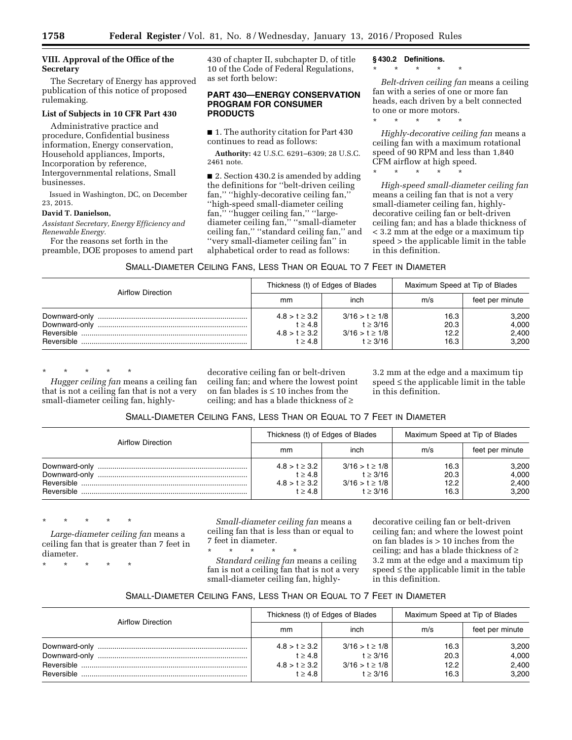## VIII. Approval of the Office of the Secretary

The Secretary of Energy has approved publication of this notice of proposed rulemaking.

### List of Subjects in 10 CFR Part 430

Administrative practice and procedure, Confidential business information, Energy conservation, Household appliances, Imports, Incorporation by reference, Intergovernmental relations, Small businesses.

Issued in Washington, DC, on December 23, 2015.

**David T. Danielson,**

*Assistant Secretary, Energy Efficiency and Renewable Energy.*

For the reasons set forth in the preamble, DOE proposes to amend part 430 of chapter II, subchapter D, of title 10 of the Code of Federal Regulations, as set forth below:

## PART 430—ENERGY CONSERVATION PROGRAM FOR CONSUMER PRODUCTS

■ 1. The authority citation for Part 430 continues to read as follows:

**Authority:** 42 U.S.C. 6291–6309; 28 U.S.C. 2461 note.

■ 2. Section 430.2 is amended by adding the definitions for ''belt-driven ceiling fan,'' ''highly-decorative ceiling fan,'' ''high-speed small-diameter ceiling fan,'' ''hugger ceiling fan,'' ''large-diameter ceiling fan,'' ''small-diameter ceiling fan,'' ''standard ceiling fan,'' and ''very small-diameter ceiling fan'' in alphabetical order to read as follows:

### § 430.2 Definitions.

\* \* \* \* \*

*Belt-driven ceiling fan* means a ceiling fan with a series of one or more fan heads, each driven by a belt connected to one or more motors.

\* \* \* \* \*

*Highly-decorative ceiling fan* means a ceiling fan with a maximum rotational speed of 90 RPM and less than 1,840 CFM airflow at high speed.

\* \* \* \* \*

*High-speed small-diameter ceiling fan* means a ceiling fan that is not a very small-diameter ceiling fan, highly-decorative ceiling fan or belt-driven ceiling fan; and has a blade thickness of < 3.2 mm at the edge or a maximum tip speed > the applicable limit in the table in this definition.

SMALL-DIAMETER CEILING FANS, LESS THAN OR EQUAL TO 7 FEET IN DIAMETER

| Airflow Direction | Thickness (t) of Edges of Blades | | Maximum Speed at Tip of Blades | |
|---|---|---|---|---|
| | mm | inch | m/s | feet per minute |
| Downward-only | 4.8 > t ≥ 3.2 | 3/16 > t ≥ 1/8 | 16.3 | 3,200 |
| Downward-only | t ≥ 4.8 | t ≥ 3/16 | 20.3 | 4,000 |
| Reversible | 4.8 > t ≥ 3.2 | 3/16 > t ≥ 1/8 | 12.2 | 2,400 |
| Reversible | t ≥ 4.8 | t ≥ 3/16 | 16.3 | 3,200 |

\* \* \* \* \*

*Hugger ceiling fan* means a ceiling fan that is not a ceiling fan that is not a very small-diameter ceiling fan, highly-decorative ceiling fan or belt-driven ceiling fan; and where the lowest point on fan blades is ≤ 10 inches from the ceiling; and has a blade thickness of ≥ 3.2 mm at the edge and a maximum tip speed ≤ the applicable limit in the table in this definition.

SMALL-DIAMETER CEILING FANS, LESS THAN OR EQUAL TO 7 FEET IN DIAMETER

| Airflow Direction | Thickness (t) of Edges of Blades | | Maximum Speed at Tip of Blades | |
|---|---|---|---|---|
| | mm | inch | m/s | feet per minute |
| Downward-only | 4.8 > t ≥ 3.2 | 3/16 > t ≥ 1/8 | 16.3 | 3,200 |
| Downward-only | t ≥ 4.8 | t ≥ 3/16 | 20.3 | 4,000 |
| Reversible | 4.8 > t ≥ 3.2 | 3/16 > t ≥ 1/8 | 12.2 | 2,400 |
| Reversible | t ≥ 4.8 | t ≥ 3/16 | 16.3 | 3,200 |

\* \* \* \* \*

*Large-diameter ceiling fan* means a ceiling fan that is greater than 7 feet in diameter.

\* \* \* \* \*

*Small-diameter ceiling fan* means a ceiling fan that is less than or equal to 7 feet in diameter.

\* \* \* \* \*

*Standard ceiling fan* means a ceiling fan is not a ceiling fan that is not a very small-diameter ceiling fan, highly-decorative ceiling fan or belt-driven ceiling fan; and where the lowest point on fan blades is > 10 inches from the ceiling; and has a blade thickness of ≥ 3.2 mm at the edge and a maximum tip speed ≤ the applicable limit in the table in this definition.

SMALL-DIAMETER CEILING FANS, LESS THAN OR EQUAL TO 7 FEET IN DIAMETER

| Airflow Direction | Thickness (t) of Edges of Blades | | Maximum Speed at Tip of Blades | |
|---|---|---|---|---|
| | mm | inch | m/s | feet per minute |
| Downward-only | 4.8 > t ≥ 3.2 | 3/16 > t ≥ 1/8 | 16.3 | 3,200 |
| Downward-only | t ≥ 4.8 | t ≥ 3/16 | 20.3 | 4,000 |
| Reversible | 4.8 > t ≥ 3.2 | 3/16 > t ≥ 1/8 | 12.2 | 2,400 |
| Reversible | t ≥ 4.8 | t ≥ 3/16 | 16.3 | 3,200 |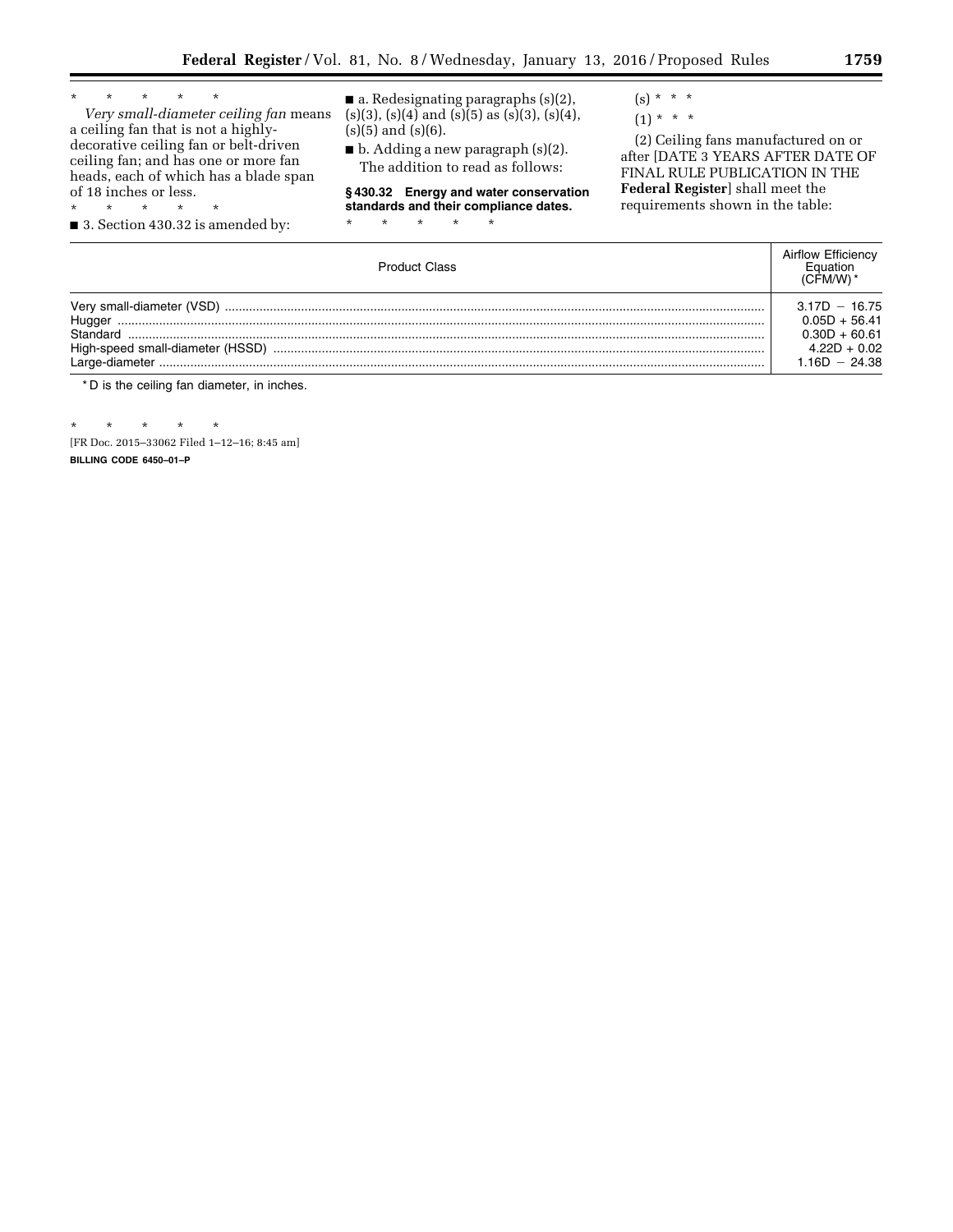\* \* \* \* \*

*Very small-diameter ceiling fan* means a ceiling fan that is not a highly-decorative ceiling fan or belt-driven ceiling fan; and has one or more fan heads, each of which has a blade span of 18 inches or less.

\* \* \* \* \*

■ 3. Section 430.32 is amended by:

■ a. Redesignating paragraphs (s)(2), (s)(3), (s)(4) and (s)(5) as (s)(3), (s)(4), (s)(5) and (s)(6).

■ b. Adding a new paragraph (s)(2).

The addition to read as follows:

**§ 430.32 Energy and water conservation standards and their compliance dates.**

\* \* \* \* \*

(s) \* \* \*

(1) \* \* \*

(2) Ceiling fans manufactured on or after [DATE 3 YEARS AFTER DATE OF FINAL RULE PUBLICATION IN THE **Federal Register**] shall meet the requirements shown in the table:

| Product Class | Airflow Efficiency Equation (CFM/W)* |
|---|---|
| Very small-diameter (VSD) | 3.17D − 16.75 |
| Hugger | 0.05D + 56.41 |
| Standard | 0.30D + 60.61 |
| High-speed small-diameter (HSSD) | 4.22D + 0.02 |
| Large-diameter | 1.16D − 24.38 |

\*D is the ceiling fan diameter, in inches.

\* \* \* \* \*

[FR Doc. 2015–33062 Filed 1–12–16; 8:45 am]

**BILLING CODE 6450–01–P**